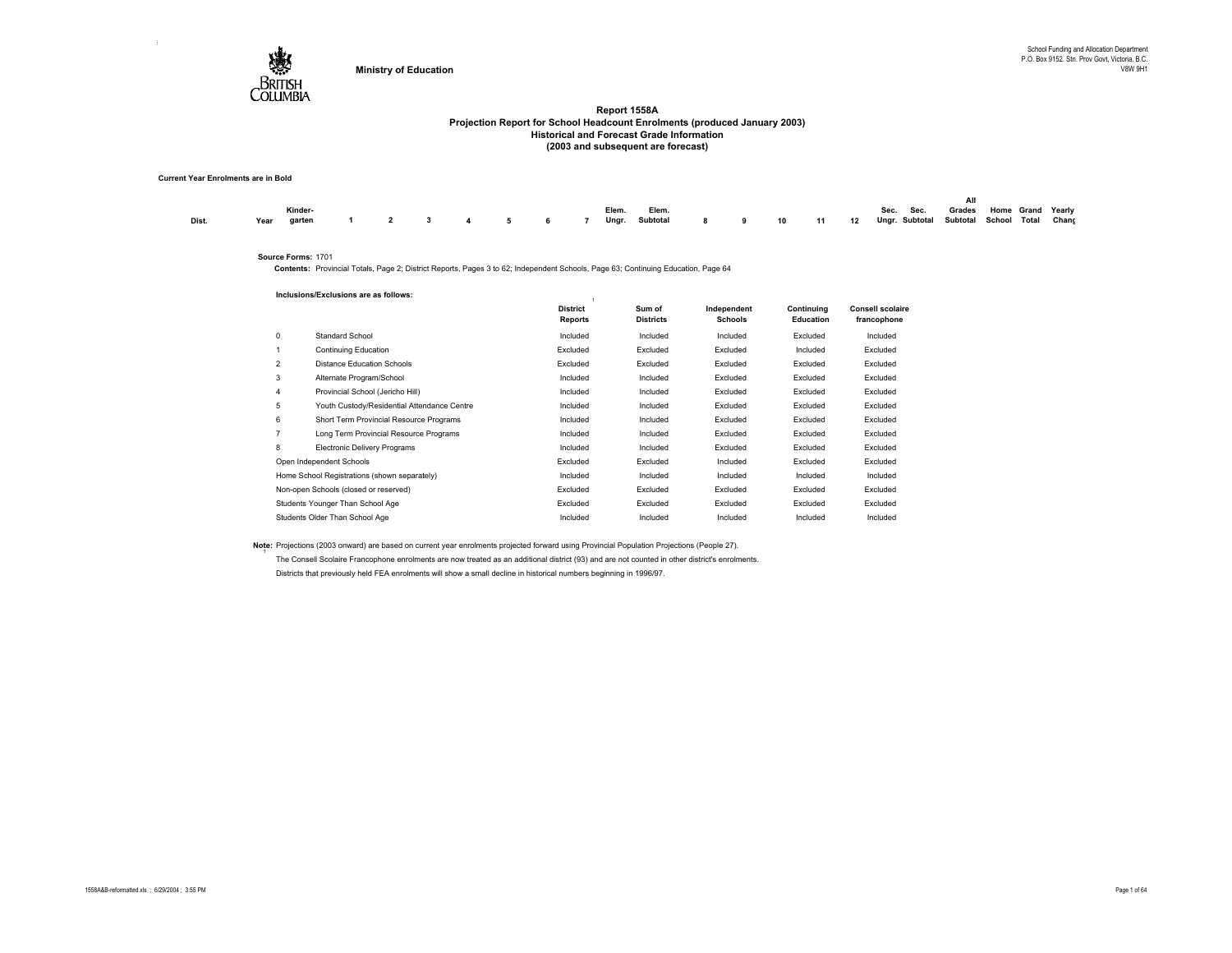Ministry of Education

School Funding and Allocation Department
P.O. Box 9152. Stn. Prov Govt, Victoria, B.C.
V8W 9H1

# Report 1558A
## Projection Report for School Headcount Enrolments (produced January 2003)
## Historical and Forecast Grade Information
## (2003 and subsequent are forecast)

**Current Year Enrolments are in Bold**

| Dist. | Year | Kinder-garten | 1 | 2 | 3 | 4 | 5 | 6 | 7 | Elem. Ungr. | Elem. Subtotal | 8 | 9 | 10 | 11 | 12 | Sec. Ungr. | Sec. Subtotal | All Grades Subtotal | Home School | Grand Total | Yearly Chang |
|---|---|---|---|---|---|---|---|---|---|---|---|---|---|---|---|---|---|---|---|---|---|---|

**Source Forms:** 1701

**Contents:** Provincial Totals, Page 2; District Reports, Pages 3 to 62; Independent Schools, Page 63; Continuing Education, Page 64

**Inclusions/Exclusions are as follows:**

| | | District Reports [1] | Sum of Districts | Independent Schools | Continuing Education | Consell scolaire francophone |
|---|---|---|---|---|---|---|
| 0 | Standard School | Included | Included | Included | Excluded | Included |
| 1 | Continuing Education | Excluded | Excluded | Excluded | Included | Excluded |
| 2 | Distance Education Schools | Excluded | Excluded | Excluded | Excluded | Excluded |
| 3 | Alternate Program/School | Included | Included | Excluded | Excluded | Excluded |
| 4 | Provincial School (Jericho Hill) | Included | Included | Excluded | Excluded | Excluded |
| 5 | Youth Custody/Residential Attendance Centre | Included | Included | Excluded | Excluded | Excluded |
| 6 | Short Term Provincial Resource Programs | Included | Included | Excluded | Excluded | Excluded |
| 7 | Long Term Provincial Resource Programs | Included | Included | Excluded | Excluded | Excluded |
| 8 | Electronic Delivery Programs | Included | Included | Excluded | Excluded | Excluded |
| Open Independent Schools | | Excluded | Excluded | Included | Excluded | Excluded |
| Home School Registrations (shown separately) | | Included | Included | Included | Included | Included |
| Non-open Schools (closed or reserved) | | Excluded | Excluded | Excluded | Excluded | Excluded |
| Students Younger Than School Age | | Excluded | Excluded | Excluded | Excluded | Excluded |
| Students Older Than School Age | | Included | Included | Included | Included | Included |

**Note:** Projections (2003 onward) are based on current year enrolments projected forward using Provincial Population Projections (People 27).

[1] The Consell Scolaire Francophone enrolments are now treated as an additional district (93) and are not counted in other district's enrolments.

Districts that previously held FEA enrolments will show a small decline in historical numbers beginning in 1996/97.

1558A&B-reformatted.xls ; 6/29/2004 ; 3:55 PM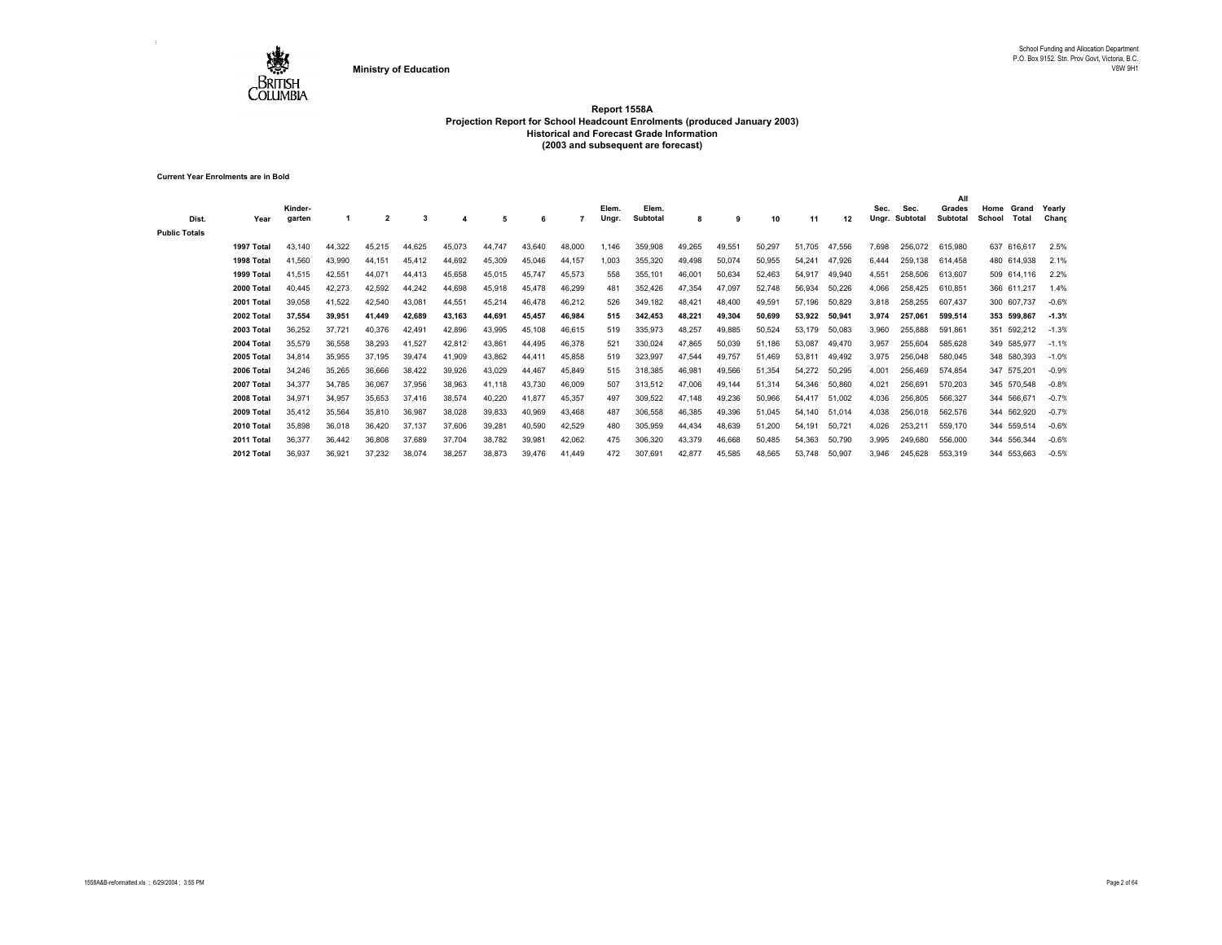Ministry of Education

School Funding and Allocation Department
P.O. Box 9152. Stn. Prov Govt, Victoria, B.C.
V8W 9H1

# Report 1558A
## Projection Report for School Headcount Enrolments (produced January 2003)
### Historical and Forecast Grade Information
### (2003 and subsequent are forecast)

**Current Year Enrolments are in Bold**

| Dist. | Year | Kinder-garten | 1 | 2 | 3 | 4 | 5 | 6 | 7 | Elem. Ungr. | Elem. Subtotal | 8 | 9 | 10 | 11 | 12 | Sec. Ungr. | Sec. Subtotal | All Grades Subtotal | Home School | Grand Total | Yearly Chang |
|---|---|---|---|---|---|---|---|---|---|---|---|---|---|---|---|---|---|---|---|---|---|---|
| Public Totals | | | | | | | | | | | | | | | | | | | | | | |
| | 1997 Total | 43,140 | 44,322 | 45,215 | 44,625 | 45,073 | 44,747 | 43,640 | 48,000 | 1,146 | 359,908 | 49,265 | 49,551 | 50,297 | 51,705 | 47,556 | 7,698 | 256,072 | 615,980 | 637 | 616,617 | 2.5% |
| | 1998 Total | 41,560 | 43,990 | 44,151 | 45,412 | 44,692 | 45,309 | 45,046 | 44,157 | 1,003 | 355,320 | 49,498 | 50,074 | 50,955 | 54,241 | 47,926 | 6,444 | 259,138 | 614,458 | 480 | 614,938 | 2.1% |
| | 1999 Total | 41,515 | 42,551 | 44,071 | 44,413 | 45,658 | 45,015 | 45,747 | 45,573 | 558 | 355,101 | 46,001 | 50,634 | 52,463 | 54,917 | 49,940 | 4,551 | 258,506 | 613,607 | 509 | 614,116 | 2.2% |
| | 2000 Total | 40,445 | 42,273 | 42,592 | 44,242 | 44,698 | 45,918 | 45,478 | 46,299 | 481 | 352,426 | 47,354 | 47,097 | 52,748 | 56,934 | 50,226 | 4,066 | 258,425 | 610,851 | 366 | 611,217 | 1.4% |
| | 2001 Total | 39,058 | 41,522 | 42,540 | 43,081 | 44,551 | 45,214 | 46,478 | 46,212 | 526 | 349,182 | 48,421 | 48,400 | 49,591 | 57,196 | 50,829 | 3,818 | 258,255 | 607,437 | 300 | 607,737 | -0.6% |
| | **2002 Total** | **37,554** | **39,951** | **41,449** | **42,689** | **43,163** | **44,691** | **45,457** | **46,984** | **515** | **342,453** | **48,221** | **49,304** | **50,699** | **53,922** | **50,941** | **3,974** | **257,061** | **599,514** | **353** | **599,867** | **-1.3%** |
| | 2003 Total | 36,252 | 37,721 | 40,376 | 42,491 | 42,896 | 43,995 | 45,108 | 46,615 | 519 | 335,973 | 48,257 | 49,885 | 50,524 | 53,179 | 50,083 | 3,960 | 255,888 | 591,861 | 351 | 592,212 | -1.3% |
| | 2004 Total | 35,579 | 36,558 | 38,293 | 41,527 | 42,812 | 43,861 | 44,495 | 46,378 | 521 | 330,024 | 47,865 | 50,039 | 51,186 | 53,087 | 49,470 | 3,957 | 255,604 | 585,628 | 349 | 585,977 | -1.1% |
| | 2005 Total | 34,814 | 35,955 | 37,195 | 39,474 | 41,909 | 43,862 | 44,411 | 45,858 | 519 | 323,997 | 47,544 | 49,757 | 51,469 | 53,811 | 49,492 | 3,975 | 256,048 | 580,045 | 348 | 580,393 | -1.0% |
| | 2006 Total | 34,246 | 35,265 | 36,666 | 38,422 | 39,926 | 43,029 | 44,467 | 45,849 | 515 | 318,385 | 46,981 | 49,566 | 51,354 | 54,272 | 50,295 | 4,001 | 256,469 | 574,854 | 347 | 575,201 | -0.9% |
| | 2007 Total | 34,377 | 34,785 | 36,067 | 37,956 | 38,963 | 41,118 | 43,730 | 46,009 | 507 | 313,512 | 47,006 | 49,144 | 51,314 | 54,346 | 50,860 | 4,021 | 256,691 | 570,203 | 345 | 570,548 | -0.8% |
| | 2008 Total | 34,971 | 34,957 | 35,653 | 37,416 | 38,574 | 40,220 | 41,877 | 45,357 | 497 | 309,522 | 47,148 | 49,236 | 50,966 | 54,417 | 51,002 | 4,036 | 256,805 | 566,327 | 344 | 566,671 | -0.7% |
| | 2009 Total | 35,412 | 35,564 | 35,810 | 36,987 | 38,028 | 39,833 | 40,969 | 43,468 | 487 | 306,558 | 46,385 | 49,396 | 51,045 | 54,140 | 51,014 | 4,038 | 256,018 | 562,576 | 344 | 562,920 | -0.7% |
| | 2010 Total | 35,898 | 36,018 | 36,420 | 37,137 | 37,606 | 39,281 | 40,590 | 42,529 | 480 | 305,959 | 44,434 | 48,639 | 51,200 | 54,191 | 50,721 | 4,026 | 253,211 | 559,170 | 344 | 559,514 | -0.6% |
| | 2011 Total | 36,377 | 36,442 | 36,808 | 37,689 | 37,704 | 38,782 | 39,981 | 42,062 | 475 | 306,320 | 43,379 | 46,668 | 50,485 | 54,363 | 50,790 | 3,995 | 249,680 | 556,000 | 344 | 556,344 | -0.6% |
| | 2012 Total | 36,937 | 36,921 | 37,232 | 38,074 | 38,257 | 38,873 | 39,476 | 41,449 | 472 | 307,691 | 42,877 | 45,585 | 48,565 | 53,748 | 50,907 | 3,946 | 245,628 | 553,319 | 344 | 553,663 | -0.5% |

1558A&B-reformatted.xls ; 6/29/2004 ; 3:55 PM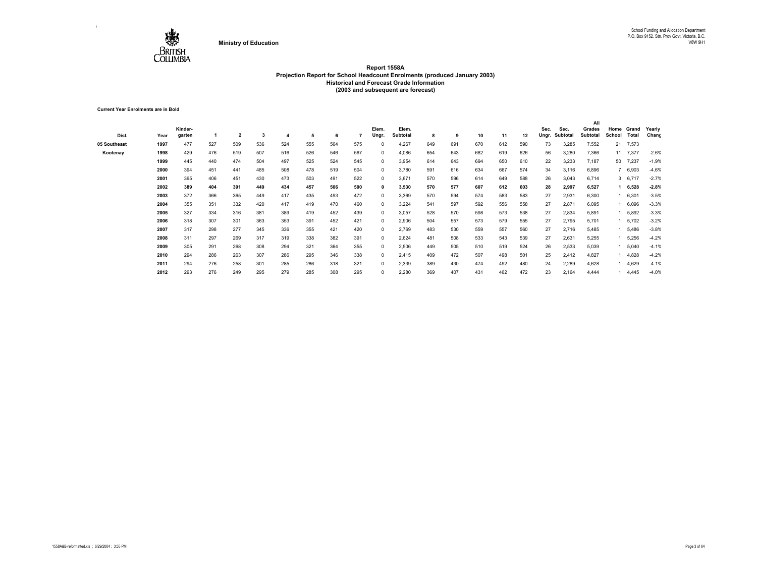Ministry of Education

School Funding and Allocation Department
P.O. Box 9152. Stn. Prov Govt, Victoria, B.C.
V8W 9H1

# Report 1558A
## Projection Report for School Headcount Enrolments (produced January 2003)
### Historical and Forecast Grade Information
### (2003 and subsequent are forecast)

**Current Year Enrolments are in Bold**

| Dist. | Year | Kinder-garten | 1 | 2 | 3 | 4 | 5 | 6 | 7 | Elem. Ungr. | Elem. Subtotal | 8 | 9 | 10 | 11 | 12 | Sec. Ungr. | Sec. Subtotal | All Grades Subtotal | Home School | Grand Total | Yearly Chang |
|---|---|---|---|---|---|---|---|---|---|---|---|---|---|---|---|---|---|---|---|---|---|---|
| 05 Southeast | 1997 | 477 | 527 | 509 | 536 | 524 | 555 | 564 | 575 | 0 | 4,267 | 649 | 691 | 670 | 612 | 590 | 73 | 3,285 | 7,552 | 21 | 7,573 | |
| Kootenay | 1998 | 429 | 476 | 519 | 507 | 516 | 526 | 546 | 567 | 0 | 4,086 | 654 | 643 | 682 | 619 | 626 | 56 | 3,280 | 7,366 | 11 | 7,377 | -2.6% |
| | 1999 | 445 | 440 | 474 | 504 | 497 | 525 | 524 | 545 | 0 | 3,954 | 614 | 643 | 694 | 650 | 610 | 22 | 3,233 | 7,187 | 50 | 7,237 | -1.9% |
| | 2000 | 394 | 451 | 441 | 485 | 508 | 478 | 519 | 504 | 0 | 3,780 | 591 | 616 | 634 | 667 | 574 | 34 | 3,116 | 6,896 | 7 | 6,903 | -4.6% |
| | 2001 | 395 | 406 | 451 | 430 | 473 | 503 | 491 | 522 | 0 | 3,671 | 570 | 596 | 614 | 649 | 588 | 26 | 3,043 | 6,714 | 3 | 6,717 | -2.7% |
| | **2002** | **389** | **404** | **391** | **449** | **434** | **457** | **506** | **500** | **0** | **3,530** | **570** | **577** | **607** | **612** | **603** | **28** | **2,997** | **6,527** | **1** | **6,528** | **-2.8%** |
| | 2003 | 372 | 366 | 365 | 449 | 417 | 435 | 493 | 472 | 0 | 3,369 | 570 | 594 | 574 | 583 | 583 | 27 | 2,931 | 6,300 | 1 | 6,301 | -3.5% |
| | 2004 | 355 | 351 | 332 | 420 | 417 | 419 | 470 | 460 | 0 | 3,224 | 541 | 597 | 592 | 556 | 558 | 27 | 2,871 | 6,095 | 1 | 6,096 | -3.3% |
| | 2005 | 327 | 334 | 316 | 381 | 389 | 419 | 452 | 439 | 0 | 3,057 | 528 | 570 | 598 | 573 | 538 | 27 | 2,834 | 5,891 | 1 | 5,892 | -3.3% |
| | 2006 | 318 | 307 | 301 | 363 | 353 | 391 | 452 | 421 | 0 | 2,906 | 504 | 557 | 573 | 579 | 555 | 27 | 2,795 | 5,701 | 1 | 5,702 | -3.2% |
| | 2007 | 317 | 298 | 277 | 345 | 336 | 355 | 421 | 420 | 0 | 2,769 | 483 | 530 | 559 | 557 | 560 | 27 | 2,716 | 5,485 | 1 | 5,486 | -3.8% |
| | 2008 | 311 | 297 | 269 | 317 | 319 | 338 | 382 | 391 | 0 | 2,624 | 481 | 508 | 533 | 543 | 539 | 27 | 2,631 | 5,255 | 1 | 5,256 | -4.2% |
| | 2009 | 305 | 291 | 268 | 308 | 294 | 321 | 364 | 355 | 0 | 2,506 | 449 | 505 | 510 | 519 | 524 | 26 | 2,533 | 5,039 | 1 | 5,040 | -4.1% |
| | 2010 | 294 | 286 | 263 | 307 | 286 | 295 | 346 | 338 | 0 | 2,415 | 409 | 472 | 507 | 498 | 501 | 25 | 2,412 | 4,827 | 1 | 4,828 | -4.2% |
| | 2011 | 294 | 276 | 258 | 301 | 285 | 286 | 318 | 321 | 0 | 2,339 | 389 | 430 | 474 | 492 | 480 | 24 | 2,289 | 4,628 | 1 | 4,629 | -4.1% |
| | 2012 | 293 | 276 | 249 | 295 | 279 | 285 | 308 | 295 | 0 | 2,280 | 369 | 407 | 431 | 462 | 472 | 23 | 2,164 | 4,444 | 1 | 4,445 | -4.0% |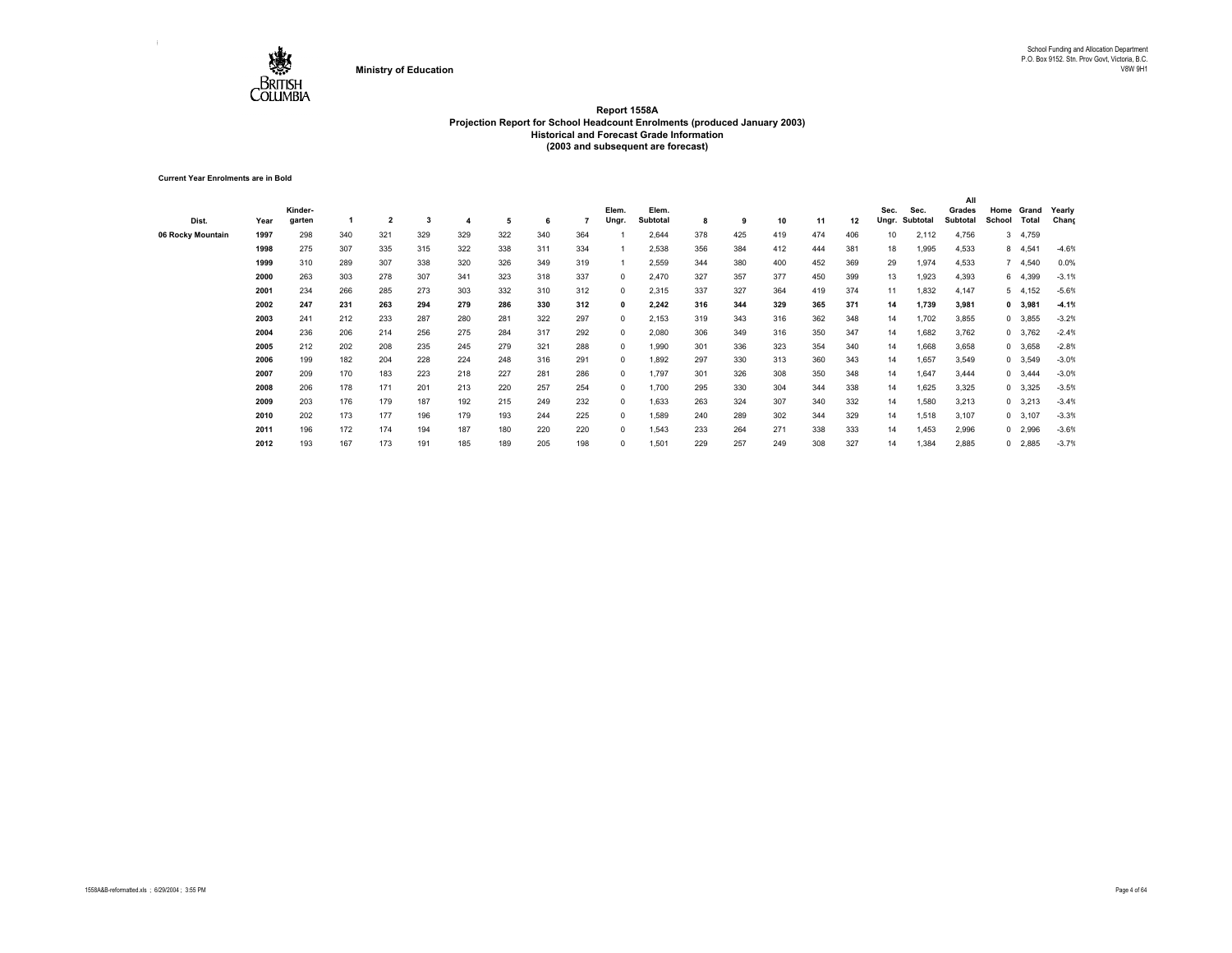Ministry of Education

School Funding and Allocation Department
P.O. Box 9152. Stn. Prov Govt, Victoria, B.C.
V8W 9H1

**Report 1558A**
**Projection Report for School Headcount Enrolments (produced January 2003)**
**Historical and Forecast Grade Information**
**(2003 and subsequent are forecast)**

**Current Year Enrolments are in Bold**

| Dist. | Year | Kinder-garten | 1 | 2 | 3 | 4 | 5 | 6 | 7 | Elem. Ungr. | Elem. Subtotal | 8 | 9 | 10 | 11 | 12 | Sec. Ungr. | Sec. Subtotal | All Grades Subtotal | Home School | Grand Total | Yearly Chang |
|---|---|---|---|---|---|---|---|---|---|---|---|---|---|---|---|---|---|---|---|---|---|---|
| 06 Rocky Mountain | 1997 | 298 | 340 | 321 | 329 | 329 | 322 | 340 | 364 | 1 | 2,644 | 378 | 425 | 419 | 474 | 406 | 10 | 2,112 | 4,756 | 3 | 4,759 | |
| | 1998 | 275 | 307 | 335 | 315 | 322 | 338 | 311 | 334 | 1 | 2,538 | 356 | 384 | 412 | 444 | 381 | 18 | 1,995 | 4,533 | 8 | 4,541 | -4.6% |
| | 1999 | 310 | 289 | 307 | 338 | 320 | 326 | 349 | 319 | 1 | 2,559 | 344 | 380 | 400 | 452 | 369 | 29 | 1,974 | 4,533 | 7 | 4,540 | 0.0% |
| | 2000 | 263 | 303 | 278 | 307 | 341 | 323 | 318 | 337 | 0 | 2,470 | 327 | 357 | 377 | 450 | 399 | 13 | 1,923 | 4,393 | 6 | 4,399 | -3.1% |
| | 2001 | 234 | 266 | 285 | 273 | 303 | 332 | 310 | 312 | 0 | 2,315 | 337 | 327 | 364 | 419 | 374 | 11 | 1,832 | 4,147 | 5 | 4,152 | -5.6% |
| | **2002** | **247** | **231** | **263** | **294** | **279** | **286** | **330** | **312** | **0** | **2,242** | **316** | **344** | **329** | **365** | **371** | **14** | **1,739** | **3,981** | **0** | **3,981** | **-4.1%** |
| | 2003 | 241 | 212 | 233 | 287 | 280 | 281 | 322 | 297 | 0 | 2,153 | 319 | 343 | 316 | 362 | 348 | 14 | 1,702 | 3,855 | 0 | 3,855 | -3.2% |
| | 2004 | 236 | 206 | 214 | 256 | 275 | 284 | 317 | 292 | 0 | 2,080 | 306 | 349 | 316 | 350 | 347 | 14 | 1,682 | 3,762 | 0 | 3,762 | -2.4% |
| | 2005 | 212 | 202 | 208 | 235 | 245 | 279 | 321 | 288 | 0 | 1,990 | 301 | 336 | 323 | 354 | 340 | 14 | 1,668 | 3,658 | 0 | 3,658 | -2.8% |
| | 2006 | 199 | 182 | 204 | 228 | 224 | 248 | 316 | 291 | 0 | 1,892 | 297 | 330 | 313 | 360 | 343 | 14 | 1,657 | 3,549 | 0 | 3,549 | -3.0% |
| | 2007 | 209 | 170 | 183 | 223 | 218 | 227 | 281 | 286 | 0 | 1,797 | 301 | 326 | 308 | 350 | 348 | 14 | 1,647 | 3,444 | 0 | 3,444 | -3.0% |
| | 2008 | 206 | 178 | 171 | 201 | 213 | 220 | 257 | 254 | 0 | 1,700 | 295 | 330 | 304 | 344 | 338 | 14 | 1,625 | 3,325 | 0 | 3,325 | -3.5% |
| | 2009 | 203 | 176 | 179 | 187 | 192 | 215 | 249 | 232 | 0 | 1,633 | 263 | 324 | 307 | 340 | 332 | 14 | 1,580 | 3,213 | 0 | 3,213 | -3.4% |
| | 2010 | 202 | 173 | 177 | 196 | 179 | 193 | 244 | 225 | 0 | 1,589 | 240 | 289 | 302 | 344 | 329 | 14 | 1,518 | 3,107 | 0 | 3,107 | -3.3% |
| | 2011 | 196 | 172 | 174 | 194 | 187 | 180 | 220 | 220 | 0 | 1,543 | 233 | 264 | 271 | 338 | 333 | 14 | 1,453 | 2,996 | 0 | 2,996 | -3.6% |
| | 2012 | 193 | 167 | 173 | 191 | 185 | 189 | 205 | 198 | 0 | 1,501 | 229 | 257 | 249 | 308 | 327 | 14 | 1,384 | 2,885 | 0 | 2,885 | -3.7% |

1558A&B-reformatted.xls ; 6/29/2004 ; 3:55 PM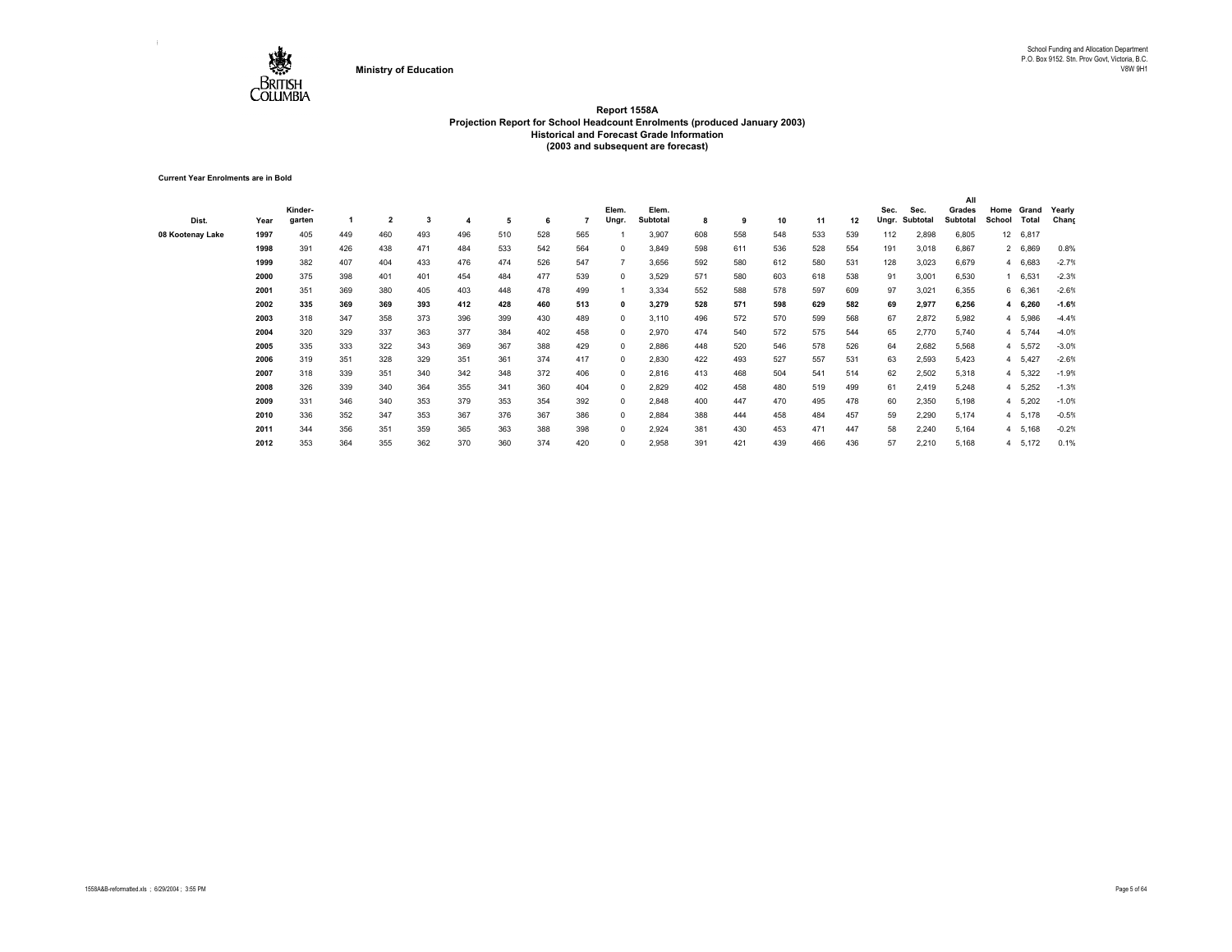Ministry of Education

School Funding and Allocation Department
P.O. Box 9152. Stn. Prov Govt, Victoria, B.C.
V8W 9H1

# Report 1558A
## Projection Report for School Headcount Enrolments (produced January 2003)
### Historical and Forecast Grade Information
### (2003 and subsequent are forecast)

**Current Year Enrolments are in Bold**

| Dist. | Year | Kinder-garten | 1 | 2 | 3 | 4 | 5 | 6 | 7 | Elem. Ungr. | Elem. Subtotal | 8 | 9 | 10 | 11 | 12 | Sec. Ungr. | Sec. Subtotal | All Grades Subtotal | Home School | Grand Total | Yearly Chang |
|---|---|---|---|---|---|---|---|---|---|---|---|---|---|---|---|---|---|---|---|---|---|---|
| 08 Kootenay Lake | 1997 | 405 | 449 | 460 | 493 | 496 | 510 | 528 | 565 | 1 | 3,907 | 608 | 558 | 548 | 533 | 539 | 112 | 2,898 | 6,805 | 12 | 6,817 | |
| | 1998 | 391 | 426 | 438 | 471 | 484 | 533 | 542 | 564 | 0 | 3,849 | 598 | 611 | 536 | 528 | 554 | 191 | 3,018 | 6,867 | 2 | 6,869 | 0.8% |
| | 1999 | 382 | 407 | 404 | 433 | 476 | 474 | 526 | 547 | 7 | 3,656 | 592 | 580 | 612 | 580 | 531 | 128 | 3,023 | 6,679 | 4 | 6,683 | -2.7% |
| | 2000 | 375 | 398 | 401 | 401 | 454 | 484 | 477 | 539 | 0 | 3,529 | 571 | 580 | 603 | 618 | 538 | 91 | 3,001 | 6,530 | 1 | 6,531 | -2.3% |
| | 2001 | 351 | 369 | 380 | 405 | 403 | 448 | 478 | 499 | 1 | 3,334 | 552 | 588 | 578 | 597 | 609 | 97 | 3,021 | 6,355 | 6 | 6,361 | -2.6% |
| | **2002** | **335** | **369** | **369** | **393** | **412** | **428** | **460** | **513** | **0** | **3,279** | **528** | **571** | **598** | **629** | **582** | **69** | **2,977** | **6,256** | **4** | **6,260** | **-1.6%** |
| | 2003 | 318 | 347 | 358 | 373 | 396 | 399 | 430 | 489 | 0 | 3,110 | 496 | 572 | 570 | 599 | 568 | 67 | 2,872 | 5,982 | 4 | 5,986 | -4.4% |
| | 2004 | 320 | 329 | 337 | 363 | 377 | 384 | 402 | 458 | 0 | 2,970 | 474 | 540 | 572 | 575 | 544 | 65 | 2,770 | 5,740 | 4 | 5,744 | -4.0% |
| | 2005 | 335 | 333 | 322 | 343 | 369 | 367 | 388 | 429 | 0 | 2,886 | 448 | 520 | 546 | 578 | 526 | 64 | 2,682 | 5,568 | 4 | 5,572 | -3.0% |
| | 2006 | 319 | 351 | 328 | 329 | 351 | 361 | 374 | 417 | 0 | 2,830 | 422 | 493 | 527 | 557 | 531 | 63 | 2,593 | 5,423 | 4 | 5,427 | -2.6% |
| | 2007 | 318 | 339 | 351 | 340 | 342 | 348 | 372 | 406 | 0 | 2,816 | 413 | 468 | 504 | 541 | 514 | 62 | 2,502 | 5,318 | 4 | 5,322 | -1.9% |
| | 2008 | 326 | 339 | 340 | 364 | 355 | 341 | 360 | 404 | 0 | 2,829 | 402 | 458 | 480 | 519 | 499 | 61 | 2,419 | 5,248 | 4 | 5,252 | -1.3% |
| | 2009 | 331 | 346 | 340 | 353 | 379 | 353 | 354 | 392 | 0 | 2,848 | 400 | 447 | 470 | 495 | 478 | 60 | 2,350 | 5,198 | 4 | 5,202 | -1.0% |
| | 2010 | 336 | 352 | 347 | 353 | 367 | 376 | 367 | 386 | 0 | 2,884 | 388 | 444 | 458 | 484 | 457 | 59 | 2,290 | 5,174 | 4 | 5,178 | -0.5% |
| | 2011 | 344 | 356 | 351 | 359 | 365 | 363 | 388 | 398 | 0 | 2,924 | 381 | 430 | 453 | 471 | 447 | 58 | 2,240 | 5,164 | 4 | 5,168 | -0.2% |
| | 2012 | 353 | 364 | 355 | 362 | 370 | 360 | 374 | 420 | 0 | 2,958 | 391 | 421 | 439 | 466 | 436 | 57 | 2,210 | 5,168 | 4 | 5,172 | 0.1% |

1558A&B-reformatted.xls ; 6/29/2004 ; 3:55 PM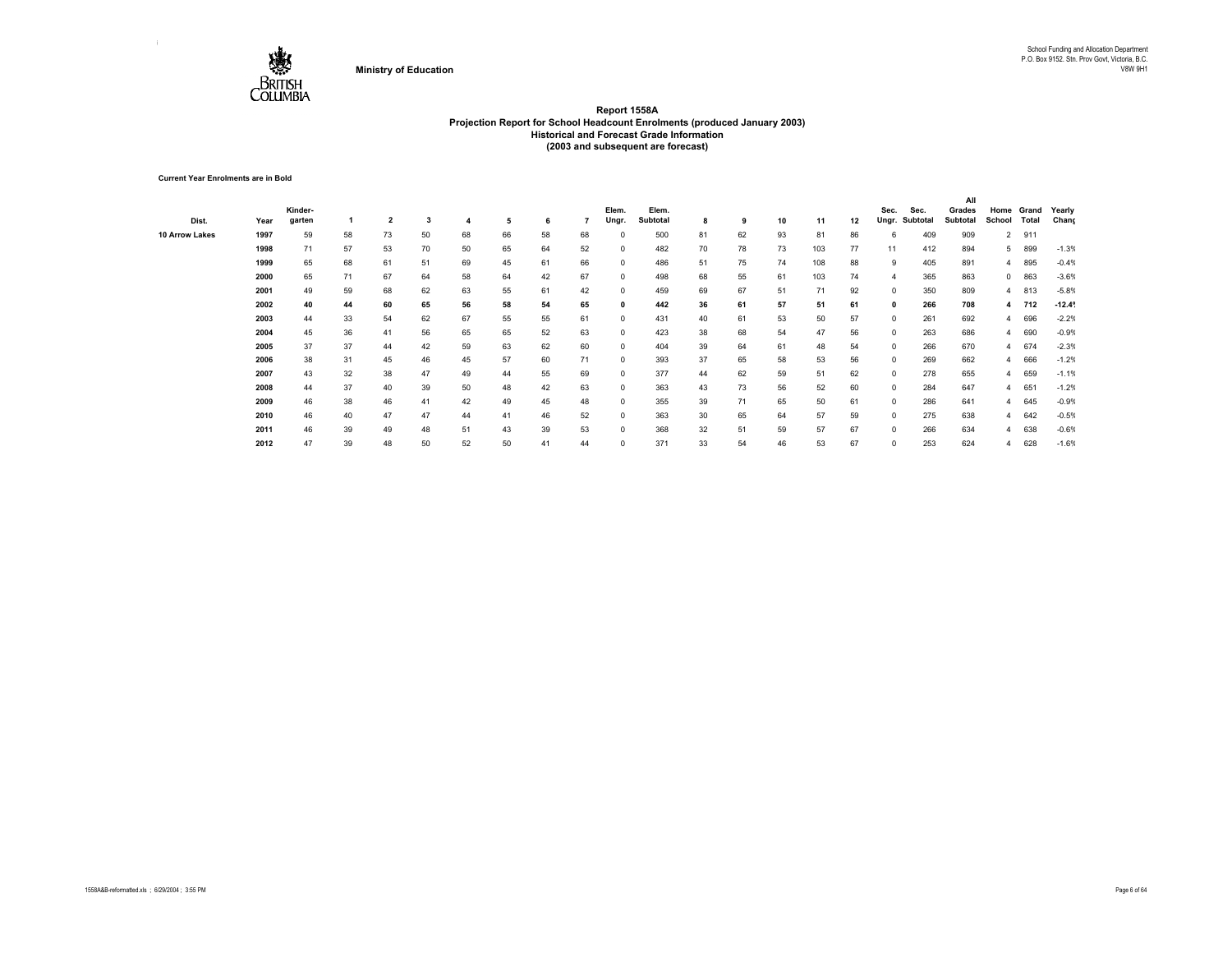Ministry of Education

School Funding and Allocation Department
P.O. Box 9152. Stn. Prov Govt, Victoria, B.C.
V8W 9H1

**Report 1558A**
**Projection Report for School Headcount Enrolments (produced January 2003)**
**Historical and Forecast Grade Information**
**(2003 and subsequent are forecast)**

**Current Year Enrolments are in Bold**

| Dist. | Year | Kinder-garten | 1 | 2 | 3 | 4 | 5 | 6 | 7 | Elem. Ungr. | Elem. Subtotal | 8 | 9 | 10 | 11 | 12 | Sec. Ungr. | Sec. Subtotal | All Grades Subtotal | Home School | Grand Total | Yearly Chang |
|---|---|---|---|---|---|---|---|---|---|---|---|---|---|---|---|---|---|---|---|---|---|---|
| **10 Arrow Lakes** | **1997** | 59 | 58 | 73 | 50 | 68 | 66 | 58 | 68 | 0 | 500 | 81 | 62 | 93 | 81 | 86 | 6 | 409 | 909 | 2 | 911 | |
| | **1998** | 71 | 57 | 53 | 70 | 50 | 65 | 64 | 52 | 0 | 482 | 70 | 78 | 73 | 103 | 77 | 11 | 412 | 894 | 5 | 899 | -1.3% |
| | **1999** | 65 | 68 | 61 | 51 | 69 | 45 | 61 | 66 | 0 | 486 | 51 | 75 | 74 | 108 | 88 | 9 | 405 | 891 | 4 | 895 | -0.4% |
| | **2000** | 65 | 71 | 67 | 64 | 58 | 64 | 42 | 67 | 0 | 498 | 68 | 55 | 61 | 103 | 74 | 4 | 365 | 863 | 0 | 863 | -3.6% |
| | **2001** | 49 | 59 | 68 | 62 | 63 | 55 | 61 | 42 | 0 | 459 | 69 | 67 | 51 | 71 | 92 | 0 | 350 | 809 | 4 | 813 | -5.8% |
| | **2002** | **40** | **44** | **60** | **65** | **56** | **58** | **54** | **65** | **0** | **442** | **36** | **61** | **57** | **51** | **61** | **0** | **266** | **708** | **4** | **712** | **-12.4%** |
| | **2003** | 44 | 33 | 54 | 62 | 67 | 55 | 55 | 61 | 0 | 431 | 40 | 61 | 53 | 50 | 57 | 0 | 261 | 692 | 4 | 696 | -2.2% |
| | **2004** | 45 | 36 | 41 | 56 | 65 | 65 | 52 | 63 | 0 | 423 | 38 | 68 | 54 | 47 | 56 | 0 | 263 | 686 | 4 | 690 | -0.9% |
| | **2005** | 37 | 37 | 44 | 42 | 59 | 63 | 62 | 60 | 0 | 404 | 39 | 64 | 61 | 48 | 54 | 0 | 266 | 670 | 4 | 674 | -2.3% |
| | **2006** | 38 | 31 | 45 | 46 | 45 | 57 | 60 | 71 | 0 | 393 | 37 | 65 | 58 | 53 | 56 | 0 | 269 | 662 | 4 | 666 | -1.2% |
| | **2007** | 43 | 32 | 38 | 47 | 49 | 44 | 55 | 69 | 0 | 377 | 44 | 62 | 59 | 51 | 62 | 0 | 278 | 655 | 4 | 659 | -1.1% |
| | **2008** | 44 | 37 | 40 | 39 | 50 | 48 | 42 | 63 | 0 | 363 | 43 | 73 | 56 | 52 | 60 | 0 | 284 | 647 | 4 | 651 | -1.2% |
| | **2009** | 46 | 38 | 46 | 41 | 42 | 49 | 45 | 48 | 0 | 355 | 39 | 71 | 65 | 50 | 61 | 0 | 286 | 641 | 4 | 645 | -0.9% |
| | **2010** | 46 | 40 | 47 | 47 | 44 | 41 | 46 | 52 | 0 | 363 | 30 | 65 | 64 | 57 | 59 | 0 | 275 | 638 | 4 | 642 | -0.5% |
| | **2011** | 46 | 39 | 49 | 48 | 51 | 43 | 39 | 53 | 0 | 368 | 32 | 51 | 59 | 57 | 67 | 0 | 266 | 634 | 4 | 638 | -0.6% |
| | **2012** | 47 | 39 | 48 | 50 | 52 | 50 | 41 | 44 | 0 | 371 | 33 | 54 | 46 | 53 | 67 | 0 | 253 | 624 | 4 | 628 | -1.6% |

1558A&B-reformatted.xls ; 6/29/2004 ; 3:55 PM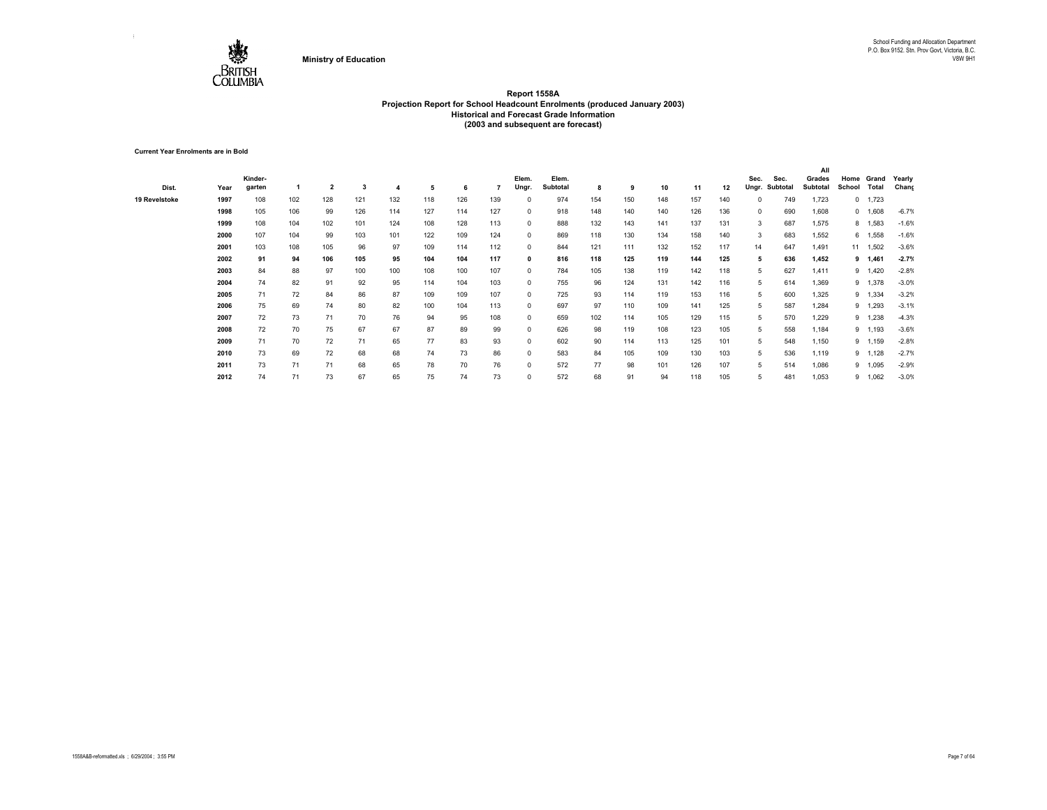Ministry of Education

School Funding and Allocation Department
P.O. Box 9152. Stn. Prov Govt, Victoria, B.C.
V8W 9H1

# Report 1558A
## Projection Report for School Headcount Enrolments (produced January 2003)
### Historical and Forecast Grade Information
### (2003 and subsequent are forecast)

**Current Year Enrolments are in Bold**

| Dist. | Year | Kinder-garten | 1 | 2 | 3 | 4 | 5 | 6 | 7 | Elem. Ungr. | Elem. Subtotal | 8 | 9 | 10 | 11 | 12 | Sec. Ungr. | Sec. Subtotal | All Grades Subtotal | Home School | Grand Total | Yearly Chang |
|---|---|---|---|---|---|---|---|---|---|---|---|---|---|---|---|---|---|---|---|---|---|---|
| 19 Revelstoke | 1997 | 108 | 102 | 128 | 121 | 132 | 118 | 126 | 139 | 0 | 974 | 154 | 150 | 148 | 157 | 140 | 0 | 749 | 1,723 | 0 | 1,723 | |
| | 1998 | 105 | 106 | 99 | 126 | 114 | 127 | 114 | 127 | 0 | 918 | 148 | 140 | 140 | 126 | 136 | 0 | 690 | 1,608 | 0 | 1,608 | -6.7% |
| | 1999 | 108 | 104 | 102 | 101 | 124 | 108 | 128 | 113 | 0 | 888 | 132 | 143 | 141 | 137 | 131 | 3 | 687 | 1,575 | 8 | 1,583 | -1.6% |
| | 2000 | 107 | 104 | 99 | 103 | 101 | 122 | 109 | 124 | 0 | 869 | 118 | 130 | 134 | 158 | 140 | 3 | 683 | 1,552 | 6 | 1,558 | -1.6% |
| | 2001 | 103 | 108 | 105 | 96 | 97 | 109 | 114 | 112 | 0 | 844 | 121 | 111 | 132 | 152 | 117 | 14 | 647 | 1,491 | 11 | 1,502 | -3.6% |
| | **2002** | **91** | **94** | **106** | **105** | **95** | **104** | **104** | **117** | **0** | **816** | **118** | **125** | **119** | **144** | **125** | **5** | **636** | **1,452** | **9** | **1,461** | **-2.7%** |
| | 2003 | 84 | 88 | 97 | 100 | 100 | 108 | 100 | 107 | 0 | 784 | 105 | 138 | 119 | 142 | 118 | 5 | 627 | 1,411 | 9 | 1,420 | -2.8% |
| | 2004 | 74 | 82 | 91 | 92 | 95 | 114 | 104 | 103 | 0 | 755 | 96 | 124 | 131 | 142 | 116 | 5 | 614 | 1,369 | 9 | 1,378 | -3.0% |
| | 2005 | 71 | 72 | 84 | 86 | 87 | 109 | 109 | 107 | 0 | 725 | 93 | 114 | 119 | 153 | 116 | 5 | 600 | 1,325 | 9 | 1,334 | -3.2% |
| | 2006 | 75 | 69 | 74 | 80 | 82 | 100 | 104 | 113 | 0 | 697 | 97 | 110 | 109 | 141 | 125 | 5 | 587 | 1,284 | 9 | 1,293 | -3.1% |
| | 2007 | 72 | 73 | 71 | 70 | 76 | 94 | 95 | 108 | 0 | 659 | 102 | 114 | 105 | 129 | 115 | 5 | 570 | 1,229 | 9 | 1,238 | -4.3% |
| | 2008 | 72 | 70 | 75 | 67 | 67 | 87 | 89 | 99 | 0 | 626 | 98 | 119 | 108 | 123 | 105 | 5 | 558 | 1,184 | 9 | 1,193 | -3.6% |
| | 2009 | 71 | 70 | 72 | 71 | 65 | 77 | 83 | 93 | 0 | 602 | 90 | 114 | 113 | 125 | 101 | 5 | 548 | 1,150 | 9 | 1,159 | -2.8% |
| | 2010 | 73 | 69 | 72 | 68 | 68 | 74 | 73 | 86 | 0 | 583 | 84 | 105 | 109 | 130 | 103 | 5 | 536 | 1,119 | 9 | 1,128 | -2.7% |
| | 2011 | 73 | 71 | 71 | 68 | 65 | 78 | 70 | 76 | 0 | 572 | 77 | 98 | 101 | 126 | 107 | 5 | 514 | 1,086 | 9 | 1,095 | -2.9% |
| | 2012 | 74 | 71 | 73 | 67 | 65 | 75 | 74 | 73 | 0 | 572 | 68 | 91 | 94 | 118 | 105 | 5 | 481 | 1,053 | 9 | 1,062 | -3.0% |

1558A&B-reformatted.xls ; 6/29/2004 ; 3:55 PM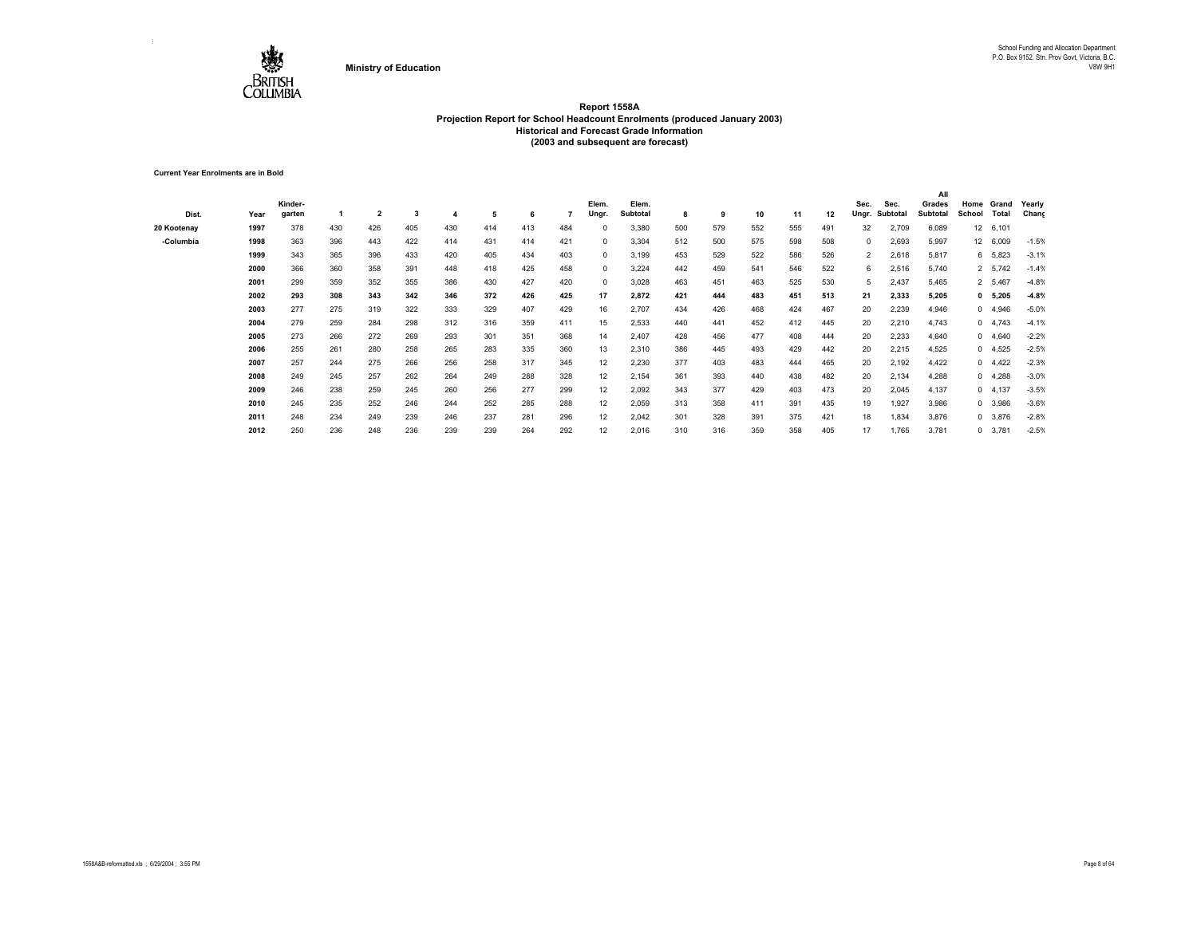Ministry of Education

School Funding and Allocation Department
P.O. Box 9152. Stn. Prov Govt, Victoria, B.C.
V8W 9H1

# Report 1558A
## Projection Report for School Headcount Enrolments (produced January 2003)
### Historical and Forecast Grade Information
### (2003 and subsequent are forecast)

**Current Year Enrolments are in Bold**

| Dist. | Year | Kinder-garten | 1 | 2 | 3 | 4 | 5 | 6 | 7 | Elem. Ungr. | Elem. Subtotal | 8 | 9 | 10 | 11 | 12 | Sec. Ungr. | Sec. Subtotal | All Grades Subtotal | Home School | Grand Total | Yearly Chang |
|---|---|---|---|---|---|---|---|---|---|---|---|---|---|---|---|---|---|---|---|---|---|---|
| 20 Kootenay | 1997 | 378 | 430 | 426 | 405 | 430 | 414 | 413 | 484 | 0 | 3,380 | 500 | 579 | 552 | 555 | 491 | 32 | 2,709 | 6,089 | 12 | 6,101 | |
| -Columbia | 1998 | 363 | 396 | 443 | 422 | 414 | 431 | 414 | 421 | 0 | 3,304 | 512 | 500 | 575 | 598 | 508 | 0 | 2,693 | 5,997 | 12 | 6,009 | -1.5% |
| | 1999 | 343 | 365 | 396 | 433 | 420 | 405 | 434 | 403 | 0 | 3,199 | 453 | 529 | 522 | 586 | 526 | 2 | 2,618 | 5,817 | 6 | 5,823 | -3.1% |
| | 2000 | 366 | 360 | 358 | 391 | 448 | 418 | 425 | 458 | 0 | 3,224 | 442 | 459 | 541 | 546 | 522 | 6 | 2,516 | 5,740 | 2 | 5,742 | -1.4% |
| | 2001 | 299 | 359 | 352 | 355 | 386 | 430 | 427 | 420 | 0 | 3,028 | 463 | 451 | 463 | 525 | 530 | 5 | 2,437 | 5,465 | 2 | 5,467 | -4.8% |
| | **2002** | **293** | **308** | **343** | **342** | **346** | **372** | **426** | **425** | **17** | **2,872** | **421** | **444** | **483** | **451** | **513** | **21** | **2,333** | **5,205** | **0** | **5,205** | **-4.8%** |
| | 2003 | 277 | 275 | 319 | 322 | 333 | 329 | 407 | 429 | 16 | 2,707 | 434 | 426 | 468 | 424 | 467 | 20 | 2,239 | 4,946 | 0 | 4,946 | -5.0% |
| | 2004 | 279 | 259 | 284 | 298 | 312 | 316 | 359 | 411 | 15 | 2,533 | 440 | 441 | 452 | 412 | 445 | 20 | 2,210 | 4,743 | 0 | 4,743 | -4.1% |
| | 2005 | 273 | 266 | 272 | 269 | 293 | 301 | 351 | 368 | 14 | 2,407 | 428 | 456 | 477 | 408 | 444 | 20 | 2,233 | 4,640 | 0 | 4,640 | -2.2% |
| | 2006 | 255 | 261 | 280 | 258 | 265 | 283 | 335 | 360 | 13 | 2,310 | 386 | 445 | 493 | 429 | 442 | 20 | 2,215 | 4,525 | 0 | 4,525 | -2.5% |
| | 2007 | 257 | 244 | 275 | 266 | 256 | 258 | 317 | 345 | 12 | 2,230 | 377 | 403 | 483 | 444 | 465 | 20 | 2,192 | 4,422 | 0 | 4,422 | -2.3% |
| | 2008 | 249 | 245 | 257 | 262 | 264 | 249 | 288 | 328 | 12 | 2,154 | 361 | 393 | 440 | 438 | 482 | 20 | 2,134 | 4,288 | 0 | 4,288 | -3.0% |
| | 2009 | 246 | 238 | 259 | 245 | 260 | 256 | 277 | 299 | 12 | 2,092 | 343 | 377 | 429 | 403 | 473 | 20 | 2,045 | 4,137 | 0 | 4,137 | -3.5% |
| | 2010 | 245 | 235 | 252 | 246 | 244 | 252 | 285 | 288 | 12 | 2,059 | 313 | 358 | 411 | 391 | 435 | 19 | 1,927 | 3,986 | 0 | 3,986 | -3.6% |
| | 2011 | 248 | 234 | 249 | 239 | 246 | 237 | 281 | 296 | 12 | 2,042 | 301 | 328 | 391 | 375 | 421 | 18 | 1,834 | 3,876 | 0 | 3,876 | -2.8% |
| | 2012 | 250 | 236 | 248 | 236 | 239 | 239 | 264 | 292 | 12 | 2,016 | 310 | 316 | 359 | 358 | 405 | 17 | 1,765 | 3,781 | 0 | 3,781 | -2.5% |

1558A&B-reformatted.xls ; 6/29/2004 ; 3:55 PM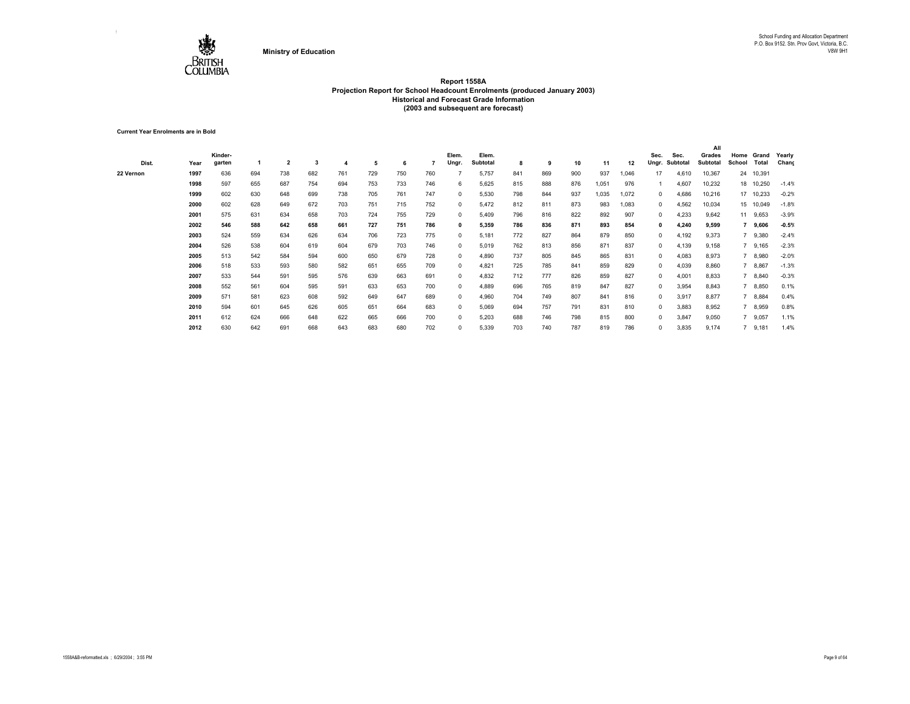Ministry of Education

School Funding and Allocation Department
P.O. Box 9152. Stn. Prov Govt, Victoria, B.C.
V8W 9H1

# Report 1558A
## Projection Report for School Headcount Enrolments (produced January 2003)
### Historical and Forecast Grade Information
### (2003 and subsequent are forecast)

**Current Year Enrolments are in Bold**

| Dist. | Year | Kinder-garten | 1 | 2 | 3 | 4 | 5 | 6 | 7 | Elem. Ungr. | Elem. Subtotal | 8 | 9 | 10 | 11 | 12 | Sec. Ungr. | Sec. Subtotal | All Grades Subtotal | Home School | Grand Total | Yearly Chang |
|---|---|---|---|---|---|---|---|---|---|---|---|---|---|---|---|---|---|---|---|---|---|---|
| 22 Vernon | 1997 | 636 | 694 | 738 | 682 | 761 | 729 | 750 | 760 | 7 | 5,757 | 841 | 869 | 900 | 937 | 1,046 | 17 | 4,610 | 10,367 | 24 | 10,391 | |
| | 1998 | 597 | 655 | 687 | 754 | 694 | 753 | 733 | 746 | 6 | 5,625 | 815 | 888 | 876 | 1,051 | 976 | 1 | 4,607 | 10,232 | 18 | 10,250 | -1.4% |
| | 1999 | 602 | 630 | 648 | 699 | 738 | 705 | 761 | 747 | 0 | 5,530 | 798 | 844 | 937 | 1,035 | 1,072 | 0 | 4,686 | 10,216 | 17 | 10,233 | -0.2% |
| | 2000 | 602 | 628 | 649 | 672 | 703 | 751 | 715 | 752 | 0 | 5,472 | 812 | 811 | 873 | 983 | 1,083 | 0 | 4,562 | 10,034 | 15 | 10,049 | -1.8% |
| | 2001 | 575 | 631 | 634 | 658 | 703 | 724 | 755 | 729 | 0 | 5,409 | 796 | 816 | 822 | 892 | 907 | 0 | 4,233 | 9,642 | 11 | 9,653 | -3.9% |
| | **2002** | **546** | **588** | **642** | **658** | **661** | **727** | **751** | **786** | **0** | **5,359** | **786** | **836** | **871** | **893** | **854** | **0** | **4,240** | **9,599** | **7** | **9,606** | **-0.5%** |
| | 2003 | 524 | 559 | 634 | 626 | 634 | 706 | 723 | 775 | 0 | 5,181 | 772 | 827 | 864 | 879 | 850 | 0 | 4,192 | 9,373 | 7 | 9,380 | -2.4% |
| | 2004 | 526 | 538 | 604 | 619 | 604 | 679 | 703 | 746 | 0 | 5,019 | 762 | 813 | 856 | 871 | 837 | 0 | 4,139 | 9,158 | 7 | 9,165 | -2.3% |
| | 2005 | 513 | 542 | 584 | 594 | 600 | 650 | 679 | 728 | 0 | 4,890 | 737 | 805 | 845 | 865 | 831 | 0 | 4,083 | 8,973 | 7 | 8,980 | -2.0% |
| | 2006 | 518 | 533 | 593 | 580 | 582 | 651 | 655 | 709 | 0 | 4,821 | 725 | 785 | 841 | 859 | 829 | 0 | 4,039 | 8,860 | 7 | 8,867 | -1.3% |
| | 2007 | 533 | 544 | 591 | 595 | 576 | 639 | 663 | 691 | 0 | 4,832 | 712 | 777 | 826 | 859 | 827 | 0 | 4,001 | 8,833 | 7 | 8,840 | -0.3% |
| | 2008 | 552 | 561 | 604 | 595 | 591 | 633 | 653 | 700 | 0 | 4,889 | 696 | 765 | 819 | 847 | 827 | 0 | 3,954 | 8,843 | 7 | 8,850 | 0.1% |
| | 2009 | 571 | 581 | 623 | 608 | 592 | 649 | 647 | 689 | 0 | 4,960 | 704 | 749 | 807 | 841 | 816 | 0 | 3,917 | 8,877 | 7 | 8,884 | 0.4% |
| | 2010 | 594 | 601 | 645 | 626 | 605 | 651 | 664 | 683 | 0 | 5,069 | 694 | 757 | 791 | 831 | 810 | 0 | 3,883 | 8,952 | 7 | 8,959 | 0.8% |
| | 2011 | 612 | 624 | 666 | 648 | 622 | 665 | 666 | 700 | 0 | 5,203 | 688 | 746 | 798 | 815 | 800 | 0 | 3,847 | 9,050 | 7 | 9,057 | 1.1% |
| | 2012 | 630 | 642 | 691 | 668 | 643 | 683 | 680 | 702 | 0 | 5,339 | 703 | 740 | 787 | 819 | 786 | 0 | 3,835 | 9,174 | 7 | 9,181 | 1.4% |

1558A&B-reformatted.xls ; 6/29/2004 ; 3:55 PM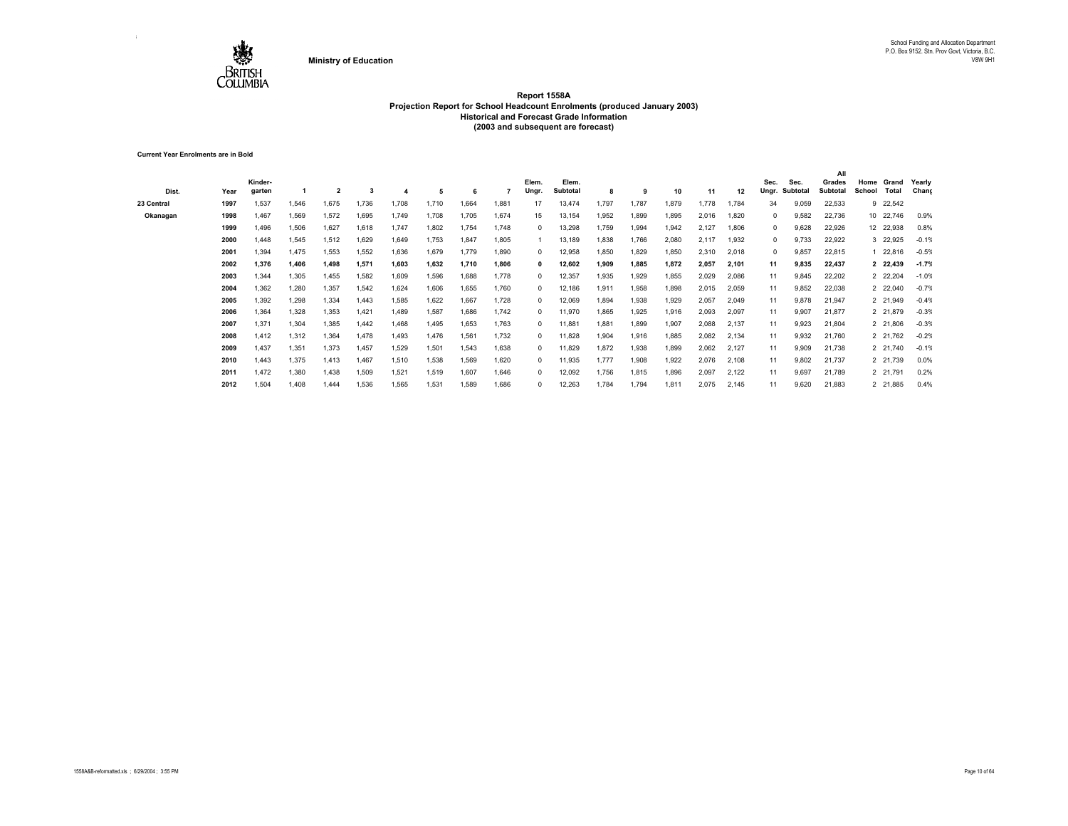Ministry of Education

School Funding and Allocation Department
P.O. Box 9152. Stn. Prov Govt, Victoria, B.C.
V8W 9H1

# Report 1558A
## Projection Report for School Headcount Enrolments (produced January 2003)
### Historical and Forecast Grade Information
### (2003 and subsequent are forecast)

**Current Year Enrolments are in Bold**

| Dist. | Year | Kinder-garten | 1 | 2 | 3 | 4 | 5 | 6 | 7 | Elem. Ungr. | Elem. Subtotal | 8 | 9 | 10 | 11 | 12 | Sec. Ungr. | Sec. Subtotal | All Grades Subtotal | Home School | Grand Total | Yearly Chang |
|---|---|---|---|---|---|---|---|---|---|---|---|---|---|---|---|---|---|---|---|---|---|---|
| 23 Central | 1997 | 1,537 | 1,546 | 1,675 | 1,736 | 1,708 | 1,710 | 1,664 | 1,881 | 17 | 13,474 | 1,797 | 1,787 | 1,879 | 1,778 | 1,784 | 34 | 9,059 | 22,533 | 9 | 22,542 | |
| Okanagan | 1998 | 1,467 | 1,569 | 1,572 | 1,695 | 1,749 | 1,708 | 1,705 | 1,674 | 15 | 13,154 | 1,952 | 1,899 | 1,895 | 2,016 | 1,820 | 0 | 9,582 | 22,736 | 10 | 22,746 | 0.9% |
| | 1999 | 1,496 | 1,506 | 1,627 | 1,618 | 1,747 | 1,802 | 1,754 | 1,748 | 0 | 13,298 | 1,759 | 1,994 | 1,942 | 2,127 | 1,806 | 0 | 9,628 | 22,926 | 12 | 22,938 | 0.8% |
| | 2000 | 1,448 | 1,545 | 1,512 | 1,629 | 1,649 | 1,753 | 1,847 | 1,805 | 1 | 13,189 | 1,838 | 1,766 | 2,080 | 2,117 | 1,932 | 0 | 9,733 | 22,922 | 3 | 22,925 | -0.1% |
| | 2001 | 1,394 | 1,475 | 1,553 | 1,552 | 1,636 | 1,679 | 1,779 | 1,890 | 0 | 12,958 | 1,850 | 1,829 | 1,850 | 2,310 | 2,018 | 0 | 9,857 | 22,815 | 1 | 22,816 | -0.5% |
| | **2002** | **1,376** | **1,406** | **1,498** | **1,571** | **1,603** | **1,632** | **1,710** | **1,806** | **0** | **12,602** | **1,909** | **1,885** | **1,872** | **2,057** | **2,101** | **11** | **9,835** | **22,437** | **2** | **22,439** | **-1.7%** |
| | 2003 | 1,344 | 1,305 | 1,455 | 1,582 | 1,609 | 1,596 | 1,688 | 1,778 | 0 | 12,357 | 1,935 | 1,929 | 1,855 | 2,029 | 2,086 | 11 | 9,845 | 22,202 | 2 | 22,204 | -1.0% |
| | 2004 | 1,362 | 1,280 | 1,357 | 1,542 | 1,624 | 1,606 | 1,655 | 1,760 | 0 | 12,186 | 1,911 | 1,958 | 1,898 | 2,015 | 2,059 | 11 | 9,852 | 22,038 | 2 | 22,040 | -0.7% |
| | 2005 | 1,392 | 1,298 | 1,334 | 1,443 | 1,585 | 1,622 | 1,667 | 1,728 | 0 | 12,069 | 1,894 | 1,938 | 1,929 | 2,057 | 2,049 | 11 | 9,878 | 21,947 | 2 | 21,949 | -0.4% |
| | 2006 | 1,364 | 1,328 | 1,353 | 1,421 | 1,489 | 1,587 | 1,686 | 1,742 | 0 | 11,970 | 1,865 | 1,925 | 1,916 | 2,093 | 2,097 | 11 | 9,907 | 21,877 | 2 | 21,879 | -0.3% |
| | 2007 | 1,371 | 1,304 | 1,385 | 1,442 | 1,468 | 1,495 | 1,653 | 1,763 | 0 | 11,881 | 1,881 | 1,899 | 1,907 | 2,088 | 2,137 | 11 | 9,923 | 21,804 | 2 | 21,806 | -0.3% |
| | 2008 | 1,412 | 1,312 | 1,364 | 1,478 | 1,493 | 1,476 | 1,561 | 1,732 | 0 | 11,828 | 1,904 | 1,916 | 1,885 | 2,082 | 2,134 | 11 | 9,932 | 21,760 | 2 | 21,762 | -0.2% |
| | 2009 | 1,437 | 1,351 | 1,373 | 1,457 | 1,529 | 1,501 | 1,543 | 1,638 | 0 | 11,829 | 1,872 | 1,938 | 1,899 | 2,062 | 2,127 | 11 | 9,909 | 21,738 | 2 | 21,740 | -0.1% |
| | 2010 | 1,443 | 1,375 | 1,413 | 1,467 | 1,510 | 1,538 | 1,569 | 1,620 | 0 | 11,935 | 1,777 | 1,908 | 1,922 | 2,076 | 2,108 | 11 | 9,802 | 21,737 | 2 | 21,739 | 0.0% |
| | 2011 | 1,472 | 1,380 | 1,438 | 1,509 | 1,521 | 1,519 | 1,607 | 1,646 | 0 | 12,092 | 1,756 | 1,815 | 1,896 | 2,097 | 2,122 | 11 | 9,697 | 21,789 | 2 | 21,791 | 0.2% |
| | 2012 | 1,504 | 1,408 | 1,444 | 1,536 | 1,565 | 1,531 | 1,589 | 1,686 | 0 | 12,263 | 1,784 | 1,794 | 1,811 | 2,075 | 2,145 | 11 | 9,620 | 21,883 | 2 | 21,885 | 0.4% |

1558A&B-reformatted.xls ; 6/29/2004 ; 3:55 PM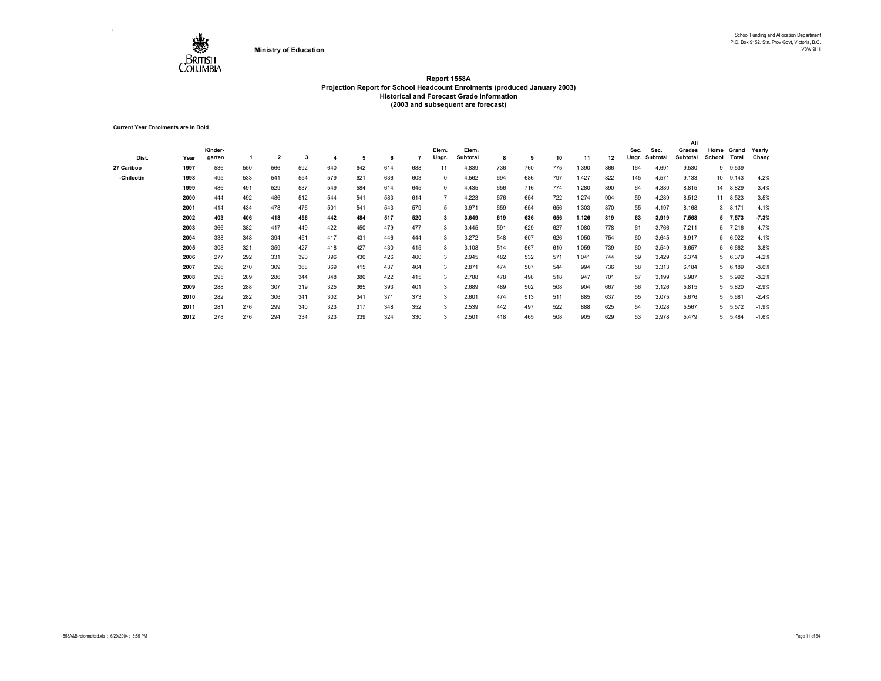**Ministry of Education**

School Funding and Allocation Department
P.O. Box 9152. Stn. Prov Govt, Victoria, B.C.
V8W 9H1

## Report 1558A
### Projection Report for School Headcount Enrolments (produced January 2003)
### Historical and Forecast Grade Information
### (2003 and subsequent are forecast)

**Current Year Enrolments are in Bold**

| Dist. | Year | Kinder-garten | 1 | 2 | 3 | 4 | 5 | 6 | 7 | Elem. Ungr. | Elem. Subtotal | 8 | 9 | 10 | 11 | 12 | Sec. Ungr. | Sec. Subtotal | All Grades Subtotal | Home School | Grand Total | Yearly Change |
|---|---|---|---|---|---|---|---|---|---|---|---|---|---|---|---|---|---|---|---|---|---|---|
| 27 Cariboo | 1997 | 536 | 550 | 566 | 592 | 640 | 642 | 614 | 688 | 11 | 4,839 | 736 | 760 | 775 | 1,390 | 866 | 164 | 4,691 | 9,530 | 9 | 9,539 | |
| -Chilcotin | 1998 | 495 | 533 | 541 | 554 | 579 | 621 | 636 | 603 | 0 | 4,562 | 694 | 686 | 797 | 1,427 | 822 | 145 | 4,571 | 9,133 | 10 | 9,143 | -4.2% |
| | 1999 | 486 | 491 | 529 | 537 | 549 | 584 | 614 | 645 | 0 | 4,435 | 656 | 716 | 774 | 1,280 | 890 | 64 | 4,380 | 8,815 | 14 | 8,829 | -3.4% |
| | 2000 | 444 | 492 | 486 | 512 | 544 | 541 | 583 | 614 | 7 | 4,223 | 676 | 654 | 722 | 1,274 | 904 | 59 | 4,289 | 8,512 | 11 | 8,523 | -3.5% |
| | 2001 | 414 | 434 | 478 | 476 | 501 | 541 | 543 | 579 | 5 | 3,971 | 659 | 654 | 656 | 1,303 | 870 | 55 | 4,197 | 8,168 | 3 | 8,171 | -4.1% |
| | **2002** | **403** | **406** | **418** | **456** | **442** | **484** | **517** | **520** | **3** | **3,649** | **619** | **636** | **656** | **1,126** | **819** | **63** | **3,919** | **7,568** | **5** | **7,573** | **-7.3%** |
| | 2003 | 366 | 382 | 417 | 449 | 422 | 450 | 479 | 477 | 3 | 3,445 | 591 | 629 | 627 | 1,080 | 778 | 61 | 3,766 | 7,211 | 5 | 7,216 | -4.7% |
| | 2004 | 338 | 348 | 394 | 451 | 417 | 431 | 446 | 444 | 3 | 3,272 | 548 | 607 | 626 | 1,050 | 754 | 60 | 3,645 | 6,917 | 5 | 6,922 | -4.1% |
| | 2005 | 308 | 321 | 359 | 427 | 418 | 427 | 430 | 415 | 3 | 3,108 | 514 | 567 | 610 | 1,059 | 739 | 60 | 3,549 | 6,657 | 5 | 6,662 | -3.8% |
| | 2006 | 277 | 292 | 331 | 390 | 396 | 430 | 426 | 400 | 3 | 2,945 | 482 | 532 | 571 | 1,041 | 744 | 59 | 3,429 | 6,374 | 5 | 6,379 | -4.2% |
| | 2007 | 296 | 270 | 309 | 368 | 369 | 415 | 437 | 404 | 3 | 2,871 | 474 | 507 | 544 | 994 | 736 | 58 | 3,313 | 6,184 | 5 | 6,189 | -3.0% |
| | 2008 | 295 | 289 | 286 | 344 | 348 | 386 | 422 | 415 | 3 | 2,788 | 478 | 498 | 518 | 947 | 701 | 57 | 3,199 | 5,987 | 5 | 5,992 | -3.2% |
| | 2009 | 288 | 288 | 307 | 319 | 325 | 365 | 393 | 401 | 3 | 2,689 | 489 | 502 | 508 | 904 | 667 | 56 | 3,126 | 5,815 | 5 | 5,820 | -2.9% |
| | 2010 | 282 | 282 | 306 | 341 | 302 | 341 | 371 | 373 | 3 | 2,601 | 474 | 513 | 511 | 885 | 637 | 55 | 3,075 | 5,676 | 5 | 5,681 | -2.4% |
| | 2011 | 281 | 276 | 299 | 340 | 323 | 317 | 348 | 352 | 3 | 2,539 | 442 | 497 | 522 | 888 | 625 | 54 | 3,028 | 5,567 | 5 | 5,572 | -1.9% |
| | 2012 | 278 | 276 | 294 | 334 | 323 | 339 | 324 | 330 | 3 | 2,501 | 418 | 465 | 508 | 905 | 629 | 53 | 2,978 | 5,479 | 5 | 5,484 | -1.6% |

1558A&B-reformatted.xls ; 6/29/2004 ; 3:55 PM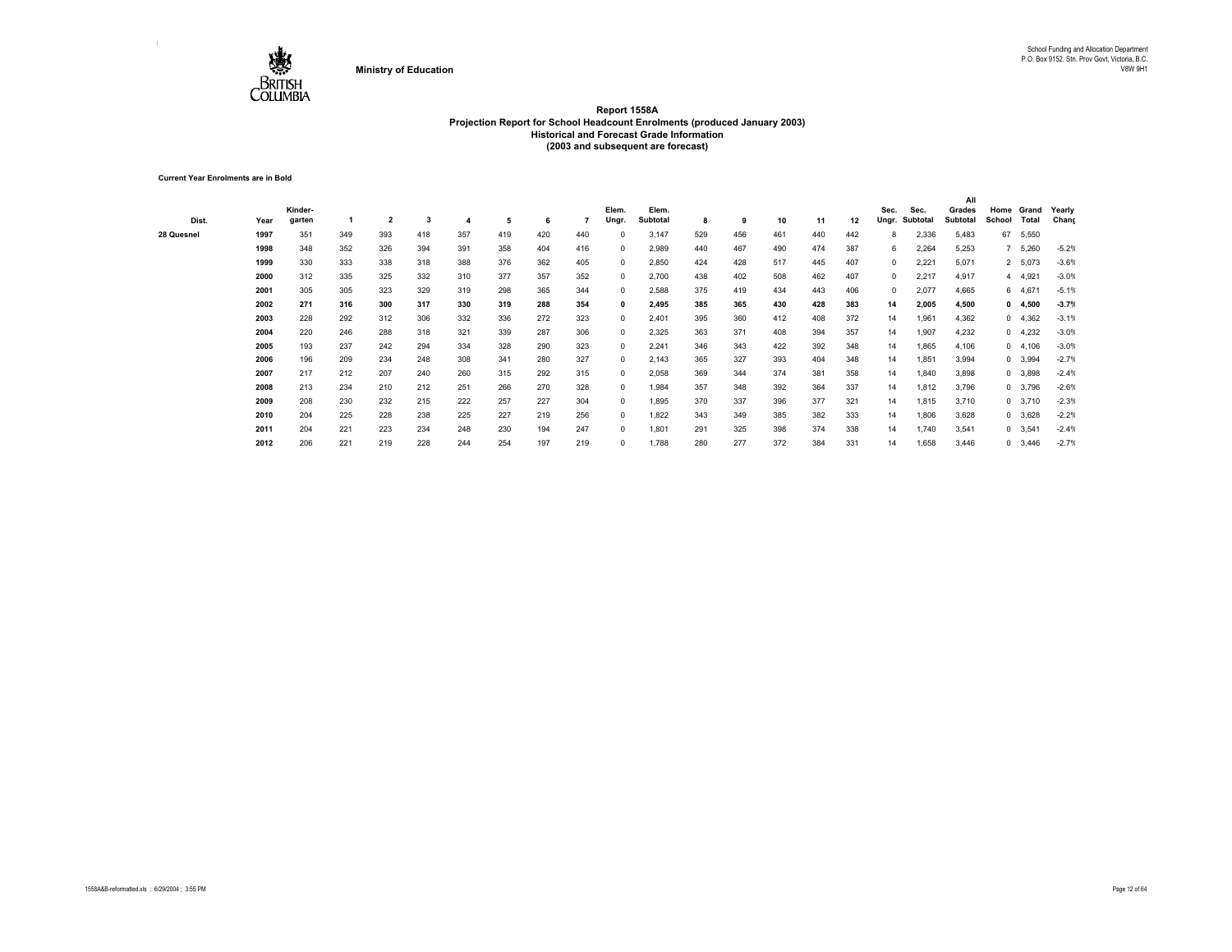Ministry of Education

School Funding and Allocation Department
P.O. Box 9152. Stn. Prov Govt, Victoria, B.C.
V8W 9H1

# Report 1558A
## Projection Report for School Headcount Enrolments (produced January 2003)
### Historical and Forecast Grade Information
### (2003 and subsequent are forecast)

**Current Year Enrolments are in Bold**

| Dist. | Year | Kinder-garten | 1 | 2 | 3 | 4 | 5 | 6 | 7 | Elem. Ungr. | Elem. Subtotal | 8 | 9 | 10 | 11 | 12 | Sec. Ungr. | Sec. Subtotal | All Grades Subtotal | Home School | Grand Total | Yearly Chang |
|---|---|---|---|---|---|---|---|---|---|---|---|---|---|---|---|---|---|---|---|---|---|---|
| 28 Quesnel | 1997 | 351 | 349 | 393 | 418 | 357 | 419 | 420 | 440 | 0 | 3,147 | 529 | 456 | 461 | 440 | 442 | 8 | 2,336 | 5,483 | 67 | 5,550 | |
| | 1998 | 348 | 352 | 326 | 394 | 391 | 358 | 404 | 416 | 0 | 2,989 | 440 | 467 | 490 | 474 | 387 | 6 | 2,264 | 5,253 | 7 | 5,260 | -5.2% |
| | 1999 | 330 | 333 | 338 | 318 | 388 | 376 | 362 | 405 | 0 | 2,850 | 424 | 428 | 517 | 445 | 407 | 0 | 2,221 | 5,071 | 2 | 5,073 | -3.6% |
| | 2000 | 312 | 335 | 325 | 332 | 310 | 377 | 357 | 352 | 0 | 2,700 | 438 | 402 | 508 | 462 | 407 | 0 | 2,217 | 4,917 | 4 | 4,921 | -3.0% |
| | 2001 | 305 | 305 | 323 | 329 | 319 | 298 | 365 | 344 | 0 | 2,588 | 375 | 419 | 434 | 443 | 406 | 0 | 2,077 | 4,665 | 6 | 4,671 | -5.1% |
| | **2002** | **271** | **316** | **300** | **317** | **330** | **319** | **288** | **354** | **0** | **2,495** | **385** | **365** | **430** | **428** | **383** | **14** | **2,005** | **4,500** | **0** | **4,500** | **-3.7%** |
| | 2003 | 228 | 292 | 312 | 306 | 332 | 336 | 272 | 323 | 0 | 2,401 | 395 | 360 | 412 | 408 | 372 | 14 | 1,961 | 4,362 | 0 | 4,362 | -3.1% |
| | 2004 | 220 | 246 | 288 | 318 | 321 | 339 | 287 | 306 | 0 | 2,325 | 363 | 371 | 408 | 394 | 357 | 14 | 1,907 | 4,232 | 0 | 4,232 | -3.0% |
| | 2005 | 193 | 237 | 242 | 294 | 334 | 328 | 290 | 323 | 0 | 2,241 | 346 | 343 | 422 | 392 | 348 | 14 | 1,865 | 4,106 | 0 | 4,106 | -3.0% |
| | 2006 | 196 | 209 | 234 | 248 | 308 | 341 | 280 | 327 | 0 | 2,143 | 365 | 327 | 393 | 404 | 348 | 14 | 1,851 | 3,994 | 0 | 3,994 | -2.7% |
| | 2007 | 217 | 212 | 207 | 240 | 260 | 315 | 292 | 315 | 0 | 2,058 | 369 | 344 | 374 | 381 | 358 | 14 | 1,840 | 3,898 | 0 | 3,898 | -2.4% |
| | 2008 | 213 | 234 | 210 | 212 | 251 | 266 | 270 | 328 | 0 | 1,984 | 357 | 348 | 392 | 364 | 337 | 14 | 1,812 | 3,796 | 0 | 3,796 | -2.6% |
| | 2009 | 208 | 230 | 232 | 215 | 222 | 257 | 227 | 304 | 0 | 1,895 | 370 | 337 | 396 | 377 | 321 | 14 | 1,815 | 3,710 | 0 | 3,710 | -2.3% |
| | 2010 | 204 | 225 | 228 | 238 | 225 | 227 | 219 | 256 | 0 | 1,822 | 343 | 349 | 385 | 382 | 333 | 14 | 1,806 | 3,628 | 0 | 3,628 | -2.2% |
| | 2011 | 204 | 221 | 223 | 234 | 248 | 230 | 194 | 247 | 0 | 1,801 | 291 | 325 | 398 | 374 | 338 | 14 | 1,740 | 3,541 | 0 | 3,541 | -2.4% |
| | 2012 | 206 | 221 | 219 | 228 | 244 | 254 | 197 | 219 | 0 | 1,788 | 280 | 277 | 372 | 384 | 331 | 14 | 1,658 | 3,446 | 0 | 3,446 | -2.7% |

1558A&B-reformatted.xls ; 6/29/2004 ; 3:55 PM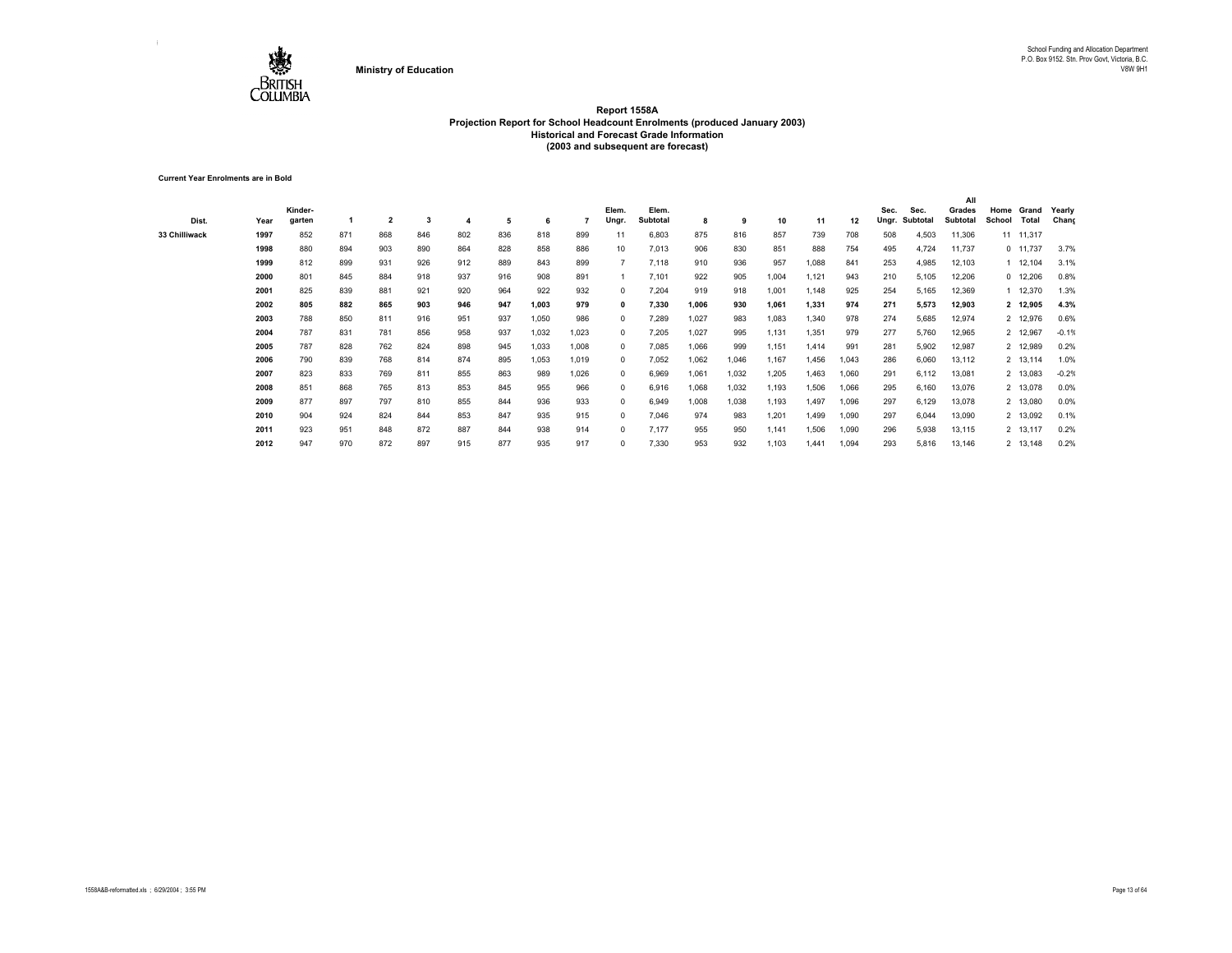Ministry of Education

School Funding and Allocation Department
P.O. Box 9152. Stn. Prov Govt, Victoria, B.C.
V8W 9H1

# Report 1558A
## Projection Report for School Headcount Enrolments (produced January 2003)
### Historical and Forecast Grade Information
### (2003 and subsequent are forecast)

**Current Year Enrolments are in Bold**

| Dist. | Year | Kinder-garten | 1 | 2 | 3 | 4 | 5 | 6 | 7 | Elem. Ungr. | Elem. Subtotal | 8 | 9 | 10 | 11 | 12 | Sec. Ungr. | Sec. Subtotal | All Grades Subtotal | Home School | Grand Total | Yearly Chang |
|---|---|---|---|---|---|---|---|---|---|---|---|---|---|---|---|---|---|---|---|---|---|---|
| 33 Chilliwack | 1997 | 852 | 871 | 868 | 846 | 802 | 836 | 818 | 899 | 11 | 6,803 | 875 | 816 | 857 | 739 | 708 | 508 | 4,503 | 11,306 | 11 | 11,317 | |
| | 1998 | 880 | 894 | 903 | 890 | 864 | 828 | 858 | 886 | 10 | 7,013 | 906 | 830 | 851 | 888 | 754 | 495 | 4,724 | 11,737 | 0 | 11,737 | 3.7% |
| | 1999 | 812 | 899 | 931 | 926 | 912 | 889 | 843 | 899 | 7 | 7,118 | 910 | 936 | 957 | 1,088 | 841 | 253 | 4,985 | 12,103 | 1 | 12,104 | 3.1% |
| | 2000 | 801 | 845 | 884 | 918 | 937 | 916 | 908 | 891 | 1 | 7,101 | 922 | 905 | 1,004 | 1,121 | 943 | 210 | 5,105 | 12,206 | 0 | 12,206 | 0.8% |
| | 2001 | 825 | 839 | 881 | 921 | 920 | 964 | 922 | 932 | 0 | 7,204 | 919 | 918 | 1,001 | 1,148 | 925 | 254 | 5,165 | 12,369 | 1 | 12,370 | 1.3% |
| | **2002** | **805** | **882** | **865** | **903** | **946** | **947** | **1,003** | **979** | **0** | **7,330** | **1,006** | **930** | **1,061** | **1,331** | **974** | **271** | **5,573** | **12,903** | **2** | **12,905** | **4.3%** |
| | 2003 | 788 | 850 | 811 | 916 | 951 | 937 | 1,050 | 986 | 0 | 7,289 | 1,027 | 983 | 1,083 | 1,340 | 978 | 274 | 5,685 | 12,974 | 2 | 12,976 | 0.6% |
| | 2004 | 787 | 831 | 781 | 856 | 958 | 937 | 1,032 | 1,023 | 0 | 7,205 | 1,027 | 995 | 1,131 | 1,351 | 979 | 277 | 5,760 | 12,965 | 2 | 12,967 | -0.1% |
| | 2005 | 787 | 828 | 762 | 824 | 898 | 945 | 1,033 | 1,008 | 0 | 7,085 | 1,066 | 999 | 1,151 | 1,414 | 991 | 281 | 5,902 | 12,987 | 2 | 12,989 | 0.2% |
| | 2006 | 790 | 839 | 768 | 814 | 874 | 895 | 1,053 | 1,019 | 0 | 7,052 | 1,062 | 1,046 | 1,167 | 1,456 | 1,043 | 286 | 6,060 | 13,112 | 2 | 13,114 | 1.0% |
| | 2007 | 823 | 833 | 769 | 811 | 855 | 863 | 989 | 1,026 | 0 | 6,969 | 1,061 | 1,032 | 1,205 | 1,463 | 1,060 | 291 | 6,112 | 13,081 | 2 | 13,083 | -0.2% |
| | 2008 | 851 | 868 | 765 | 813 | 853 | 845 | 955 | 966 | 0 | 6,916 | 1,068 | 1,032 | 1,193 | 1,506 | 1,066 | 295 | 6,160 | 13,076 | 2 | 13,078 | 0.0% |
| | 2009 | 877 | 897 | 797 | 810 | 855 | 844 | 936 | 933 | 0 | 6,949 | 1,008 | 1,038 | 1,193 | 1,497 | 1,096 | 297 | 6,129 | 13,078 | 2 | 13,080 | 0.0% |
| | 2010 | 904 | 924 | 824 | 844 | 853 | 847 | 935 | 915 | 0 | 7,046 | 974 | 983 | 1,201 | 1,499 | 1,090 | 297 | 6,044 | 13,090 | 2 | 13,092 | 0.1% |
| | 2011 | 923 | 951 | 848 | 872 | 887 | 844 | 938 | 914 | 0 | 7,177 | 955 | 950 | 1,141 | 1,506 | 1,090 | 296 | 5,938 | 13,115 | 2 | 13,117 | 0.2% |
| | 2012 | 947 | 970 | 872 | 897 | 915 | 877 | 935 | 917 | 0 | 7,330 | 953 | 932 | 1,103 | 1,441 | 1,094 | 293 | 5,816 | 13,146 | 2 | 13,148 | 0.2% |

1558A&B-reformatted.xls ; 6/29/2004 ; 3:55 PM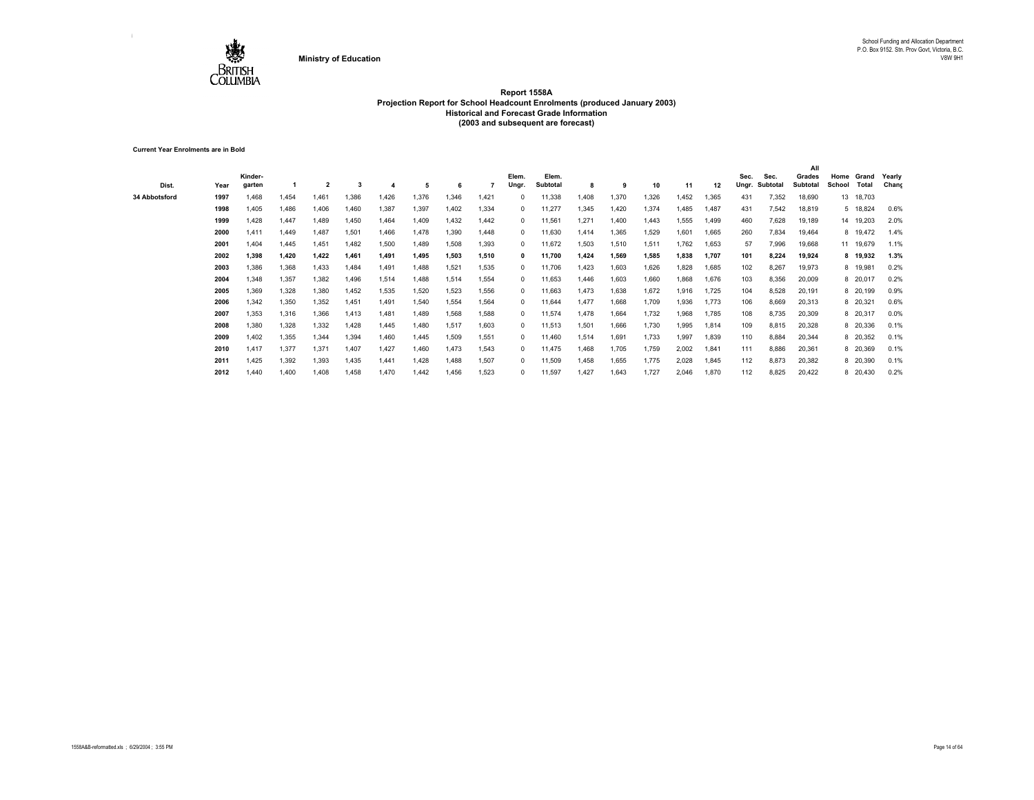Ministry of Education

School Funding and Allocation Department
P.O. Box 9152. Stn. Prov Govt, Victoria, B.C.
V8W 9H1

# Report 1558A
## Projection Report for School Headcount Enrolments (produced January 2003)
## Historical and Forecast Grade Information
## (2003 and subsequent are forecast)

**Current Year Enrolments are in Bold**

| Dist. | Year | Kinder-garten | 1 | 2 | 3 | 4 | 5 | 6 | 7 | Elem. Ungr. | Elem. Subtotal | 8 | 9 | 10 | 11 | 12 | Sec. Ungr. | Sec. Subtotal | All Grades Subtotal | Home School | Grand Total | Yearly Chang |
|---|---|---|---|---|---|---|---|---|---|---|---|---|---|---|---|---|---|---|---|---|---|---|
| 34 Abbotsford | 1997 | 1,468 | 1,454 | 1,461 | 1,386 | 1,426 | 1,376 | 1,346 | 1,421 | 0 | 11,338 | 1,408 | 1,370 | 1,326 | 1,452 | 1,365 | 431 | 7,352 | 18,690 | 13 | 18,703 | |
| | 1998 | 1,405 | 1,486 | 1,406 | 1,460 | 1,387 | 1,397 | 1,402 | 1,334 | 0 | 11,277 | 1,345 | 1,420 | 1,374 | 1,485 | 1,487 | 431 | 7,542 | 18,819 | 5 | 18,824 | 0.6% |
| | 1999 | 1,428 | 1,447 | 1,489 | 1,450 | 1,464 | 1,409 | 1,432 | 1,442 | 0 | 11,561 | 1,271 | 1,400 | 1,443 | 1,555 | 1,499 | 460 | 7,628 | 19,189 | 14 | 19,203 | 2.0% |
| | 2000 | 1,411 | 1,449 | 1,487 | 1,501 | 1,466 | 1,478 | 1,390 | 1,448 | 0 | 11,630 | 1,414 | 1,365 | 1,529 | 1,601 | 1,665 | 260 | 7,834 | 19,464 | 8 | 19,472 | 1.4% |
| | 2001 | 1,404 | 1,445 | 1,451 | 1,482 | 1,500 | 1,489 | 1,508 | 1,393 | 0 | 11,672 | 1,503 | 1,510 | 1,511 | 1,762 | 1,653 | 57 | 7,996 | 19,668 | 11 | 19,679 | 1.1% |
| | **2002** | **1,398** | **1,420** | **1,422** | **1,461** | **1,491** | **1,495** | **1,503** | **1,510** | **0** | **11,700** | **1,424** | **1,569** | **1,585** | **1,838** | **1,707** | **101** | **8,224** | **19,924** | **8** | **19,932** | **1.3%** |
| | 2003 | 1,386 | 1,368 | 1,433 | 1,484 | 1,491 | 1,488 | 1,521 | 1,535 | 0 | 11,706 | 1,423 | 1,603 | 1,626 | 1,828 | 1,685 | 102 | 8,267 | 19,973 | 8 | 19,981 | 0.2% |
| | 2004 | 1,348 | 1,357 | 1,382 | 1,496 | 1,514 | 1,488 | 1,514 | 1,554 | 0 | 11,653 | 1,446 | 1,603 | 1,660 | 1,868 | 1,676 | 103 | 8,356 | 20,009 | 8 | 20,017 | 0.2% |
| | 2005 | 1,369 | 1,328 | 1,380 | 1,452 | 1,535 | 1,520 | 1,523 | 1,556 | 0 | 11,663 | 1,473 | 1,638 | 1,672 | 1,916 | 1,725 | 104 | 8,528 | 20,191 | 8 | 20,199 | 0.9% |
| | 2006 | 1,342 | 1,350 | 1,352 | 1,451 | 1,491 | 1,540 | 1,554 | 1,564 | 0 | 11,644 | 1,477 | 1,668 | 1,709 | 1,936 | 1,773 | 106 | 8,669 | 20,313 | 8 | 20,321 | 0.6% |
| | 2007 | 1,353 | 1,316 | 1,366 | 1,413 | 1,481 | 1,489 | 1,568 | 1,588 | 0 | 11,574 | 1,478 | 1,664 | 1,732 | 1,968 | 1,785 | 108 | 8,735 | 20,309 | 8 | 20,317 | 0.0% |
| | 2008 | 1,380 | 1,328 | 1,332 | 1,428 | 1,445 | 1,480 | 1,517 | 1,603 | 0 | 11,513 | 1,501 | 1,666 | 1,730 | 1,995 | 1,814 | 109 | 8,815 | 20,328 | 8 | 20,336 | 0.1% |
| | 2009 | 1,402 | 1,355 | 1,344 | 1,394 | 1,460 | 1,445 | 1,509 | 1,551 | 0 | 11,460 | 1,514 | 1,691 | 1,733 | 1,997 | 1,839 | 110 | 8,884 | 20,344 | 8 | 20,352 | 0.1% |
| | 2010 | 1,417 | 1,377 | 1,371 | 1,407 | 1,427 | 1,460 | 1,473 | 1,543 | 0 | 11,475 | 1,468 | 1,705 | 1,759 | 2,002 | 1,841 | 111 | 8,886 | 20,361 | 8 | 20,369 | 0.1% |
| | 2011 | 1,425 | 1,392 | 1,393 | 1,435 | 1,441 | 1,428 | 1,488 | 1,507 | 0 | 11,509 | 1,458 | 1,655 | 1,775 | 2,028 | 1,845 | 112 | 8,873 | 20,382 | 8 | 20,390 | 0.1% |
| | 2012 | 1,440 | 1,400 | 1,408 | 1,458 | 1,470 | 1,442 | 1,456 | 1,523 | 0 | 11,597 | 1,427 | 1,643 | 1,727 | 2,046 | 1,870 | 112 | 8,825 | 20,422 | 8 | 20,430 | 0.2% |

1558A&B-reformatted.xls ; 6/29/2004 ; 3:55 PM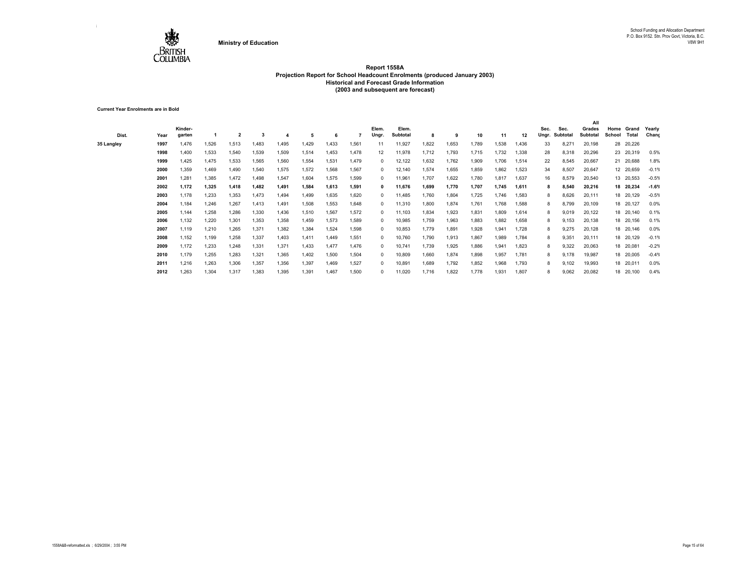Ministry of Education

School Funding and Allocation Department
P.O. Box 9152. Stn. Prov Govt, Victoria, B.C.
V8W 9H1

# Report 1558A
## Projection Report for School Headcount Enrolments (produced January 2003)
### Historical and Forecast Grade Information
### (2003 and subsequent are forecast)

**Current Year Enrolments are in Bold**

| Dist. | Year | Kinder-garten | 1 | 2 | 3 | 4 | 5 | 6 | 7 | Elem. Ungr. | Elem. Subtotal | 8 | 9 | 10 | 11 | 12 | Sec. Ungr. | Sec. Subtotal | All Grades Subtotal | Home School | Grand Total | Yearly Chang |
|---|---|---|---|---|---|---|---|---|---|---|---|---|---|---|---|---|---|---|---|---|---|---|
| 35 Langley | 1997 | 1,476 | 1,526 | 1,513 | 1,483 | 1,495 | 1,429 | 1,433 | 1,561 | 11 | 11,927 | 1,822 | 1,653 | 1,789 | 1,538 | 1,436 | 33 | 8,271 | 20,198 | 28 | 20,226 | |
| | 1998 | 1,400 | 1,533 | 1,540 | 1,539 | 1,509 | 1,514 | 1,453 | 1,478 | 12 | 11,978 | 1,712 | 1,793 | 1,715 | 1,732 | 1,338 | 28 | 8,318 | 20,296 | 23 | 20,319 | 0.5% |
| | 1999 | 1,425 | 1,475 | 1,533 | 1,565 | 1,560 | 1,554 | 1,531 | 1,479 | 0 | 12,122 | 1,632 | 1,762 | 1,909 | 1,706 | 1,514 | 22 | 8,545 | 20,667 | 21 | 20,688 | 1.8% |
| | 2000 | 1,359 | 1,469 | 1,490 | 1,540 | 1,575 | 1,572 | 1,568 | 1,567 | 0 | 12,140 | 1,574 | 1,655 | 1,859 | 1,862 | 1,523 | 34 | 8,507 | 20,647 | 12 | 20,659 | -0.1% |
| | 2001 | 1,281 | 1,385 | 1,472 | 1,498 | 1,547 | 1,604 | 1,575 | 1,599 | 0 | 11,961 | 1,707 | 1,622 | 1,780 | 1,817 | 1,637 | 16 | 8,579 | 20,540 | 13 | 20,553 | -0.5% |
| | **2002** | **1,172** | **1,325** | **1,418** | **1,482** | **1,491** | **1,584** | **1,613** | **1,591** | **0** | **11,676** | **1,699** | **1,770** | **1,707** | **1,745** | **1,611** | **8** | **8,540** | **20,216** | **18** | **20,234** | **-1.6%** |
| | 2003 | 1,178 | 1,233 | 1,353 | 1,473 | 1,494 | 1,499 | 1,635 | 1,620 | 0 | 11,485 | 1,760 | 1,804 | 1,725 | 1,746 | 1,583 | 8 | 8,626 | 20,111 | 18 | 20,129 | -0.5% |
| | 2004 | 1,184 | 1,246 | 1,267 | 1,413 | 1,491 | 1,508 | 1,553 | 1,648 | 0 | 11,310 | 1,800 | 1,874 | 1,761 | 1,768 | 1,588 | 8 | 8,799 | 20,109 | 18 | 20,127 | 0.0% |
| | 2005 | 1,144 | 1,258 | 1,286 | 1,330 | 1,436 | 1,510 | 1,567 | 1,572 | 0 | 11,103 | 1,834 | 1,923 | 1,831 | 1,809 | 1,614 | 8 | 9,019 | 20,122 | 18 | 20,140 | 0.1% |
| | 2006 | 1,132 | 1,220 | 1,301 | 1,353 | 1,358 | 1,459 | 1,573 | 1,589 | 0 | 10,985 | 1,759 | 1,963 | 1,883 | 1,882 | 1,658 | 8 | 9,153 | 20,138 | 18 | 20,156 | 0.1% |
| | 2007 | 1,119 | 1,210 | 1,265 | 1,371 | 1,382 | 1,384 | 1,524 | 1,598 | 0 | 10,853 | 1,779 | 1,891 | 1,928 | 1,941 | 1,728 | 8 | 9,275 | 20,128 | 18 | 20,146 | 0.0% |
| | 2008 | 1,152 | 1,199 | 1,258 | 1,337 | 1,403 | 1,411 | 1,449 | 1,551 | 0 | 10,760 | 1,790 | 1,913 | 1,867 | 1,989 | 1,784 | 8 | 9,351 | 20,111 | 18 | 20,129 | -0.1% |
| | 2009 | 1,172 | 1,233 | 1,248 | 1,331 | 1,371 | 1,433 | 1,477 | 1,476 | 0 | 10,741 | 1,739 | 1,925 | 1,886 | 1,941 | 1,823 | 8 | 9,322 | 20,063 | 18 | 20,081 | -0.2% |
| | 2010 | 1,179 | 1,255 | 1,283 | 1,321 | 1,365 | 1,402 | 1,500 | 1,504 | 0 | 10,809 | 1,660 | 1,874 | 1,898 | 1,957 | 1,781 | 8 | 9,178 | 19,987 | 18 | 20,005 | -0.4% |
| | 2011 | 1,216 | 1,263 | 1,306 | 1,357 | 1,356 | 1,397 | 1,469 | 1,527 | 0 | 10,891 | 1,689 | 1,792 | 1,852 | 1,968 | 1,793 | 8 | 9,102 | 19,993 | 18 | 20,011 | 0.0% |
| | 2012 | 1,263 | 1,304 | 1,317 | 1,383 | 1,395 | 1,391 | 1,467 | 1,500 | 0 | 11,020 | 1,716 | 1,822 | 1,778 | 1,931 | 1,807 | 8 | 9,062 | 20,082 | 18 | 20,100 | 0.4% |

1558A&B-reformatted.xls ; 6/29/2004 ; 3:55 PM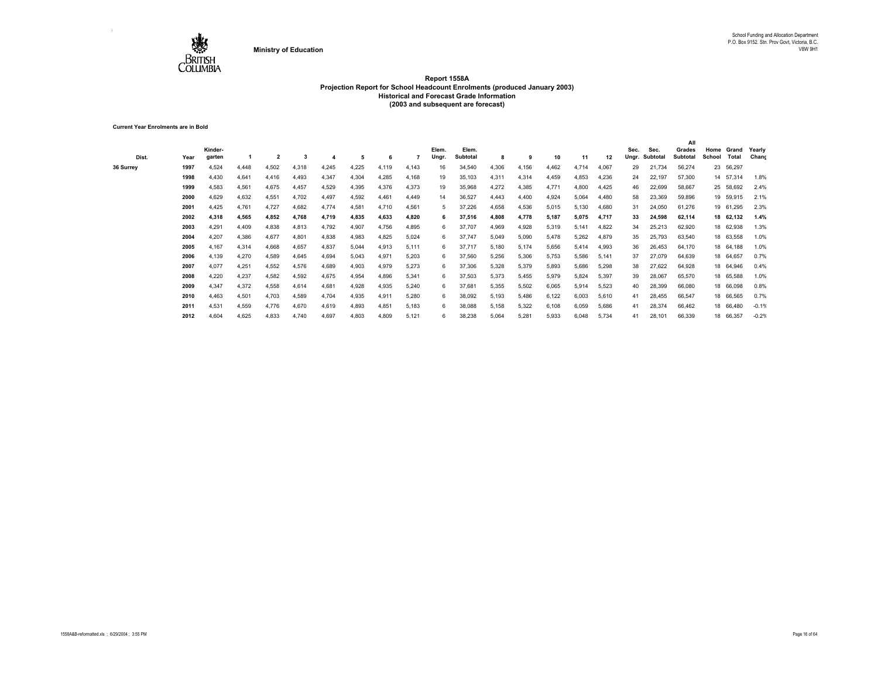Ministry of Education

School Funding and Allocation Department
P.O. Box 9152. Stn. Prov Govt, Victoria, B.C.
V8W 9H1

# Report 1558A
## Projection Report for School Headcount Enrolments (produced January 2003)
### Historical and Forecast Grade Information
### (2003 and subsequent are forecast)

**Current Year Enrolments are in Bold**

| Dist. | Year | Kinder-garten | 1 | 2 | 3 | 4 | 5 | 6 | 7 | Elem. Ungr. | Elem. Subtotal | 8 | 9 | 10 | 11 | 12 | Sec. Ungr. | Sec. Subtotal | All Grades Subtotal | Home School | Grand Total | Yearly Chang |
|---|---|---|---|---|---|---|---|---|---|---|---|---|---|---|---|---|---|---|---|---|---|---|
| 36 Surrey | 1997 | 4,524 | 4,448 | 4,502 | 4,318 | 4,245 | 4,225 | 4,119 | 4,143 | 16 | 34,540 | 4,306 | 4,156 | 4,462 | 4,714 | 4,067 | 29 | 21,734 | 56,274 | 23 | 56,297 | |
| | 1998 | 4,430 | 4,641 | 4,416 | 4,493 | 4,347 | 4,304 | 4,285 | 4,168 | 19 | 35,103 | 4,311 | 4,314 | 4,459 | 4,853 | 4,236 | 24 | 22,197 | 57,300 | 14 | 57,314 | 1.8% |
| | 1999 | 4,583 | 4,561 | 4,675 | 4,457 | 4,529 | 4,395 | 4,376 | 4,373 | 19 | 35,968 | 4,272 | 4,385 | 4,771 | 4,800 | 4,425 | 46 | 22,699 | 58,667 | 25 | 58,692 | 2.4% |
| | 2000 | 4,629 | 4,632 | 4,551 | 4,702 | 4,497 | 4,592 | 4,461 | 4,449 | 14 | 36,527 | 4,443 | 4,400 | 4,924 | 5,064 | 4,480 | 58 | 23,369 | 59,896 | 19 | 59,915 | 2.1% |
| | 2001 | 4,425 | 4,761 | 4,727 | 4,682 | 4,774 | 4,581 | 4,710 | 4,561 | 5 | 37,226 | 4,658 | 4,536 | 5,015 | 5,130 | 4,680 | 31 | 24,050 | 61,276 | 19 | 61,295 | 2.3% |
| | **2002** | **4,318** | **4,565** | **4,852** | **4,768** | **4,719** | **4,835** | **4,633** | **4,820** | **6** | **37,516** | **4,808** | **4,778** | **5,187** | **5,075** | **4,717** | **33** | **24,598** | **62,114** | **18** | **62,132** | **1.4%** |
| | 2003 | 4,291 | 4,409 | 4,838 | 4,813 | 4,792 | 4,907 | 4,756 | 4,895 | 6 | 37,707 | 4,969 | 4,928 | 5,319 | 5,141 | 4,822 | 34 | 25,213 | 62,920 | 18 | 62,938 | 1.3% |
| | 2004 | 4,207 | 4,386 | 4,677 | 4,801 | 4,838 | 4,983 | 4,825 | 5,024 | 6 | 37,747 | 5,049 | 5,090 | 5,478 | 5,262 | 4,879 | 35 | 25,793 | 63,540 | 18 | 63,558 | 1.0% |
| | 2005 | 4,167 | 4,314 | 4,668 | 4,657 | 4,837 | 5,044 | 4,913 | 5,111 | 6 | 37,717 | 5,180 | 5,174 | 5,656 | 5,414 | 4,993 | 36 | 26,453 | 64,170 | 18 | 64,188 | 1.0% |
| | 2006 | 4,139 | 4,270 | 4,589 | 4,645 | 4,694 | 5,043 | 4,971 | 5,203 | 6 | 37,560 | 5,256 | 5,306 | 5,753 | 5,586 | 5,141 | 37 | 27,079 | 64,639 | 18 | 64,657 | 0.7% |
| | 2007 | 4,077 | 4,251 | 4,552 | 4,576 | 4,689 | 4,903 | 4,979 | 5,273 | 6 | 37,306 | 5,328 | 5,379 | 5,893 | 5,686 | 5,298 | 38 | 27,622 | 64,928 | 18 | 64,946 | 0.4% |
| | 2008 | 4,220 | 4,237 | 4,582 | 4,592 | 4,675 | 4,954 | 4,896 | 5,341 | 6 | 37,503 | 5,373 | 5,455 | 5,979 | 5,824 | 5,397 | 39 | 28,067 | 65,570 | 18 | 65,588 | 1.0% |
| | 2009 | 4,347 | 4,372 | 4,558 | 4,614 | 4,681 | 4,928 | 4,935 | 5,240 | 6 | 37,681 | 5,355 | 5,502 | 6,065 | 5,914 | 5,523 | 40 | 28,399 | 66,080 | 18 | 66,098 | 0.8% |
| | 2010 | 4,463 | 4,501 | 4,703 | 4,589 | 4,704 | 4,935 | 4,911 | 5,280 | 6 | 38,092 | 5,193 | 5,486 | 6,122 | 6,003 | 5,610 | 41 | 28,455 | 66,547 | 18 | 66,565 | 0.7% |
| | 2011 | 4,531 | 4,559 | 4,776 | 4,670 | 4,619 | 4,893 | 4,851 | 5,183 | 6 | 38,088 | 5,158 | 5,322 | 6,108 | 6,059 | 5,686 | 41 | 28,374 | 66,462 | 18 | 66,480 | -0.1% |
| | 2012 | 4,604 | 4,625 | 4,833 | 4,740 | 4,697 | 4,803 | 4,809 | 5,121 | 6 | 38,238 | 5,064 | 5,281 | 5,933 | 6,048 | 5,734 | 41 | 28,101 | 66,339 | 18 | 66,357 | -0.2% |

1558A&B-reformatted.xls ; 6/29/2004 ; 3:55 PM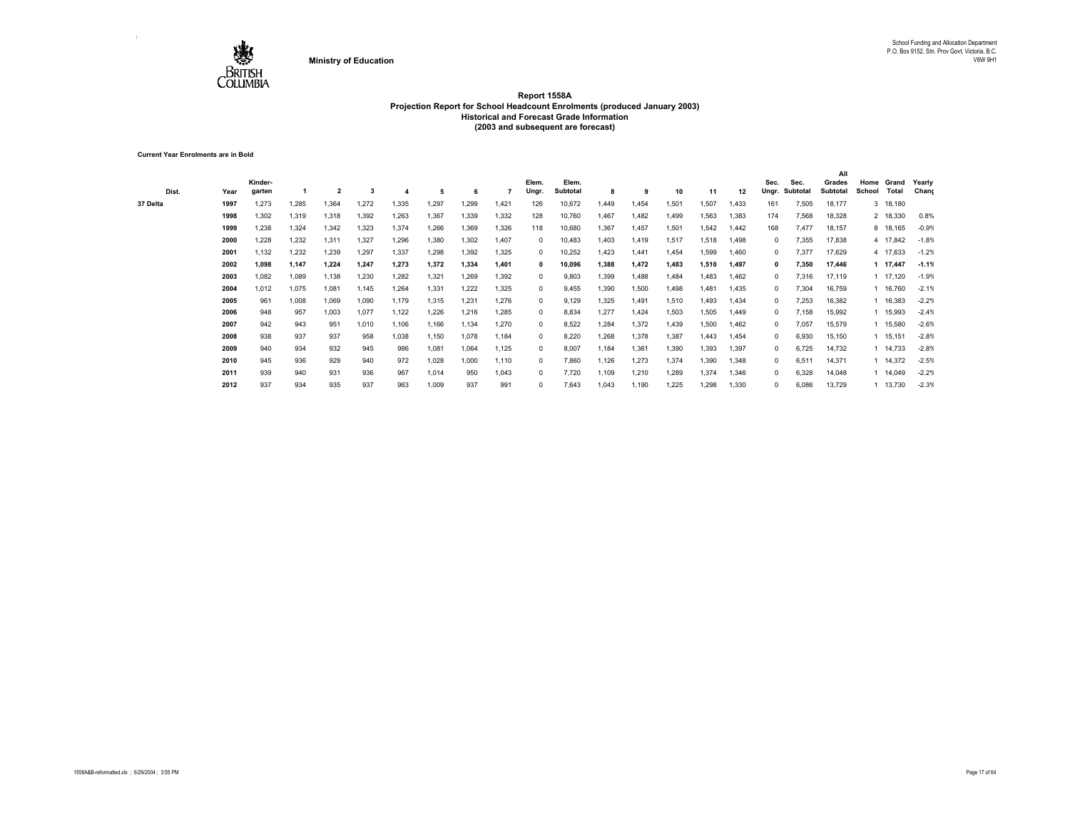Ministry of Education

School Funding and Allocation Department
P.O. Box 9152. Stn. Prov Govt, Victoria, B.C.
V8W 9H1

# Report 1558A
## Projection Report for School Headcount Enrolments (produced January 2003)
### Historical and Forecast Grade Information
### (2003 and subsequent are forecast)

**Current Year Enrolments are in Bold**

| Dist. | Year | Kinder-garten | 1 | 2 | 3 | 4 | 5 | 6 | 7 | Elem. Ungr. | Elem. Subtotal | 8 | 9 | 10 | 11 | 12 | Sec. Ungr. | Sec. Subtotal | All Grades Subtotal | Home School | Grand Total | Yearly Chang |
|---|---|---|---|---|---|---|---|---|---|---|---|---|---|---|---|---|---|---|---|---|---|---|
| 37 Delta | 1997 | 1,273 | 1,285 | 1,364 | 1,272 | 1,335 | 1,297 | 1,299 | 1,421 | 126 | 10,672 | 1,449 | 1,454 | 1,501 | 1,507 | 1,433 | 161 | 7,505 | 18,177 | 3 | 18,180 | |
| | 1998 | 1,302 | 1,319 | 1,318 | 1,392 | 1,263 | 1,367 | 1,339 | 1,332 | 128 | 10,760 | 1,467 | 1,482 | 1,499 | 1,563 | 1,383 | 174 | 7,568 | 18,328 | 2 | 18,330 | 0.8% |
| | 1999 | 1,238 | 1,324 | 1,342 | 1,323 | 1,374 | 1,266 | 1,369 | 1,326 | 118 | 10,680 | 1,367 | 1,457 | 1,501 | 1,542 | 1,442 | 168 | 7,477 | 18,157 | 8 | 18,165 | -0.9% |
| | 2000 | 1,228 | 1,232 | 1,311 | 1,327 | 1,296 | 1,380 | 1,302 | 1,407 | 0 | 10,483 | 1,403 | 1,419 | 1,517 | 1,518 | 1,498 | 0 | 7,355 | 17,838 | 4 | 17,842 | -1.8% |
| | 2001 | 1,132 | 1,232 | 1,239 | 1,297 | 1,337 | 1,298 | 1,392 | 1,325 | 0 | 10,252 | 1,423 | 1,441 | 1,454 | 1,599 | 1,460 | 0 | 7,377 | 17,629 | 4 | 17,633 | -1.2% |
| | **2002** | **1,098** | **1,147** | **1,224** | **1,247** | **1,273** | **1,372** | **1,334** | **1,401** | **0** | **10,096** | **1,388** | **1,472** | **1,483** | **1,510** | **1,497** | **0** | **7,350** | **17,446** | **1** | **17,447** | **-1.1%** |
| | 2003 | 1,082 | 1,089 | 1,138 | 1,230 | 1,282 | 1,321 | 1,269 | 1,392 | 0 | 9,803 | 1,399 | 1,488 | 1,484 | 1,483 | 1,462 | 0 | 7,316 | 17,119 | 1 | 17,120 | -1.9% |
| | 2004 | 1,012 | 1,075 | 1,081 | 1,145 | 1,264 | 1,331 | 1,222 | 1,325 | 0 | 9,455 | 1,390 | 1,500 | 1,498 | 1,481 | 1,435 | 0 | 7,304 | 16,759 | 1 | 16,760 | -2.1% |
| | 2005 | 961 | 1,008 | 1,069 | 1,090 | 1,179 | 1,315 | 1,231 | 1,276 | 0 | 9,129 | 1,325 | 1,491 | 1,510 | 1,493 | 1,434 | 0 | 7,253 | 16,382 | 1 | 16,383 | -2.2% |
| | 2006 | 948 | 957 | 1,003 | 1,077 | 1,122 | 1,226 | 1,216 | 1,285 | 0 | 8,834 | 1,277 | 1,424 | 1,503 | 1,505 | 1,449 | 0 | 7,158 | 15,992 | 1 | 15,993 | -2.4% |
| | 2007 | 942 | 943 | 951 | 1,010 | 1,106 | 1,166 | 1,134 | 1,270 | 0 | 8,522 | 1,284 | 1,372 | 1,439 | 1,500 | 1,462 | 0 | 7,057 | 15,579 | 1 | 15,580 | -2.6% |
| | 2008 | 938 | 937 | 937 | 958 | 1,038 | 1,150 | 1,078 | 1,184 | 0 | 8,220 | 1,268 | 1,378 | 1,387 | 1,443 | 1,454 | 0 | 6,930 | 15,150 | 1 | 15,151 | -2.8% |
| | 2009 | 940 | 934 | 932 | 945 | 986 | 1,081 | 1,064 | 1,125 | 0 | 8,007 | 1,184 | 1,361 | 1,390 | 1,393 | 1,397 | 0 | 6,725 | 14,732 | 1 | 14,733 | -2.8% |
| | 2010 | 945 | 936 | 929 | 940 | 972 | 1,028 | 1,000 | 1,110 | 0 | 7,860 | 1,126 | 1,273 | 1,374 | 1,390 | 1,348 | 0 | 6,511 | 14,371 | 1 | 14,372 | -2.5% |
| | 2011 | 939 | 940 | 931 | 936 | 967 | 1,014 | 950 | 1,043 | 0 | 7,720 | 1,109 | 1,210 | 1,289 | 1,374 | 1,346 | 0 | 6,328 | 14,048 | 1 | 14,049 | -2.2% |
| | 2012 | 937 | 934 | 935 | 937 | 963 | 1,009 | 937 | 991 | 0 | 7,643 | 1,043 | 1,190 | 1,225 | 1,298 | 1,330 | 0 | 6,086 | 13,729 | 1 | 13,730 | -2.3% |

1558A&B-reformatted.xls ; 6/29/2004 ; 3:55 PM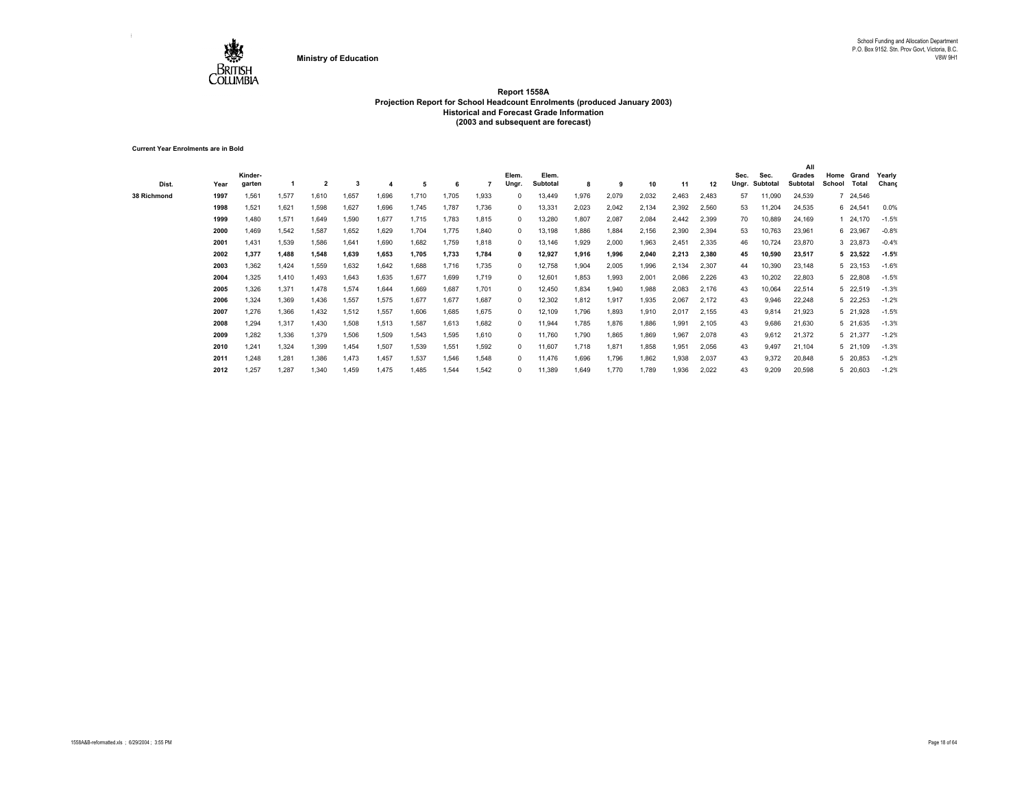Ministry of Education

School Funding and Allocation Department
P.O. Box 9152. Stn. Prov Govt, Victoria, B.C.
V8W 9H1

# Report 1558A
## Projection Report for School Headcount Enrolments (produced January 2003)
### Historical and Forecast Grade Information
### (2003 and subsequent are forecast)

**Current Year Enrolments are in Bold**

| Dist. | Year | Kinder-garten | 1 | 2 | 3 | 4 | 5 | 6 | 7 | Elem. Ungr. | Elem. Subtotal | 8 | 9 | 10 | 11 | 12 | Sec. Ungr. | Sec. Subtotal | All Grades Subtotal | Home School | Grand Total | Yearly Chang |
|---|---|---|---|---|---|---|---|---|---|---|---|---|---|---|---|---|---|---|---|---|---|---|
| 38 Richmond | 1997 | 1,561 | 1,577 | 1,610 | 1,657 | 1,696 | 1,710 | 1,705 | 1,933 | 0 | 13,449 | 1,976 | 2,079 | 2,032 | 2,463 | 2,483 | 57 | 11,090 | 24,539 | 7 | 24,546 | |
| | 1998 | 1,521 | 1,621 | 1,598 | 1,627 | 1,696 | 1,745 | 1,787 | 1,736 | 0 | 13,331 | 2,023 | 2,042 | 2,134 | 2,392 | 2,560 | 53 | 11,204 | 24,535 | 6 | 24,541 | 0.0% |
| | 1999 | 1,480 | 1,571 | 1,649 | 1,590 | 1,677 | 1,715 | 1,783 | 1,815 | 0 | 13,280 | 1,807 | 2,087 | 2,084 | 2,442 | 2,399 | 70 | 10,889 | 24,169 | 1 | 24,170 | -1.5% |
| | 2000 | 1,469 | 1,542 | 1,587 | 1,652 | 1,629 | 1,704 | 1,775 | 1,840 | 0 | 13,198 | 1,886 | 1,884 | 2,156 | 2,390 | 2,394 | 53 | 10,763 | 23,961 | 6 | 23,967 | -0.8% |
| | 2001 | 1,431 | 1,539 | 1,586 | 1,641 | 1,690 | 1,682 | 1,759 | 1,818 | 0 | 13,146 | 1,929 | 2,000 | 1,963 | 2,451 | 2,335 | 46 | 10,724 | 23,870 | 3 | 23,873 | -0.4% |
| | **2002** | **1,377** | **1,488** | **1,548** | **1,639** | **1,653** | **1,705** | **1,733** | **1,784** | **0** | **12,927** | **1,916** | **1,996** | **2,040** | **2,213** | **2,380** | **45** | **10,590** | **23,517** | **5** | **23,522** | **-1.5%** |
| | 2003 | 1,362 | 1,424 | 1,559 | 1,632 | 1,642 | 1,688 | 1,716 | 1,735 | 0 | 12,758 | 1,904 | 2,005 | 1,996 | 2,134 | 2,307 | 44 | 10,390 | 23,148 | 5 | 23,153 | -1.6% |
| | 2004 | 1,325 | 1,410 | 1,493 | 1,643 | 1,635 | 1,677 | 1,699 | 1,719 | 0 | 12,601 | 1,853 | 1,993 | 2,001 | 2,086 | 2,226 | 43 | 10,202 | 22,803 | 5 | 22,808 | -1.5% |
| | 2005 | 1,326 | 1,371 | 1,478 | 1,574 | 1,644 | 1,669 | 1,687 | 1,701 | 0 | 12,450 | 1,834 | 1,940 | 1,988 | 2,083 | 2,176 | 43 | 10,064 | 22,514 | 5 | 22,519 | -1.3% |
| | 2006 | 1,324 | 1,369 | 1,436 | 1,557 | 1,575 | 1,677 | 1,677 | 1,687 | 0 | 12,302 | 1,812 | 1,917 | 1,935 | 2,067 | 2,172 | 43 | 9,946 | 22,248 | 5 | 22,253 | -1.2% |
| | 2007 | 1,276 | 1,366 | 1,432 | 1,512 | 1,557 | 1,606 | 1,685 | 1,675 | 0 | 12,109 | 1,796 | 1,893 | 1,910 | 2,017 | 2,155 | 43 | 9,814 | 21,923 | 5 | 21,928 | -1.5% |
| | 2008 | 1,294 | 1,317 | 1,430 | 1,508 | 1,513 | 1,587 | 1,613 | 1,682 | 0 | 11,944 | 1,785 | 1,876 | 1,886 | 1,991 | 2,105 | 43 | 9,686 | 21,630 | 5 | 21,635 | -1.3% |
| | 2009 | 1,282 | 1,336 | 1,379 | 1,506 | 1,509 | 1,543 | 1,595 | 1,610 | 0 | 11,760 | 1,790 | 1,865 | 1,869 | 1,967 | 2,078 | 43 | 9,612 | 21,372 | 5 | 21,377 | -1.2% |
| | 2010 | 1,241 | 1,324 | 1,399 | 1,454 | 1,507 | 1,539 | 1,551 | 1,592 | 0 | 11,607 | 1,718 | 1,871 | 1,858 | 1,951 | 2,056 | 43 | 9,497 | 21,104 | 5 | 21,109 | -1.3% |
| | 2011 | 1,248 | 1,281 | 1,386 | 1,473 | 1,457 | 1,537 | 1,546 | 1,548 | 0 | 11,476 | 1,696 | 1,796 | 1,862 | 1,938 | 2,037 | 43 | 9,372 | 20,848 | 5 | 20,853 | -1.2% |
| | 2012 | 1,257 | 1,287 | 1,340 | 1,459 | 1,475 | 1,485 | 1,544 | 1,542 | 0 | 11,389 | 1,649 | 1,770 | 1,789 | 1,936 | 2,022 | 43 | 9,209 | 20,598 | 5 | 20,603 | -1.2% |

1558A&B-reformatted.xls ; 6/29/2004 ; 3:55 PM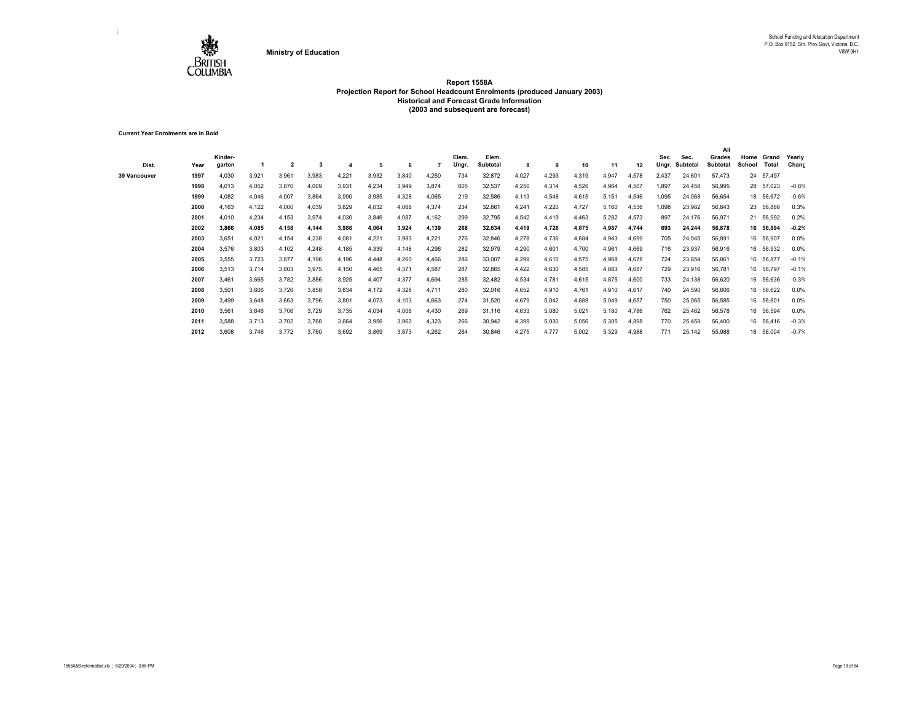Ministry of Education

School Funding and Allocation Department
P.O. Box 9152. Stn. Prov Govt, Victoria, B.C.
V8W 9H1

# Report 1558A
## Projection Report for School Headcount Enrolments (produced January 2003)
### Historical and Forecast Grade Information
### (2003 and subsequent are forecast)

**Current Year Enrolments are in Bold**

| Dist. | Year | Kinder-garten | 1 | 2 | 3 | 4 | 5 | 6 | 7 | Elem. Ungr. | Elem. Subtotal | 8 | 9 | 10 | 11 | 12 | Sec. Ungr. | Sec. Subtotal | All Grades Subtotal | Home School | Grand Total | Yearly Chang |
|---|---|---|---|---|---|---|---|---|---|---|---|---|---|---|---|---|---|---|---|---|---|---|
| 39 Vancouver | 1997 | 4,030 | 3,921 | 3,961 | 3,983 | 4,221 | 3,932 | 3,840 | 4,250 | 734 | 32,872 | 4,027 | 4,293 | 4,319 | 4,947 | 4,578 | 2,437 | 24,601 | 57,473 | 24 | 57,497 | |
| | 1998 | 4,013 | 4,052 | 3,870 | 4,009 | 3,931 | 4,234 | 3,949 | 3,874 | 605 | 32,537 | 4,250 | 4,314 | 4,526 | 4,964 | 4,507 | 1,897 | 24,458 | 56,995 | 28 | 57,023 | -0.8% |
| | 1999 | 4,082 | 4,046 | 4,007 | 3,864 | 3,990 | 3,985 | 4,328 | 4,065 | 219 | 32,586 | 4,113 | 4,548 | 4,615 | 5,151 | 4,546 | 1,095 | 24,068 | 56,654 | 18 | 56,672 | -0.6% |
| | 2000 | 4,163 | 4,122 | 4,000 | 4,039 | 3,829 | 4,032 | 4,068 | 4,374 | 234 | 32,861 | 4,241 | 4,220 | 4,727 | 5,160 | 4,536 | 1,098 | 23,982 | 56,843 | 23 | 56,866 | 0.3% |
| | 2001 | 4,010 | 4,234 | 4,153 | 3,974 | 4,030 | 3,846 | 4,087 | 4,162 | 299 | 32,795 | 4,542 | 4,419 | 4,463 | 5,282 | 4,573 | 897 | 24,176 | 56,971 | 21 | 56,992 | 0.2% |
| | **2002** | **3,866** | **4,085** | **4,158** | **4,144** | **3,986** | **4,064** | **3,924** | **4,139** | **268** | **32,634** | **4,419** | **4,726** | **4,675** | **4,987** | **4,744** | **693** | **24,244** | **56,878** | **16** | **56,894** | **-0.2%** |
| | 2003 | 3,651 | 4,021 | 4,154 | 4,238 | 4,081 | 4,221 | 3,983 | 4,221 | 276 | 32,846 | 4,278 | 4,736 | 4,684 | 4,943 | 4,699 | 705 | 24,045 | 56,891 | 16 | 56,907 | 0.0% |
| | 2004 | 3,576 | 3,803 | 4,102 | 4,248 | 4,185 | 4,339 | 4,148 | 4,296 | 282 | 32,979 | 4,290 | 4,601 | 4,700 | 4,961 | 4,669 | 716 | 23,937 | 56,916 | 16 | 56,932 | 0.0% |
| | 2005 | 3,555 | 3,723 | 3,877 | 4,196 | 4,196 | 4,448 | 4,260 | 4,466 | 286 | 33,007 | 4,299 | 4,610 | 4,575 | 4,968 | 4,678 | 724 | 23,854 | 56,861 | 16 | 56,877 | -0.1% |
| | 2006 | 3,513 | 3,714 | 3,803 | 3,975 | 4,150 | 4,465 | 4,371 | 4,587 | 287 | 32,865 | 4,422 | 4,630 | 4,585 | 4,863 | 4,687 | 729 | 23,916 | 56,781 | 16 | 56,797 | -0.1% |
| | 2007 | 3,461 | 3,665 | 3,782 | 3,886 | 3,925 | 4,407 | 4,377 | 4,694 | 285 | 32,482 | 4,534 | 4,781 | 4,615 | 4,875 | 4,600 | 733 | 24,138 | 56,620 | 16 | 56,636 | -0.3% |
| | 2008 | 3,501 | 3,606 | 3,726 | 3,858 | 3,834 | 4,172 | 4,328 | 4,711 | 280 | 32,016 | 4,652 | 4,910 | 4,761 | 4,910 | 4,617 | 740 | 24,590 | 56,606 | 16 | 56,622 | 0.0% |
| | 2009 | 3,499 | 3,648 | 3,663 | 3,796 | 3,801 | 4,073 | 4,103 | 4,663 | 274 | 31,520 | 4,679 | 5,042 | 4,888 | 5,049 | 4,657 | 750 | 25,065 | 56,585 | 16 | 56,601 | 0.0% |
| | 2010 | 3,561 | 3,646 | 3,706 | 3,729 | 3,735 | 4,034 | 4,006 | 4,430 | 269 | 31,116 | 4,633 | 5,080 | 5,021 | 5,180 | 4,786 | 762 | 25,462 | 56,578 | 16 | 56,594 | 0.0% |
| | 2011 | 3,588 | 3,713 | 3,702 | 3,768 | 3,664 | 3,956 | 3,962 | 4,323 | 266 | 30,942 | 4,399 | 5,030 | 5,056 | 5,305 | 4,898 | 770 | 25,458 | 56,400 | 16 | 56,416 | -0.3% |
| | 2012 | 3,608 | 3,746 | 3,772 | 3,760 | 3,692 | 3,869 | 3,873 | 4,262 | 264 | 30,846 | 4,275 | 4,777 | 5,002 | 5,329 | 4,988 | 771 | 25,142 | 55,988 | 16 | 56,004 | -0.7% |

1558A&B-reformatted.xls ; 6/29/2004 ; 3:55 PM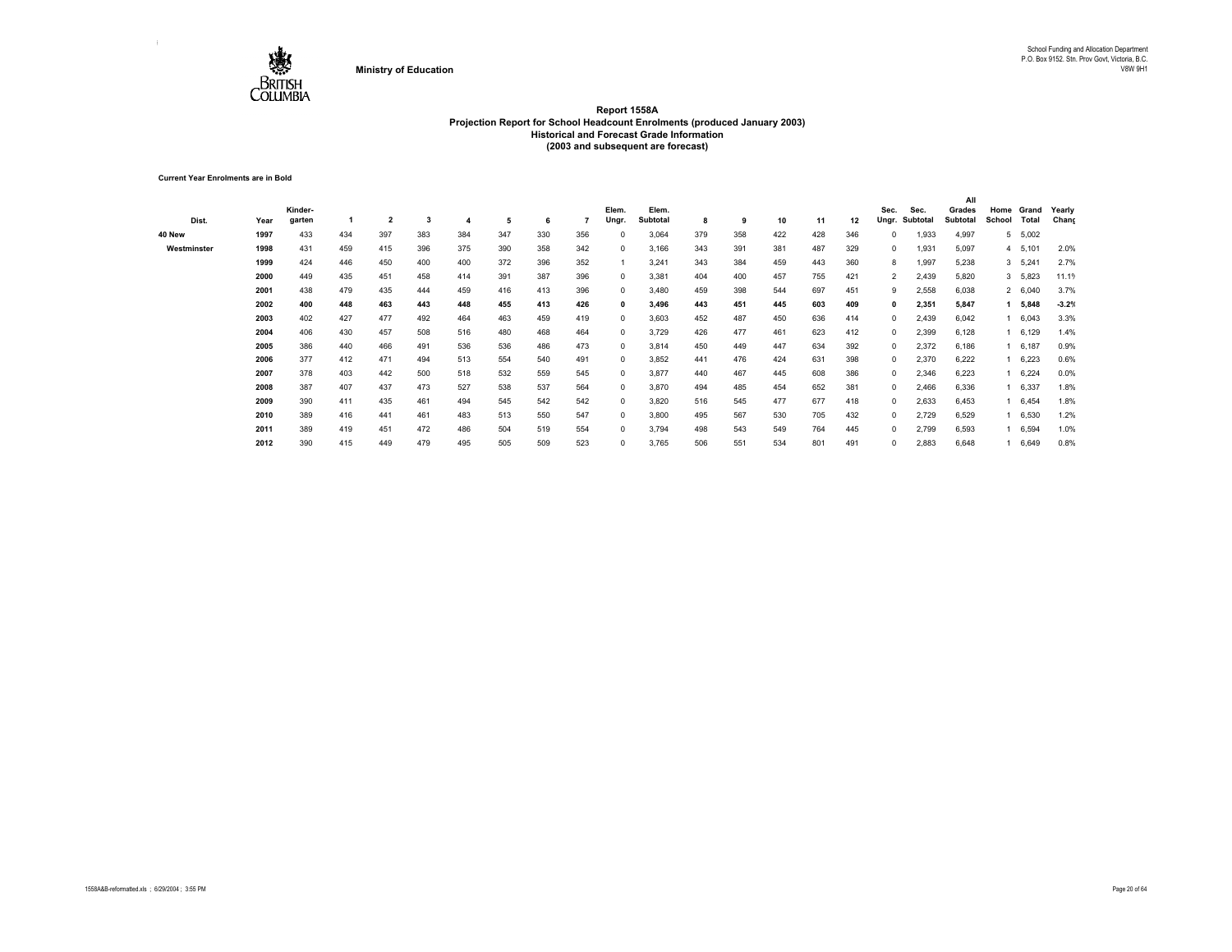Ministry of Education

School Funding and Allocation Department
P.O. Box 9152. Stn. Prov Govt, Victoria, B.C.
V8W 9H1

# Report 1558A
## Projection Report for School Headcount Enrolments (produced January 2003)
### Historical and Forecast Grade Information
### (2003 and subsequent are forecast)

**Current Year Enrolments are in Bold**

| Dist. | Year | Kinder-garten | 1 | 2 | 3 | 4 | 5 | 6 | 7 | Elem. Ungr. | Elem. Subtotal | 8 | 9 | 10 | 11 | 12 | Sec. Ungr. | Sec. Subtotal | All Grades Subtotal | Home School | Grand Total | Yearly Chang |
|---|---|---|---|---|---|---|---|---|---|---|---|---|---|---|---|---|---|---|---|---|---|---|
| **40 New** | **1997** | 433 | 434 | 397 | 383 | 384 | 347 | 330 | 356 | 0 | 3,064 | 379 | 358 | 422 | 428 | 346 | 0 | 1,933 | 4,997 | 5 | 5,002 | |
| **Westminster** | **1998** | 431 | 459 | 415 | 396 | 375 | 390 | 358 | 342 | 0 | 3,166 | 343 | 391 | 381 | 487 | 329 | 0 | 1,931 | 5,097 | 4 | 5,101 | 2.0% |
| | **1999** | 424 | 446 | 450 | 400 | 400 | 372 | 396 | 352 | 1 | 3,241 | 343 | 384 | 459 | 443 | 360 | 8 | 1,997 | 5,238 | 3 | 5,241 | 2.7% |
| | **2000** | 449 | 435 | 451 | 458 | 414 | 391 | 387 | 396 | 0 | 3,381 | 404 | 400 | 457 | 755 | 421 | 2 | 2,439 | 5,820 | 3 | 5,823 | 11.1% |
| | **2001** | 438 | 479 | 435 | 444 | 459 | 416 | 413 | 396 | 0 | 3,480 | 459 | 398 | 544 | 697 | 451 | 9 | 2,558 | 6,038 | 2 | 6,040 | 3.7% |
| | **2002** | **400** | **448** | **463** | **443** | **448** | **455** | **413** | **426** | **0** | **3,496** | **443** | **451** | **445** | **603** | **409** | **0** | **2,351** | **5,847** | **1** | **5,848** | **-3.2%** |
| | **2003** | 402 | 427 | 477 | 492 | 464 | 463 | 459 | 419 | 0 | 3,603 | 452 | 487 | 450 | 636 | 414 | 0 | 2,439 | 6,042 | 1 | 6,043 | 3.3% |
| | **2004** | 406 | 430 | 457 | 508 | 516 | 480 | 468 | 464 | 0 | 3,729 | 426 | 477 | 461 | 623 | 412 | 0 | 2,399 | 6,128 | 1 | 6,129 | 1.4% |
| | **2005** | 386 | 440 | 466 | 491 | 536 | 536 | 486 | 473 | 0 | 3,814 | 450 | 449 | 447 | 634 | 392 | 0 | 2,372 | 6,186 | 1 | 6,187 | 0.9% |
| | **2006** | 377 | 412 | 471 | 494 | 513 | 554 | 540 | 491 | 0 | 3,852 | 441 | 476 | 424 | 631 | 398 | 0 | 2,370 | 6,222 | 1 | 6,223 | 0.6% |
| | **2007** | 378 | 403 | 442 | 500 | 518 | 532 | 559 | 545 | 0 | 3,877 | 440 | 467 | 445 | 608 | 386 | 0 | 2,346 | 6,223 | 1 | 6,224 | 0.0% |
| | **2008** | 387 | 407 | 437 | 473 | 527 | 538 | 537 | 564 | 0 | 3,870 | 494 | 485 | 454 | 652 | 381 | 0 | 2,466 | 6,336 | 1 | 6,337 | 1.8% |
| | **2009** | 390 | 411 | 435 | 461 | 494 | 545 | 542 | 542 | 0 | 3,820 | 516 | 545 | 477 | 677 | 418 | 0 | 2,633 | 6,453 | 1 | 6,454 | 1.8% |
| | **2010** | 389 | 416 | 441 | 461 | 483 | 513 | 550 | 547 | 0 | 3,800 | 495 | 567 | 530 | 705 | 432 | 0 | 2,729 | 6,529 | 1 | 6,530 | 1.2% |
| | **2011** | 389 | 419 | 451 | 472 | 486 | 504 | 519 | 554 | 0 | 3,794 | 498 | 543 | 549 | 764 | 445 | 0 | 2,799 | 6,593 | 1 | 6,594 | 1.0% |
| | **2012** | 390 | 415 | 449 | 479 | 495 | 505 | 509 | 523 | 0 | 3,765 | 506 | 551 | 534 | 801 | 491 | 0 | 2,883 | 6,648 | 1 | 6,649 | 0.8% |

1558A&B-reformatted.xls ; 6/29/2004 ; 3:55 PM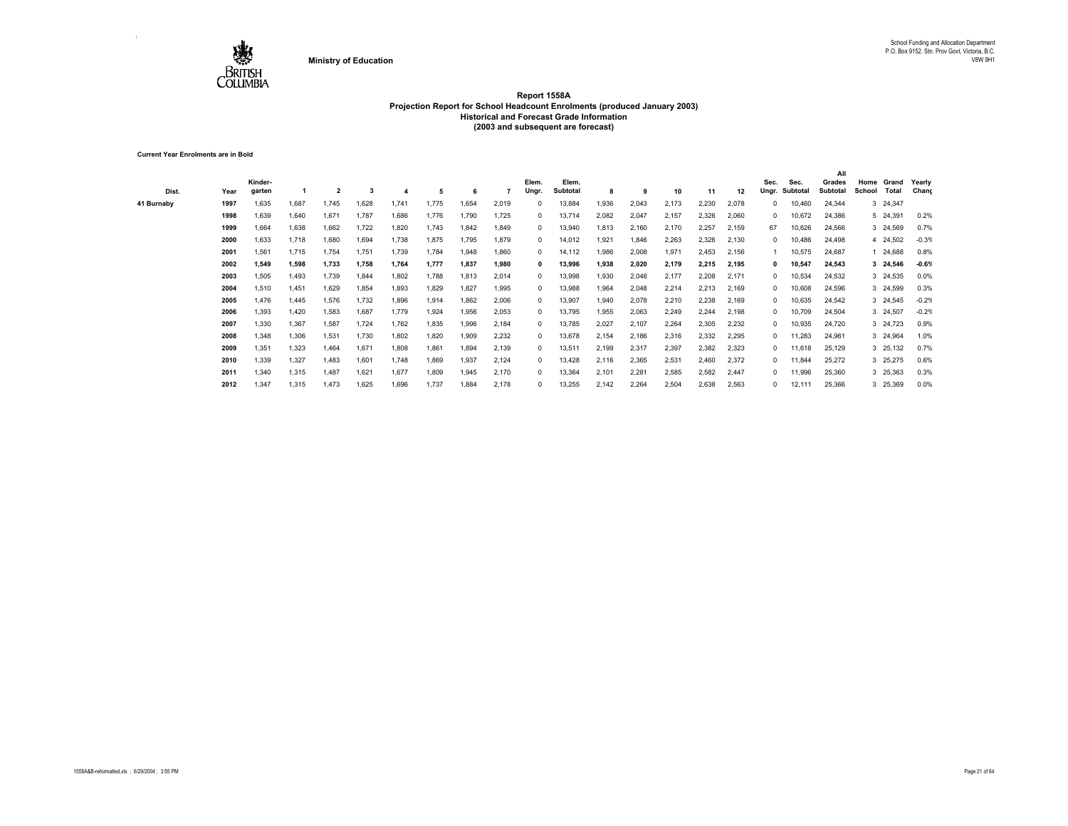Ministry of Education

School Funding and Allocation Department
P.O. Box 9152. Stn. Prov Govt, Victoria, B.C.
V8W 9H1

# Report 1558A
## Projection Report for School Headcount Enrolments (produced January 2003)
### Historical and Forecast Grade Information
### (2003 and subsequent are forecast)

**Current Year Enrolments are in Bold**

| Dist. | Year | Kinder-garten | 1 | 2 | 3 | 4 | 5 | 6 | 7 | Elem. Ungr. | Elem. Subtotal | 8 | 9 | 10 | 11 | 12 | Sec. Ungr. | Sec. Subtotal | All Grades Subtotal | Home School | Grand Total | Yearly Chang |
|---|---|---|---|---|---|---|---|---|---|---|---|---|---|---|---|---|---|---|---|---|---|---|
| 41 Burnaby | 1997 | 1,635 | 1,687 | 1,745 | 1,628 | 1,741 | 1,775 | 1,654 | 2,019 | 0 | 13,884 | 1,936 | 2,043 | 2,173 | 2,230 | 2,078 | 0 | 10,460 | 24,344 | 3 | 24,347 | |
| | 1998 | 1,639 | 1,640 | 1,671 | 1,787 | 1,686 | 1,776 | 1,790 | 1,725 | 0 | 13,714 | 2,082 | 2,047 | 2,157 | 2,326 | 2,060 | 0 | 10,672 | 24,386 | 5 | 24,391 | 0.2% |
| | 1999 | 1,664 | 1,638 | 1,662 | 1,722 | 1,820 | 1,743 | 1,842 | 1,849 | 0 | 13,940 | 1,813 | 2,160 | 2,170 | 2,257 | 2,159 | 67 | 10,626 | 24,566 | 3 | 24,569 | 0.7% |
| | 2000 | 1,633 | 1,718 | 1,680 | 1,694 | 1,738 | 1,875 | 1,795 | 1,879 | 0 | 14,012 | 1,921 | 1,846 | 2,263 | 2,326 | 2,130 | 0 | 10,486 | 24,498 | 4 | 24,502 | -0.3% |
| | 2001 | 1,561 | 1,715 | 1,754 | 1,751 | 1,739 | 1,784 | 1,948 | 1,860 | 0 | 14,112 | 1,986 | 2,008 | 1,971 | 2,453 | 2,156 | 1 | 10,575 | 24,687 | 1 | 24,688 | 0.8% |
| | **2002** | **1,549** | **1,598** | **1,733** | **1,758** | **1,764** | **1,777** | **1,837** | **1,980** | **0** | **13,996** | **1,938** | **2,020** | **2,179** | **2,215** | **2,195** | **0** | **10,547** | **24,543** | **3** | **24,546** | **-0.6%** |
| | 2003 | 1,505 | 1,493 | 1,739 | 1,844 | 1,802 | 1,788 | 1,813 | 2,014 | 0 | 13,998 | 1,930 | 2,048 | 2,177 | 2,208 | 2,171 | 0 | 10,534 | 24,532 | 3 | 24,535 | 0.0% |
| | 2004 | 1,510 | 1,451 | 1,629 | 1,854 | 1,893 | 1,829 | 1,827 | 1,995 | 0 | 13,988 | 1,964 | 2,048 | 2,214 | 2,213 | 2,169 | 0 | 10,608 | 24,596 | 3 | 24,599 | 0.3% |
| | 2005 | 1,476 | 1,445 | 1,576 | 1,732 | 1,896 | 1,914 | 1,862 | 2,006 | 0 | 13,907 | 1,940 | 2,078 | 2,210 | 2,238 | 2,169 | 0 | 10,635 | 24,542 | 3 | 24,545 | -0.2% |
| | 2006 | 1,393 | 1,420 | 1,583 | 1,687 | 1,779 | 1,924 | 1,956 | 2,053 | 0 | 13,795 | 1,955 | 2,063 | 2,249 | 2,244 | 2,198 | 0 | 10,709 | 24,504 | 3 | 24,507 | -0.2% |
| | 2007 | 1,330 | 1,367 | 1,587 | 1,724 | 1,762 | 1,835 | 1,996 | 2,184 | 0 | 13,785 | 2,027 | 2,107 | 2,264 | 2,305 | 2,232 | 0 | 10,935 | 24,720 | 3 | 24,723 | 0.9% |
| | 2008 | 1,348 | 1,306 | 1,531 | 1,730 | 1,802 | 1,820 | 1,909 | 2,232 | 0 | 13,678 | 2,154 | 2,186 | 2,316 | 2,332 | 2,295 | 0 | 11,283 | 24,961 | 3 | 24,964 | 1.0% |
| | 2009 | 1,351 | 1,323 | 1,464 | 1,671 | 1,808 | 1,861 | 1,894 | 2,139 | 0 | 13,511 | 2,199 | 2,317 | 2,397 | 2,382 | 2,323 | 0 | 11,618 | 25,129 | 3 | 25,132 | 0.7% |
| | 2010 | 1,339 | 1,327 | 1,483 | 1,601 | 1,748 | 1,869 | 1,937 | 2,124 | 0 | 13,428 | 2,116 | 2,365 | 2,531 | 2,460 | 2,372 | 0 | 11,844 | 25,272 | 3 | 25,275 | 0.6% |
| | 2011 | 1,340 | 1,315 | 1,487 | 1,621 | 1,677 | 1,809 | 1,945 | 2,170 | 0 | 13,364 | 2,101 | 2,281 | 2,585 | 2,582 | 2,447 | 0 | 11,996 | 25,360 | 3 | 25,363 | 0.3% |
| | 2012 | 1,347 | 1,315 | 1,473 | 1,625 | 1,696 | 1,737 | 1,884 | 2,178 | 0 | 13,255 | 2,142 | 2,264 | 2,504 | 2,638 | 2,563 | 0 | 12,111 | 25,366 | 3 | 25,369 | 0.0% |

1558A&B-reformatted.xls ; 6/29/2004 ; 3:55 PM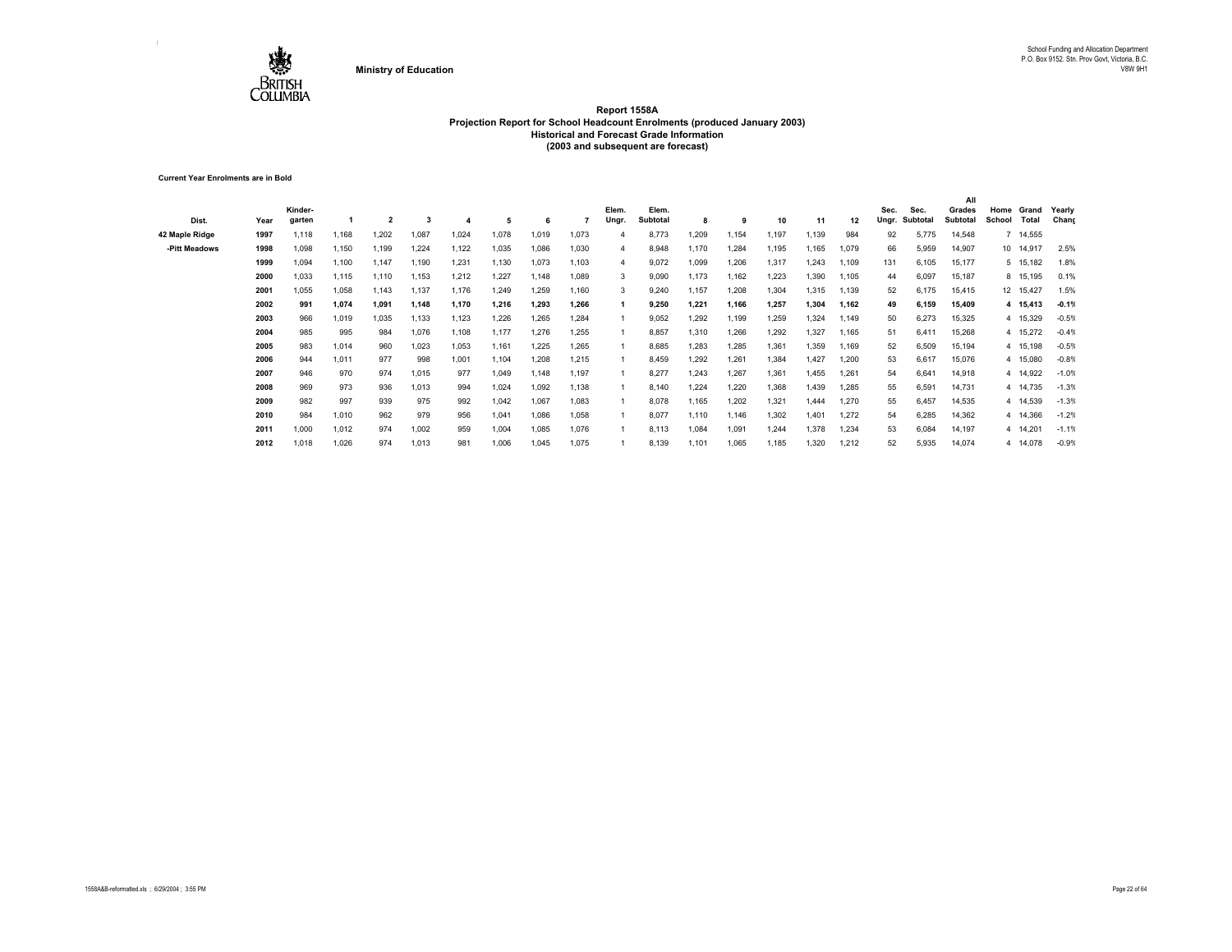Ministry of Education

School Funding and Allocation Department
P.O. Box 9152. Stn. Prov Govt, Victoria, B.C.
V8W 9H1

# Report 1558A
## Projection Report for School Headcount Enrolments (produced January 2003)
### Historical and Forecast Grade Information
### (2003 and subsequent are forecast)

**Current Year Enrolments are in Bold**

| Dist. | Year | Kinder-garten | 1 | 2 | 3 | 4 | 5 | 6 | 7 | Elem. Ungr. | Elem. Subtotal | 8 | 9 | 10 | 11 | 12 | Sec. Ungr. | Sec. Subtotal | All Grades Subtotal | Home School | Grand Total | Yearly Chang |
|---|---|---|---|---|---|---|---|---|---|---|---|---|---|---|---|---|---|---|---|---|---|---|
| 42 Maple Ridge | 1997 | 1,118 | 1,168 | 1,202 | 1,087 | 1,024 | 1,078 | 1,019 | 1,073 | 4 | 8,773 | 1,209 | 1,154 | 1,197 | 1,139 | 984 | 92 | 5,775 | 14,548 | 7 | 14,555 | |
| -Pitt Meadows | 1998 | 1,098 | 1,150 | 1,199 | 1,224 | 1,122 | 1,035 | 1,086 | 1,030 | 4 | 8,948 | 1,170 | 1,284 | 1,195 | 1,165 | 1,079 | 66 | 5,959 | 14,907 | 10 | 14,917 | 2.5% |
| | 1999 | 1,094 | 1,100 | 1,147 | 1,190 | 1,231 | 1,130 | 1,073 | 1,103 | 4 | 9,072 | 1,099 | 1,206 | 1,317 | 1,243 | 1,109 | 131 | 6,105 | 15,177 | 5 | 15,182 | 1.8% |
| | 2000 | 1,033 | 1,115 | 1,110 | 1,153 | 1,212 | 1,227 | 1,148 | 1,089 | 3 | 9,090 | 1,173 | 1,162 | 1,223 | 1,390 | 1,105 | 44 | 6,097 | 15,187 | 8 | 15,195 | 0.1% |
| | 2001 | 1,055 | 1,058 | 1,143 | 1,137 | 1,176 | 1,249 | 1,259 | 1,160 | 3 | 9,240 | 1,157 | 1,208 | 1,304 | 1,315 | 1,139 | 52 | 6,175 | 15,415 | 12 | 15,427 | 1.5% |
| | **2002** | **991** | **1,074** | **1,091** | **1,148** | **1,170** | **1,216** | **1,293** | **1,266** | **1** | **9,250** | **1,221** | **1,166** | **1,257** | **1,304** | **1,162** | **49** | **6,159** | **15,409** | **4** | **15,413** | **-0.1%** |
| | 2003 | 966 | 1,019 | 1,035 | 1,133 | 1,123 | 1,226 | 1,265 | 1,284 | 1 | 9,052 | 1,292 | 1,199 | 1,259 | 1,324 | 1,149 | 50 | 6,273 | 15,325 | 4 | 15,329 | -0.5% |
| | 2004 | 985 | 995 | 984 | 1,076 | 1,108 | 1,177 | 1,276 | 1,255 | 1 | 8,857 | 1,310 | 1,266 | 1,292 | 1,327 | 1,165 | 51 | 6,411 | 15,268 | 4 | 15,272 | -0.4% |
| | 2005 | 983 | 1,014 | 960 | 1,023 | 1,053 | 1,161 | 1,225 | 1,265 | 1 | 8,685 | 1,283 | 1,285 | 1,361 | 1,359 | 1,169 | 52 | 6,509 | 15,194 | 4 | 15,198 | -0.5% |
| | 2006 | 944 | 1,011 | 977 | 998 | 1,001 | 1,104 | 1,208 | 1,215 | 1 | 8,459 | 1,292 | 1,261 | 1,384 | 1,427 | 1,200 | 53 | 6,617 | 15,076 | 4 | 15,080 | -0.8% |
| | 2007 | 946 | 970 | 974 | 1,015 | 977 | 1,049 | 1,148 | 1,197 | 1 | 8,277 | 1,243 | 1,267 | 1,361 | 1,455 | 1,261 | 54 | 6,641 | 14,918 | 4 | 14,922 | -1.0% |
| | 2008 | 969 | 973 | 936 | 1,013 | 994 | 1,024 | 1,092 | 1,138 | 1 | 8,140 | 1,224 | 1,220 | 1,368 | 1,439 | 1,285 | 55 | 6,591 | 14,731 | 4 | 14,735 | -1.3% |
| | 2009 | 982 | 997 | 939 | 975 | 992 | 1,042 | 1,067 | 1,083 | 1 | 8,078 | 1,165 | 1,202 | 1,321 | 1,444 | 1,270 | 55 | 6,457 | 14,535 | 4 | 14,539 | -1.3% |
| | 2010 | 984 | 1,010 | 962 | 979 | 956 | 1,041 | 1,086 | 1,058 | 1 | 8,077 | 1,110 | 1,146 | 1,302 | 1,401 | 1,272 | 54 | 6,285 | 14,362 | 4 | 14,366 | -1.2% |
| | 2011 | 1,000 | 1,012 | 974 | 1,002 | 959 | 1,004 | 1,085 | 1,076 | 1 | 8,113 | 1,084 | 1,091 | 1,244 | 1,378 | 1,234 | 53 | 6,084 | 14,197 | 4 | 14,201 | -1.1% |
| | 2012 | 1,018 | 1,026 | 974 | 1,013 | 981 | 1,006 | 1,045 | 1,075 | 1 | 8,139 | 1,101 | 1,065 | 1,185 | 1,320 | 1,212 | 52 | 5,935 | 14,074 | 4 | 14,078 | -0.9% |

1558A&B-reformatted.xls ; 6/29/2004 ; 3:55 PM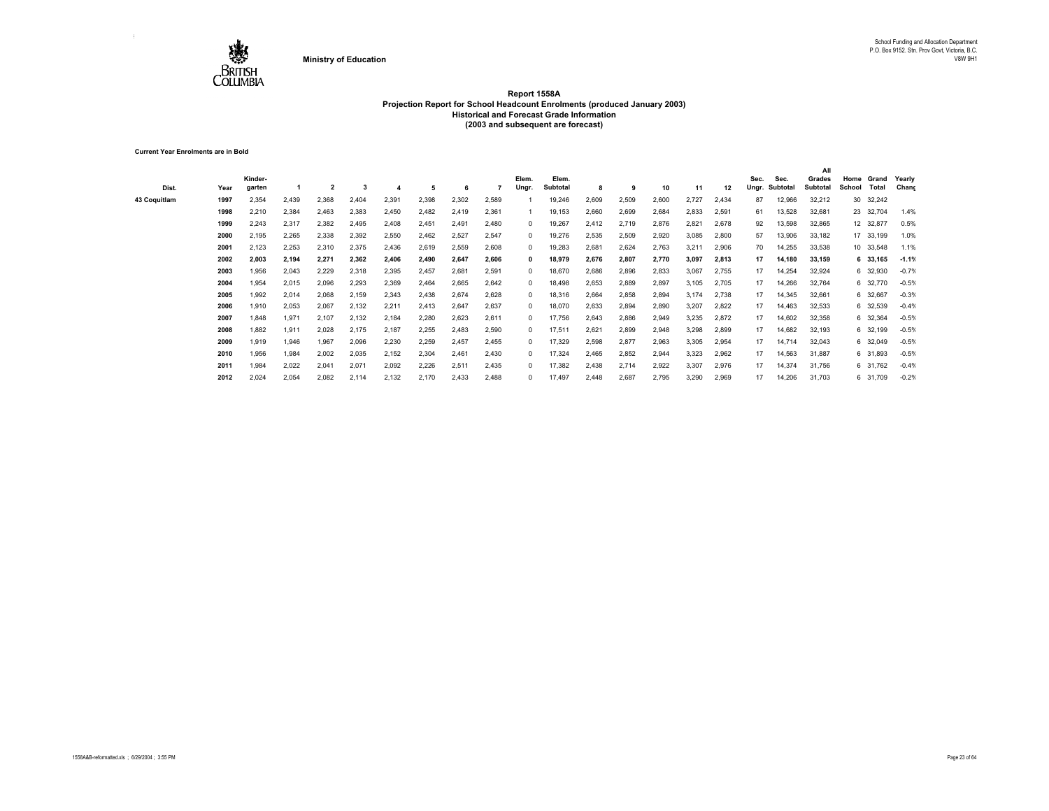Ministry of Education

School Funding and Allocation Department
P.O. Box 9152. Stn. Prov Govt, Victoria, B.C.
V8W 9H1

# Report 1558A
## Projection Report for School Headcount Enrolments (produced January 2003)
### Historical and Forecast Grade Information
### (2003 and subsequent are forecast)

**Current Year Enrolments are in Bold**

| Dist. | Year | Kinder-garten | 1 | 2 | 3 | 4 | 5 | 6 | 7 | Elem. Ungr. | Elem. Subtotal | 8 | 9 | 10 | 11 | 12 | Sec. Ungr. | Sec. Subtotal | All Grades Subtotal | Home School | Grand Total | Yearly Chang |
|---|---|---|---|---|---|---|---|---|---|---|---|---|---|---|---|---|---|---|---|---|---|---|
| 43 Coquitlam | 1997 | 2,354 | 2,439 | 2,368 | 2,404 | 2,391 | 2,398 | 2,302 | 2,589 | 1 | 19,246 | 2,609 | 2,509 | 2,600 | 2,727 | 2,434 | 87 | 12,966 | 32,212 | 30 | 32,242 | |
| | 1998 | 2,210 | 2,384 | 2,463 | 2,383 | 2,450 | 2,482 | 2,419 | 2,361 | 1 | 19,153 | 2,660 | 2,699 | 2,684 | 2,833 | 2,591 | 61 | 13,528 | 32,681 | 23 | 32,704 | 1.4% |
| | 1999 | 2,243 | 2,317 | 2,382 | 2,495 | 2,408 | 2,451 | 2,491 | 2,480 | 0 | 19,267 | 2,412 | 2,719 | 2,876 | 2,821 | 2,678 | 92 | 13,598 | 32,865 | 12 | 32,877 | 0.5% |
| | 2000 | 2,195 | 2,265 | 2,338 | 2,392 | 2,550 | 2,462 | 2,527 | 2,547 | 0 | 19,276 | 2,535 | 2,509 | 2,920 | 3,085 | 2,800 | 57 | 13,906 | 33,182 | 17 | 33,199 | 1.0% |
| | 2001 | 2,123 | 2,253 | 2,310 | 2,375 | 2,436 | 2,619 | 2,559 | 2,608 | 0 | 19,283 | 2,681 | 2,624 | 2,763 | 3,211 | 2,906 | 70 | 14,255 | 33,538 | 10 | 33,548 | 1.1% |
| | **2002** | **2,003** | **2,194** | **2,271** | **2,362** | **2,406** | **2,490** | **2,647** | **2,606** | **0** | **18,979** | **2,676** | **2,807** | **2,770** | **3,097** | **2,813** | **17** | **14,180** | **33,159** | **6** | **33,165** | **-1.1%** |
| | 2003 | 1,956 | 2,043 | 2,229 | 2,318 | 2,395 | 2,457 | 2,681 | 2,591 | 0 | 18,670 | 2,686 | 2,896 | 2,833 | 3,067 | 2,755 | 17 | 14,254 | 32,924 | 6 | 32,930 | -0.7% |
| | 2004 | 1,954 | 2,015 | 2,096 | 2,293 | 2,369 | 2,464 | 2,665 | 2,642 | 0 | 18,498 | 2,653 | 2,889 | 2,897 | 3,105 | 2,705 | 17 | 14,266 | 32,764 | 6 | 32,770 | -0.5% |
| | 2005 | 1,992 | 2,014 | 2,068 | 2,159 | 2,343 | 2,438 | 2,674 | 2,628 | 0 | 18,316 | 2,664 | 2,858 | 2,894 | 3,174 | 2,738 | 17 | 14,345 | 32,661 | 6 | 32,667 | -0.3% |
| | 2006 | 1,910 | 2,053 | 2,067 | 2,132 | 2,211 | 2,413 | 2,647 | 2,637 | 0 | 18,070 | 2,633 | 2,894 | 2,890 | 3,207 | 2,822 | 17 | 14,463 | 32,533 | 6 | 32,539 | -0.4% |
| | 2007 | 1,848 | 1,971 | 2,107 | 2,132 | 2,184 | 2,280 | 2,623 | 2,611 | 0 | 17,756 | 2,643 | 2,886 | 2,949 | 3,235 | 2,872 | 17 | 14,602 | 32,358 | 6 | 32,364 | -0.5% |
| | 2008 | 1,882 | 1,911 | 2,028 | 2,175 | 2,187 | 2,255 | 2,483 | 2,590 | 0 | 17,511 | 2,621 | 2,899 | 2,948 | 3,298 | 2,899 | 17 | 14,682 | 32,193 | 6 | 32,199 | -0.5% |
| | 2009 | 1,919 | 1,946 | 1,967 | 2,096 | 2,230 | 2,259 | 2,457 | 2,455 | 0 | 17,329 | 2,598 | 2,877 | 2,963 | 3,305 | 2,954 | 17 | 14,714 | 32,043 | 6 | 32,049 | -0.5% |
| | 2010 | 1,956 | 1,984 | 2,002 | 2,035 | 2,152 | 2,304 | 2,461 | 2,430 | 0 | 17,324 | 2,465 | 2,852 | 2,944 | 3,323 | 2,962 | 17 | 14,563 | 31,887 | 6 | 31,893 | -0.5% |
| | 2011 | 1,984 | 2,022 | 2,041 | 2,071 | 2,092 | 2,226 | 2,511 | 2,435 | 0 | 17,382 | 2,438 | 2,714 | 2,922 | 3,307 | 2,976 | 17 | 14,374 | 31,756 | 6 | 31,762 | -0.4% |
| | 2012 | 2,024 | 2,054 | 2,082 | 2,114 | 2,132 | 2,170 | 2,433 | 2,488 | 0 | 17,497 | 2,448 | 2,687 | 2,795 | 3,290 | 2,969 | 17 | 14,206 | 31,703 | 6 | 31,709 | -0.2% |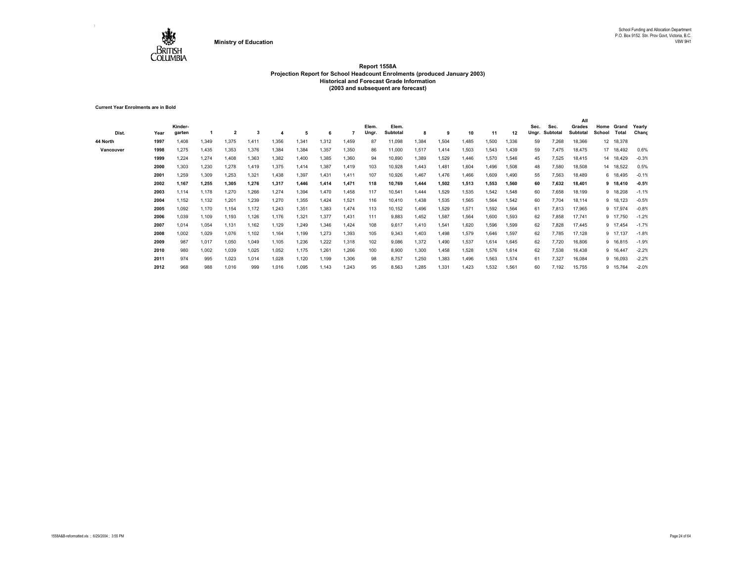**Ministry of Education**

School Funding and Allocation Department
P.O. Box 9152. Stn. Prov Govt, Victoria, B.C.
V8W 9H1

# Report 1558A
## Projection Report for School Headcount Enrolments (produced January 2003)
### Historical and Forecast Grade Information
### (2003 and subsequent are forecast)

**Current Year Enrolments are in Bold**

| Dist. | Year | Kinder-garten | 1 | 2 | 3 | 4 | 5 | 6 | 7 | Elem. Ungr. | Elem. Subtotal | 8 | 9 | 10 | 11 | 12 | Sec. Ungr. | Sec. Subtotal | All Grades Subtotal | Home School | Grand Total | Yearly Chang |
|---|---|---|---|---|---|---|---|---|---|---|---|---|---|---|---|---|---|---|---|---|---|---|
| 44 North | 1997 | 1,408 | 1,349 | 1,375 | 1,411 | 1,356 | 1,341 | 1,312 | 1,459 | 87 | 11,098 | 1,384 | 1,504 | 1,485 | 1,500 | 1,336 | 59 | 7,268 | 18,366 | 12 | 18,378 | |
| Vancouver | 1998 | 1,275 | 1,435 | 1,353 | 1,376 | 1,384 | 1,384 | 1,357 | 1,350 | 86 | 11,000 | 1,517 | 1,414 | 1,503 | 1,543 | 1,439 | 59 | 7,475 | 18,475 | 17 | 18,492 | 0.6% |
| | 1999 | 1,224 | 1,274 | 1,408 | 1,363 | 1,382 | 1,400 | 1,385 | 1,360 | 94 | 10,890 | 1,389 | 1,529 | 1,446 | 1,570 | 1,546 | 45 | 7,525 | 18,415 | 14 | 18,429 | -0.3% |
| | 2000 | 1,303 | 1,230 | 1,278 | 1,419 | 1,375 | 1,414 | 1,387 | 1,419 | 103 | 10,928 | 1,443 | 1,481 | 1,604 | 1,496 | 1,508 | 48 | 7,580 | 18,508 | 14 | 18,522 | 0.5% |
| | 2001 | 1,259 | 1,309 | 1,253 | 1,321 | 1,438 | 1,397 | 1,431 | 1,411 | 107 | 10,926 | 1,467 | 1,476 | 1,466 | 1,609 | 1,490 | 55 | 7,563 | 18,489 | 6 | 18,495 | -0.1% |
| | **2002** | **1,167** | **1,255** | **1,305** | **1,276** | **1,317** | **1,446** | **1,414** | **1,471** | **118** | **10,769** | **1,444** | **1,502** | **1,513** | **1,553** | **1,560** | **60** | **7,632** | **18,401** | **9** | **18,410** | **-0.5%** |
| | 2003 | 1,114 | 1,178 | 1,270 | 1,266 | 1,274 | 1,394 | 1,470 | 1,458 | 117 | 10,541 | 1,444 | 1,529 | 1,535 | 1,542 | 1,548 | 60 | 7,658 | 18,199 | 9 | 18,208 | -1.1% |
| | 2004 | 1,152 | 1,132 | 1,201 | 1,239 | 1,270 | 1,355 | 1,424 | 1,521 | 116 | 10,410 | 1,438 | 1,535 | 1,565 | 1,564 | 1,542 | 60 | 7,704 | 18,114 | 9 | 18,123 | -0.5% |
| | 2005 | 1,092 | 1,170 | 1,154 | 1,172 | 1,243 | 1,351 | 1,383 | 1,474 | 113 | 10,152 | 1,496 | 1,529 | 1,571 | 1,592 | 1,564 | 61 | 7,813 | 17,965 | 9 | 17,974 | -0.8% |
| | 2006 | 1,039 | 1,109 | 1,193 | 1,126 | 1,176 | 1,321 | 1,377 | 1,431 | 111 | 9,883 | 1,452 | 1,587 | 1,564 | 1,600 | 1,593 | 62 | 7,858 | 17,741 | 9 | 17,750 | -1.2% |
| | 2007 | 1,014 | 1,054 | 1,131 | 1,162 | 1,129 | 1,249 | 1,346 | 1,424 | 108 | 9,617 | 1,410 | 1,541 | 1,620 | 1,596 | 1,599 | 62 | 7,828 | 17,445 | 9 | 17,454 | -1.7% |
| | 2008 | 1,002 | 1,029 | 1,076 | 1,102 | 1,164 | 1,199 | 1,273 | 1,393 | 105 | 9,343 | 1,403 | 1,498 | 1,579 | 1,646 | 1,597 | 62 | 7,785 | 17,128 | 9 | 17,137 | -1.8% |
| | 2009 | 987 | 1,017 | 1,050 | 1,049 | 1,105 | 1,236 | 1,222 | 1,318 | 102 | 9,086 | 1,372 | 1,490 | 1,537 | 1,614 | 1,645 | 62 | 7,720 | 16,806 | 9 | 16,815 | -1.9% |
| | 2010 | 980 | 1,002 | 1,039 | 1,025 | 1,052 | 1,175 | 1,261 | 1,266 | 100 | 8,900 | 1,300 | 1,458 | 1,528 | 1,576 | 1,614 | 62 | 7,538 | 16,438 | 9 | 16,447 | -2.2% |
| | 2011 | 974 | 995 | 1,023 | 1,014 | 1,028 | 1,120 | 1,199 | 1,306 | 98 | 8,757 | 1,250 | 1,383 | 1,496 | 1,563 | 1,574 | 61 | 7,327 | 16,084 | 9 | 16,093 | -2.2% |
| | 2012 | 968 | 988 | 1,016 | 999 | 1,016 | 1,095 | 1,143 | 1,243 | 95 | 8,563 | 1,285 | 1,331 | 1,423 | 1,532 | 1,561 | 60 | 7,192 | 15,755 | 9 | 15,764 | -2.0% |

1558A&B-reformatted.xls ; 6/29/2004 ; 3:55 PM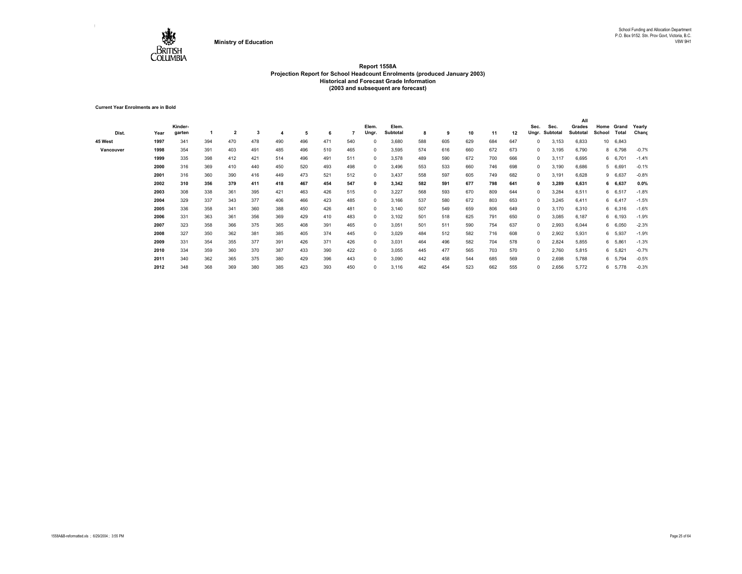Ministry of Education

School Funding and Allocation Department
P.O. Box 9152. Stn. Prov Govt, Victoria, B.C.
V8W 9H1

# Report 1558A
## Projection Report for School Headcount Enrolments (produced January 2003)
### Historical and Forecast Grade Information
### (2003 and subsequent are forecast)

**Current Year Enrolments are in Bold**

| Dist. | Year | Kinder-garten | 1 | 2 | 3 | 4 | 5 | 6 | 7 | Elem. Ungr. | Elem. Subtotal | 8 | 9 | 10 | 11 | 12 | Sec. Ungr. | Sec. Subtotal | All Grades Subtotal | Home School | Grand Total | Yearly Chang |
|---|---|---|---|---|---|---|---|---|---|---|---|---|---|---|---|---|---|---|---|---|---|---|
| 45 West | 1997 | 341 | 394 | 470 | 478 | 490 | 496 | 471 | 540 | 0 | 3,680 | 588 | 605 | 629 | 684 | 647 | 0 | 3,153 | 6,833 | 10 | 6,843 | |
| Vancouver | 1998 | 354 | 391 | 403 | 491 | 485 | 496 | 510 | 465 | 0 | 3,595 | 574 | 616 | 660 | 672 | 673 | 0 | 3,195 | 6,790 | 8 | 6,798 | -0.7% |
| | 1999 | 335 | 398 | 412 | 421 | 514 | 496 | 491 | 511 | 0 | 3,578 | 489 | 590 | 672 | 700 | 666 | 0 | 3,117 | 6,695 | 6 | 6,701 | -1.4% |
| | 2000 | 316 | 369 | 410 | 440 | 450 | 520 | 493 | 498 | 0 | 3,496 | 553 | 533 | 660 | 746 | 698 | 0 | 3,190 | 6,686 | 5 | 6,691 | -0.1% |
| | 2001 | 316 | 360 | 390 | 416 | 449 | 473 | 521 | 512 | 0 | 3,437 | 558 | 597 | 605 | 749 | 682 | 0 | 3,191 | 6,628 | 9 | 6,637 | -0.8% |
| | **2002** | **310** | **356** | **379** | **411** | **418** | **467** | **454** | **547** | **0** | **3,342** | **582** | **591** | **677** | **798** | **641** | **0** | **3,289** | **6,631** | **6** | **6,637** | **0.0%** |
| | 2003 | 308 | 338 | 361 | 395 | 421 | 463 | 426 | 515 | 0 | 3,227 | 568 | 593 | 670 | 809 | 644 | 0 | 3,284 | 6,511 | 6 | 6,517 | -1.8% |
| | 2004 | 329 | 337 | 343 | 377 | 406 | 466 | 423 | 485 | 0 | 3,166 | 537 | 580 | 672 | 803 | 653 | 0 | 3,245 | 6,411 | 6 | 6,417 | -1.5% |
| | 2005 | 336 | 358 | 341 | 360 | 388 | 450 | 426 | 481 | 0 | 3,140 | 507 | 549 | 659 | 806 | 649 | 0 | 3,170 | 6,310 | 6 | 6,316 | -1.6% |
| | 2006 | 331 | 363 | 361 | 356 | 369 | 429 | 410 | 483 | 0 | 3,102 | 501 | 518 | 625 | 791 | 650 | 0 | 3,085 | 6,187 | 6 | 6,193 | -1.9% |
| | 2007 | 323 | 358 | 366 | 375 | 365 | 408 | 391 | 465 | 0 | 3,051 | 501 | 511 | 590 | 754 | 637 | 0 | 2,993 | 6,044 | 6 | 6,050 | -2.3% |
| | 2008 | 327 | 350 | 362 | 381 | 385 | 405 | 374 | 445 | 0 | 3,029 | 484 | 512 | 582 | 716 | 608 | 0 | 2,902 | 5,931 | 6 | 5,937 | -1.9% |
| | 2009 | 331 | 354 | 355 | 377 | 391 | 426 | 371 | 426 | 0 | 3,031 | 464 | 496 | 582 | 704 | 578 | 0 | 2,824 | 5,855 | 6 | 5,861 | -1.3% |
| | 2010 | 334 | 359 | 360 | 370 | 387 | 433 | 390 | 422 | 0 | 3,055 | 445 | 477 | 565 | 703 | 570 | 0 | 2,760 | 5,815 | 6 | 5,821 | -0.7% |
| | 2011 | 340 | 362 | 365 | 375 | 380 | 429 | 396 | 443 | 0 | 3,090 | 442 | 458 | 544 | 685 | 569 | 0 | 2,698 | 5,788 | 6 | 5,794 | -0.5% |
| | 2012 | 348 | 368 | 369 | 380 | 385 | 423 | 393 | 450 | 0 | 3,116 | 462 | 454 | 523 | 662 | 555 | 0 | 2,656 | 5,772 | 6 | 5,778 | -0.3% |

1558A&B-reformatted.xls ; 6/29/2004 ; 3:55 PM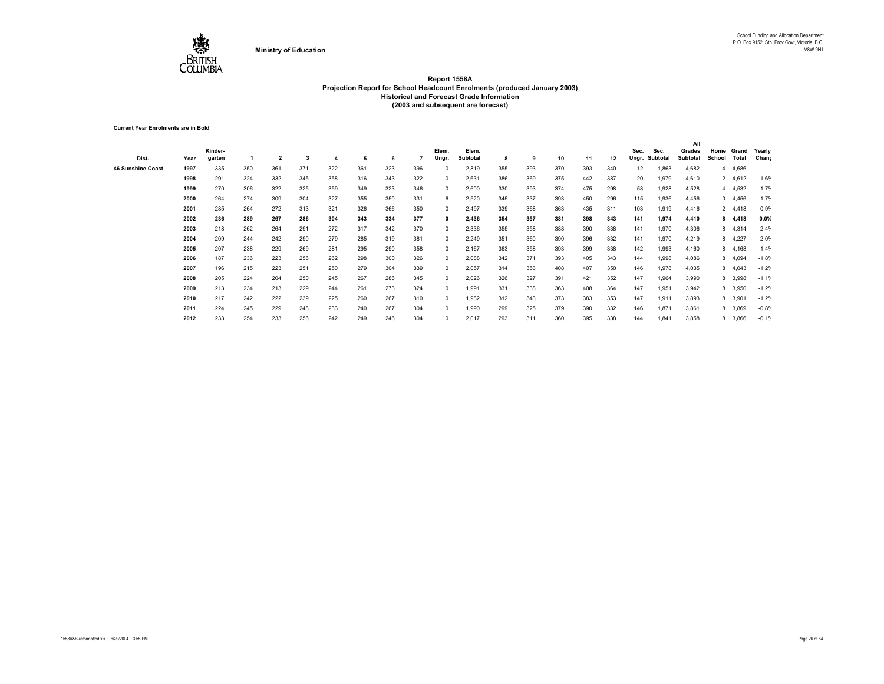Ministry of Education

School Funding and Allocation Department
P.O. Box 9152. Stn. Prov Govt, Victoria, B.C.
V8W 9H1

# Report 1558A
## Projection Report for School Headcount Enrolments (produced January 2003)
### Historical and Forecast Grade Information
### (2003 and subsequent are forecast)

**Current Year Enrolments are in Bold**

| Dist. | Year | Kinder-garten | 1 | 2 | 3 | 4 | 5 | 6 | 7 | Elem. Ungr. | Elem. Subtotal | 8 | 9 | 10 | 11 | 12 | Sec. Ungr. | Sec. Subtotal | All Grades Subtotal | Home School | Grand Total | Yearly Chang |
|---|---|---|---|---|---|---|---|---|---|---|---|---|---|---|---|---|---|---|---|---|---|---|
| **46 Sunshine Coast** | **1997** | 335 | 350 | 361 | 371 | 322 | 361 | 323 | 396 | 0 | 2,819 | 355 | 393 | 370 | 393 | 340 | 12 | 1,863 | 4,682 | 4 | 4,686 | |
| | **1998** | 291 | 324 | 332 | 345 | 358 | 316 | 343 | 322 | 0 | 2,631 | 386 | 369 | 375 | 442 | 387 | 20 | 1,979 | 4,610 | 2 | 4,612 | -1.6% |
| | **1999** | 270 | 306 | 322 | 325 | 359 | 349 | 323 | 346 | 0 | 2,600 | 330 | 393 | 374 | 475 | 298 | 58 | 1,928 | 4,528 | 4 | 4,532 | -1.7% |
| | **2000** | 264 | 274 | 309 | 304 | 327 | 355 | 350 | 331 | 6 | 2,520 | 345 | 337 | 393 | 450 | 296 | 115 | 1,936 | 4,456 | 0 | 4,456 | -1.7% |
| | **2001** | 285 | 264 | 272 | 313 | 321 | 326 | 366 | 350 | 0 | 2,497 | 339 | 368 | 363 | 435 | 311 | 103 | 1,919 | 4,416 | 2 | 4,418 | -0.9% |
| | **2002** | **236** | **289** | **267** | **286** | **304** | **343** | **334** | **377** | **0** | **2,436** | **354** | **357** | **381** | **398** | **343** | **141** | **1,974** | **4,410** | **8** | **4,418** | **0.0%** |
| | **2003** | 218 | 262 | 264 | 291 | 272 | 317 | 342 | 370 | 0 | 2,336 | 355 | 358 | 388 | 390 | 338 | 141 | 1,970 | 4,306 | 8 | 4,314 | -2.4% |
| | **2004** | 209 | 244 | 242 | 290 | 279 | 285 | 319 | 381 | 0 | 2,249 | 351 | 360 | 390 | 396 | 332 | 141 | 1,970 | 4,219 | 8 | 4,227 | -2.0% |
| | **2005** | 207 | 238 | 229 | 269 | 281 | 295 | 290 | 358 | 0 | 2,167 | 363 | 358 | 393 | 399 | 338 | 142 | 1,993 | 4,160 | 8 | 4,168 | -1.4% |
| | **2006** | 187 | 236 | 223 | 256 | 262 | 298 | 300 | 326 | 0 | 2,088 | 342 | 371 | 393 | 405 | 343 | 144 | 1,998 | 4,086 | 8 | 4,094 | -1.8% |
| | **2007** | 196 | 215 | 223 | 251 | 250 | 279 | 304 | 339 | 0 | 2,057 | 314 | 353 | 408 | 407 | 350 | 146 | 1,978 | 4,035 | 8 | 4,043 | -1.2% |
| | **2008** | 205 | 224 | 204 | 250 | 245 | 267 | 286 | 345 | 0 | 2,026 | 326 | 327 | 391 | 421 | 352 | 147 | 1,964 | 3,990 | 8 | 3,998 | -1.1% |
| | **2009** | 213 | 234 | 213 | 229 | 244 | 261 | 273 | 324 | 0 | 1,991 | 331 | 338 | 363 | 408 | 364 | 147 | 1,951 | 3,942 | 8 | 3,950 | -1.2% |
| | **2010** | 217 | 242 | 222 | 239 | 225 | 260 | 267 | 310 | 0 | 1,982 | 312 | 343 | 373 | 383 | 353 | 147 | 1,911 | 3,893 | 8 | 3,901 | -1.2% |
| | **2011** | 224 | 245 | 229 | 248 | 233 | 240 | 267 | 304 | 0 | 1,990 | 299 | 325 | 379 | 390 | 332 | 146 | 1,871 | 3,861 | 8 | 3,869 | -0.8% |
| | **2012** | 233 | 254 | 233 | 256 | 242 | 249 | 246 | 304 | 0 | 2,017 | 293 | 311 | 360 | 395 | 338 | 144 | 1,841 | 3,858 | 8 | 3,866 | -0.1% |

1558A&B-reformatted.xls ; 6/29/2004 ; 3:55 PM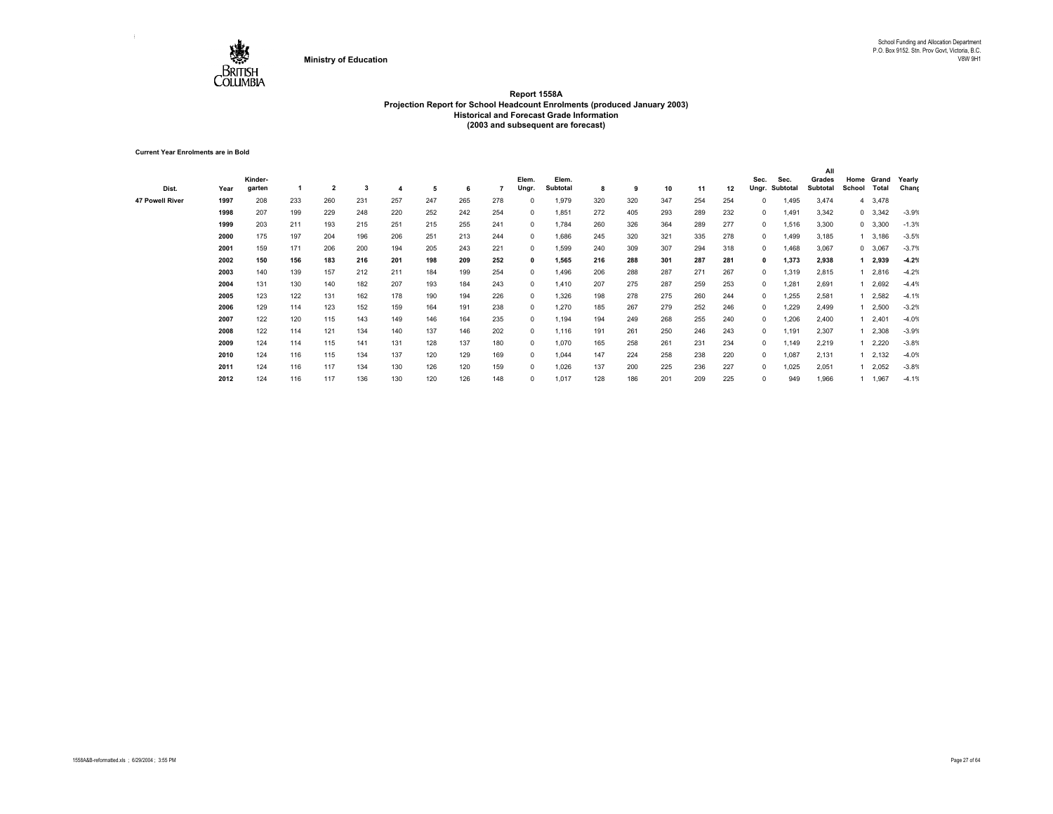Ministry of Education

School Funding and Allocation Department
P.O. Box 9152. Stn. Prov Govt, Victoria, B.C.
V8W 9H1

# Report 1558A
## Projection Report for School Headcount Enrolments (produced January 2003)
### Historical and Forecast Grade Information
### (2003 and subsequent are forecast)

**Current Year Enrolments are in Bold**

| Dist. | Year | Kinder-garten | 1 | 2 | 3 | 4 | 5 | 6 | 7 | Elem. Ungr. | Elem. Subtotal | 8 | 9 | 10 | 11 | 12 | Sec. Ungr. | Sec. Subtotal | All Grades Subtotal | Home School | Grand Total | Yearly Chang |
|---|---|---|---|---|---|---|---|---|---|---|---|---|---|---|---|---|---|---|---|---|---|---|
| 47 Powell River | 1997 | 208 | 233 | 260 | 231 | 257 | 247 | 265 | 278 | 0 | 1,979 | 320 | 320 | 347 | 254 | 254 | 0 | 1,495 | 3,474 | 4 | 3,478 | |
| | 1998 | 207 | 199 | 229 | 248 | 220 | 252 | 242 | 254 | 0 | 1,851 | 272 | 405 | 293 | 289 | 232 | 0 | 1,491 | 3,342 | 0 | 3,342 | -3.9% |
| | 1999 | 203 | 211 | 193 | 215 | 251 | 215 | 255 | 241 | 0 | 1,784 | 260 | 326 | 364 | 289 | 277 | 0 | 1,516 | 3,300 | 0 | 3,300 | -1.3% |
| | 2000 | 175 | 197 | 204 | 196 | 206 | 251 | 213 | 244 | 0 | 1,686 | 245 | 320 | 321 | 335 | 278 | 0 | 1,499 | 3,185 | 1 | 3,186 | -3.5% |
| | 2001 | 159 | 171 | 206 | 200 | 194 | 205 | 243 | 221 | 0 | 1,599 | 240 | 309 | 307 | 294 | 318 | 0 | 1,468 | 3,067 | 0 | 3,067 | -3.7% |
| | **2002** | **150** | **156** | **183** | **216** | **201** | **198** | **209** | **252** | **0** | **1,565** | **216** | **288** | **301** | **287** | **281** | **0** | **1,373** | **2,938** | **1** | **2,939** | **-4.2%** |
| | 2003 | 140 | 139 | 157 | 212 | 211 | 184 | 199 | 254 | 0 | 1,496 | 206 | 288 | 287 | 271 | 267 | 0 | 1,319 | 2,815 | 1 | 2,816 | -4.2% |
| | 2004 | 131 | 130 | 140 | 182 | 207 | 193 | 184 | 243 | 0 | 1,410 | 207 | 275 | 287 | 259 | 253 | 0 | 1,281 | 2,691 | 1 | 2,692 | -4.4% |
| | 2005 | 123 | 122 | 131 | 162 | 178 | 190 | 194 | 226 | 0 | 1,326 | 198 | 278 | 275 | 260 | 244 | 0 | 1,255 | 2,581 | 1 | 2,582 | -4.1% |
| | 2006 | 129 | 114 | 123 | 152 | 159 | 164 | 191 | 238 | 0 | 1,270 | 185 | 267 | 279 | 252 | 246 | 0 | 1,229 | 2,499 | 1 | 2,500 | -3.2% |
| | 2007 | 122 | 120 | 115 | 143 | 149 | 146 | 164 | 235 | 0 | 1,194 | 194 | 249 | 268 | 255 | 240 | 0 | 1,206 | 2,400 | 1 | 2,401 | -4.0% |
| | 2008 | 122 | 114 | 121 | 134 | 140 | 137 | 146 | 202 | 0 | 1,116 | 191 | 261 | 250 | 246 | 243 | 0 | 1,191 | 2,307 | 1 | 2,308 | -3.9% |
| | 2009 | 124 | 114 | 115 | 141 | 131 | 128 | 137 | 180 | 0 | 1,070 | 165 | 258 | 261 | 231 | 234 | 0 | 1,149 | 2,219 | 1 | 2,220 | -3.8% |
| | 2010 | 124 | 116 | 115 | 134 | 137 | 120 | 129 | 169 | 0 | 1,044 | 147 | 224 | 258 | 238 | 220 | 0 | 1,087 | 2,131 | 1 | 2,132 | -4.0% |
| | 2011 | 124 | 116 | 117 | 134 | 130 | 126 | 120 | 159 | 0 | 1,026 | 137 | 200 | 225 | 236 | 227 | 0 | 1,025 | 2,051 | 1 | 2,052 | -3.8% |
| | 2012 | 124 | 116 | 117 | 136 | 130 | 120 | 126 | 148 | 0 | 1,017 | 128 | 186 | 201 | 209 | 225 | 0 | 949 | 1,966 | 1 | 1,967 | -4.1% |

1558A&B-reformatted.xls ; 6/29/2004 ; 3:55 PM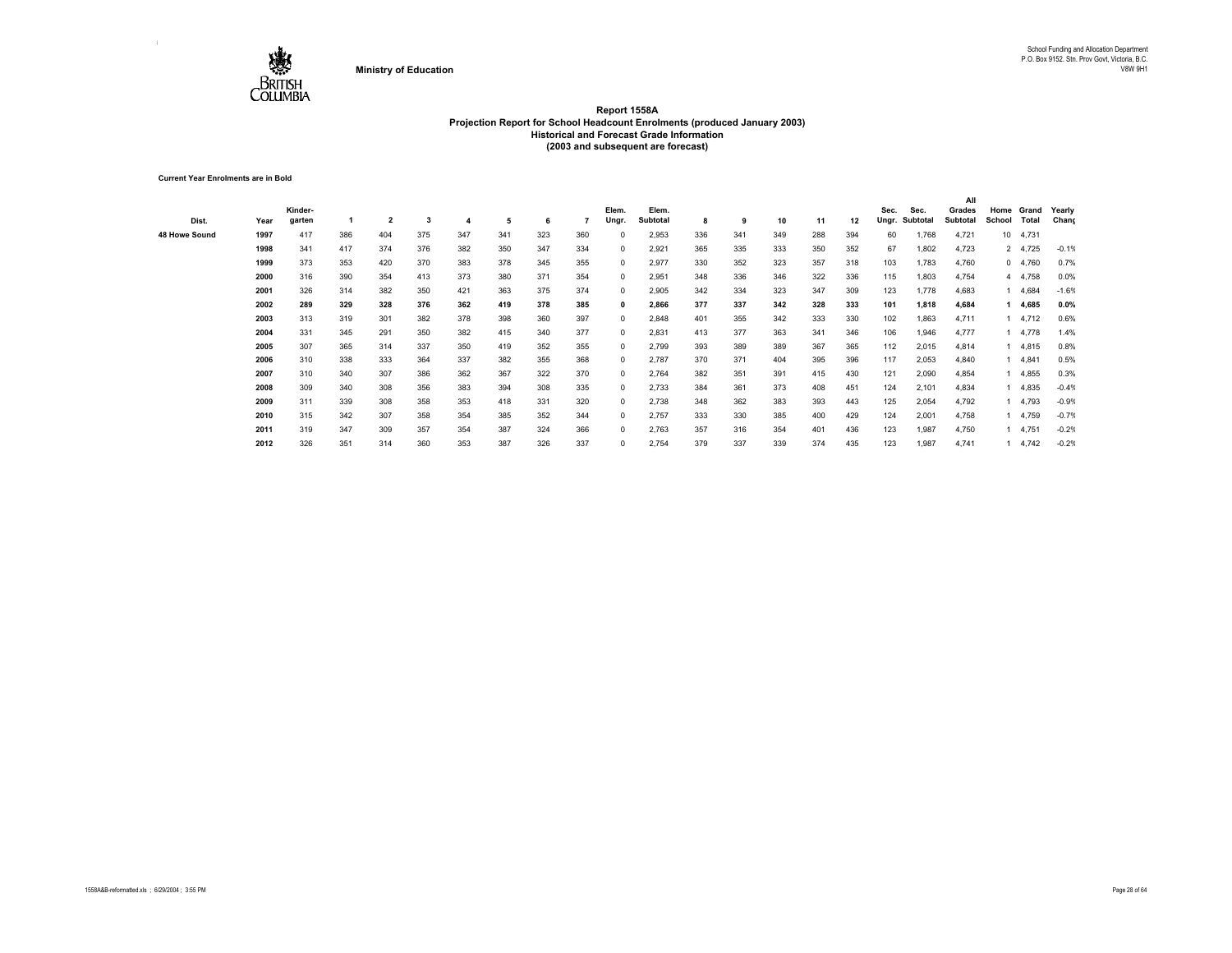Ministry of Education

School Funding and Allocation Department
P.O. Box 9152. Stn. Prov Govt, Victoria, B.C.
V8W 9H1

## Report 1558A
### Projection Report for School Headcount Enrolments (produced January 2003)
### Historical and Forecast Grade Information
### (2003 and subsequent are forecast)

**Current Year Enrolments are in Bold**

| Dist. | Year | Kinder-garten | 1 | 2 | 3 | 4 | 5 | 6 | 7 | Elem. Ungr. | Elem. Subtotal | 8 | 9 | 10 | 11 | 12 | Sec. Ungr. | Sec. Subtotal | All Grades Subtotal | Home School | Grand Total | Yearly Chang |
|---|---|---|---|---|---|---|---|---|---|---|---|---|---|---|---|---|---|---|---|---|---|---|
| 48 Howe Sound | 1997 | 417 | 386 | 404 | 375 | 347 | 341 | 323 | 360 | 0 | 2,953 | 336 | 341 | 349 | 288 | 394 | 60 | 1,768 | 4,721 | 10 | 4,731 | |
| | 1998 | 341 | 417 | 374 | 376 | 382 | 350 | 347 | 334 | 0 | 2,921 | 365 | 335 | 333 | 350 | 352 | 67 | 1,802 | 4,723 | 2 | 4,725 | -0.1% |
| | 1999 | 373 | 353 | 420 | 370 | 383 | 378 | 345 | 355 | 0 | 2,977 | 330 | 352 | 323 | 357 | 318 | 103 | 1,783 | 4,760 | 0 | 4,760 | 0.7% |
| | 2000 | 316 | 390 | 354 | 413 | 373 | 380 | 371 | 354 | 0 | 2,951 | 348 | 336 | 346 | 322 | 336 | 115 | 1,803 | 4,754 | 4 | 4,758 | 0.0% |
| | 2001 | 326 | 314 | 382 | 350 | 421 | 363 | 375 | 374 | 0 | 2,905 | 342 | 334 | 323 | 347 | 309 | 123 | 1,778 | 4,683 | 1 | 4,684 | -1.6% |
| | **2002** | **289** | **329** | **328** | **376** | **362** | **419** | **378** | **385** | **0** | **2,866** | **377** | **337** | **342** | **328** | **333** | **101** | **1,818** | **4,684** | **1** | **4,685** | **0.0%** |
| | 2003 | 313 | 319 | 301 | 382 | 378 | 398 | 360 | 397 | 0 | 2,848 | 401 | 355 | 342 | 333 | 330 | 102 | 1,863 | 4,711 | 1 | 4,712 | 0.6% |
| | 2004 | 331 | 345 | 291 | 350 | 382 | 415 | 340 | 377 | 0 | 2,831 | 413 | 377 | 363 | 341 | 346 | 106 | 1,946 | 4,777 | 1 | 4,778 | 1.4% |
| | 2005 | 307 | 365 | 314 | 337 | 350 | 419 | 352 | 355 | 0 | 2,799 | 393 | 389 | 389 | 367 | 365 | 112 | 2,015 | 4,814 | 1 | 4,815 | 0.8% |
| | 2006 | 310 | 338 | 333 | 364 | 337 | 382 | 355 | 368 | 0 | 2,787 | 370 | 371 | 404 | 395 | 396 | 117 | 2,053 | 4,840 | 1 | 4,841 | 0.5% |
| | 2007 | 310 | 340 | 307 | 386 | 362 | 367 | 322 | 370 | 0 | 2,764 | 382 | 351 | 391 | 415 | 430 | 121 | 2,090 | 4,854 | 1 | 4,855 | 0.3% |
| | 2008 | 309 | 340 | 308 | 356 | 383 | 394 | 308 | 335 | 0 | 2,733 | 384 | 361 | 373 | 408 | 451 | 124 | 2,101 | 4,834 | 1 | 4,835 | -0.4% |
| | 2009 | 311 | 339 | 308 | 358 | 353 | 418 | 331 | 320 | 0 | 2,738 | 348 | 362 | 383 | 393 | 443 | 125 | 2,054 | 4,792 | 1 | 4,793 | -0.9% |
| | 2010 | 315 | 342 | 307 | 358 | 354 | 385 | 352 | 344 | 0 | 2,757 | 333 | 330 | 385 | 400 | 429 | 124 | 2,001 | 4,758 | 1 | 4,759 | -0.7% |
| | 2011 | 319 | 347 | 309 | 357 | 354 | 387 | 324 | 366 | 0 | 2,763 | 357 | 316 | 354 | 401 | 436 | 123 | 1,987 | 4,750 | 1 | 4,751 | -0.2% |
| | 2012 | 326 | 351 | 314 | 360 | 353 | 387 | 326 | 337 | 0 | 2,754 | 379 | 337 | 339 | 374 | 435 | 123 | 1,987 | 4,741 | 1 | 4,742 | -0.2% |

1558A&B-reformatted.xls ; 6/29/2004 ; 3:55 PM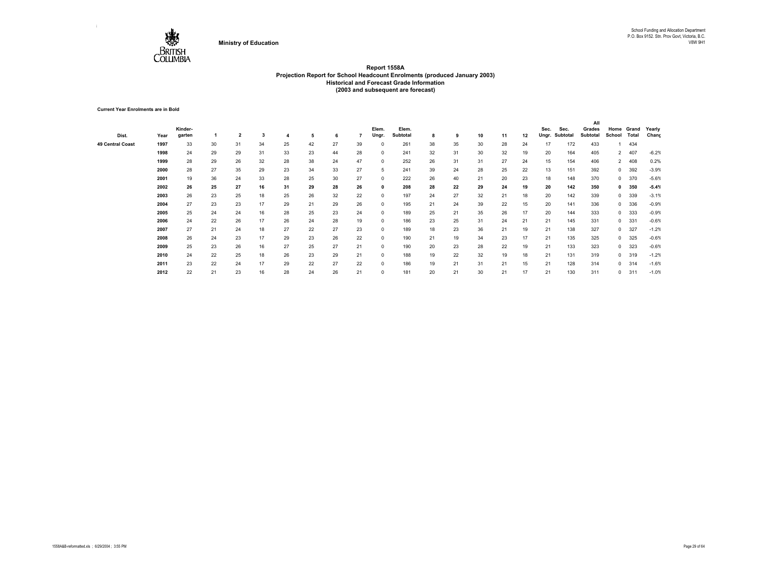Ministry of Education

School Funding and Allocation Department
P.O. Box 9152. Stn. Prov Govt, Victoria, B.C.
V8W 9H1

# Report 1558A
## Projection Report for School Headcount Enrolments (produced January 2003)
### Historical and Forecast Grade Information
### (2003 and subsequent are forecast)

**Current Year Enrolments are in Bold**

| Dist. | Year | Kinder-garten | 1 | 2 | 3 | 4 | 5 | 6 | 7 | Elem. Ungr. | Elem. Subtotal | 8 | 9 | 10 | 11 | 12 | Sec. Ungr. | Sec. Subtotal | All Grades Subtotal | Home School | Grand Total | Yearly Chang |
|---|---|---|---|---|---|---|---|---|---|---|---|---|---|---|---|---|---|---|---|---|---|---|
| 49 Central Coast | 1997 | 33 | 30 | 31 | 34 | 25 | 42 | 27 | 39 | 0 | 261 | 38 | 35 | 30 | 28 | 24 | 17 | 172 | 433 | 1 | 434 | |
| | 1998 | 24 | 29 | 29 | 31 | 33 | 23 | 44 | 28 | 0 | 241 | 32 | 31 | 30 | 32 | 19 | 20 | 164 | 405 | 2 | 407 | -6.2% |
| | 1999 | 28 | 29 | 26 | 32 | 28 | 38 | 24 | 47 | 0 | 252 | 26 | 31 | 31 | 27 | 24 | 15 | 154 | 406 | 2 | 408 | 0.2% |
| | 2000 | 28 | 27 | 35 | 29 | 23 | 34 | 33 | 27 | 5 | 241 | 39 | 24 | 28 | 25 | 22 | 13 | 151 | 392 | 0 | 392 | -3.9% |
| | 2001 | 19 | 36 | 24 | 33 | 28 | 25 | 30 | 27 | 0 | 222 | 26 | 40 | 21 | 20 | 23 | 18 | 148 | 370 | 0 | 370 | -5.6% |
| | **2002** | **26** | **25** | **27** | **16** | **31** | **29** | **28** | **26** | **0** | **208** | **28** | **22** | **29** | **24** | **19** | **20** | **142** | **350** | **0** | **350** | **-5.4%** |
| | 2003 | 26 | 23 | 25 | 18 | 25 | 26 | 32 | 22 | 0 | 197 | 24 | 27 | 32 | 21 | 18 | 20 | 142 | 339 | 0 | 339 | -3.1% |
| | 2004 | 27 | 23 | 23 | 17 | 29 | 21 | 29 | 26 | 0 | 195 | 21 | 24 | 39 | 22 | 15 | 20 | 141 | 336 | 0 | 336 | -0.9% |
| | 2005 | 25 | 24 | 24 | 16 | 28 | 25 | 23 | 24 | 0 | 189 | 25 | 21 | 35 | 26 | 17 | 20 | 144 | 333 | 0 | 333 | -0.9% |
| | 2006 | 24 | 22 | 26 | 17 | 26 | 24 | 28 | 19 | 0 | 186 | 23 | 25 | 31 | 24 | 21 | 21 | 145 | 331 | 0 | 331 | -0.6% |
| | 2007 | 27 | 21 | 24 | 18 | 27 | 22 | 27 | 23 | 0 | 189 | 18 | 23 | 36 | 21 | 19 | 21 | 138 | 327 | 0 | 327 | -1.2% |
| | 2008 | 26 | 24 | 23 | 17 | 29 | 23 | 26 | 22 | 0 | 190 | 21 | 19 | 34 | 23 | 17 | 21 | 135 | 325 | 0 | 325 | -0.6% |
| | 2009 | 25 | 23 | 26 | 16 | 27 | 25 | 27 | 21 | 0 | 190 | 20 | 23 | 28 | 22 | 19 | 21 | 133 | 323 | 0 | 323 | -0.6% |
| | 2010 | 24 | 22 | 25 | 18 | 26 | 23 | 29 | 21 | 0 | 188 | 19 | 22 | 32 | 19 | 18 | 21 | 131 | 319 | 0 | 319 | -1.2% |
| | 2011 | 23 | 22 | 24 | 17 | 29 | 22 | 27 | 22 | 0 | 186 | 19 | 21 | 31 | 21 | 15 | 21 | 128 | 314 | 0 | 314 | -1.6% |
| | 2012 | 22 | 21 | 23 | 16 | 28 | 24 | 26 | 21 | 0 | 181 | 20 | 21 | 30 | 21 | 17 | 21 | 130 | 311 | 0 | 311 | -1.0% |

1558A&B-reformatted.xls ; 6/29/2004 ; 3:55 PM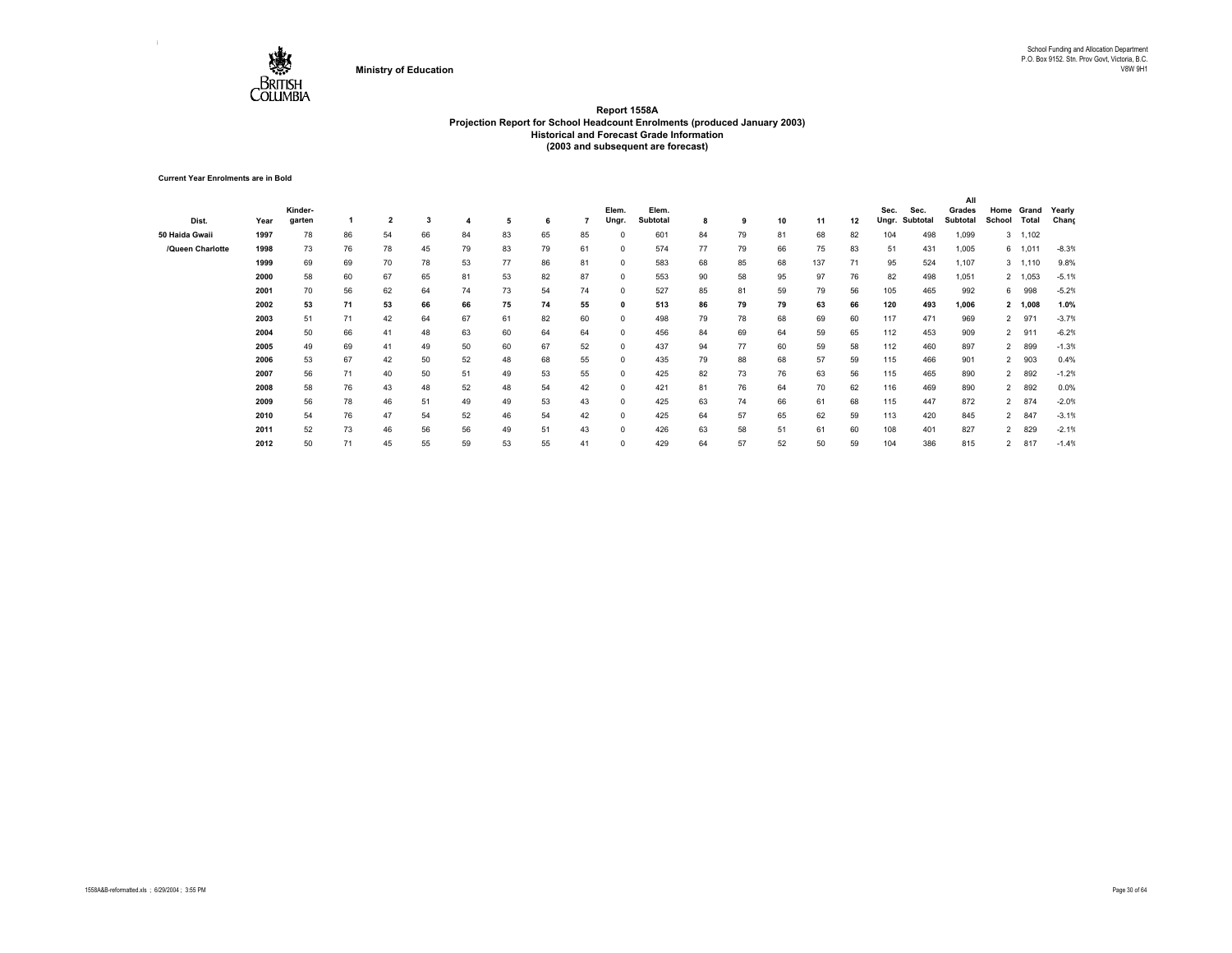Ministry of Education

School Funding and Allocation Department
P.O. Box 9152. Stn. Prov Govt, Victoria, B.C.
V8W 9H1

# Report 1558A
## Projection Report for School Headcount Enrolments (produced January 2003)
### Historical and Forecast Grade Information
### (2003 and subsequent are forecast)

**Current Year Enrolments are in Bold**

| Dist. | Year | Kinder-garten | 1 | 2 | 3 | 4 | 5 | 6 | 7 | Elem. Ungr. | Elem. Subtotal | 8 | 9 | 10 | 11 | 12 | Sec. Ungr. | Sec. Subtotal | All Grades Subtotal | Home School | Grand Total | Yearly Chang |
|---|---|---|---|---|---|---|---|---|---|---|---|---|---|---|---|---|---|---|---|---|---|---|
| 50 Haida Gwaii | 1997 | 78 | 86 | 54 | 66 | 84 | 83 | 65 | 85 | 0 | 601 | 84 | 79 | 81 | 68 | 82 | 104 | 498 | 1,099 | 3 | 1,102 | |
| /Queen Charlotte | 1998 | 73 | 76 | 78 | 45 | 79 | 83 | 79 | 61 | 0 | 574 | 77 | 79 | 66 | 75 | 83 | 51 | 431 | 1,005 | 6 | 1,011 | -8.3% |
| | 1999 | 69 | 69 | 70 | 78 | 53 | 77 | 86 | 81 | 0 | 583 | 68 | 85 | 68 | 137 | 71 | 95 | 524 | 1,107 | 3 | 1,110 | 9.8% |
| | 2000 | 58 | 60 | 67 | 65 | 81 | 53 | 82 | 87 | 0 | 553 | 90 | 58 | 95 | 97 | 76 | 82 | 498 | 1,051 | 2 | 1,053 | -5.1% |
| | 2001 | 70 | 56 | 62 | 64 | 74 | 73 | 54 | 74 | 0 | 527 | 85 | 81 | 59 | 79 | 56 | 105 | 465 | 992 | 6 | 998 | -5.2% |
| | **2002** | **53** | **71** | **53** | **66** | **66** | **75** | **74** | **55** | **0** | **513** | **86** | **79** | **79** | **63** | **66** | **120** | **493** | **1,006** | **2** | **1,008** | **1.0%** |
| | 2003 | 51 | 71 | 42 | 64 | 67 | 61 | 82 | 60 | 0 | 498 | 79 | 78 | 68 | 69 | 60 | 117 | 471 | 969 | 2 | 971 | -3.7% |
| | 2004 | 50 | 66 | 41 | 48 | 63 | 60 | 64 | 64 | 0 | 456 | 84 | 69 | 64 | 59 | 65 | 112 | 453 | 909 | 2 | 911 | -6.2% |
| | 2005 | 49 | 69 | 41 | 49 | 50 | 60 | 67 | 52 | 0 | 437 | 94 | 77 | 60 | 59 | 58 | 112 | 460 | 897 | 2 | 899 | -1.3% |
| | 2006 | 53 | 67 | 42 | 50 | 52 | 48 | 68 | 55 | 0 | 435 | 79 | 88 | 68 | 57 | 59 | 115 | 466 | 901 | 2 | 903 | 0.4% |
| | 2007 | 56 | 71 | 40 | 50 | 51 | 49 | 53 | 55 | 0 | 425 | 82 | 73 | 76 | 63 | 56 | 115 | 465 | 890 | 2 | 892 | -1.2% |
| | 2008 | 58 | 76 | 43 | 48 | 52 | 48 | 54 | 42 | 0 | 421 | 81 | 76 | 64 | 70 | 62 | 116 | 469 | 890 | 2 | 892 | 0.0% |
| | 2009 | 56 | 78 | 46 | 51 | 49 | 49 | 53 | 43 | 0 | 425 | 63 | 74 | 66 | 61 | 68 | 115 | 447 | 872 | 2 | 874 | -2.0% |
| | 2010 | 54 | 76 | 47 | 54 | 52 | 46 | 54 | 42 | 0 | 425 | 64 | 57 | 65 | 62 | 59 | 113 | 420 | 845 | 2 | 847 | -3.1% |
| | 2011 | 52 | 73 | 46 | 56 | 56 | 49 | 51 | 43 | 0 | 426 | 63 | 58 | 51 | 61 | 60 | 108 | 401 | 827 | 2 | 829 | -2.1% |
| | 2012 | 50 | 71 | 45 | 55 | 59 | 53 | 55 | 41 | 0 | 429 | 64 | 57 | 52 | 50 | 59 | 104 | 386 | 815 | 2 | 817 | -1.4% |

1558A&B-reformatted.xls ; 6/29/2004 ; 3:55 PM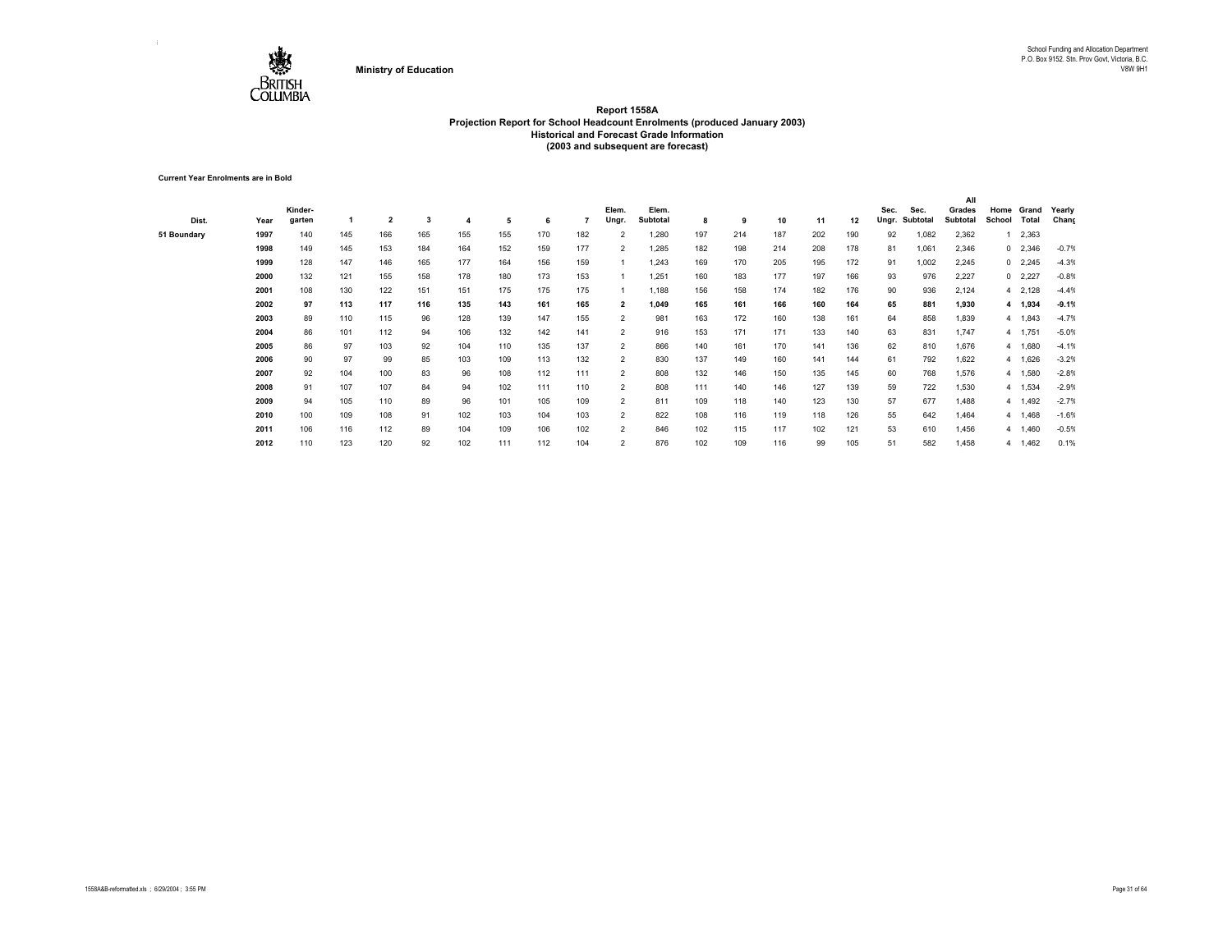Ministry of Education

School Funding and Allocation Department
P.O. Box 9152. Stn. Prov Govt, Victoria, B.C.
V8W 9H1

# Report 1558A
## Projection Report for School Headcount Enrolments (produced January 2003)
### Historical and Forecast Grade Information
### (2003 and subsequent are forecast)

**Current Year Enrolments are in Bold**

| Dist. | Year | Kinder-garten | 1 | 2 | 3 | 4 | 5 | 6 | 7 | Elem. Ungr. | Elem. Subtotal | 8 | 9 | 10 | 11 | 12 | Sec. Ungr. | Sec. Subtotal | All Grades Subtotal | Home School | Grand Total | Yearly Chang |
|---|---|---|---|---|---|---|---|---|---|---|---|---|---|---|---|---|---|---|---|---|---|---|
| 51 Boundary | 1997 | 140 | 145 | 166 | 165 | 155 | 155 | 170 | 182 | 2 | 1,280 | 197 | 214 | 187 | 202 | 190 | 92 | 1,082 | 2,362 | 1 | 2,363 | |
| | 1998 | 149 | 145 | 153 | 184 | 164 | 152 | 159 | 177 | 2 | 1,285 | 182 | 198 | 214 | 208 | 178 | 81 | 1,061 | 2,346 | 0 | 2,346 | -0.7% |
| | 1999 | 128 | 147 | 146 | 165 | 177 | 164 | 156 | 159 | 1 | 1,243 | 169 | 170 | 205 | 195 | 172 | 91 | 1,002 | 2,245 | 0 | 2,245 | -4.3% |
| | 2000 | 132 | 121 | 155 | 158 | 178 | 180 | 173 | 153 | 1 | 1,251 | 160 | 183 | 177 | 197 | 166 | 93 | 976 | 2,227 | 0 | 2,227 | -0.8% |
| | 2001 | 108 | 130 | 122 | 151 | 151 | 175 | 175 | 175 | 1 | 1,188 | 156 | 158 | 174 | 182 | 176 | 90 | 936 | 2,124 | 4 | 2,128 | -4.4% |
| | **2002** | **97** | **113** | **117** | **116** | **135** | **143** | **161** | **165** | **2** | **1,049** | **165** | **161** | **166** | **160** | **164** | **65** | **881** | **1,930** | **4** | **1,934** | **-9.1%** |
| | 2003 | 89 | 110 | 115 | 96 | 128 | 139 | 147 | 155 | 2 | 981 | 163 | 172 | 160 | 138 | 161 | 64 | 858 | 1,839 | 4 | 1,843 | -4.7% |
| | 2004 | 86 | 101 | 112 | 94 | 106 | 132 | 142 | 141 | 2 | 916 | 153 | 171 | 171 | 133 | 140 | 63 | 831 | 1,747 | 4 | 1,751 | -5.0% |
| | 2005 | 86 | 97 | 103 | 92 | 104 | 110 | 135 | 137 | 2 | 866 | 140 | 161 | 170 | 141 | 136 | 62 | 810 | 1,676 | 4 | 1,680 | -4.1% |
| | 2006 | 90 | 97 | 99 | 85 | 103 | 109 | 113 | 132 | 2 | 830 | 137 | 149 | 160 | 141 | 144 | 61 | 792 | 1,622 | 4 | 1,626 | -3.2% |
| | 2007 | 92 | 104 | 100 | 83 | 96 | 108 | 112 | 111 | 2 | 808 | 132 | 146 | 150 | 135 | 145 | 60 | 768 | 1,576 | 4 | 1,580 | -2.8% |
| | 2008 | 91 | 107 | 107 | 84 | 94 | 102 | 111 | 110 | 2 | 808 | 111 | 140 | 146 | 127 | 139 | 59 | 722 | 1,530 | 4 | 1,534 | -2.9% |
| | 2009 | 94 | 105 | 110 | 89 | 96 | 101 | 105 | 109 | 2 | 811 | 109 | 118 | 140 | 123 | 130 | 57 | 677 | 1,488 | 4 | 1,492 | -2.7% |
| | 2010 | 100 | 109 | 108 | 91 | 102 | 103 | 104 | 103 | 2 | 822 | 108 | 116 | 119 | 118 | 126 | 55 | 642 | 1,464 | 4 | 1,468 | -1.6% |
| | 2011 | 106 | 116 | 112 | 89 | 104 | 109 | 106 | 102 | 2 | 846 | 102 | 115 | 117 | 102 | 121 | 53 | 610 | 1,456 | 4 | 1,460 | -0.5% |
| | 2012 | 110 | 123 | 120 | 92 | 102 | 111 | 112 | 104 | 2 | 876 | 102 | 109 | 116 | 99 | 105 | 51 | 582 | 1,458 | 4 | 1,462 | 0.1% |

1558A&B-reformatted.xls ; 6/29/2004 ; 3:55 PM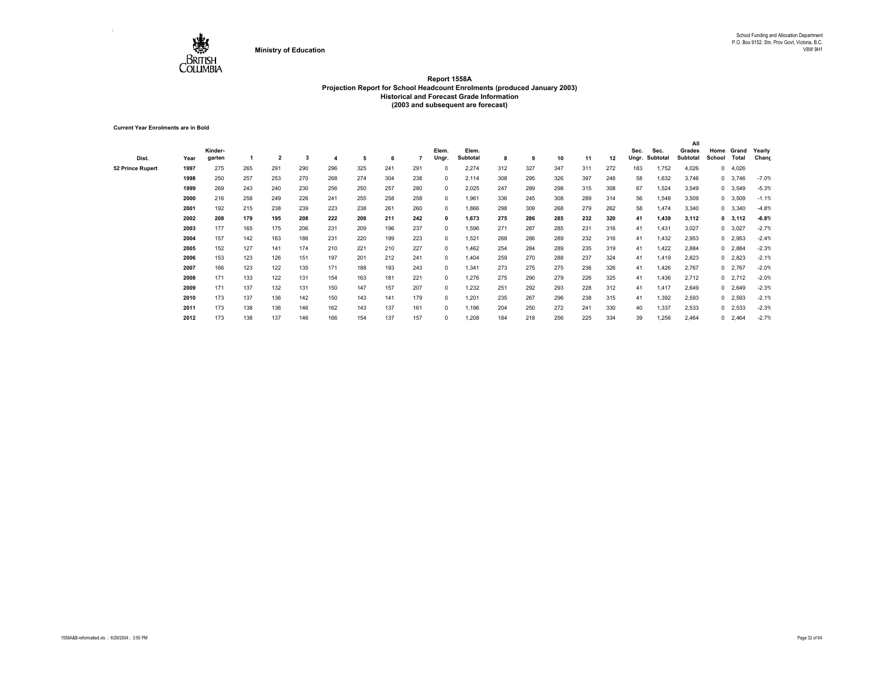Ministry of Education

School Funding and Allocation Department
P.O. Box 9152. Stn. Prov Govt, Victoria, B.C.
V8W 9H1

# Report 1558A
## Projection Report for School Headcount Enrolments (produced January 2003)
### Historical and Forecast Grade Information
### (2003 and subsequent are forecast)

**Current Year Enrolments are in Bold**

| Dist. | Year | Kinder-garten | 1 | 2 | 3 | 4 | 5 | 6 | 7 | Elem. Ungr. | Elem. Subtotal | 8 | 9 | 10 | 11 | 12 | Sec. Ungr. | Sec. Subtotal | All Grades Subtotal | Home School | Grand Total | Yearly Chang |
|---|---|---|---|---|---|---|---|---|---|---|---|---|---|---|---|---|---|---|---|---|---|---|
| 52 Prince Rupert | 1997 | 275 | 265 | 291 | 290 | 296 | 325 | 241 | 291 | 0 | 2,274 | 312 | 327 | 347 | 311 | 272 | 183 | 1,752 | 4,026 | 0 | 4,026 | |
| | 1998 | 250 | 257 | 253 | 270 | 268 | 274 | 304 | 238 | 0 | 2,114 | 308 | 295 | 326 | 397 | 248 | 58 | 1,632 | 3,746 | 0 | 3,746 | -7.0% |
| | 1999 | 269 | 243 | 240 | 230 | 256 | 250 | 257 | 280 | 0 | 2,025 | 247 | 289 | 298 | 315 | 308 | 67 | 1,524 | 3,549 | 0 | 3,549 | -5.3% |
| | 2000 | 216 | 258 | 249 | 226 | 241 | 255 | 258 | 258 | 0 | 1,961 | 336 | 245 | 308 | 289 | 314 | 56 | 1,548 | 3,509 | 0 | 3,509 | -1.1% |
| | 2001 | 192 | 215 | 238 | 239 | 223 | 238 | 261 | 260 | 0 | 1,866 | 298 | 309 | 268 | 279 | 262 | 58 | 1,474 | 3,340 | 0 | 3,340 | -4.8% |
| | **2002** | **208** | **179** | **195** | **208** | **222** | **208** | **211** | **242** | **0** | **1,673** | **275** | **286** | **285** | **232** | **320** | **41** | **1,439** | **3,112** | **0** | **3,112** | **-6.8%** |
| | 2003 | 177 | 165 | 175 | 206 | 231 | 209 | 196 | 237 | 0 | 1,596 | 271 | 287 | 285 | 231 | 316 | 41 | 1,431 | 3,027 | 0 | 3,027 | -2.7% |
| | 2004 | 157 | 142 | 163 | 186 | 231 | 220 | 199 | 223 | 0 | 1,521 | 268 | 286 | 289 | 232 | 316 | 41 | 1,432 | 2,953 | 0 | 2,953 | -2.4% |
| | 2005 | 152 | 127 | 141 | 174 | 210 | 221 | 210 | 227 | 0 | 1,462 | 254 | 284 | 289 | 235 | 319 | 41 | 1,422 | 2,884 | 0 | 2,884 | -2.3% |
| | 2006 | 153 | 123 | 126 | 151 | 197 | 201 | 212 | 241 | 0 | 1,404 | 259 | 270 | 288 | 237 | 324 | 41 | 1,419 | 2,823 | 0 | 2,823 | -2.1% |
| | 2007 | 166 | 123 | 122 | 135 | 171 | 188 | 193 | 243 | 0 | 1,341 | 273 | 275 | 275 | 236 | 326 | 41 | 1,426 | 2,767 | 0 | 2,767 | -2.0% |
| | 2008 | 171 | 133 | 122 | 131 | 154 | 163 | 181 | 221 | 0 | 1,276 | 275 | 290 | 279 | 226 | 325 | 41 | 1,436 | 2,712 | 0 | 2,712 | -2.0% |
| | 2009 | 171 | 137 | 132 | 131 | 150 | 147 | 157 | 207 | 0 | 1,232 | 251 | 292 | 293 | 228 | 312 | 41 | 1,417 | 2,649 | 0 | 2,649 | -2.3% |
| | 2010 | 173 | 137 | 136 | 142 | 150 | 143 | 141 | 179 | 0 | 1,201 | 235 | 267 | 296 | 238 | 315 | 41 | 1,392 | 2,593 | 0 | 2,593 | -2.1% |
| | 2011 | 173 | 138 | 136 | 146 | 162 | 143 | 137 | 161 | 0 | 1,196 | 204 | 250 | 272 | 241 | 330 | 40 | 1,337 | 2,533 | 0 | 2,533 | -2.3% |
| | 2012 | 173 | 138 | 137 | 146 | 166 | 154 | 137 | 157 | 0 | 1,208 | 184 | 218 | 256 | 225 | 334 | 39 | 1,256 | 2,464 | 0 | 2,464 | -2.7% |

1558A&B-reformatted.xls ; 6/29/2004 ; 3:55 PM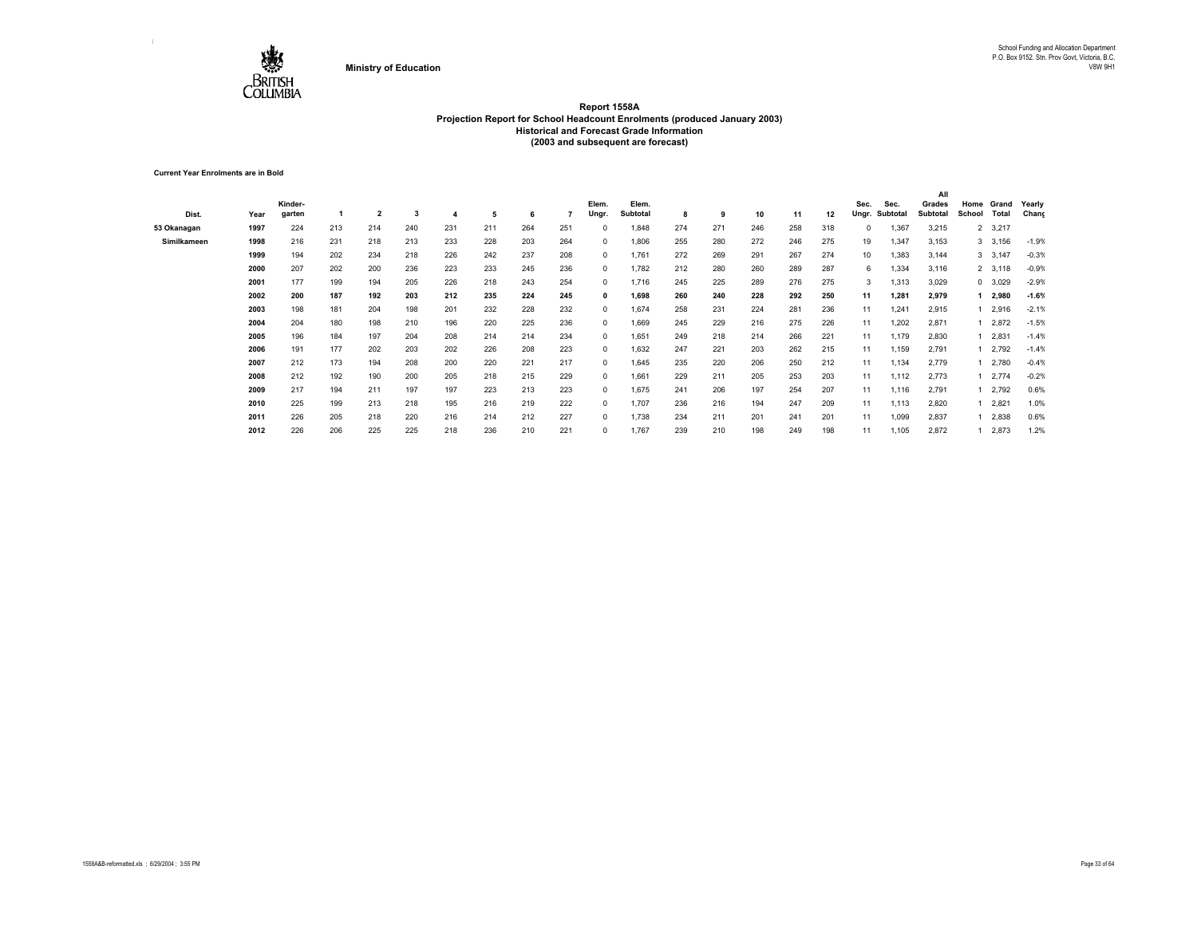**Ministry of Education**

School Funding and Allocation Department
P.O. Box 9152. Stn. Prov Govt, Victoria, B.C.
V8W 9H1

# Report 1558A
## Projection Report for School Headcount Enrolments (produced January 2003)
### Historical and Forecast Grade Information
### (2003 and subsequent are forecast)

**Current Year Enrolments are in Bold**

| Dist. | Year | Kinder-garten | 1 | 2 | 3 | 4 | 5 | 6 | 7 | Elem. Ungr. | Elem. Subtotal | 8 | 9 | 10 | 11 | 12 | Sec. Ungr. | Sec. Subtotal | All Grades Subtotal | Home School | Grand Total | Yearly Chang |
|---|---|---|---|---|---|---|---|---|---|---|---|---|---|---|---|---|---|---|---|---|---|---|
| 53 Okanagan | 1997 | 224 | 213 | 214 | 240 | 231 | 211 | 264 | 251 | 0 | 1,848 | 274 | 271 | 246 | 258 | 318 | 0 | 1,367 | 3,215 | 2 | 3,217 | |
| Similkameen | 1998 | 216 | 231 | 218 | 213 | 233 | 228 | 203 | 264 | 0 | 1,806 | 255 | 280 | 272 | 246 | 275 | 19 | 1,347 | 3,153 | 3 | 3,156 | -1.9% |
| | 1999 | 194 | 202 | 234 | 218 | 226 | 242 | 237 | 208 | 0 | 1,761 | 272 | 269 | 291 | 267 | 274 | 10 | 1,383 | 3,144 | 3 | 3,147 | -0.3% |
| | 2000 | 207 | 202 | 200 | 236 | 223 | 233 | 245 | 236 | 0 | 1,782 | 212 | 280 | 260 | 289 | 287 | 6 | 1,334 | 3,116 | 2 | 3,118 | -0.9% |
| | 2001 | 177 | 199 | 194 | 205 | 226 | 218 | 243 | 254 | 0 | 1,716 | 245 | 225 | 289 | 276 | 275 | 3 | 1,313 | 3,029 | 0 | 3,029 | -2.9% |
| | **2002** | **200** | **187** | **192** | **203** | **212** | **235** | **224** | **245** | **0** | **1,698** | **260** | **240** | **228** | **292** | **250** | **11** | **1,281** | **2,979** | **1** | **2,980** | **-1.6%** |
| | 2003 | 198 | 181 | 204 | 198 | 201 | 232 | 228 | 232 | 0 | 1,674 | 258 | 231 | 224 | 281 | 236 | 11 | 1,241 | 2,915 | 1 | 2,916 | -2.1% |
| | 2004 | 204 | 180 | 198 | 210 | 196 | 220 | 225 | 236 | 0 | 1,669 | 245 | 229 | 216 | 275 | 226 | 11 | 1,202 | 2,871 | 1 | 2,872 | -1.5% |
| | 2005 | 196 | 184 | 197 | 204 | 208 | 214 | 214 | 234 | 0 | 1,651 | 249 | 218 | 214 | 266 | 221 | 11 | 1,179 | 2,830 | 1 | 2,831 | -1.4% |
| | 2006 | 191 | 177 | 202 | 203 | 202 | 226 | 208 | 223 | 0 | 1,632 | 247 | 221 | 203 | 262 | 215 | 11 | 1,159 | 2,791 | 1 | 2,792 | -1.4% |
| | 2007 | 212 | 173 | 194 | 208 | 200 | 220 | 221 | 217 | 0 | 1,645 | 235 | 220 | 206 | 250 | 212 | 11 | 1,134 | 2,779 | 1 | 2,780 | -0.4% |
| | 2008 | 212 | 192 | 190 | 200 | 205 | 218 | 215 | 229 | 0 | 1,661 | 229 | 211 | 205 | 253 | 203 | 11 | 1,112 | 2,773 | 1 | 2,774 | -0.2% |
| | 2009 | 217 | 194 | 211 | 197 | 197 | 223 | 213 | 223 | 0 | 1,675 | 241 | 206 | 197 | 254 | 207 | 11 | 1,116 | 2,791 | 1 | 2,792 | 0.6% |
| | 2010 | 225 | 199 | 213 | 218 | 195 | 216 | 219 | 222 | 0 | 1,707 | 236 | 216 | 194 | 247 | 209 | 11 | 1,113 | 2,820 | 1 | 2,821 | 1.0% |
| | 2011 | 226 | 205 | 218 | 220 | 216 | 214 | 212 | 227 | 0 | 1,738 | 234 | 211 | 201 | 241 | 201 | 11 | 1,099 | 2,837 | 1 | 2,838 | 0.6% |
| | 2012 | 226 | 206 | 225 | 225 | 218 | 236 | 210 | 221 | 0 | 1,767 | 239 | 210 | 198 | 249 | 198 | 11 | 1,105 | 2,872 | 1 | 2,873 | 1.2% |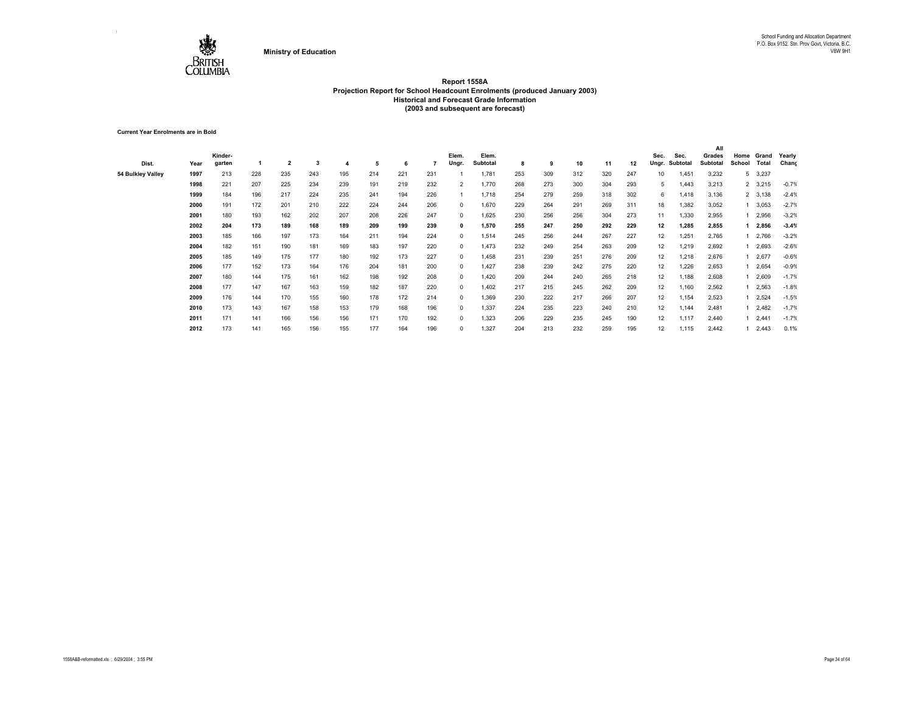Ministry of Education

School Funding and Allocation Department
P.O. Box 9152. Stn. Prov Govt, Victoria, B.C.
V8W 9H1

# Report 1558A
## Projection Report for School Headcount Enrolments (produced January 2003)
### Historical and Forecast Grade Information
### (2003 and subsequent are forecast)

**Current Year Enrolments are in Bold**

| Dist. | Year | Kinder-garten | 1 | 2 | 3 | 4 | 5 | 6 | 7 | Elem. Ungr. | Elem. Subtotal | 8 | 9 | 10 | 11 | 12 | Sec. Ungr. | Sec. Subtotal | All Grades Subtotal | Home School | Grand Total | Yearly Chang |
|---|---|---|---|---|---|---|---|---|---|---|---|---|---|---|---|---|---|---|---|---|---|---|
| 54 Bulkley Valley | 1997 | 213 | 228 | 235 | 243 | 195 | 214 | 221 | 231 | 1 | 1,781 | 253 | 309 | 312 | 320 | 247 | 10 | 1,451 | 3,232 | 5 | 3,237 | |
| | 1998 | 221 | 207 | 225 | 234 | 239 | 191 | 219 | 232 | 2 | 1,770 | 268 | 273 | 300 | 304 | 293 | 5 | 1,443 | 3,213 | 2 | 3,215 | -0.7% |
| | 1999 | 184 | 196 | 217 | 224 | 235 | 241 | 194 | 226 | 1 | 1,718 | 254 | 279 | 259 | 318 | 302 | 6 | 1,418 | 3,136 | 2 | 3,138 | -2.4% |
| | 2000 | 191 | 172 | 201 | 210 | 222 | 224 | 244 | 206 | 0 | 1,670 | 229 | 264 | 291 | 269 | 311 | 18 | 1,382 | 3,052 | 1 | 3,053 | -2.7% |
| | 2001 | 180 | 193 | 162 | 202 | 207 | 208 | 226 | 247 | 0 | 1,625 | 230 | 256 | 256 | 304 | 273 | 11 | 1,330 | 2,955 | 1 | 2,956 | -3.2% |
| | **2002** | **204** | **173** | **189** | **168** | **189** | **209** | **199** | **239** | **0** | **1,570** | **255** | **247** | **250** | **292** | **229** | **12** | **1,285** | **2,855** | **1** | **2,856** | **-3.4%** |
| | 2003 | 185 | 166 | 197 | 173 | 164 | 211 | 194 | 224 | 0 | 1,514 | 245 | 256 | 244 | 267 | 227 | 12 | 1,251 | 2,765 | 1 | 2,766 | -3.2% |
| | 2004 | 182 | 151 | 190 | 181 | 169 | 183 | 197 | 220 | 0 | 1,473 | 232 | 249 | 254 | 263 | 209 | 12 | 1,219 | 2,692 | 1 | 2,693 | -2.6% |
| | 2005 | 185 | 149 | 175 | 177 | 180 | 192 | 173 | 227 | 0 | 1,458 | 231 | 239 | 251 | 276 | 209 | 12 | 1,218 | 2,676 | 1 | 2,677 | -0.6% |
| | 2006 | 177 | 152 | 173 | 164 | 176 | 204 | 181 | 200 | 0 | 1,427 | 238 | 239 | 242 | 275 | 220 | 12 | 1,226 | 2,653 | 1 | 2,654 | -0.9% |
| | 2007 | 180 | 144 | 175 | 161 | 162 | 198 | 192 | 208 | 0 | 1,420 | 209 | 244 | 240 | 265 | 218 | 12 | 1,188 | 2,608 | 1 | 2,609 | -1.7% |
| | 2008 | 177 | 147 | 167 | 163 | 159 | 182 | 187 | 220 | 0 | 1,402 | 217 | 215 | 245 | 262 | 209 | 12 | 1,160 | 2,562 | 1 | 2,563 | -1.8% |
| | 2009 | 176 | 144 | 170 | 155 | 160 | 178 | 172 | 214 | 0 | 1,369 | 230 | 222 | 217 | 266 | 207 | 12 | 1,154 | 2,523 | 1 | 2,524 | -1.5% |
| | 2010 | 173 | 143 | 167 | 158 | 153 | 179 | 168 | 196 | 0 | 1,337 | 224 | 235 | 223 | 240 | 210 | 12 | 1,144 | 2,481 | 1 | 2,482 | -1.7% |
| | 2011 | 171 | 141 | 166 | 156 | 156 | 171 | 170 | 192 | 0 | 1,323 | 206 | 229 | 235 | 245 | 190 | 12 | 1,117 | 2,440 | 1 | 2,441 | -1.7% |
| | 2012 | 173 | 141 | 165 | 156 | 155 | 177 | 164 | 196 | 0 | 1,327 | 204 | 213 | 232 | 259 | 195 | 12 | 1,115 | 2,442 | 1 | 2,443 | 0.1% |

1558A&B-reformatted.xls ; 6/29/2004 ; 3:55 PM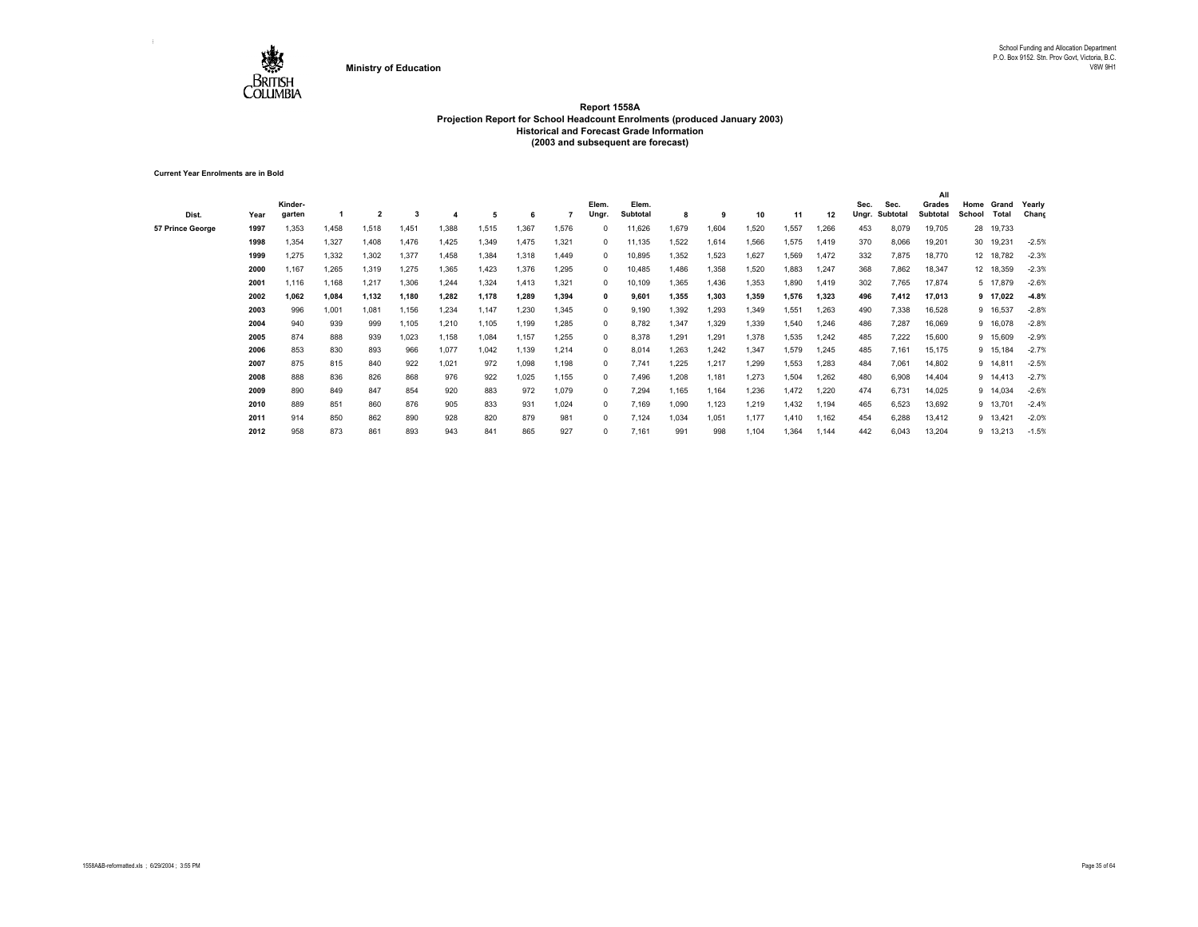School Funding and Allocation Department
P.O. Box 9152. Stn. Prov Govt, Victoria, B.C.
V8W 9H1

**Ministry of Education**

**Report 1558A**
**Projection Report for School Headcount Enrolments (produced January 2003)**
**Historical and Forecast Grade Information**
**(2003 and subsequent are forecast)**

**Current Year Enrolments are in Bold**

| Dist. | Year | Kinder-garten | 1 | 2 | 3 | 4 | 5 | 6 | 7 | Elem. Ungr. | Elem. Subtotal | 8 | 9 | 10 | 11 | 12 | Sec. Ungr. | Sec. Subtotal | All Grades Subtotal | Home School | Grand Total | Yearly Chang |
|---|---|---|---|---|---|---|---|---|---|---|---|---|---|---|---|---|---|---|---|---|---|---|
| 57 Prince George | 1997 | 1,353 | 1,458 | 1,518 | 1,451 | 1,388 | 1,515 | 1,367 | 1,576 | 0 | 11,626 | 1,679 | 1,604 | 1,520 | 1,557 | 1,266 | 453 | 8,079 | 19,705 | 28 | 19,733 | |
| | 1998 | 1,354 | 1,327 | 1,408 | 1,476 | 1,425 | 1,349 | 1,475 | 1,321 | 0 | 11,135 | 1,522 | 1,614 | 1,566 | 1,575 | 1,419 | 370 | 8,066 | 19,201 | 30 | 19,231 | -2.5% |
| | 1999 | 1,275 | 1,332 | 1,302 | 1,377 | 1,458 | 1,384 | 1,318 | 1,449 | 0 | 10,895 | 1,352 | 1,523 | 1,627 | 1,569 | 1,472 | 332 | 7,875 | 18,770 | 12 | 18,782 | -2.3% |
| | 2000 | 1,167 | 1,265 | 1,319 | 1,275 | 1,365 | 1,423 | 1,376 | 1,295 | 0 | 10,485 | 1,486 | 1,358 | 1,520 | 1,883 | 1,247 | 368 | 7,862 | 18,347 | 12 | 18,359 | -2.3% |
| | 2001 | 1,116 | 1,168 | 1,217 | 1,306 | 1,244 | 1,324 | 1,413 | 1,321 | 0 | 10,109 | 1,365 | 1,436 | 1,353 | 1,890 | 1,419 | 302 | 7,765 | 17,874 | 5 | 17,879 | -2.6% |
| | **2002** | **1,062** | **1,084** | **1,132** | **1,180** | **1,282** | **1,178** | **1,289** | **1,394** | **0** | **9,601** | **1,355** | **1,303** | **1,359** | **1,576** | **1,323** | **496** | **7,412** | **17,013** | **9** | **17,022** | **-4.8%** |
| | 2003 | 996 | 1,001 | 1,081 | 1,156 | 1,234 | 1,147 | 1,230 | 1,345 | 0 | 9,190 | 1,392 | 1,293 | 1,349 | 1,551 | 1,263 | 490 | 7,338 | 16,528 | 9 | 16,537 | -2.8% |
| | 2004 | 940 | 939 | 999 | 1,105 | 1,210 | 1,105 | 1,199 | 1,285 | 0 | 8,782 | 1,347 | 1,329 | 1,339 | 1,540 | 1,246 | 486 | 7,287 | 16,069 | 9 | 16,078 | -2.8% |
| | 2005 | 874 | 888 | 939 | 1,023 | 1,158 | 1,084 | 1,157 | 1,255 | 0 | 8,378 | 1,291 | 1,291 | 1,378 | 1,535 | 1,242 | 485 | 7,222 | 15,600 | 9 | 15,609 | -2.9% |
| | 2006 | 853 | 830 | 893 | 966 | 1,077 | 1,042 | 1,139 | 1,214 | 0 | 8,014 | 1,263 | 1,242 | 1,347 | 1,579 | 1,245 | 485 | 7,161 | 15,175 | 9 | 15,184 | -2.7% |
| | 2007 | 875 | 815 | 840 | 922 | 1,021 | 972 | 1,098 | 1,198 | 0 | 7,741 | 1,225 | 1,217 | 1,299 | 1,553 | 1,283 | 484 | 7,061 | 14,802 | 9 | 14,811 | -2.5% |
| | 2008 | 888 | 836 | 826 | 868 | 976 | 922 | 1,025 | 1,155 | 0 | 7,496 | 1,208 | 1,181 | 1,273 | 1,504 | 1,262 | 480 | 6,908 | 14,404 | 9 | 14,413 | -2.7% |
| | 2009 | 890 | 849 | 847 | 854 | 920 | 883 | 972 | 1,079 | 0 | 7,294 | 1,165 | 1,164 | 1,236 | 1,472 | 1,220 | 474 | 6,731 | 14,025 | 9 | 14,034 | -2.6% |
| | 2010 | 889 | 851 | 860 | 876 | 905 | 833 | 931 | 1,024 | 0 | 7,169 | 1,090 | 1,123 | 1,219 | 1,432 | 1,194 | 465 | 6,523 | 13,692 | 9 | 13,701 | -2.4% |
| | 2011 | 914 | 850 | 862 | 890 | 928 | 820 | 879 | 981 | 0 | 7,124 | 1,034 | 1,051 | 1,177 | 1,410 | 1,162 | 454 | 6,288 | 13,412 | 9 | 13,421 | -2.0% |
| | 2012 | 958 | 873 | 861 | 893 | 943 | 841 | 865 | 927 | 0 | 7,161 | 991 | 998 | 1,104 | 1,364 | 1,144 | 442 | 6,043 | 13,204 | 9 | 13,213 | -1.5% |

1558A&B-reformatted.xls ; 6/29/2004 ; 3:55 PM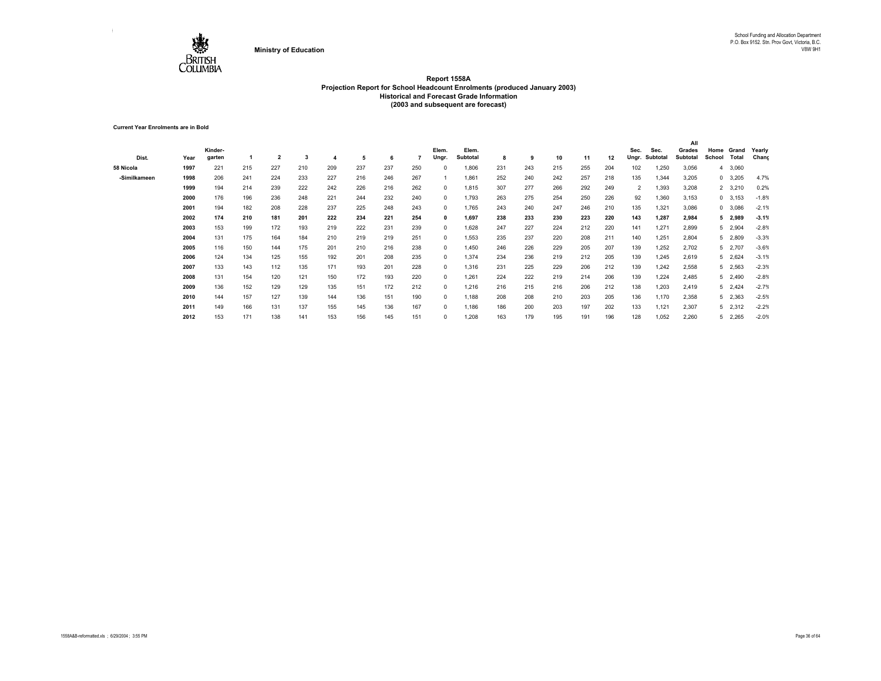Ministry of Education

School Funding and Allocation Department
P.O. Box 9152. Stn. Prov Govt, Victoria, B.C.
V8W 9H1

# Report 1558A
## Projection Report for School Headcount Enrolments (produced January 2003)
### Historical and Forecast Grade Information
### (2003 and subsequent are forecast)

**Current Year Enrolments are in Bold**

| Dist. | Year | Kinder-garten | 1 | 2 | 3 | 4 | 5 | 6 | 7 | Elem. Ungr. | Elem. Subtotal | 8 | 9 | 10 | 11 | 12 | Sec. Ungr. | Sec. Subtotal | All Grades Subtotal | Home School | Grand Total | Yearly Chang |
|---|---|---|---|---|---|---|---|---|---|---|---|---|---|---|---|---|---|---|---|---|---|---|
| 58 Nicola | 1997 | 221 | 215 | 227 | 210 | 209 | 237 | 237 | 250 | 0 | 1,806 | 231 | 243 | 215 | 255 | 204 | 102 | 1,250 | 3,056 | 4 | 3,060 | |
| -Similkameen | 1998 | 206 | 241 | 224 | 233 | 227 | 216 | 246 | 267 | 1 | 1,861 | 252 | 240 | 242 | 257 | 218 | 135 | 1,344 | 3,205 | 0 | 3,205 | 4.7% |
| | 1999 | 194 | 214 | 239 | 222 | 242 | 226 | 216 | 262 | 0 | 1,815 | 307 | 277 | 266 | 292 | 249 | 2 | 1,393 | 3,208 | 2 | 3,210 | 0.2% |
| | 2000 | 176 | 196 | 236 | 248 | 221 | 244 | 232 | 240 | 0 | 1,793 | 263 | 275 | 254 | 250 | 226 | 92 | 1,360 | 3,153 | 0 | 3,153 | -1.8% |
| | 2001 | 194 | 182 | 208 | 228 | 237 | 225 | 248 | 243 | 0 | 1,765 | 243 | 240 | 247 | 246 | 210 | 135 | 1,321 | 3,086 | 0 | 3,086 | -2.1% |
| | **2002** | **174** | **210** | **181** | **201** | **222** | **234** | **221** | **254** | **0** | **1,697** | **238** | **233** | **230** | **223** | **220** | **143** | **1,287** | **2,984** | **5** | **2,989** | **-3.1%** |
| | 2003 | 153 | 199 | 172 | 193 | 219 | 222 | 231 | 239 | 0 | 1,628 | 247 | 227 | 224 | 212 | 220 | 141 | 1,271 | 2,899 | 5 | 2,904 | -2.8% |
| | 2004 | 131 | 175 | 164 | 184 | 210 | 219 | 219 | 251 | 0 | 1,553 | 235 | 237 | 220 | 208 | 211 | 140 | 1,251 | 2,804 | 5 | 2,809 | -3.3% |
| | 2005 | 116 | 150 | 144 | 175 | 201 | 210 | 216 | 238 | 0 | 1,450 | 246 | 226 | 229 | 205 | 207 | 139 | 1,252 | 2,702 | 5 | 2,707 | -3.6% |
| | 2006 | 124 | 134 | 125 | 155 | 192 | 201 | 208 | 235 | 0 | 1,374 | 234 | 236 | 219 | 212 | 205 | 139 | 1,245 | 2,619 | 5 | 2,624 | -3.1% |
| | 2007 | 133 | 143 | 112 | 135 | 171 | 193 | 201 | 228 | 0 | 1,316 | 231 | 225 | 229 | 206 | 212 | 139 | 1,242 | 2,558 | 5 | 2,563 | -2.3% |
| | 2008 | 131 | 154 | 120 | 121 | 150 | 172 | 193 | 220 | 0 | 1,261 | 224 | 222 | 219 | 214 | 206 | 139 | 1,224 | 2,485 | 5 | 2,490 | -2.8% |
| | 2009 | 136 | 152 | 129 | 129 | 135 | 151 | 172 | 212 | 0 | 1,216 | 216 | 215 | 216 | 206 | 212 | 138 | 1,203 | 2,419 | 5 | 2,424 | -2.7% |
| | 2010 | 144 | 157 | 127 | 139 | 144 | 136 | 151 | 190 | 0 | 1,188 | 208 | 208 | 210 | 203 | 205 | 136 | 1,170 | 2,358 | 5 | 2,363 | -2.5% |
| | 2011 | 149 | 166 | 131 | 137 | 155 | 145 | 136 | 167 | 0 | 1,186 | 186 | 200 | 203 | 197 | 202 | 133 | 1,121 | 2,307 | 5 | 2,312 | -2.2% |
| | 2012 | 153 | 171 | 138 | 141 | 153 | 156 | 145 | 151 | 0 | 1,208 | 163 | 179 | 195 | 191 | 196 | 128 | 1,052 | 2,260 | 5 | 2,265 | -2.0% |

1558A&B-reformatted.xls ; 6/29/2004 ; 3:55 PM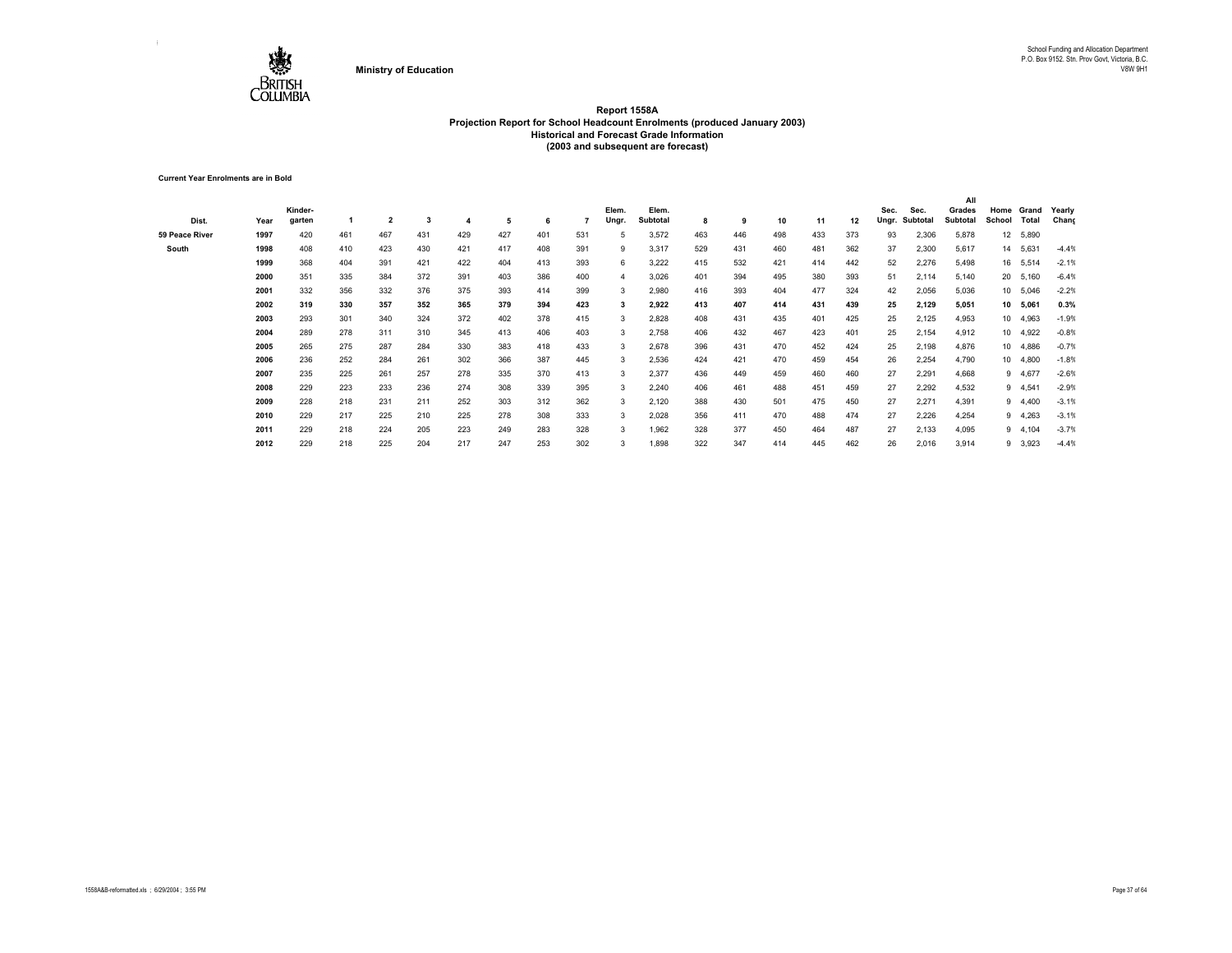Ministry of Education

School Funding and Allocation Department
P.O. Box 9152. Stn. Prov Govt, Victoria, B.C.
V8W 9H1

## Report 1558A
### Projection Report for School Headcount Enrolments (produced January 2003)
### Historical and Forecast Grade Information
### (2003 and subsequent are forecast)

**Current Year Enrolments are in Bold**

| Dist. | Year | Kinder-garten | 1 | 2 | 3 | 4 | 5 | 6 | 7 | Elem. Ungr. | Elem. Subtotal | 8 | 9 | 10 | 11 | 12 | Sec. Ungr. | Sec. Subtotal | All Grades Subtotal | Home School | Grand Total | Yearly Chang |
|---|---|---|---|---|---|---|---|---|---|---|---|---|---|---|---|---|---|---|---|---|---|---|
| 59 Peace River | 1997 | 420 | 461 | 467 | 431 | 429 | 427 | 401 | 531 | 5 | 3,572 | 463 | 446 | 498 | 433 | 373 | 93 | 2,306 | 5,878 | 12 | 5,890 | |
| South | 1998 | 408 | 410 | 423 | 430 | 421 | 417 | 408 | 391 | 9 | 3,317 | 529 | 431 | 460 | 481 | 362 | 37 | 2,300 | 5,617 | 14 | 5,631 | -4.4% |
| | 1999 | 368 | 404 | 391 | 421 | 422 | 404 | 413 | 393 | 6 | 3,222 | 415 | 532 | 421 | 414 | 442 | 52 | 2,276 | 5,498 | 16 | 5,514 | -2.1% |
| | 2000 | 351 | 335 | 384 | 372 | 391 | 403 | 386 | 400 | 4 | 3,026 | 401 | 394 | 495 | 380 | 393 | 51 | 2,114 | 5,140 | 20 | 5,160 | -6.4% |
| | 2001 | 332 | 356 | 332 | 376 | 375 | 393 | 414 | 399 | 3 | 2,980 | 416 | 393 | 404 | 477 | 324 | 42 | 2,056 | 5,036 | 10 | 5,046 | -2.2% |
| | **2002** | **319** | **330** | **357** | **352** | **365** | **379** | **394** | **423** | **3** | **2,922** | **413** | **407** | **414** | **431** | **439** | **25** | **2,129** | **5,051** | **10** | **5,061** | **0.3%** |
| | 2003 | 293 | 301 | 340 | 324 | 372 | 402 | 378 | 415 | 3 | 2,828 | 408 | 431 | 435 | 401 | 425 | 25 | 2,125 | 4,953 | 10 | 4,963 | -1.9% |
| | 2004 | 289 | 278 | 311 | 310 | 345 | 413 | 406 | 403 | 3 | 2,758 | 406 | 432 | 467 | 423 | 401 | 25 | 2,154 | 4,912 | 10 | 4,922 | -0.8% |
| | 2005 | 265 | 275 | 287 | 284 | 330 | 383 | 418 | 433 | 3 | 2,678 | 396 | 431 | 470 | 452 | 424 | 25 | 2,198 | 4,876 | 10 | 4,886 | -0.7% |
| | 2006 | 236 | 252 | 284 | 261 | 302 | 366 | 387 | 445 | 3 | 2,536 | 424 | 421 | 470 | 459 | 454 | 26 | 2,254 | 4,790 | 10 | 4,800 | -1.8% |
| | 2007 | 235 | 225 | 261 | 257 | 278 | 335 | 370 | 413 | 3 | 2,377 | 436 | 449 | 459 | 460 | 460 | 27 | 2,291 | 4,668 | 9 | 4,677 | -2.6% |
| | 2008 | 229 | 223 | 233 | 236 | 274 | 308 | 339 | 395 | 3 | 2,240 | 406 | 461 | 488 | 451 | 459 | 27 | 2,292 | 4,532 | 9 | 4,541 | -2.9% |
| | 2009 | 228 | 218 | 231 | 211 | 252 | 303 | 312 | 362 | 3 | 2,120 | 388 | 430 | 501 | 475 | 450 | 27 | 2,271 | 4,391 | 9 | 4,400 | -3.1% |
| | 2010 | 229 | 217 | 225 | 210 | 225 | 278 | 308 | 333 | 3 | 2,028 | 356 | 411 | 470 | 488 | 474 | 27 | 2,226 | 4,254 | 9 | 4,263 | -3.1% |
| | 2011 | 229 | 218 | 224 | 205 | 223 | 249 | 283 | 328 | 3 | 1,962 | 328 | 377 | 450 | 464 | 487 | 27 | 2,133 | 4,095 | 9 | 4,104 | -3.7% |
| | 2012 | 229 | 218 | 225 | 204 | 217 | 247 | 253 | 302 | 3 | 1,898 | 322 | 347 | 414 | 445 | 462 | 26 | 2,016 | 3,914 | 9 | 3,923 | -4.4% |

1558A&B-reformatted.xls ; 6/29/2004 ; 3:55 PM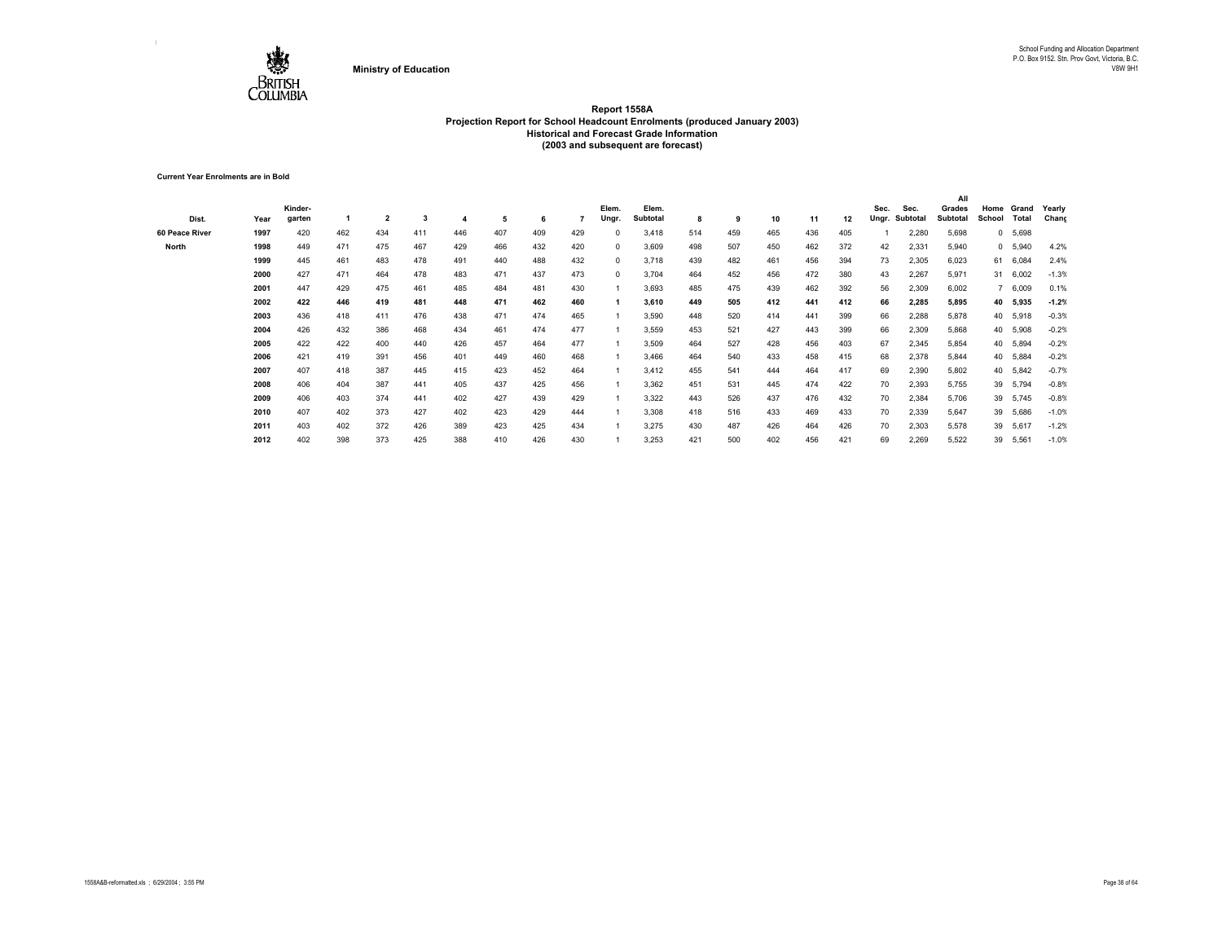Ministry of Education

School Funding and Allocation Department
P.O. Box 9152. Stn. Prov Govt, Victoria, B.C.
V8W 9H1

## Report 1558A
## Projection Report for School Headcount Enrolments (produced January 2003)
## Historical and Forecast Grade Information
## (2003 and subsequent are forecast)

**Current Year Enrolments are in Bold**

| Dist. | Year | Kinder-garten | 1 | 2 | 3 | 4 | 5 | 6 | 7 | Elem. Ungr. | Elem. Subtotal | 8 | 9 | 10 | 11 | 12 | Sec. Ungr. | Sec. Subtotal | All Grades Subtotal | Home School | Grand Total | Yearly Chang |
|---|---|---|---|---|---|---|---|---|---|---|---|---|---|---|---|---|---|---|---|---|---|---|
| 60 Peace River | 1997 | 420 | 462 | 434 | 411 | 446 | 407 | 409 | 429 | 0 | 3,418 | 514 | 459 | 465 | 436 | 405 | 1 | 2,280 | 5,698 | 0 | 5,698 | |
| North | 1998 | 449 | 471 | 475 | 467 | 429 | 466 | 432 | 420 | 0 | 3,609 | 498 | 507 | 450 | 462 | 372 | 42 | 2,331 | 5,940 | 0 | 5,940 | 4.2% |
| | 1999 | 445 | 461 | 483 | 478 | 491 | 440 | 488 | 432 | 0 | 3,718 | 439 | 482 | 461 | 456 | 394 | 73 | 2,305 | 6,023 | 61 | 6,084 | 2.4% |
| | 2000 | 427 | 471 | 464 | 478 | 483 | 471 | 437 | 473 | 0 | 3,704 | 464 | 452 | 456 | 472 | 380 | 43 | 2,267 | 5,971 | 31 | 6,002 | -1.3% |
| | 2001 | 447 | 429 | 475 | 461 | 485 | 484 | 481 | 430 | 1 | 3,693 | 485 | 475 | 439 | 462 | 392 | 56 | 2,309 | 6,002 | 7 | 6,009 | 0.1% |
| | **2002** | **422** | **446** | **419** | **481** | **448** | **471** | **462** | **460** | **1** | **3,610** | **449** | **505** | **412** | **441** | **412** | **66** | **2,285** | **5,895** | **40** | **5,935** | **-1.2%** |
| | 2003 | 436 | 418 | 411 | 476 | 438 | 471 | 474 | 465 | 1 | 3,590 | 448 | 520 | 414 | 441 | 399 | 66 | 2,288 | 5,878 | 40 | 5,918 | -0.3% |
| | 2004 | 426 | 432 | 386 | 468 | 434 | 461 | 474 | 477 | 1 | 3,559 | 453 | 521 | 427 | 443 | 399 | 66 | 2,309 | 5,868 | 40 | 5,908 | -0.2% |
| | 2005 | 422 | 422 | 400 | 440 | 426 | 457 | 464 | 477 | 1 | 3,509 | 464 | 527 | 428 | 456 | 403 | 67 | 2,345 | 5,854 | 40 | 5,894 | -0.2% |
| | 2006 | 421 | 419 | 391 | 456 | 401 | 449 | 460 | 468 | 1 | 3,466 | 464 | 540 | 433 | 458 | 415 | 68 | 2,378 | 5,844 | 40 | 5,884 | -0.2% |
| | 2007 | 407 | 418 | 387 | 445 | 415 | 423 | 452 | 464 | 1 | 3,412 | 455 | 541 | 444 | 464 | 417 | 69 | 2,390 | 5,802 | 40 | 5,842 | -0.7% |
| | 2008 | 406 | 404 | 387 | 441 | 405 | 437 | 425 | 456 | 1 | 3,362 | 451 | 531 | 445 | 474 | 422 | 70 | 2,393 | 5,755 | 39 | 5,794 | -0.8% |
| | 2009 | 406 | 403 | 374 | 441 | 402 | 427 | 439 | 429 | 1 | 3,322 | 443 | 526 | 437 | 476 | 432 | 70 | 2,384 | 5,706 | 39 | 5,745 | -0.8% |
| | 2010 | 407 | 402 | 373 | 427 | 402 | 423 | 429 | 444 | 1 | 3,308 | 418 | 516 | 433 | 469 | 433 | 70 | 2,339 | 5,647 | 39 | 5,686 | -1.0% |
| | 2011 | 403 | 402 | 372 | 426 | 389 | 423 | 425 | 434 | 1 | 3,275 | 430 | 487 | 426 | 464 | 426 | 70 | 2,303 | 5,578 | 39 | 5,617 | -1.2% |
| | 2012 | 402 | 398 | 373 | 425 | 388 | 410 | 426 | 430 | 1 | 3,253 | 421 | 500 | 402 | 456 | 421 | 69 | 2,269 | 5,522 | 39 | 5,561 | -1.0% |

1558A&B-reformatted.xls ; 6/29/2004 ; 3:55 PM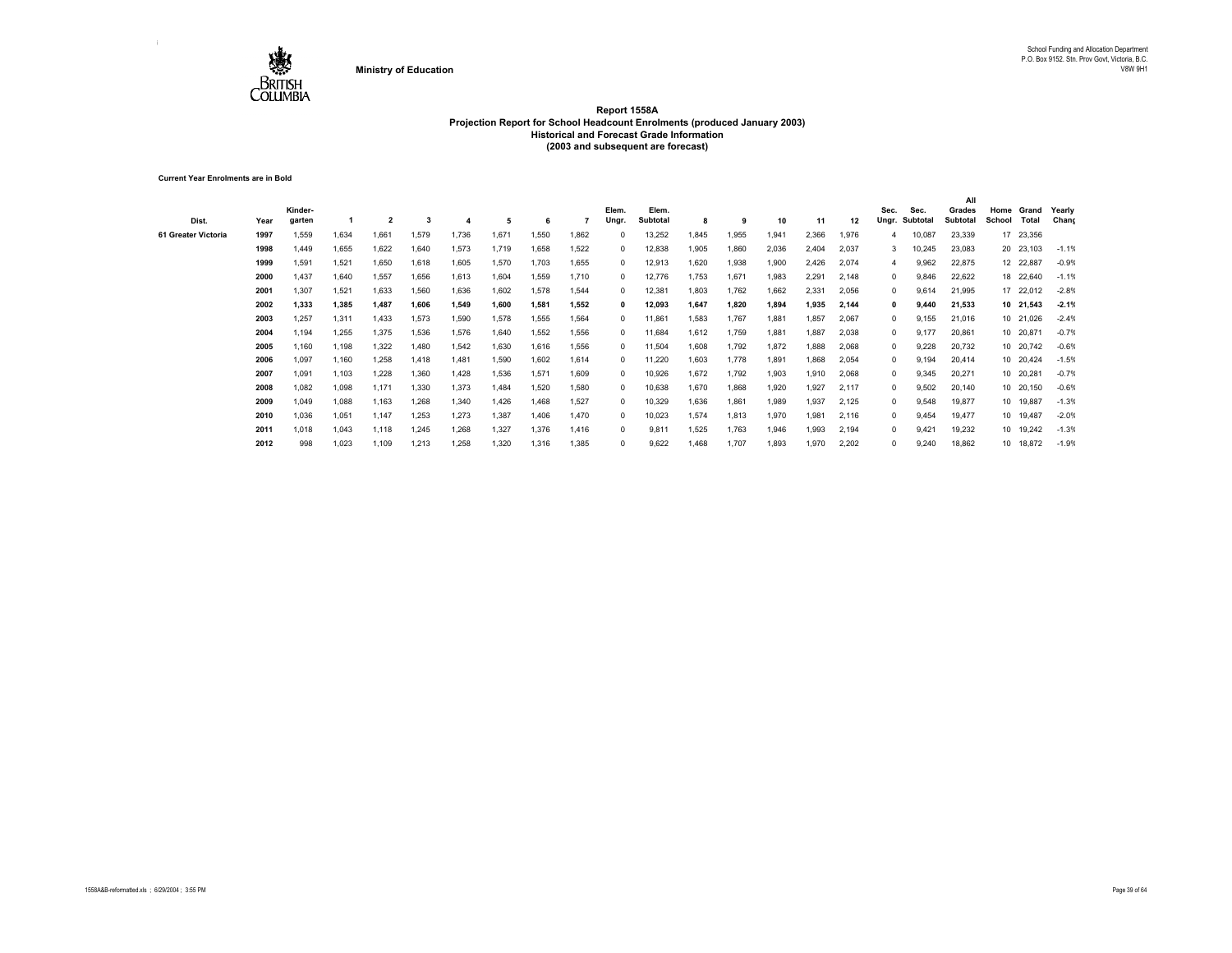Ministry of Education

School Funding and Allocation Department
P.O. Box 9152. Stn. Prov Govt, Victoria, B.C.
V8W 9H1

# Report 1558A
## Projection Report for School Headcount Enrolments (produced January 2003)
### Historical and Forecast Grade Information
### (2003 and subsequent are forecast)

**Current Year Enrolments are in Bold**

| Dist. | Year | Kinder-garten | 1 | 2 | 3 | 4 | 5 | 6 | 7 | Elem. Ungr. | Elem. Subtotal | 8 | 9 | 10 | 11 | 12 | Sec. Ungr. | Sec. Subtotal | All Grades Subtotal | Home School | Grand Total | Yearly Chang |
|---|---|---|---|---|---|---|---|---|---|---|---|---|---|---|---|---|---|---|---|---|---|---|
| 61 Greater Victoria | 1997 | 1,559 | 1,634 | 1,661 | 1,579 | 1,736 | 1,671 | 1,550 | 1,862 | 0 | 13,252 | 1,845 | 1,955 | 1,941 | 2,366 | 1,976 | 4 | 10,087 | 23,339 | 17 | 23,356 | |
| | 1998 | 1,449 | 1,655 | 1,622 | 1,640 | 1,573 | 1,719 | 1,658 | 1,522 | 0 | 12,838 | 1,905 | 1,860 | 2,036 | 2,404 | 2,037 | 3 | 10,245 | 23,083 | 20 | 23,103 | -1.1% |
| | 1999 | 1,591 | 1,521 | 1,650 | 1,618 | 1,605 | 1,570 | 1,703 | 1,655 | 0 | 12,913 | 1,620 | 1,938 | 1,900 | 2,426 | 2,074 | 4 | 9,962 | 22,875 | 12 | 22,887 | -0.9% |
| | 2000 | 1,437 | 1,640 | 1,557 | 1,656 | 1,613 | 1,604 | 1,559 | 1,710 | 0 | 12,776 | 1,753 | 1,671 | 1,983 | 2,291 | 2,148 | 0 | 9,846 | 22,622 | 18 | 22,640 | -1.1% |
| | 2001 | 1,307 | 1,521 | 1,633 | 1,560 | 1,636 | 1,602 | 1,578 | 1,544 | 0 | 12,381 | 1,803 | 1,762 | 1,662 | 2,331 | 2,056 | 0 | 9,614 | 21,995 | 17 | 22,012 | -2.8% |
| | **2002** | **1,333** | **1,385** | **1,487** | **1,606** | **1,549** | **1,600** | **1,581** | **1,552** | **0** | **12,093** | **1,647** | **1,820** | **1,894** | **1,935** | **2,144** | **0** | **9,440** | **21,533** | **10** | **21,543** | **-2.1%** |
| | 2003 | 1,257 | 1,311 | 1,433 | 1,573 | 1,590 | 1,578 | 1,555 | 1,564 | 0 | 11,861 | 1,583 | 1,767 | 1,881 | 1,857 | 2,067 | 0 | 9,155 | 21,016 | 10 | 21,026 | -2.4% |
| | 2004 | 1,194 | 1,255 | 1,375 | 1,536 | 1,576 | 1,640 | 1,552 | 1,556 | 0 | 11,684 | 1,612 | 1,759 | 1,881 | 1,887 | 2,038 | 0 | 9,177 | 20,861 | 10 | 20,871 | -0.7% |
| | 2005 | 1,160 | 1,198 | 1,322 | 1,480 | 1,542 | 1,630 | 1,616 | 1,556 | 0 | 11,504 | 1,608 | 1,792 | 1,872 | 1,888 | 2,068 | 0 | 9,228 | 20,732 | 10 | 20,742 | -0.6% |
| | 2006 | 1,097 | 1,160 | 1,258 | 1,418 | 1,481 | 1,590 | 1,602 | 1,614 | 0 | 11,220 | 1,603 | 1,778 | 1,891 | 1,868 | 2,054 | 0 | 9,194 | 20,414 | 10 | 20,424 | -1.5% |
| | 2007 | 1,091 | 1,103 | 1,228 | 1,360 | 1,428 | 1,536 | 1,571 | 1,609 | 0 | 10,926 | 1,672 | 1,792 | 1,903 | 1,910 | 2,068 | 0 | 9,345 | 20,271 | 10 | 20,281 | -0.7% |
| | 2008 | 1,082 | 1,098 | 1,171 | 1,330 | 1,373 | 1,484 | 1,520 | 1,580 | 0 | 10,638 | 1,670 | 1,868 | 1,920 | 1,927 | 2,117 | 0 | 9,502 | 20,140 | 10 | 20,150 | -0.6% |
| | 2009 | 1,049 | 1,088 | 1,163 | 1,268 | 1,340 | 1,426 | 1,468 | 1,527 | 0 | 10,329 | 1,636 | 1,861 | 1,989 | 1,937 | 2,125 | 0 | 9,548 | 19,877 | 10 | 19,887 | -1.3% |
| | 2010 | 1,036 | 1,051 | 1,147 | 1,253 | 1,273 | 1,387 | 1,406 | 1,470 | 0 | 10,023 | 1,574 | 1,813 | 1,970 | 1,981 | 2,116 | 0 | 9,454 | 19,477 | 10 | 19,487 | -2.0% |
| | 2011 | 1,018 | 1,043 | 1,118 | 1,245 | 1,268 | 1,327 | 1,376 | 1,416 | 0 | 9,811 | 1,525 | 1,763 | 1,946 | 1,993 | 2,194 | 0 | 9,421 | 19,232 | 10 | 19,242 | -1.3% |
| | 2012 | 998 | 1,023 | 1,109 | 1,213 | 1,258 | 1,320 | 1,316 | 1,385 | 0 | 9,622 | 1,468 | 1,707 | 1,893 | 1,970 | 2,202 | 0 | 9,240 | 18,862 | 10 | 18,872 | -1.9% |

1558A&B-reformatted.xls ; 6/29/2004 ; 3:55 PM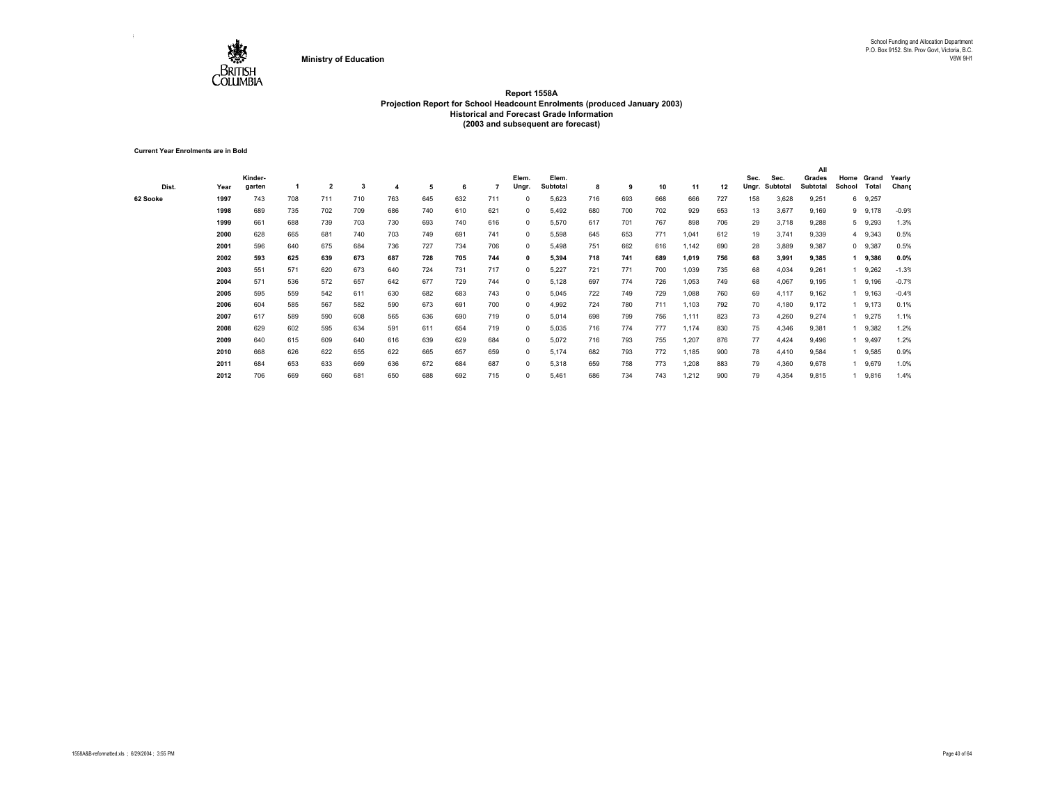Ministry of Education

School Funding and Allocation Department
P.O. Box 9152. Stn. Prov Govt, Victoria, B.C.
V8W 9H1

# Report 1558A
## Projection Report for School Headcount Enrolments (produced January 2003)
### Historical and Forecast Grade Information
### (2003 and subsequent are forecast)

**Current Year Enrolments are in Bold**

| Dist. | Year | Kinder-garten | 1 | 2 | 3 | 4 | 5 | 6 | 7 | Elem. Ungr. | Elem. Subtotal | 8 | 9 | 10 | 11 | 12 | Sec. Ungr. | Sec. Subtotal | All Grades Subtotal | Home School | Grand Total | Yearly Chang |
|---|---|---|---|---|---|---|---|---|---|---|---|---|---|---|---|---|---|---|---|---|---|---|
| 62 Sooke | 1997 | 743 | 708 | 711 | 710 | 763 | 645 | 632 | 711 | 0 | 5,623 | 716 | 693 | 668 | 666 | 727 | 158 | 3,628 | 9,251 | 6 | 9,257 | |
| | 1998 | 689 | 735 | 702 | 709 | 686 | 740 | 610 | 621 | 0 | 5,492 | 680 | 700 | 702 | 929 | 653 | 13 | 3,677 | 9,169 | 9 | 9,178 | -0.9% |
| | 1999 | 661 | 688 | 739 | 703 | 730 | 693 | 740 | 616 | 0 | 5,570 | 617 | 701 | 767 | 898 | 706 | 29 | 3,718 | 9,288 | 5 | 9,293 | 1.3% |
| | 2000 | 628 | 665 | 681 | 740 | 703 | 749 | 691 | 741 | 0 | 5,598 | 645 | 653 | 771 | 1,041 | 612 | 19 | 3,741 | 9,339 | 4 | 9,343 | 0.5% |
| | 2001 | 596 | 640 | 675 | 684 | 736 | 727 | 734 | 706 | 0 | 5,498 | 751 | 662 | 616 | 1,142 | 690 | 28 | 3,889 | 9,387 | 0 | 9,387 | 0.5% |
| | **2002** | **593** | **625** | **639** | **673** | **687** | **728** | **705** | **744** | **0** | **5,394** | **718** | **741** | **689** | **1,019** | **756** | **68** | **3,991** | **9,385** | **1** | **9,386** | **0.0%** |
| | 2003 | 551 | 571 | 620 | 673 | 640 | 724 | 731 | 717 | 0 | 5,227 | 721 | 771 | 700 | 1,039 | 735 | 68 | 4,034 | 9,261 | 1 | 9,262 | -1.3% |
| | 2004 | 571 | 536 | 572 | 657 | 642 | 677 | 729 | 744 | 0 | 5,128 | 697 | 774 | 726 | 1,053 | 749 | 68 | 4,067 | 9,195 | 1 | 9,196 | -0.7% |
| | 2005 | 595 | 559 | 542 | 611 | 630 | 682 | 683 | 743 | 0 | 5,045 | 722 | 749 | 729 | 1,088 | 760 | 69 | 4,117 | 9,162 | 1 | 9,163 | -0.4% |
| | 2006 | 604 | 585 | 567 | 582 | 590 | 673 | 691 | 700 | 0 | 4,992 | 724 | 780 | 711 | 1,103 | 792 | 70 | 4,180 | 9,172 | 1 | 9,173 | 0.1% |
| | 2007 | 617 | 589 | 590 | 608 | 565 | 636 | 690 | 719 | 0 | 5,014 | 698 | 799 | 756 | 1,111 | 823 | 73 | 4,260 | 9,274 | 1 | 9,275 | 1.1% |
| | 2008 | 629 | 602 | 595 | 634 | 591 | 611 | 654 | 719 | 0 | 5,035 | 716 | 774 | 777 | 1,174 | 830 | 75 | 4,346 | 9,381 | 1 | 9,382 | 1.2% |
| | 2009 | 640 | 615 | 609 | 640 | 616 | 639 | 629 | 684 | 0 | 5,072 | 716 | 793 | 755 | 1,207 | 876 | 77 | 4,424 | 9,496 | 1 | 9,497 | 1.2% |
| | 2010 | 668 | 626 | 622 | 655 | 622 | 665 | 657 | 659 | 0 | 5,174 | 682 | 793 | 772 | 1,185 | 900 | 78 | 4,410 | 9,584 | 1 | 9,585 | 0.9% |
| | 2011 | 684 | 653 | 633 | 669 | 636 | 672 | 684 | 687 | 0 | 5,318 | 659 | 758 | 773 | 1,208 | 883 | 79 | 4,360 | 9,678 | 1 | 9,679 | 1.0% |
| | 2012 | 706 | 669 | 660 | 681 | 650 | 688 | 692 | 715 | 0 | 5,461 | 686 | 734 | 743 | 1,212 | 900 | 79 | 4,354 | 9,815 | 1 | 9,816 | 1.4% |

1558A&B-reformatted.xls ; 6/29/2004 ; 3:55 PM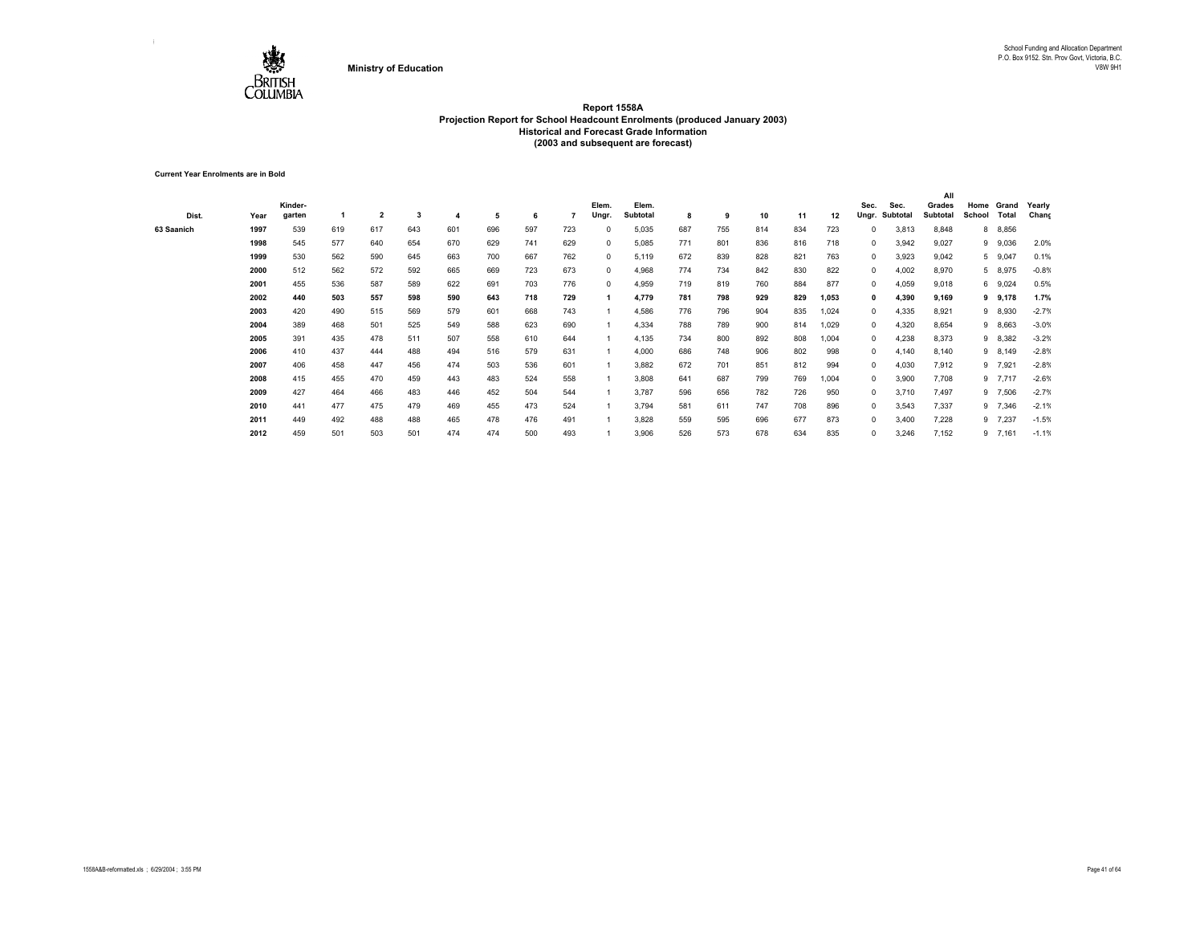Ministry of Education

School Funding and Allocation Department
P.O. Box 9152. Stn. Prov Govt, Victoria, B.C.
V8W 9H1

# Report 1558A
## Projection Report for School Headcount Enrolments (produced January 2003)
### Historical and Forecast Grade Information
### (2003 and subsequent are forecast)

**Current Year Enrolments are in Bold**

| Dist. | Year | Kinder-garten | 1 | 2 | 3 | 4 | 5 | 6 | 7 | Elem. Ungr. | Elem. Subtotal | 8 | 9 | 10 | 11 | 12 | Sec. Ungr. | Sec. Subtotal | All Grades Subtotal | Home School | Grand Total | Yearly Chang |
|---|---|---|---|---|---|---|---|---|---|---|---|---|---|---|---|---|---|---|---|---|---|---|
| 63 Saanich | 1997 | 539 | 619 | 617 | 643 | 601 | 696 | 597 | 723 | 0 | 5,035 | 687 | 755 | 814 | 834 | 723 | 0 | 3,813 | 8,848 | 8 | 8,856 | |
| | 1998 | 545 | 577 | 640 | 654 | 670 | 629 | 741 | 629 | 0 | 5,085 | 771 | 801 | 836 | 816 | 718 | 0 | 3,942 | 9,027 | 9 | 9,036 | 2.0% |
| | 1999 | 530 | 562 | 590 | 645 | 663 | 700 | 667 | 762 | 0 | 5,119 | 672 | 839 | 828 | 821 | 763 | 0 | 3,923 | 9,042 | 5 | 9,047 | 0.1% |
| | 2000 | 512 | 562 | 572 | 592 | 665 | 669 | 723 | 673 | 0 | 4,968 | 774 | 734 | 842 | 830 | 822 | 0 | 4,002 | 8,970 | 5 | 8,975 | -0.8% |
| | 2001 | 455 | 536 | 587 | 589 | 622 | 691 | 703 | 776 | 0 | 4,959 | 719 | 819 | 760 | 884 | 877 | 0 | 4,059 | 9,018 | 6 | 9,024 | 0.5% |
| | **2002** | **440** | **503** | **557** | **598** | **590** | **643** | **718** | **729** | **1** | **4,779** | **781** | **798** | **929** | **829** | **1,053** | **0** | **4,390** | **9,169** | **9** | **9,178** | **1.7%** |
| | 2003 | 420 | 490 | 515 | 569 | 579 | 601 | 668 | 743 | 1 | 4,586 | 776 | 796 | 904 | 835 | 1,024 | 0 | 4,335 | 8,921 | 9 | 8,930 | -2.7% |
| | 2004 | 389 | 468 | 501 | 525 | 549 | 588 | 623 | 690 | 1 | 4,334 | 788 | 789 | 900 | 814 | 1,029 | 0 | 4,320 | 8,654 | 9 | 8,663 | -3.0% |
| | 2005 | 391 | 435 | 478 | 511 | 507 | 558 | 610 | 644 | 1 | 4,135 | 734 | 800 | 892 | 808 | 1,004 | 0 | 4,238 | 8,373 | 9 | 8,382 | -3.2% |
| | 2006 | 410 | 437 | 444 | 488 | 494 | 516 | 579 | 631 | 1 | 4,000 | 686 | 748 | 906 | 802 | 998 | 0 | 4,140 | 8,140 | 9 | 8,149 | -2.8% |
| | 2007 | 406 | 458 | 447 | 456 | 474 | 503 | 536 | 601 | 1 | 3,882 | 672 | 701 | 851 | 812 | 994 | 0 | 4,030 | 7,912 | 9 | 7,921 | -2.8% |
| | 2008 | 415 | 455 | 470 | 459 | 443 | 483 | 524 | 558 | 1 | 3,808 | 641 | 687 | 799 | 769 | 1,004 | 0 | 3,900 | 7,708 | 9 | 7,717 | -2.6% |
| | 2009 | 427 | 464 | 466 | 483 | 446 | 452 | 504 | 544 | 1 | 3,787 | 596 | 656 | 782 | 726 | 950 | 0 | 3,710 | 7,497 | 9 | 7,506 | -2.7% |
| | 2010 | 441 | 477 | 475 | 479 | 469 | 455 | 473 | 524 | 1 | 3,794 | 581 | 611 | 747 | 708 | 896 | 0 | 3,543 | 7,337 | 9 | 7,346 | -2.1% |
| | 2011 | 449 | 492 | 488 | 488 | 465 | 478 | 476 | 491 | 1 | 3,828 | 559 | 595 | 696 | 677 | 873 | 0 | 3,400 | 7,228 | 9 | 7,237 | -1.5% |
| | 2012 | 459 | 501 | 503 | 501 | 474 | 474 | 500 | 493 | 1 | 3,906 | 526 | 573 | 678 | 634 | 835 | 0 | 3,246 | 7,152 | 9 | 7,161 | -1.1% |

1558A&B-reformatted.xls ; 6/29/2004 ; 3:55 PM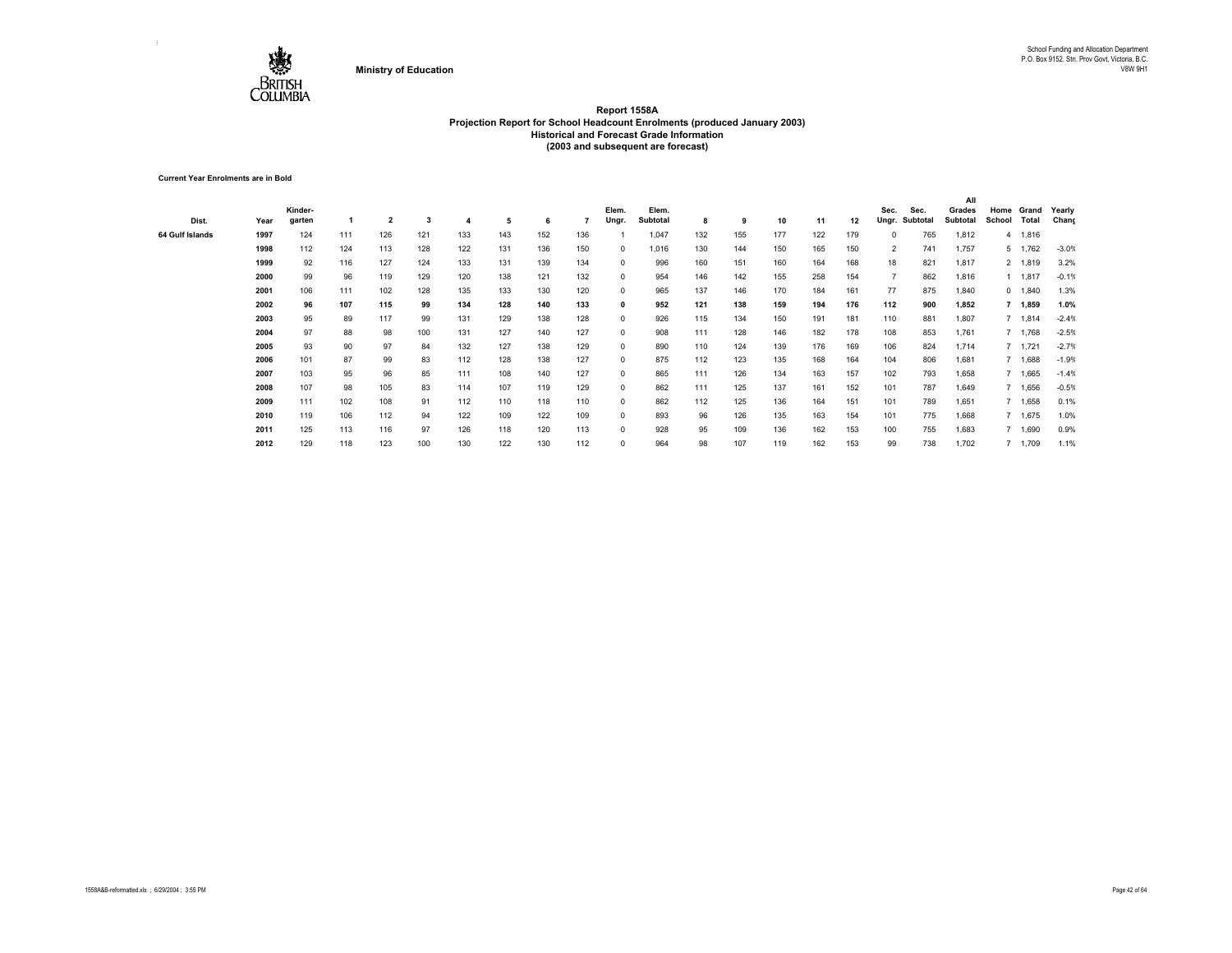Ministry of Education

School Funding and Allocation Department
P.O. Box 9152. Stn. Prov Govt, Victoria, B.C.
V8W 9H1

# Report 1558A
## Projection Report for School Headcount Enrolments (produced January 2003)
### Historical and Forecast Grade Information
### (2003 and subsequent are forecast)

**Current Year Enrolments are in Bold**

| Dist. | Year | Kinder-garten | 1 | 2 | 3 | 4 | 5 | 6 | 7 | Elem. Ungr. | Elem. Subtotal | 8 | 9 | 10 | 11 | 12 | Sec. Ungr. | Sec. Subtotal | All Grades Subtotal | Home School | Grand Total | Yearly Chang |
|---|---|---|---|---|---|---|---|---|---|---|---|---|---|---|---|---|---|---|---|---|---|---|
| 64 Gulf Islands | 1997 | 124 | 111 | 126 | 121 | 133 | 143 | 152 | 136 | 1 | 1,047 | 132 | 155 | 177 | 122 | 179 | 0 | 765 | 1,812 | 4 | 1,816 | |
| | 1998 | 112 | 124 | 113 | 128 | 122 | 131 | 136 | 150 | 0 | 1,016 | 130 | 144 | 150 | 165 | 150 | 2 | 741 | 1,757 | 5 | 1,762 | -3.0% |
| | 1999 | 92 | 116 | 127 | 124 | 133 | 131 | 139 | 134 | 0 | 996 | 160 | 151 | 160 | 164 | 168 | 18 | 821 | 1,817 | 2 | 1,819 | 3.2% |
| | 2000 | 99 | 96 | 119 | 129 | 120 | 138 | 121 | 132 | 0 | 954 | 146 | 142 | 155 | 258 | 154 | 7 | 862 | 1,816 | 1 | 1,817 | -0.1% |
| | 2001 | 106 | 111 | 102 | 128 | 135 | 133 | 130 | 120 | 0 | 965 | 137 | 146 | 170 | 184 | 161 | 77 | 875 | 1,840 | 0 | 1,840 | 1.3% |
| | **2002** | **96** | **107** | **115** | **99** | **134** | **128** | **140** | **133** | **0** | **952** | **121** | **138** | **159** | **194** | **176** | **112** | **900** | **1,852** | **7** | **1,859** | **1.0%** |
| | 2003 | 95 | 89 | 117 | 99 | 131 | 129 | 138 | 128 | 0 | 926 | 115 | 134 | 150 | 191 | 181 | 110 | 881 | 1,807 | 7 | 1,814 | -2.4% |
| | 2004 | 97 | 88 | 98 | 100 | 131 | 127 | 140 | 127 | 0 | 908 | 111 | 128 | 146 | 182 | 178 | 108 | 853 | 1,761 | 7 | 1,768 | -2.5% |
| | 2005 | 93 | 90 | 97 | 84 | 132 | 127 | 138 | 129 | 0 | 890 | 110 | 124 | 139 | 176 | 169 | 106 | 824 | 1,714 | 7 | 1,721 | -2.7% |
| | 2006 | 101 | 87 | 99 | 83 | 112 | 128 | 138 | 127 | 0 | 875 | 112 | 123 | 135 | 168 | 164 | 104 | 806 | 1,681 | 7 | 1,688 | -1.9% |
| | 2007 | 103 | 95 | 96 | 85 | 111 | 108 | 140 | 127 | 0 | 865 | 111 | 126 | 134 | 163 | 157 | 102 | 793 | 1,658 | 7 | 1,665 | -1.4% |
| | 2008 | 107 | 98 | 105 | 83 | 114 | 107 | 119 | 129 | 0 | 862 | 111 | 125 | 137 | 161 | 152 | 101 | 787 | 1,649 | 7 | 1,656 | -0.5% |
| | 2009 | 111 | 102 | 108 | 91 | 112 | 110 | 118 | 110 | 0 | 862 | 112 | 125 | 136 | 164 | 151 | 101 | 789 | 1,651 | 7 | 1,658 | 0.1% |
| | 2010 | 119 | 106 | 112 | 94 | 122 | 109 | 122 | 109 | 0 | 893 | 96 | 126 | 135 | 163 | 154 | 101 | 775 | 1,668 | 7 | 1,675 | 1.0% |
| | 2011 | 125 | 113 | 116 | 97 | 126 | 118 | 120 | 113 | 0 | 928 | 95 | 109 | 136 | 162 | 153 | 100 | 755 | 1,683 | 7 | 1,690 | 0.9% |
| | 2012 | 129 | 118 | 123 | 100 | 130 | 122 | 130 | 112 | 0 | 964 | 98 | 107 | 119 | 162 | 153 | 99 | 738 | 1,702 | 7 | 1,709 | 1.1% |

1558A&B-reformatted.xls ; 6/29/2004 ; 3:55 PM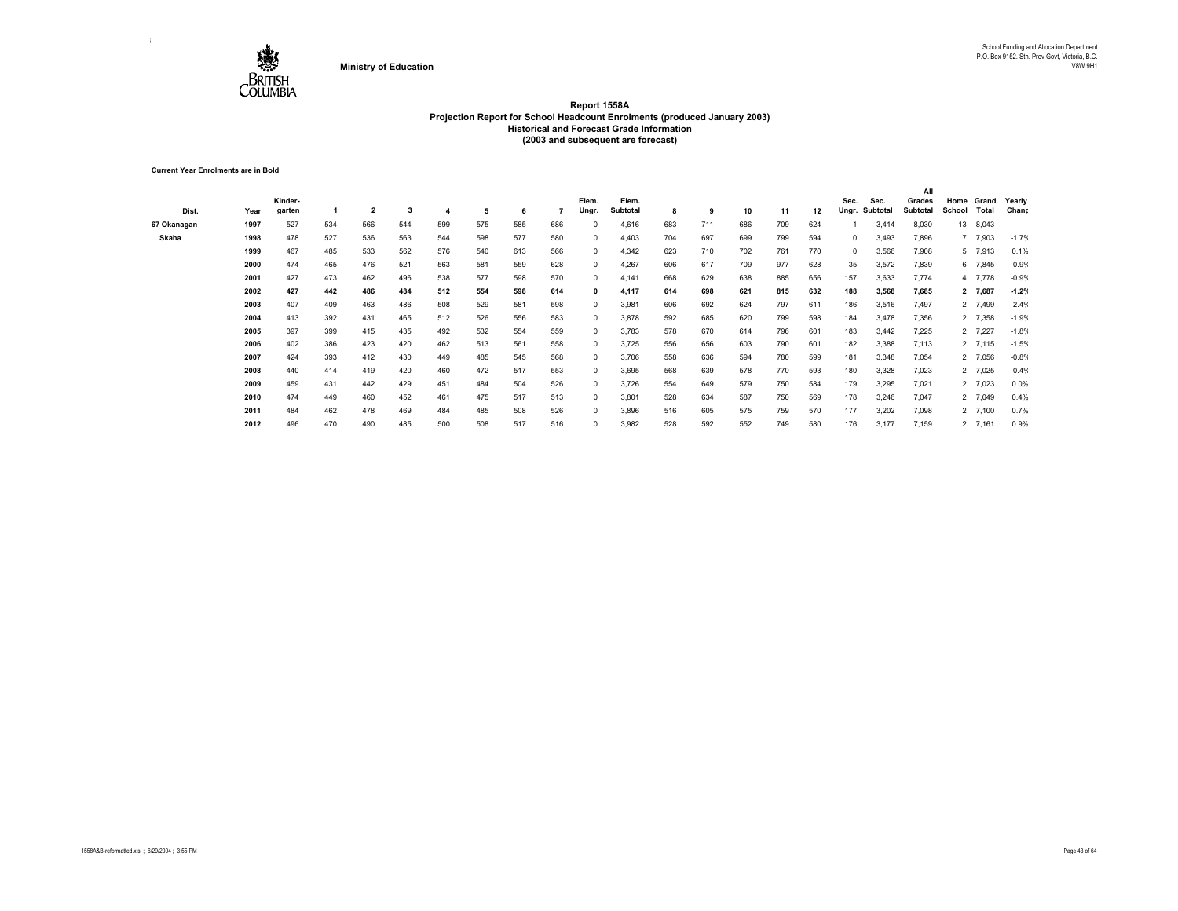Ministry of Education

School Funding and Allocation Department
P.O. Box 9152. Stn. Prov Govt, Victoria, B.C.
V8W 9H1

# Report 1558A
## Projection Report for School Headcount Enrolments (produced January 2003)
### Historical and Forecast Grade Information
### (2003 and subsequent are forecast)

**Current Year Enrolments are in Bold**

| Dist. | Year | Kinder-garten | 1 | 2 | 3 | 4 | 5 | 6 | 7 | Elem. Ungr. | Elem. Subtotal | 8 | 9 | 10 | 11 | 12 | Sec. Ungr. | Sec. Subtotal | All Grades Subtotal | Home School | Grand Total | Yearly Chang |
|---|---|---|---|---|---|---|---|---|---|---|---|---|---|---|---|---|---|---|---|---|---|---|
| 67 Okanagan | 1997 | 527 | 534 | 566 | 544 | 599 | 575 | 585 | 686 | 0 | 4,616 | 683 | 711 | 686 | 709 | 624 | 1 | 3,414 | 8,030 | 13 | 8,043 | |
| Skaha | 1998 | 478 | 527 | 536 | 563 | 544 | 598 | 577 | 580 | 0 | 4,403 | 704 | 697 | 699 | 799 | 594 | 0 | 3,493 | 7,896 | 7 | 7,903 | -1.7% |
| | 1999 | 467 | 485 | 533 | 562 | 576 | 540 | 613 | 566 | 0 | 4,342 | 623 | 710 | 702 | 761 | 770 | 0 | 3,566 | 7,908 | 5 | 7,913 | 0.1% |
| | 2000 | 474 | 465 | 476 | 521 | 563 | 581 | 559 | 628 | 0 | 4,267 | 606 | 617 | 709 | 977 | 628 | 35 | 3,572 | 7,839 | 6 | 7,845 | -0.9% |
| | 2001 | 427 | 473 | 462 | 496 | 538 | 577 | 598 | 570 | 0 | 4,141 | 668 | 629 | 638 | 885 | 656 | 157 | 3,633 | 7,774 | 4 | 7,778 | -0.9% |
| | **2002** | **427** | **442** | **486** | **484** | **512** | **554** | **598** | **614** | **0** | **4,117** | **614** | **698** | **621** | **815** | **632** | **188** | **3,568** | **7,685** | **2** | **7,687** | **-1.2%** |
| | 2003 | 407 | 409 | 463 | 486 | 508 | 529 | 581 | 598 | 0 | 3,981 | 606 | 692 | 624 | 797 | 611 | 186 | 3,516 | 7,497 | 2 | 7,499 | -2.4% |
| | 2004 | 413 | 392 | 431 | 465 | 512 | 526 | 556 | 583 | 0 | 3,878 | 592 | 685 | 620 | 799 | 598 | 184 | 3,478 | 7,356 | 2 | 7,358 | -1.9% |
| | 2005 | 397 | 399 | 415 | 435 | 492 | 532 | 554 | 559 | 0 | 3,783 | 578 | 670 | 614 | 796 | 601 | 183 | 3,442 | 7,225 | 2 | 7,227 | -1.8% |
| | 2006 | 402 | 386 | 423 | 420 | 462 | 513 | 561 | 558 | 0 | 3,725 | 556 | 656 | 603 | 790 | 601 | 182 | 3,388 | 7,113 | 2 | 7,115 | -1.5% |
| | 2007 | 424 | 393 | 412 | 430 | 449 | 485 | 545 | 568 | 0 | 3,706 | 558 | 636 | 594 | 780 | 599 | 181 | 3,348 | 7,054 | 2 | 7,056 | -0.8% |
| | 2008 | 440 | 414 | 419 | 420 | 460 | 472 | 517 | 553 | 0 | 3,695 | 568 | 639 | 578 | 770 | 593 | 180 | 3,328 | 7,023 | 2 | 7,025 | -0.4% |
| | 2009 | 459 | 431 | 442 | 429 | 451 | 484 | 504 | 526 | 0 | 3,726 | 554 | 649 | 579 | 750 | 584 | 179 | 3,295 | 7,021 | 2 | 7,023 | 0.0% |
| | 2010 | 474 | 449 | 460 | 452 | 461 | 475 | 517 | 513 | 0 | 3,801 | 528 | 634 | 587 | 750 | 569 | 178 | 3,246 | 7,047 | 2 | 7,049 | 0.4% |
| | 2011 | 484 | 462 | 478 | 469 | 484 | 485 | 508 | 526 | 0 | 3,896 | 516 | 605 | 575 | 759 | 570 | 177 | 3,202 | 7,098 | 2 | 7,100 | 0.7% |
| | 2012 | 496 | 470 | 490 | 485 | 500 | 508 | 517 | 516 | 0 | 3,982 | 528 | 592 | 552 | 749 | 580 | 176 | 3,177 | 7,159 | 2 | 7,161 | 0.9% |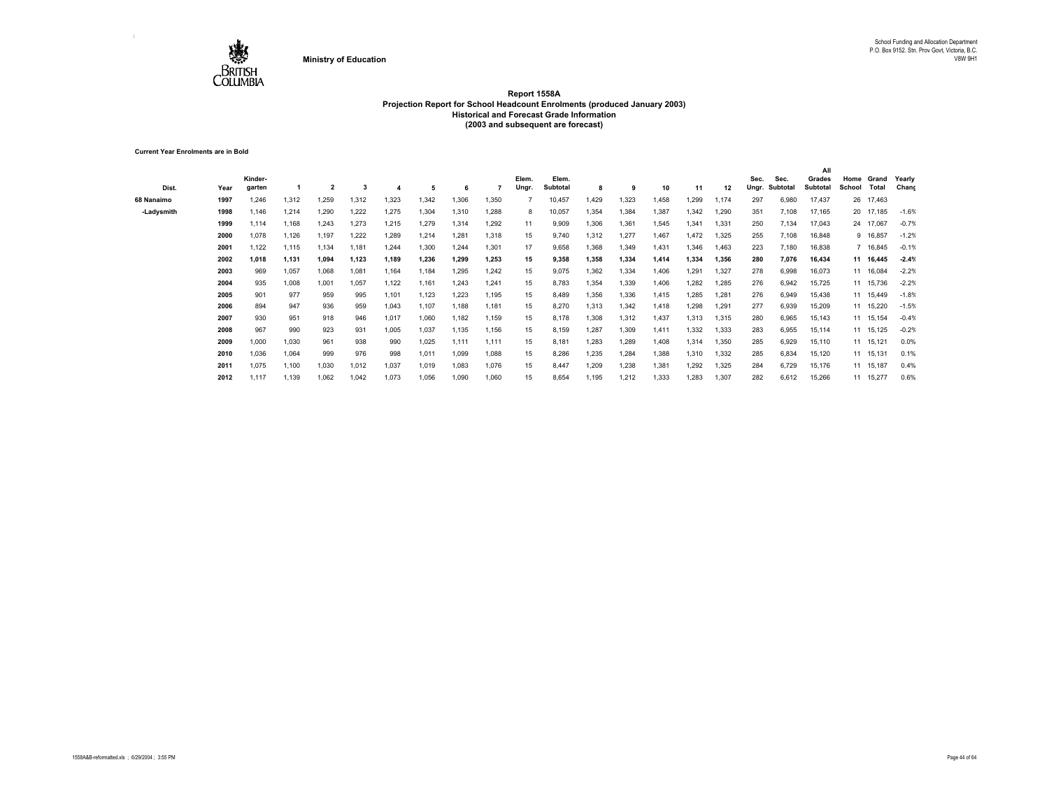Ministry of Education

School Funding and Allocation Department
P.O. Box 9152. Stn. Prov Govt, Victoria, B.C.
V8W 9H1

# Report 1558A
## Projection Report for School Headcount Enrolments (produced January 2003)
### Historical and Forecast Grade Information
### (2003 and subsequent are forecast)

**Current Year Enrolments are in Bold**

| Dist. | Year | Kinder-garten | 1 | 2 | 3 | 4 | 5 | 6 | 7 | Elem. Ungr. | Elem. Subtotal | 8 | 9 | 10 | 11 | 12 | Sec. Ungr. | Sec. Subtotal | All Grades Subtotal | Home School | Grand Total | Yearly Chang |
|---|---|---|---|---|---|---|---|---|---|---|---|---|---|---|---|---|---|---|---|---|---|---|
| 68 Nanaimo | 1997 | 1,246 | 1,312 | 1,259 | 1,312 | 1,323 | 1,342 | 1,306 | 1,350 | 7 | 10,457 | 1,429 | 1,323 | 1,458 | 1,299 | 1,174 | 297 | 6,980 | 17,437 | 26 | 17,463 | |
| -Ladysmith | 1998 | 1,146 | 1,214 | 1,290 | 1,222 | 1,275 | 1,304 | 1,310 | 1,288 | 8 | 10,057 | 1,354 | 1,384 | 1,387 | 1,342 | 1,290 | 351 | 7,108 | 17,165 | 20 | 17,185 | -1.6% |
| | 1999 | 1,114 | 1,168 | 1,243 | 1,273 | 1,215 | 1,279 | 1,314 | 1,292 | 11 | 9,909 | 1,306 | 1,361 | 1,545 | 1,341 | 1,331 | 250 | 7,134 | 17,043 | 24 | 17,067 | -0.7% |
| | 2000 | 1,078 | 1,126 | 1,197 | 1,222 | 1,289 | 1,214 | 1,281 | 1,318 | 15 | 9,740 | 1,312 | 1,277 | 1,467 | 1,472 | 1,325 | 255 | 7,108 | 16,848 | 9 | 16,857 | -1.2% |
| | 2001 | 1,122 | 1,115 | 1,134 | 1,181 | 1,244 | 1,300 | 1,244 | 1,301 | 17 | 9,658 | 1,368 | 1,349 | 1,431 | 1,346 | 1,463 | 223 | 7,180 | 16,838 | 7 | 16,845 | -0.1% |
| | **2002** | **1,018** | **1,131** | **1,094** | **1,123** | **1,189** | **1,236** | **1,299** | **1,253** | **15** | **9,358** | **1,358** | **1,334** | **1,414** | **1,334** | **1,356** | **280** | **7,076** | **16,434** | **11** | **16,445** | **-2.4%** |
| | 2003 | 969 | 1,057 | 1,068 | 1,081 | 1,164 | 1,184 | 1,295 | 1,242 | 15 | 9,075 | 1,362 | 1,334 | 1,406 | 1,291 | 1,327 | 278 | 6,998 | 16,073 | 11 | 16,084 | -2.2% |
| | 2004 | 935 | 1,008 | 1,001 | 1,057 | 1,122 | 1,161 | 1,243 | 1,241 | 15 | 8,783 | 1,354 | 1,339 | 1,406 | 1,282 | 1,285 | 276 | 6,942 | 15,725 | 11 | 15,736 | -2.2% |
| | 2005 | 901 | 977 | 959 | 995 | 1,101 | 1,123 | 1,223 | 1,195 | 15 | 8,489 | 1,356 | 1,336 | 1,415 | 1,285 | 1,281 | 276 | 6,949 | 15,438 | 11 | 15,449 | -1.8% |
| | 2006 | 894 | 947 | 936 | 959 | 1,043 | 1,107 | 1,188 | 1,181 | 15 | 8,270 | 1,313 | 1,342 | 1,418 | 1,298 | 1,291 | 277 | 6,939 | 15,209 | 11 | 15,220 | -1.5% |
| | 2007 | 930 | 951 | 918 | 946 | 1,017 | 1,060 | 1,182 | 1,159 | 15 | 8,178 | 1,308 | 1,312 | 1,437 | 1,313 | 1,315 | 280 | 6,965 | 15,143 | 11 | 15,154 | -0.4% |
| | 2008 | 967 | 990 | 923 | 931 | 1,005 | 1,037 | 1,135 | 1,156 | 15 | 8,159 | 1,287 | 1,309 | 1,411 | 1,332 | 1,333 | 283 | 6,955 | 15,114 | 11 | 15,125 | -0.2% |
| | 2009 | 1,000 | 1,030 | 961 | 938 | 990 | 1,025 | 1,111 | 1,111 | 15 | 8,181 | 1,283 | 1,289 | 1,408 | 1,314 | 1,350 | 285 | 6,929 | 15,110 | 11 | 15,121 | 0.0% |
| | 2010 | 1,036 | 1,064 | 999 | 976 | 998 | 1,011 | 1,099 | 1,088 | 15 | 8,286 | 1,235 | 1,284 | 1,388 | 1,310 | 1,332 | 285 | 6,834 | 15,120 | 11 | 15,131 | 0.1% |
| | 2011 | 1,075 | 1,100 | 1,030 | 1,012 | 1,037 | 1,019 | 1,083 | 1,076 | 15 | 8,447 | 1,209 | 1,238 | 1,381 | 1,292 | 1,325 | 284 | 6,729 | 15,176 | 11 | 15,187 | 0.4% |
| | 2012 | 1,117 | 1,139 | 1,062 | 1,042 | 1,073 | 1,056 | 1,090 | 1,060 | 15 | 8,654 | 1,195 | 1,212 | 1,333 | 1,283 | 1,307 | 282 | 6,612 | 15,266 | 11 | 15,277 | 0.6% |

1558A&B-reformatted.xls ; 6/29/2004 ; 3:55 PM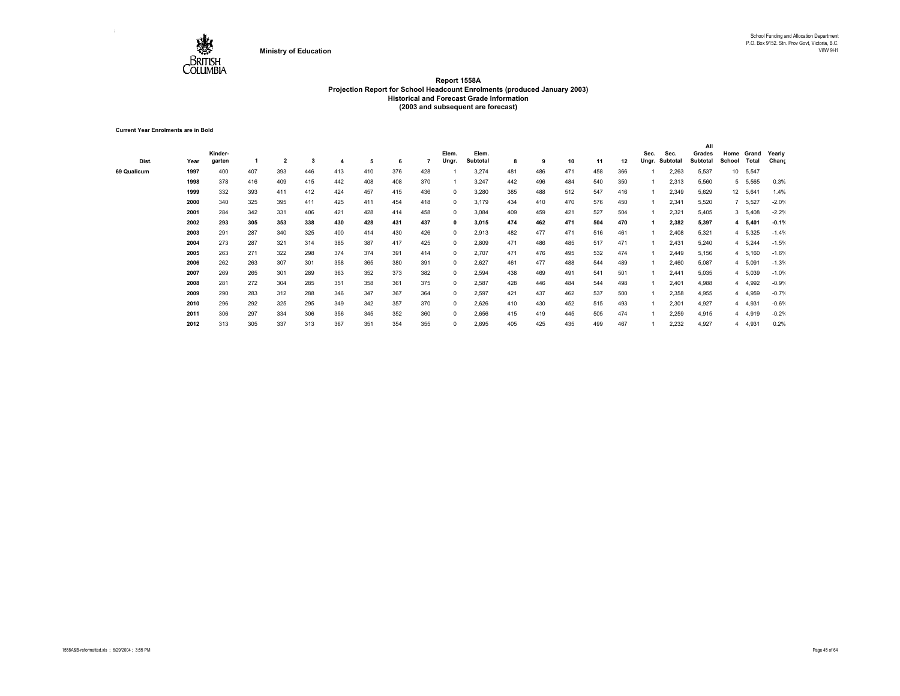Ministry of Education

School Funding and Allocation Department
P.O. Box 9152. Stn. Prov Govt, Victoria, B.C.
V8W 9H1

# Report 1558A
## Projection Report for School Headcount Enrolments (produced January 2003)
### Historical and Forecast Grade Information
### (2003 and subsequent are forecast)

**Current Year Enrolments are in Bold**

| Dist. | Year | Kinder-garten | 1 | 2 | 3 | 4 | 5 | 6 | 7 | Elem. Ungr. | Elem. Subtotal | 8 | 9 | 10 | 11 | 12 | Sec. Ungr. | Sec. Subtotal | All Grades Subtotal | Home School | Grand Total | Yearly Chang |
|---|---|---|---|---|---|---|---|---|---|---|---|---|---|---|---|---|---|---|---|---|---|---|
| 69 Qualicum | 1997 | 400 | 407 | 393 | 446 | 413 | 410 | 376 | 428 | 1 | 3,274 | 481 | 486 | 471 | 458 | 366 | 1 | 2,263 | 5,537 | 10 | 5,547 | |
| | 1998 | 378 | 416 | 409 | 415 | 442 | 408 | 408 | 370 | 1 | 3,247 | 442 | 496 | 484 | 540 | 350 | 1 | 2,313 | 5,560 | 5 | 5,565 | 0.3% |
| | 1999 | 332 | 393 | 411 | 412 | 424 | 457 | 415 | 436 | 0 | 3,280 | 385 | 488 | 512 | 547 | 416 | 1 | 2,349 | 5,629 | 12 | 5,641 | 1.4% |
| | 2000 | 340 | 325 | 395 | 411 | 425 | 411 | 454 | 418 | 0 | 3,179 | 434 | 410 | 470 | 576 | 450 | 1 | 2,341 | 5,520 | 7 | 5,527 | -2.0% |
| | 2001 | 284 | 342 | 331 | 406 | 421 | 428 | 414 | 458 | 0 | 3,084 | 409 | 459 | 421 | 527 | 504 | 1 | 2,321 | 5,405 | 3 | 5,408 | -2.2% |
| | **2002** | **293** | **305** | **353** | **338** | **430** | **428** | **431** | **437** | **0** | **3,015** | **474** | **462** | **471** | **504** | **470** | **1** | **2,382** | **5,397** | **4** | **5,401** | **-0.1%** |
| | 2003 | 291 | 287 | 340 | 325 | 400 | 414 | 430 | 426 | 0 | 2,913 | 482 | 477 | 471 | 516 | 461 | 1 | 2,408 | 5,321 | 4 | 5,325 | -1.4% |
| | 2004 | 273 | 287 | 321 | 314 | 385 | 387 | 417 | 425 | 0 | 2,809 | 471 | 486 | 485 | 517 | 471 | 1 | 2,431 | 5,240 | 4 | 5,244 | -1.5% |
| | 2005 | 263 | 271 | 322 | 298 | 374 | 374 | 391 | 414 | 0 | 2,707 | 471 | 476 | 495 | 532 | 474 | 1 | 2,449 | 5,156 | 4 | 5,160 | -1.6% |
| | 2006 | 262 | 263 | 307 | 301 | 358 | 365 | 380 | 391 | 0 | 2,627 | 461 | 477 | 488 | 544 | 489 | 1 | 2,460 | 5,087 | 4 | 5,091 | -1.3% |
| | 2007 | 269 | 265 | 301 | 289 | 363 | 352 | 373 | 382 | 0 | 2,594 | 438 | 469 | 491 | 541 | 501 | 1 | 2,441 | 5,035 | 4 | 5,039 | -1.0% |
| | 2008 | 281 | 272 | 304 | 285 | 351 | 358 | 361 | 375 | 0 | 2,587 | 428 | 446 | 484 | 544 | 498 | 1 | 2,401 | 4,988 | 4 | 4,992 | -0.9% |
| | 2009 | 290 | 283 | 312 | 288 | 346 | 347 | 367 | 364 | 0 | 2,597 | 421 | 437 | 462 | 537 | 500 | 1 | 2,358 | 4,955 | 4 | 4,959 | -0.7% |
| | 2010 | 296 | 292 | 325 | 295 | 349 | 342 | 357 | 370 | 0 | 2,626 | 410 | 430 | 452 | 515 | 493 | 1 | 2,301 | 4,927 | 4 | 4,931 | -0.6% |
| | 2011 | 306 | 297 | 334 | 306 | 356 | 345 | 352 | 360 | 0 | 2,656 | 415 | 419 | 445 | 505 | 474 | 1 | 2,259 | 4,915 | 4 | 4,919 | -0.2% |
| | 2012 | 313 | 305 | 337 | 313 | 367 | 351 | 354 | 355 | 0 | 2,695 | 405 | 425 | 435 | 499 | 467 | 1 | 2,232 | 4,927 | 4 | 4,931 | 0.2% |

1558A&B-reformatted.xls ; 6/29/2004 ; 3:55 PM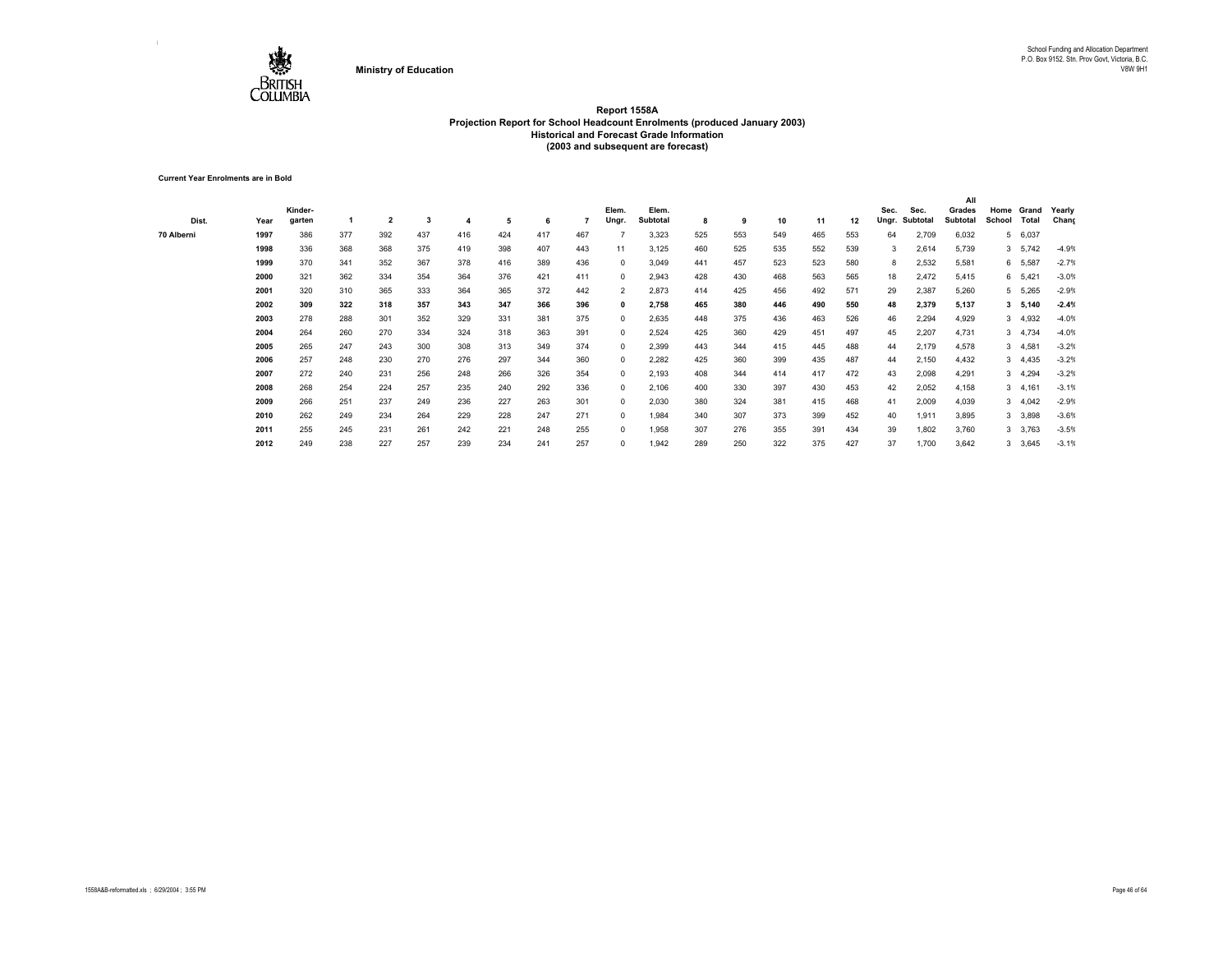Ministry of Education

School Funding and Allocation Department
P.O. Box 9152. Stn. Prov Govt, Victoria, B.C.
V8W 9H1

# Report 1558A
## Projection Report for School Headcount Enrolments (produced January 2003)
### Historical and Forecast Grade Information
### (2003 and subsequent are forecast)

**Current Year Enrolments are in Bold**

| Dist. | Year | Kinder-garten | 1 | 2 | 3 | 4 | 5 | 6 | 7 | Elem. Ungr. | Elem. Subtotal | 8 | 9 | 10 | 11 | 12 | Sec. Ungr. | Sec. Subtotal | All Grades Subtotal | Home School | Grand Total | Yearly Chang |
|---|---|---|---|---|---|---|---|---|---|---|---|---|---|---|---|---|---|---|---|---|---|---|
| 70 Alberni | 1997 | 386 | 377 | 392 | 437 | 416 | 424 | 417 | 467 | 7 | 3,323 | 525 | 553 | 549 | 465 | 553 | 64 | 2,709 | 6,032 | 5 | 6,037 | |
| | 1998 | 336 | 368 | 368 | 375 | 419 | 398 | 407 | 443 | 11 | 3,125 | 460 | 525 | 535 | 552 | 539 | 3 | 2,614 | 5,739 | 3 | 5,742 | -4.9% |
| | 1999 | 370 | 341 | 352 | 367 | 378 | 416 | 389 | 436 | 0 | 3,049 | 441 | 457 | 523 | 523 | 580 | 8 | 2,532 | 5,581 | 6 | 5,587 | -2.7% |
| | 2000 | 321 | 362 | 334 | 354 | 364 | 376 | 421 | 411 | 0 | 2,943 | 428 | 430 | 468 | 563 | 565 | 18 | 2,472 | 5,415 | 6 | 5,421 | -3.0% |
| | 2001 | 320 | 310 | 365 | 333 | 364 | 365 | 372 | 442 | 2 | 2,873 | 414 | 425 | 456 | 492 | 571 | 29 | 2,387 | 5,260 | 5 | 5,265 | -2.9% |
| | **2002** | **309** | **322** | **318** | **357** | **343** | **347** | **366** | **396** | **0** | **2,758** | **465** | **380** | **446** | **490** | **550** | **48** | **2,379** | **5,137** | **3** | **5,140** | **-2.4%** |
| | 2003 | 278 | 288 | 301 | 352 | 329 | 331 | 381 | 375 | 0 | 2,635 | 448 | 375 | 436 | 463 | 526 | 46 | 2,294 | 4,929 | 3 | 4,932 | -4.0% |
| | 2004 | 264 | 260 | 270 | 334 | 324 | 318 | 363 | 391 | 0 | 2,524 | 425 | 360 | 429 | 451 | 497 | 45 | 2,207 | 4,731 | 3 | 4,734 | -4.0% |
| | 2005 | 265 | 247 | 243 | 300 | 308 | 313 | 349 | 374 | 0 | 2,399 | 443 | 344 | 415 | 445 | 488 | 44 | 2,179 | 4,578 | 3 | 4,581 | -3.2% |
| | 2006 | 257 | 248 | 230 | 270 | 276 | 297 | 344 | 360 | 0 | 2,282 | 425 | 360 | 399 | 435 | 487 | 44 | 2,150 | 4,432 | 3 | 4,435 | -3.2% |
| | 2007 | 272 | 240 | 231 | 256 | 248 | 266 | 326 | 354 | 0 | 2,193 | 408 | 344 | 414 | 417 | 472 | 43 | 2,098 | 4,291 | 3 | 4,294 | -3.2% |
| | 2008 | 268 | 254 | 224 | 257 | 235 | 240 | 292 | 336 | 0 | 2,106 | 400 | 330 | 397 | 430 | 453 | 42 | 2,052 | 4,158 | 3 | 4,161 | -3.1% |
| | 2009 | 266 | 251 | 237 | 249 | 236 | 227 | 263 | 301 | 0 | 2,030 | 380 | 324 | 381 | 415 | 468 | 41 | 2,009 | 4,039 | 3 | 4,042 | -2.9% |
| | 2010 | 262 | 249 | 234 | 264 | 229 | 228 | 247 | 271 | 0 | 1,984 | 340 | 307 | 373 | 399 | 452 | 40 | 1,911 | 3,895 | 3 | 3,898 | -3.6% |
| | 2011 | 255 | 245 | 231 | 261 | 242 | 221 | 248 | 255 | 0 | 1,958 | 307 | 276 | 355 | 391 | 434 | 39 | 1,802 | 3,760 | 3 | 3,763 | -3.5% |
| | 2012 | 249 | 238 | 227 | 257 | 239 | 234 | 241 | 257 | 0 | 1,942 | 289 | 250 | 322 | 375 | 427 | 37 | 1,700 | 3,642 | 3 | 3,645 | -3.1% |

1558A&B-reformatted.xls ; 6/29/2004 ; 3:55 PM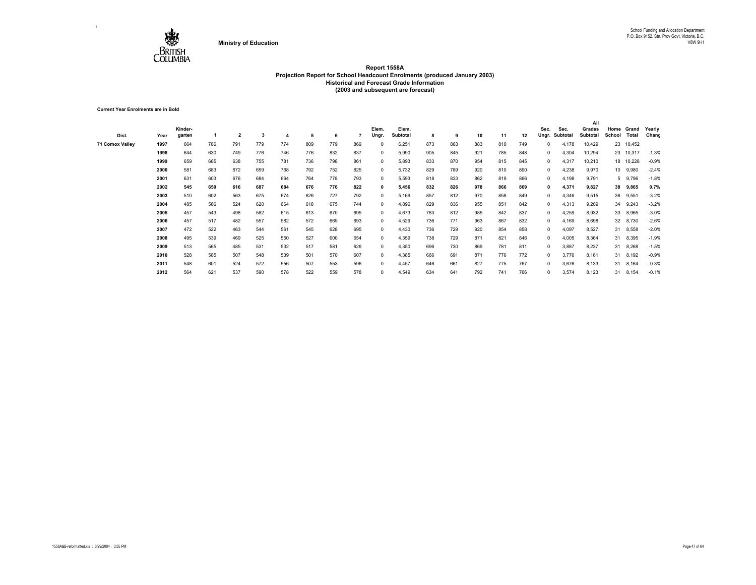Ministry of Education

School Funding and Allocation Department
P.O. Box 9152. Stn. Prov Govt, Victoria, B.C.
V8W 9H1

# Report 1558A
## Projection Report for School Headcount Enrolments (produced January 2003)
### Historical and Forecast Grade Information
### (2003 and subsequent are forecast)

**Current Year Enrolments are in Bold**

| Dist. | Year | Kinder-garten | 1 | 2 | 3 | 4 | 5 | 6 | 7 | Elem. Ungr. | Elem. Subtotal | 8 | 9 | 10 | 11 | 12 | Sec. Ungr. | Sec. Subtotal | All Grades Subtotal | Home School | Grand Total | Yearly Chang |
|---|---|---|---|---|---|---|---|---|---|---|---|---|---|---|---|---|---|---|---|---|---|---|
| 71 Comox Valley | 1997 | 664 | 786 | 791 | 779 | 774 | 809 | 779 | 869 | 0 | 6,251 | 873 | 863 | 883 | 810 | 749 | 0 | 4,178 | 10,429 | 23 | 10,452 | |
| | 1998 | 644 | 630 | 749 | 776 | 746 | 776 | 832 | 837 | 0 | 5,990 | 905 | 845 | 921 | 785 | 848 | 0 | 4,304 | 10,294 | 23 | 10,317 | -1.3% |
| | 1999 | 659 | 665 | 638 | 755 | 781 | 736 | 798 | 861 | 0 | 5,893 | 833 | 870 | 954 | 815 | 845 | 0 | 4,317 | 10,210 | 18 | 10,228 | -0.9% |
| | 2000 | 581 | 683 | 672 | 659 | 768 | 792 | 752 | 825 | 0 | 5,732 | 829 | 789 | 920 | 810 | 890 | 0 | 4,238 | 9,970 | 10 | 9,980 | -2.4% |
| | 2001 | 631 | 603 | 676 | 684 | 664 | 764 | 778 | 793 | 0 | 5,593 | 818 | 833 | 862 | 819 | 866 | 0 | 4,198 | 9,791 | 5 | 9,796 | -1.8% |
| | **2002** | **545** | **650** | **616** | **687** | **684** | **676** | **776** | **822** | **0** | **5,456** | **832** | **826** | **978** | **866** | **869** | **0** | **4,371** | **9,827** | **38** | **9,865** | **0.7%** |
| | 2003 | 510 | 602 | 563 | 675 | 674 | 626 | 727 | 792 | 0 | 5,169 | 857 | 812 | 970 | 858 | 849 | 0 | 4,346 | 9,515 | 36 | 9,551 | -3.2% |
| | 2004 | 485 | 566 | 524 | 620 | 664 | 618 | 675 | 744 | 0 | 4,896 | 829 | 836 | 955 | 851 | 842 | 0 | 4,313 | 9,209 | 34 | 9,243 | -3.2% |
| | 2005 | 457 | 543 | 498 | 582 | 615 | 613 | 670 | 695 | 0 | 4,673 | 783 | 812 | 985 | 842 | 837 | 0 | 4,259 | 8,932 | 33 | 8,965 | -3.0% |
| | 2006 | 457 | 517 | 482 | 557 | 582 | 572 | 669 | 693 | 0 | 4,529 | 736 | 771 | 963 | 867 | 832 | 0 | 4,169 | 8,698 | 32 | 8,730 | -2.6% |
| | 2007 | 472 | 522 | 463 | 544 | 561 | 545 | 628 | 695 | 0 | 4,430 | 736 | 729 | 920 | 854 | 858 | 0 | 4,097 | 8,527 | 31 | 8,558 | -2.0% |
| | 2008 | 495 | 539 | 469 | 525 | 550 | 527 | 600 | 654 | 0 | 4,359 | 738 | 729 | 871 | 821 | 846 | 0 | 4,005 | 8,364 | 31 | 8,395 | -1.9% |
| | 2009 | 513 | 565 | 485 | 531 | 532 | 517 | 581 | 626 | 0 | 4,350 | 696 | 730 | 869 | 781 | 811 | 0 | 3,887 | 8,237 | 31 | 8,268 | -1.5% |
| | 2010 | 528 | 585 | 507 | 548 | 539 | 501 | 570 | 607 | 0 | 4,385 | 666 | 691 | 871 | 776 | 772 | 0 | 3,776 | 8,161 | 31 | 8,192 | -0.9% |
| | 2011 | 548 | 601 | 524 | 572 | 556 | 507 | 553 | 596 | 0 | 4,457 | 646 | 661 | 827 | 775 | 767 | 0 | 3,676 | 8,133 | 31 | 8,164 | -0.3% |
| | 2012 | 564 | 621 | 537 | 590 | 578 | 522 | 559 | 578 | 0 | 4,549 | 634 | 641 | 792 | 741 | 766 | 0 | 3,574 | 8,123 | 31 | 8,154 | -0.1% |

1558A&B-reformatted.xls ; 6/29/2004 ; 3:55 PM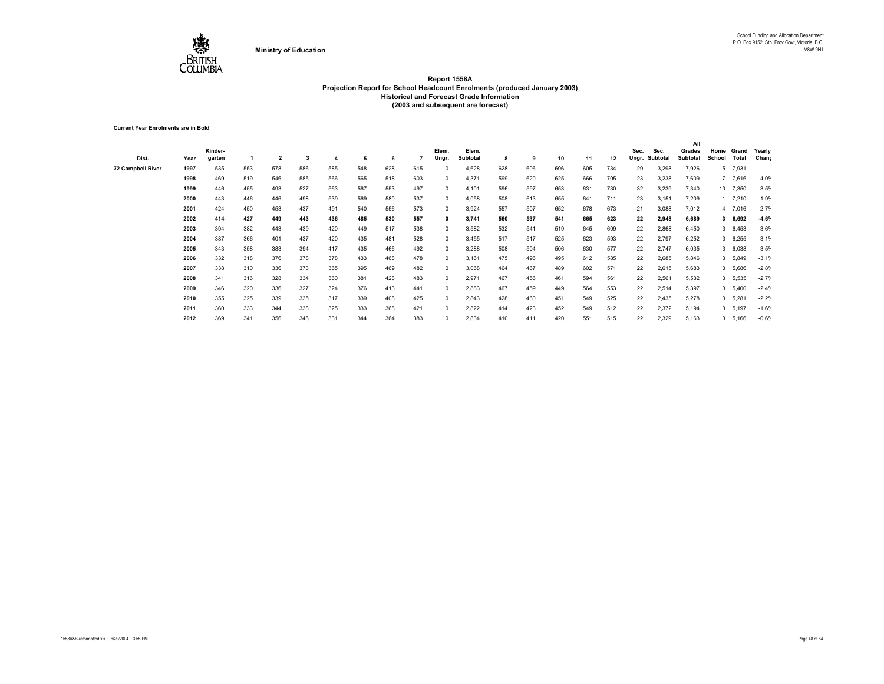Ministry of Education

School Funding and Allocation Department
P.O. Box 9152. Stn. Prov Govt, Victoria, B.C.
V8W 9H1

## Report 1558A
## Projection Report for School Headcount Enrolments (produced January 2003)
## Historical and Forecast Grade Information
## (2003 and subsequent are forecast)

**Current Year Enrolments are in Bold**

| Dist. | Year | Kinder-garten | 1 | 2 | 3 | 4 | 5 | 6 | 7 | Elem. Ungr. | Elem. Subtotal | 8 | 9 | 10 | 11 | 12 | Sec. Ungr. | Sec. Subtotal | All Grades Subtotal | Home School | Grand Total | Yearly Chang |
|---|---|---|---|---|---|---|---|---|---|---|---|---|---|---|---|---|---|---|---|---|---|---|
| 72 Campbell River | 1997 | 535 | 553 | 578 | 586 | 585 | 548 | 628 | 615 | 0 | 4,628 | 628 | 606 | 696 | 605 | 734 | 29 | 3,298 | 7,926 | 5 | 7,931 | |
| | 1998 | 469 | 519 | 546 | 585 | 566 | 565 | 518 | 603 | 0 | 4,371 | 599 | 620 | 625 | 666 | 705 | 23 | 3,238 | 7,609 | 7 | 7,616 | -4.0% |
| | 1999 | 446 | 455 | 493 | 527 | 563 | 567 | 553 | 497 | 0 | 4,101 | 596 | 597 | 653 | 631 | 730 | 32 | 3,239 | 7,340 | 10 | 7,350 | -3.5% |
| | 2000 | 443 | 446 | 446 | 498 | 539 | 569 | 580 | 537 | 0 | 4,058 | 508 | 613 | 655 | 641 | 711 | 23 | 3,151 | 7,209 | 1 | 7,210 | -1.9% |
| | 2001 | 424 | 450 | 453 | 437 | 491 | 540 | 556 | 573 | 0 | 3,924 | 557 | 507 | 652 | 678 | 673 | 21 | 3,088 | 7,012 | 4 | 7,016 | -2.7% |
| | **2002** | **414** | **427** | **449** | **443** | **436** | **485** | **530** | **557** | **0** | **3,741** | **560** | **537** | **541** | **665** | **623** | **22** | **2,948** | **6,689** | **3** | **6,692** | **-4.6%** |
| | 2003 | 394 | 382 | 443 | 439 | 420 | 449 | 517 | 538 | 0 | 3,582 | 532 | 541 | 519 | 645 | 609 | 22 | 2,868 | 6,450 | 3 | 6,453 | -3.6% |
| | 2004 | 387 | 366 | 401 | 437 | 420 | 435 | 481 | 528 | 0 | 3,455 | 517 | 517 | 525 | 623 | 593 | 22 | 2,797 | 6,252 | 3 | 6,255 | -3.1% |
| | 2005 | 343 | 358 | 383 | 394 | 417 | 435 | 466 | 492 | 0 | 3,288 | 508 | 504 | 506 | 630 | 577 | 22 | 2,747 | 6,035 | 3 | 6,038 | -3.5% |
| | 2006 | 332 | 318 | 376 | 378 | 378 | 433 | 468 | 478 | 0 | 3,161 | 475 | 496 | 495 | 612 | 585 | 22 | 2,685 | 5,846 | 3 | 5,849 | -3.1% |
| | 2007 | 338 | 310 | 336 | 373 | 365 | 395 | 469 | 482 | 0 | 3,068 | 464 | 467 | 489 | 602 | 571 | 22 | 2,615 | 5,683 | 3 | 5,686 | -2.8% |
| | 2008 | 341 | 316 | 328 | 334 | 360 | 381 | 428 | 483 | 0 | 2,971 | 467 | 456 | 461 | 594 | 561 | 22 | 2,561 | 5,532 | 3 | 5,535 | -2.7% |
| | 2009 | 346 | 320 | 336 | 327 | 324 | 376 | 413 | 441 | 0 | 2,883 | 467 | 459 | 449 | 564 | 553 | 22 | 2,514 | 5,397 | 3 | 5,400 | -2.4% |
| | 2010 | 355 | 325 | 339 | 335 | 317 | 339 | 408 | 425 | 0 | 2,843 | 428 | 460 | 451 | 549 | 525 | 22 | 2,435 | 5,278 | 3 | 5,281 | -2.2% |
| | 2011 | 360 | 333 | 344 | 338 | 325 | 333 | 368 | 421 | 0 | 2,822 | 414 | 423 | 452 | 549 | 512 | 22 | 2,372 | 5,194 | 3 | 5,197 | -1.6% |
| | 2012 | 369 | 341 | 356 | 346 | 331 | 344 | 364 | 383 | 0 | 2,834 | 410 | 411 | 420 | 551 | 515 | 22 | 2,329 | 5,163 | 3 | 5,166 | -0.6% |

1558A&B-reformatted.xls ; 6/29/2004 ; 3:55 PM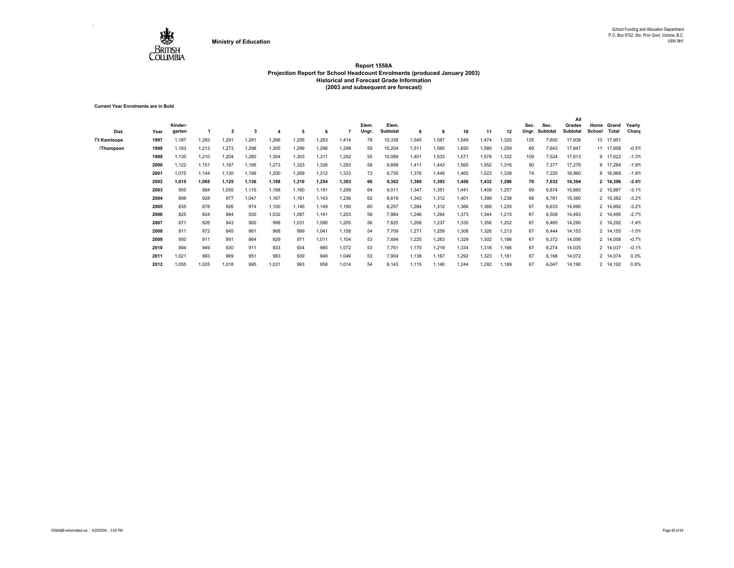Ministry of Education

School Funding and Allocation Department
P.O. Box 9152. Stn. Prov Govt, Victoria, B.C.
V8W 9H1

# Report 1558A
## Projection Report for School Headcount Enrolments (produced January 2003)
### Historical and Forecast Grade Information
### (2003 and subsequent are forecast)

**Current Year Enrolments are in Bold**

| Dist. | Year | Kinder-garten | 1 | 2 | 3 | 4 | 5 | 6 | 7 | Elem. Ungr. | Elem. Subtotal | 8 | 9 | 10 | 11 | 12 | Sec. Ungr. | Sec. Subtotal | All Grades Subtotal | Home School | Grand Total | Yearly Chang |
|---|---|---|---|---|---|---|---|---|---|---|---|---|---|---|---|---|---|---|---|---|---|---|
| 73 Kamloops | 1997 | 1,187 | 1,283 | 1,291 | 1,281 | 1,266 | 1,255 | 1,283 | 1,414 | 78 | 10,338 | 1,545 | 1,587 | 1,549 | 1,474 | 1,320 | 125 | 7,600 | 17,938 | 13 | 17,951 | |
| /Thompson | 1998 | 1,163 | 1,213 | 1,273 | 1,298 | 1,305 | 1,299 | 1,296 | 1,298 | 59 | 10,204 | 1,511 | 1,565 | 1,650 | 1,589 | 1,259 | 69 | 7,643 | 17,847 | 11 | 17,858 | -0.5% |
| | 1999 | 1,130 | 1,210 | 1,204 | 1,280 | 1,304 | 1,303 | 1,311 | 1,292 | 55 | 10,089 | 1,401 | 1,533 | 1,571 | 1,578 | 1,332 | 109 | 7,524 | 17,613 | 9 | 17,622 | -1.3% |
| | 2000 | 1,122 | 1,151 | 1,187 | 1,166 | 1,273 | 1,323 | 1,326 | 1,293 | 58 | 9,899 | 1,411 | 1,443 | 1,565 | 1,552 | 1,316 | 90 | 7,377 | 17,276 | 8 | 17,284 | -1.9% |
| | 2001 | 1,075 | 1,144 | 1,130 | 1,199 | 1,200 | 1,269 | 1,312 | 1,333 | 73 | 9,735 | 1,376 | 1,449 | 1,465 | 1,523 | 1,338 | 74 | 7,225 | 16,960 | 8 | 16,968 | -1.8% |
| | **2002** | **1,015** | **1,065** | **1,125** | **1,136** | **1,188** | **1,210** | **1,254** | **1,303** | **66** | **9,362** | **1,389** | **1,393** | **1,450** | **1,432** | **1,298** | **70** | **7,032** | **16,394** | **2** | **16,396** | **-3.4%** |
| | 2003 | 955 | 984 | 1,055 | 1,115 | 1,188 | 1,160 | 1,191 | 1,299 | 64 | 9,011 | 1,347 | 1,351 | 1,441 | 1,409 | 1,257 | 69 | 6,874 | 15,885 | 2 | 15,887 | -3.1% |
| | 2004 | 898 | 928 | 977 | 1,047 | 1,167 | 1,161 | 1,143 | 1,236 | 62 | 8,619 | 1,343 | 1,312 | 1,401 | 1,399 | 1,238 | 68 | 6,761 | 15,380 | 2 | 15,382 | -3.2% |
| | 2005 | 835 | 878 | 926 | 974 | 1,100 | 1,145 | 1,149 | 1,190 | 60 | 8,257 | 1,284 | 1,312 | 1,366 | 1,369 | 1,235 | 67 | 6,633 | 14,890 | 2 | 14,892 | -3.2% |
| | 2006 | 825 | 824 | 884 | 930 | 1,032 | 1,087 | 1,141 | 1,203 | 58 | 7,984 | 1,246 | 1,264 | 1,373 | 1,344 | 1,215 | 67 | 6,509 | 14,493 | 2 | 14,495 | -2.7% |
| | 2007 | 871 | 826 | 843 | 900 | 998 | 1,031 | 1,095 | 1,205 | 56 | 7,825 | 1,268 | 1,237 | 1,335 | 1,356 | 1,202 | 67 | 6,465 | 14,290 | 2 | 14,292 | -1.4% |
| | 2008 | 911 | 872 | 845 | 861 | 968 | 999 | 1,041 | 1,158 | 54 | 7,709 | 1,271 | 1,259 | 1,308 | 1,326 | 1,213 | 67 | 6,444 | 14,153 | 2 | 14,155 | -1.0% |
| | 2009 | 950 | 911 | 891 | 864 | 929 | 971 | 1,011 | 1,104 | 53 | 7,684 | 1,225 | 1,263 | 1,329 | 1,302 | 1,186 | 67 | 6,372 | 14,056 | 2 | 14,058 | -0.7% |
| | 2010 | 994 | 949 | 930 | 911 | 933 | 934 | 985 | 1,072 | 53 | 7,761 | 1,170 | 1,219 | 1,334 | 1,318 | 1,166 | 67 | 6,274 | 14,035 | 2 | 14,037 | -0.1% |
| | 2011 | 1,021 | 993 | 969 | 951 | 983 | 939 | 949 | 1,046 | 53 | 7,904 | 1,138 | 1,167 | 1,292 | 1,323 | 1,181 | 67 | 6,168 | 14,072 | 2 | 14,074 | 0.3% |
| | 2012 | 1,055 | 1,025 | 1,018 | 995 | 1,031 | 993 | 958 | 1,014 | 54 | 8,143 | 1,115 | 1,140 | 1,244 | 1,292 | 1,189 | 67 | 6,047 | 14,190 | 2 | 14,192 | 0.8% |

1558A&B-reformatted.xls ; 6/29/2004 ; 3:55 PM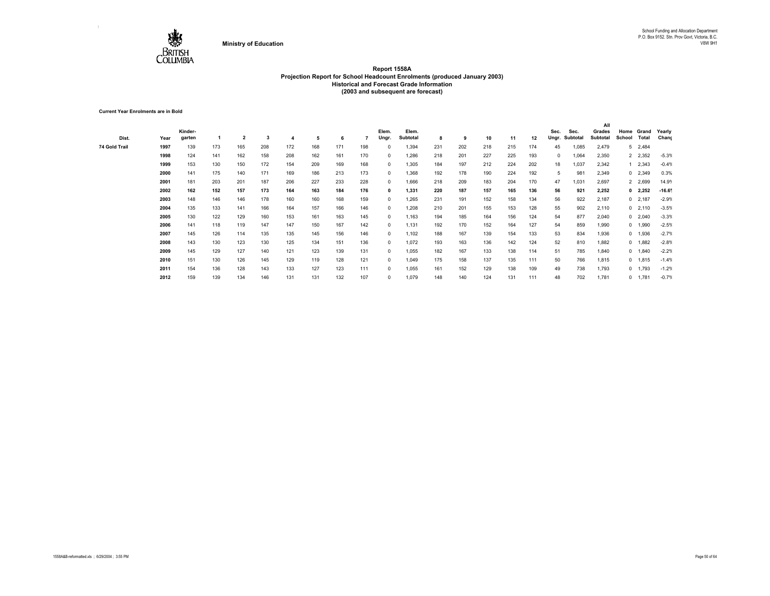Ministry of Education

School Funding and Allocation Department
P.O. Box 9152. Stn. Prov Govt, Victoria, B.C.
V8W 9H1

# Report 1558A
## Projection Report for School Headcount Enrolments (produced January 2003)
### Historical and Forecast Grade Information
### (2003 and subsequent are forecast)

**Current Year Enrolments are in Bold**

| Dist. | Year | Kinder-garten | 1 | 2 | 3 | 4 | 5 | 6 | 7 | Elem. Ungr. | Elem. Subtotal | 8 | 9 | 10 | 11 | 12 | Sec. Ungr. | Sec. Subtotal | All Grades Subtotal | Home School | Grand Total | Yearly Chang |
|---|---|---|---|---|---|---|---|---|---|---|---|---|---|---|---|---|---|---|---|---|---|---|
| 74 Gold Trail | 1997 | 139 | 173 | 165 | 208 | 172 | 168 | 171 | 198 | 0 | 1,394 | 231 | 202 | 218 | 215 | 174 | 45 | 1,085 | 2,479 | 5 | 2,484 | |
| | 1998 | 124 | 141 | 162 | 158 | 208 | 162 | 161 | 170 | 0 | 1,286 | 218 | 201 | 227 | 225 | 193 | 0 | 1,064 | 2,350 | 2 | 2,352 | -5.3% |
| | 1999 | 153 | 130 | 150 | 172 | 154 | 209 | 169 | 168 | 0 | 1,305 | 184 | 197 | 212 | 224 | 202 | 18 | 1,037 | 2,342 | 1 | 2,343 | -0.4% |
| | 2000 | 141 | 175 | 140 | 171 | 169 | 186 | 213 | 173 | 0 | 1,368 | 192 | 178 | 190 | 224 | 192 | 5 | 981 | 2,349 | 0 | 2,349 | 0.3% |
| | 2001 | 181 | 203 | 201 | 187 | 206 | 227 | 233 | 228 | 0 | 1,666 | 218 | 209 | 183 | 204 | 170 | 47 | 1,031 | 2,697 | 2 | 2,699 | 14.9% |
| | **2002** | **162** | **152** | **157** | **173** | **164** | **163** | **184** | **176** | **0** | **1,331** | **220** | **187** | **157** | **165** | **136** | **56** | **921** | **2,252** | **0** | **2,252** | **-16.6%** |
| | 2003 | 148 | 146 | 146 | 178 | 160 | 160 | 168 | 159 | 0 | 1,265 | 231 | 191 | 152 | 158 | 134 | 56 | 922 | 2,187 | 0 | 2,187 | -2.9% |
| | 2004 | 135 | 133 | 141 | 166 | 164 | 157 | 166 | 146 | 0 | 1,208 | 210 | 201 | 155 | 153 | 128 | 55 | 902 | 2,110 | 0 | 2,110 | -3.5% |
| | 2005 | 130 | 122 | 129 | 160 | 153 | 161 | 163 | 145 | 0 | 1,163 | 194 | 185 | 164 | 156 | 124 | 54 | 877 | 2,040 | 0 | 2,040 | -3.3% |
| | 2006 | 141 | 118 | 119 | 147 | 147 | 150 | 167 | 142 | 0 | 1,131 | 192 | 170 | 152 | 164 | 127 | 54 | 859 | 1,990 | 0 | 1,990 | -2.5% |
| | 2007 | 145 | 126 | 114 | 135 | 135 | 145 | 156 | 146 | 0 | 1,102 | 188 | 167 | 139 | 154 | 133 | 53 | 834 | 1,936 | 0 | 1,936 | -2.7% |
| | 2008 | 143 | 130 | 123 | 130 | 125 | 134 | 151 | 136 | 0 | 1,072 | 193 | 163 | 136 | 142 | 124 | 52 | 810 | 1,882 | 0 | 1,882 | -2.8% |
| | 2009 | 145 | 129 | 127 | 140 | 121 | 123 | 139 | 131 | 0 | 1,055 | 182 | 167 | 133 | 138 | 114 | 51 | 785 | 1,840 | 0 | 1,840 | -2.2% |
| | 2010 | 151 | 130 | 126 | 145 | 129 | 119 | 128 | 121 | 0 | 1,049 | 175 | 158 | 137 | 135 | 111 | 50 | 766 | 1,815 | 0 | 1,815 | -1.4% |
| | 2011 | 154 | 136 | 128 | 143 | 133 | 127 | 123 | 111 | 0 | 1,055 | 161 | 152 | 129 | 138 | 109 | 49 | 738 | 1,793 | 0 | 1,793 | -1.2% |
| | 2012 | 159 | 139 | 134 | 146 | 131 | 131 | 132 | 107 | 0 | 1,079 | 148 | 140 | 124 | 131 | 111 | 48 | 702 | 1,781 | 0 | 1,781 | -0.7% |

1558A&B-reformatted.xls ; 6/29/2004 ; 3:55 PM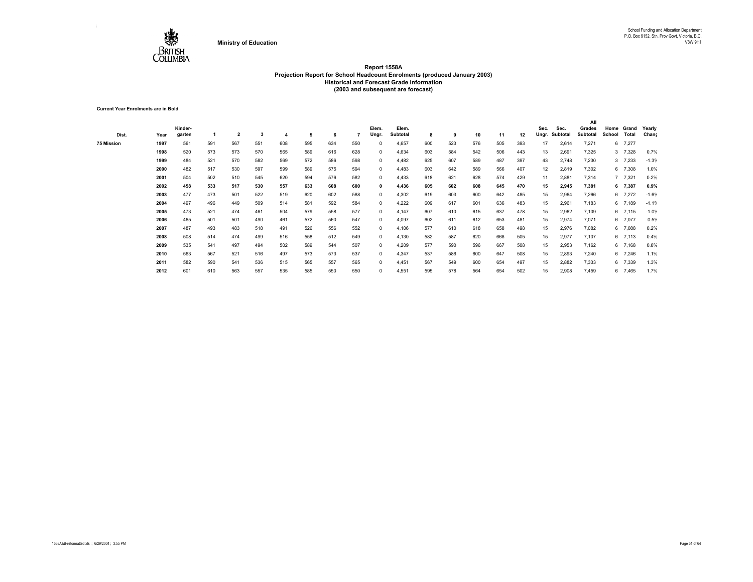Ministry of Education

School Funding and Allocation Department
P.O. Box 9152. Stn. Prov Govt, Victoria, B.C.
V8W 9H1

# Report 1558A
## Projection Report for School Headcount Enrolments (produced January 2003)
### Historical and Forecast Grade Information
### (2003 and subsequent are forecast)

**Current Year Enrolments are in Bold**

| Dist. | Year | Kinder-garten | 1 | 2 | 3 | 4 | 5 | 6 | 7 | Elem. Ungr. | Elem. Subtotal | 8 | 9 | 10 | 11 | 12 | Sec. Ungr. | Sec. Subtotal | All Grades Subtotal | Home School | Grand Total | Yearly Chang |
|---|---|---|---|---|---|---|---|---|---|---|---|---|---|---|---|---|---|---|---|---|---|---|
| 75 Mission | 1997 | 561 | 591 | 567 | 551 | 608 | 595 | 634 | 550 | 0 | 4,657 | 600 | 523 | 576 | 505 | 393 | 17 | 2,614 | 7,271 | 6 | 7,277 | |
| | 1998 | 520 | 573 | 573 | 570 | 565 | 589 | 616 | 628 | 0 | 4,634 | 603 | 584 | 542 | 506 | 443 | 13 | 2,691 | 7,325 | 3 | 7,328 | 0.7% |
| | 1999 | 484 | 521 | 570 | 582 | 569 | 572 | 586 | 598 | 0 | 4,482 | 625 | 607 | 589 | 487 | 397 | 43 | 2,748 | 7,230 | 3 | 7,233 | -1.3% |
| | 2000 | 482 | 517 | 530 | 597 | 599 | 589 | 575 | 594 | 0 | 4,483 | 603 | 642 | 589 | 566 | 407 | 12 | 2,819 | 7,302 | 6 | 7,308 | 1.0% |
| | 2001 | 504 | 502 | 510 | 545 | 620 | 594 | 576 | 582 | 0 | 4,433 | 618 | 621 | 628 | 574 | 429 | 11 | 2,881 | 7,314 | 7 | 7,321 | 0.2% |
| | **2002** | **458** | **533** | **517** | **530** | **557** | **633** | **608** | **600** | **0** | **4,436** | **605** | **602** | **608** | **645** | **470** | **15** | **2,945** | **7,381** | **6** | **7,387** | **0.9%** |
| | 2003 | 477 | 473 | 501 | 522 | 519 | 620 | 602 | 588 | 0 | 4,302 | 619 | 603 | 600 | 642 | 485 | 15 | 2,964 | 7,266 | 6 | 7,272 | -1.6% |
| | 2004 | 497 | 496 | 449 | 509 | 514 | 581 | 592 | 584 | 0 | 4,222 | 609 | 617 | 601 | 636 | 483 | 15 | 2,961 | 7,183 | 6 | 7,189 | -1.1% |
| | 2005 | 473 | 521 | 474 | 461 | 504 | 579 | 558 | 577 | 0 | 4,147 | 607 | 610 | 615 | 637 | 478 | 15 | 2,962 | 7,109 | 6 | 7,115 | -1.0% |
| | 2006 | 465 | 501 | 501 | 490 | 461 | 572 | 560 | 547 | 0 | 4,097 | 602 | 611 | 612 | 653 | 481 | 15 | 2,974 | 7,071 | 6 | 7,077 | -0.5% |
| | 2007 | 487 | 493 | 483 | 518 | 491 | 526 | 556 | 552 | 0 | 4,106 | 577 | 610 | 618 | 658 | 498 | 15 | 2,976 | 7,082 | 6 | 7,088 | 0.2% |
| | 2008 | 508 | 514 | 474 | 499 | 516 | 558 | 512 | 549 | 0 | 4,130 | 582 | 587 | 620 | 668 | 505 | 15 | 2,977 | 7,107 | 6 | 7,113 | 0.4% |
| | 2009 | 535 | 541 | 497 | 494 | 502 | 589 | 544 | 507 | 0 | 4,209 | 577 | 590 | 596 | 667 | 508 | 15 | 2,953 | 7,162 | 6 | 7,168 | 0.8% |
| | 2010 | 563 | 567 | 521 | 516 | 497 | 573 | 573 | 537 | 0 | 4,347 | 537 | 586 | 600 | 647 | 508 | 15 | 2,893 | 7,240 | 6 | 7,246 | 1.1% |
| | 2011 | 582 | 590 | 541 | 536 | 515 | 565 | 557 | 565 | 0 | 4,451 | 567 | 549 | 600 | 654 | 497 | 15 | 2,882 | 7,333 | 6 | 7,339 | 1.3% |
| | 2012 | 601 | 610 | 563 | 557 | 535 | 585 | 550 | 550 | 0 | 4,551 | 595 | 578 | 564 | 654 | 502 | 15 | 2,908 | 7,459 | 6 | 7,465 | 1.7% |

1558A&B-reformatted.xls ; 6/29/2004 ; 3:55 PM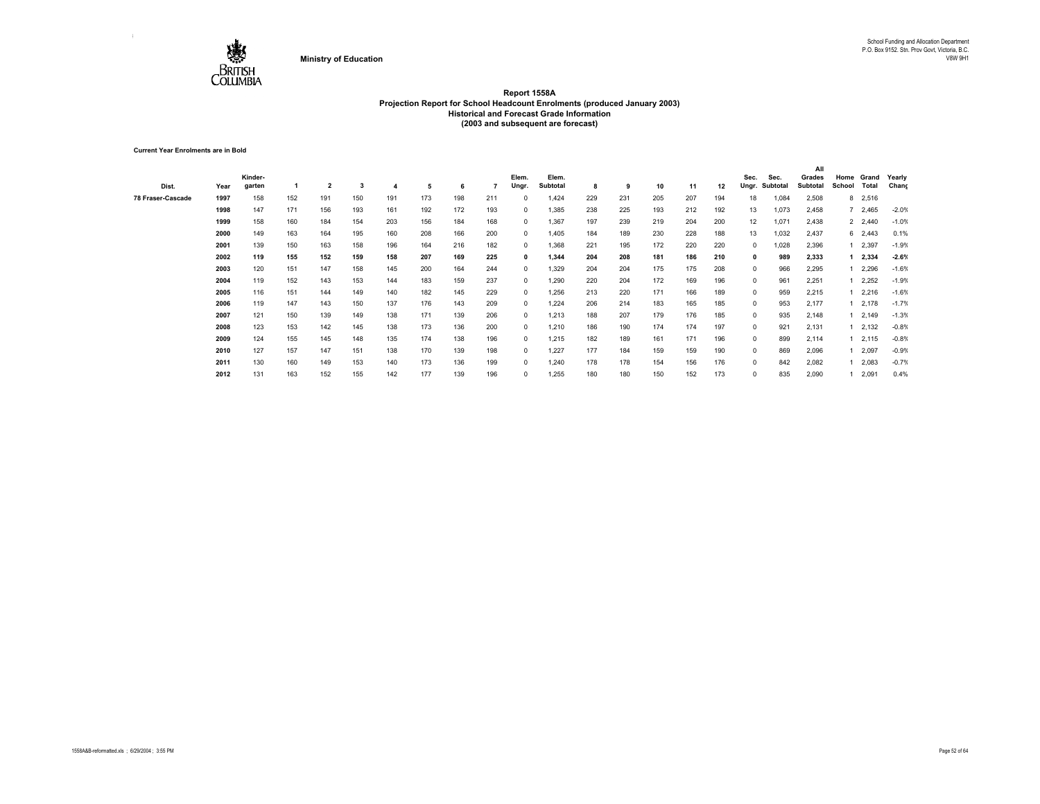Ministry of Education

School Funding and Allocation Department
P.O. Box 9152. Stn. Prov Govt, Victoria, B.C.
V8W 9H1

## Report 1558A
## Projection Report for School Headcount Enrolments (produced January 2003)
## Historical and Forecast Grade Information
## (2003 and subsequent are forecast)

**Current Year Enrolments are in Bold**

| Dist. | Year | Kinder-garten | 1 | 2 | 3 | 4 | 5 | 6 | 7 | Elem. Ungr. | Elem. Subtotal | 8 | 9 | 10 | 11 | 12 | Sec. Ungr. | Sec. Subtotal | All Grades Subtotal | Home School | Grand Total | Yearly Chang |
|---|---|---|---|---|---|---|---|---|---|---|---|---|---|---|---|---|---|---|---|---|---|---|
| 78 Fraser-Cascade | 1997 | 158 | 152 | 191 | 150 | 191 | 173 | 198 | 211 | 0 | 1,424 | 229 | 231 | 205 | 207 | 194 | 18 | 1,084 | 2,508 | 8 | 2,516 | |
| | 1998 | 147 | 171 | 156 | 193 | 161 | 192 | 172 | 193 | 0 | 1,385 | 238 | 225 | 193 | 212 | 192 | 13 | 1,073 | 2,458 | 7 | 2,465 | -2.0% |
| | 1999 | 158 | 160 | 184 | 154 | 203 | 156 | 184 | 168 | 0 | 1,367 | 197 | 239 | 219 | 204 | 200 | 12 | 1,071 | 2,438 | 2 | 2,440 | -1.0% |
| | 2000 | 149 | 163 | 164 | 195 | 160 | 208 | 166 | 200 | 0 | 1,405 | 184 | 189 | 230 | 228 | 188 | 13 | 1,032 | 2,437 | 6 | 2,443 | 0.1% |
| | 2001 | 139 | 150 | 163 | 158 | 196 | 164 | 216 | 182 | 0 | 1,368 | 221 | 195 | 172 | 220 | 220 | 0 | 1,028 | 2,396 | 1 | 2,397 | -1.9% |
| | **2002** | **119** | **155** | **152** | **159** | **158** | **207** | **169** | **225** | **0** | **1,344** | **204** | **208** | **181** | **186** | **210** | **0** | **989** | **2,333** | **1** | **2,334** | **-2.6%** |
| | 2003 | 120 | 151 | 147 | 158 | 145 | 200 | 164 | 244 | 0 | 1,329 | 204 | 204 | 175 | 175 | 208 | 0 | 966 | 2,295 | 1 | 2,296 | -1.6% |
| | 2004 | 119 | 152 | 143 | 153 | 144 | 183 | 159 | 237 | 0 | 1,290 | 220 | 204 | 172 | 169 | 196 | 0 | 961 | 2,251 | 1 | 2,252 | -1.9% |
| | 2005 | 116 | 151 | 144 | 149 | 140 | 182 | 145 | 229 | 0 | 1,256 | 213 | 220 | 171 | 166 | 189 | 0 | 959 | 2,215 | 1 | 2,216 | -1.6% |
| | 2006 | 119 | 147 | 143 | 150 | 137 | 176 | 143 | 209 | 0 | 1,224 | 206 | 214 | 183 | 165 | 185 | 0 | 953 | 2,177 | 1 | 2,178 | -1.7% |
| | 2007 | 121 | 150 | 139 | 149 | 138 | 171 | 139 | 206 | 0 | 1,213 | 188 | 207 | 179 | 176 | 185 | 0 | 935 | 2,148 | 1 | 2,149 | -1.3% |
| | 2008 | 123 | 153 | 142 | 145 | 138 | 173 | 136 | 200 | 0 | 1,210 | 186 | 190 | 174 | 174 | 197 | 0 | 921 | 2,131 | 1 | 2,132 | -0.8% |
| | 2009 | 124 | 155 | 145 | 148 | 135 | 174 | 138 | 196 | 0 | 1,215 | 182 | 189 | 161 | 171 | 196 | 0 | 899 | 2,114 | 1 | 2,115 | -0.8% |
| | 2010 | 127 | 157 | 147 | 151 | 138 | 170 | 139 | 198 | 0 | 1,227 | 177 | 184 | 159 | 159 | 190 | 0 | 869 | 2,096 | 1 | 2,097 | -0.9% |
| | 2011 | 130 | 160 | 149 | 153 | 140 | 173 | 136 | 199 | 0 | 1,240 | 178 | 178 | 154 | 156 | 176 | 0 | 842 | 2,082 | 1 | 2,083 | -0.7% |
| | 2012 | 131 | 163 | 152 | 155 | 142 | 177 | 139 | 196 | 0 | 1,255 | 180 | 180 | 150 | 152 | 173 | 0 | 835 | 2,090 | 1 | 2,091 | 0.4% |

1558A&B-reformatted.xls ; 6/29/2004 ; 3:55 PM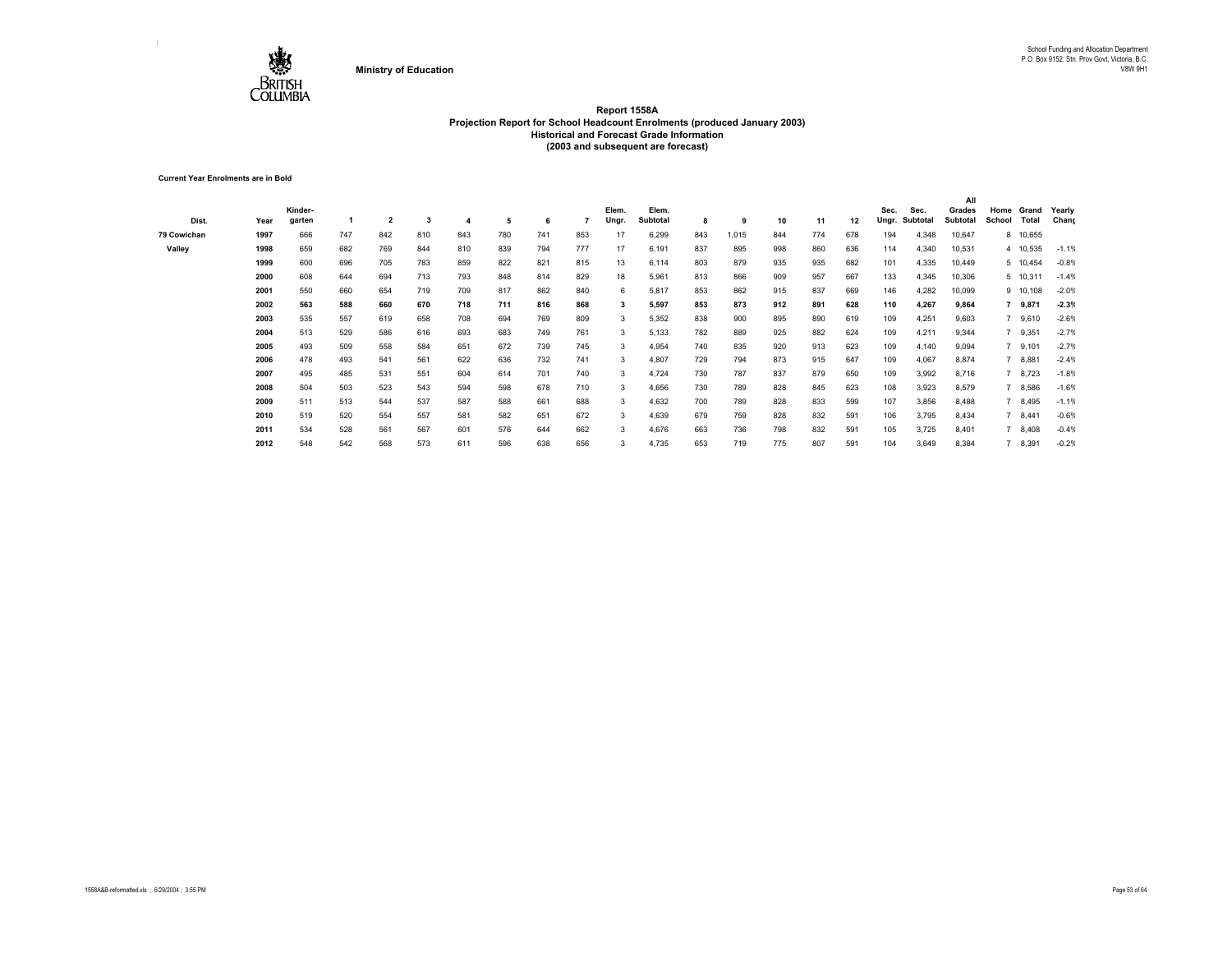Ministry of Education

School Funding and Allocation Department
P.O. Box 9152. Stn. Prov Govt, Victoria, B.C.
V8W 9H1

# Report 1558A
## Projection Report for School Headcount Enrolments (produced January 2003)
### Historical and Forecast Grade Information
### (2003 and subsequent are forecast)

**Current Year Enrolments are in Bold**

| Dist. | Year | Kinder-garten | 1 | 2 | 3 | 4 | 5 | 6 | 7 | Elem. Ungr. | Elem. Subtotal | 8 | 9 | 10 | 11 | 12 | Sec. Ungr. | Sec. Subtotal | All Grades Subtotal | Home School | Grand Total | Yearly Chang |
|---|---|---|---|---|---|---|---|---|---|---|---|---|---|---|---|---|---|---|---|---|---|---|
| 79 Cowichan | 1997 | 666 | 747 | 842 | 810 | 843 | 780 | 741 | 853 | 17 | 6,299 | 843 | 1,015 | 844 | 774 | 678 | 194 | 4,348 | 10,647 | 8 | 10,655 | |
| Valley | 1998 | 659 | 682 | 769 | 844 | 810 | 839 | 794 | 777 | 17 | 6,191 | 837 | 895 | 998 | 860 | 636 | 114 | 4,340 | 10,531 | 4 | 10,535 | -1.1% |
| | 1999 | 600 | 696 | 705 | 783 | 859 | 822 | 821 | 815 | 13 | 6,114 | 803 | 879 | 935 | 935 | 682 | 101 | 4,335 | 10,449 | 5 | 10,454 | -0.8% |
| | 2000 | 608 | 644 | 694 | 713 | 793 | 848 | 814 | 829 | 18 | 5,961 | 813 | 866 | 909 | 957 | 667 | 133 | 4,345 | 10,306 | 5 | 10,311 | -1.4% |
| | 2001 | 550 | 660 | 654 | 719 | 709 | 817 | 862 | 840 | 6 | 5,817 | 853 | 862 | 915 | 837 | 669 | 146 | 4,282 | 10,099 | 9 | 10,108 | -2.0% |
| | **2002** | **563** | **588** | **660** | **670** | **718** | **711** | **816** | **868** | **3** | **5,597** | **853** | **873** | **912** | **891** | **628** | **110** | **4,267** | **9,864** | **7** | **9,871** | **-2.3%** |
| | 2003 | 535 | 557 | 619 | 658 | 708 | 694 | 769 | 809 | 3 | 5,352 | 838 | 900 | 895 | 890 | 619 | 109 | 4,251 | 9,603 | 7 | 9,610 | -2.6% |
| | 2004 | 513 | 529 | 586 | 616 | 693 | 683 | 749 | 761 | 3 | 5,133 | 782 | 889 | 925 | 882 | 624 | 109 | 4,211 | 9,344 | 7 | 9,351 | -2.7% |
| | 2005 | 493 | 509 | 558 | 584 | 651 | 672 | 739 | 745 | 3 | 4,954 | 740 | 835 | 920 | 913 | 623 | 109 | 4,140 | 9,094 | 7 | 9,101 | -2.7% |
| | 2006 | 478 | 493 | 541 | 561 | 622 | 636 | 732 | 741 | 3 | 4,807 | 729 | 794 | 873 | 915 | 647 | 109 | 4,067 | 8,874 | 7 | 8,881 | -2.4% |
| | 2007 | 495 | 485 | 531 | 551 | 604 | 614 | 701 | 740 | 3 | 4,724 | 730 | 787 | 837 | 879 | 650 | 109 | 3,992 | 8,716 | 7 | 8,723 | -1.8% |
| | 2008 | 504 | 503 | 523 | 543 | 594 | 598 | 678 | 710 | 3 | 4,656 | 730 | 789 | 828 | 845 | 623 | 108 | 3,923 | 8,579 | 7 | 8,586 | -1.6% |
| | 2009 | 511 | 513 | 544 | 537 | 587 | 588 | 661 | 688 | 3 | 4,632 | 700 | 789 | 828 | 833 | 599 | 107 | 3,856 | 8,488 | 7 | 8,495 | -1.1% |
| | 2010 | 519 | 520 | 554 | 557 | 581 | 582 | 651 | 672 | 3 | 4,639 | 679 | 759 | 828 | 832 | 591 | 106 | 3,795 | 8,434 | 7 | 8,441 | -0.6% |
| | 2011 | 534 | 528 | 561 | 567 | 601 | 576 | 644 | 662 | 3 | 4,676 | 663 | 736 | 798 | 832 | 591 | 105 | 3,725 | 8,401 | 7 | 8,408 | -0.4% |
| | 2012 | 548 | 542 | 568 | 573 | 611 | 596 | 638 | 656 | 3 | 4,735 | 653 | 719 | 775 | 807 | 591 | 104 | 3,649 | 8,384 | 7 | 8,391 | -0.2% |

1558A&B-reformatted.xls ; 6/29/2004 ; 3:55 PM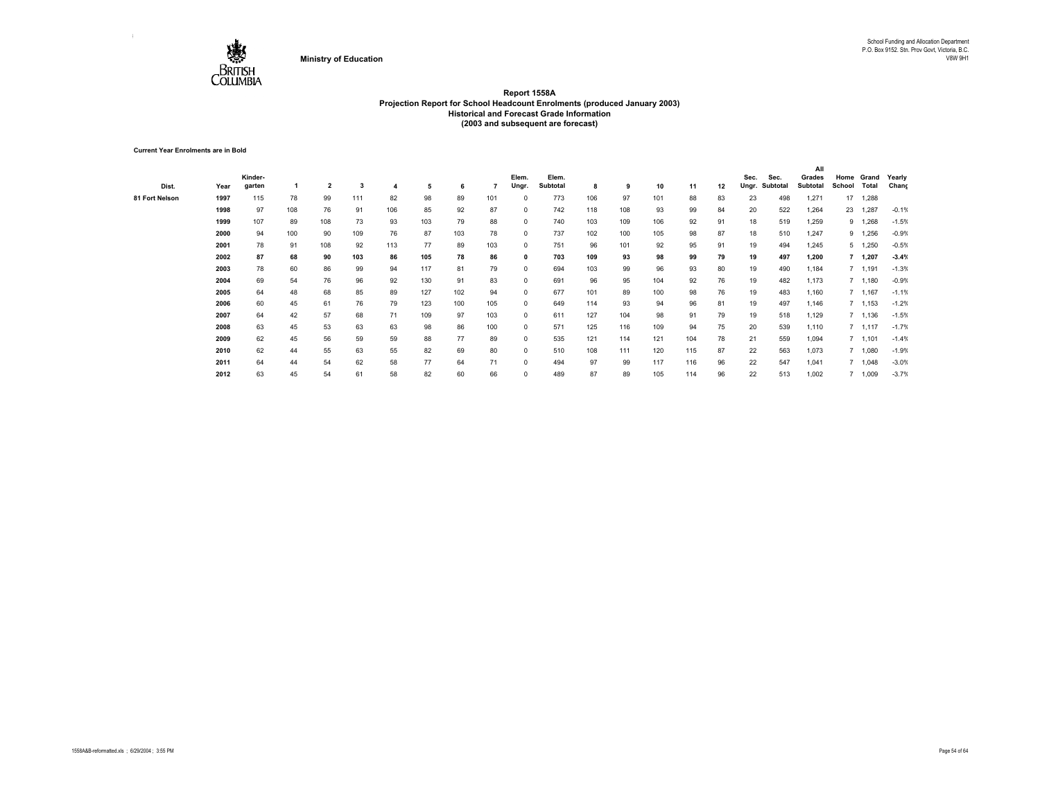Ministry of Education

School Funding and Allocation Department
P.O. Box 9152. Stn. Prov Govt, Victoria, B.C.
V8W 9H1

# Report 1558A
## Projection Report for School Headcount Enrolments (produced January 2003)
### Historical and Forecast Grade Information
### (2003 and subsequent are forecast)

**Current Year Enrolments are in Bold**

| Dist. | Year | Kinder-garten | 1 | 2 | 3 | 4 | 5 | 6 | 7 | Elem. Ungr. | Elem. Subtotal | 8 | 9 | 10 | 11 | 12 | Sec. Ungr. | Sec. Subtotal | All Grades Subtotal | Home School | Grand Total | Yearly Chang |
|---|---|---|---|---|---|---|---|---|---|---|---|---|---|---|---|---|---|---|---|---|---|---|
| 81 Fort Nelson | 1997 | 115 | 78 | 99 | 111 | 82 | 98 | 89 | 101 | 0 | 773 | 106 | 97 | 101 | 88 | 83 | 23 | 498 | 1,271 | 17 | 1,288 | |
| | 1998 | 97 | 108 | 76 | 91 | 106 | 85 | 92 | 87 | 0 | 742 | 118 | 108 | 93 | 99 | 84 | 20 | 522 | 1,264 | 23 | 1,287 | -0.1% |
| | 1999 | 107 | 89 | 108 | 73 | 93 | 103 | 79 | 88 | 0 | 740 | 103 | 109 | 106 | 92 | 91 | 18 | 519 | 1,259 | 9 | 1,268 | -1.5% |
| | 2000 | 94 | 100 | 90 | 109 | 76 | 87 | 103 | 78 | 0 | 737 | 102 | 100 | 105 | 98 | 87 | 18 | 510 | 1,247 | 9 | 1,256 | -0.9% |
| | 2001 | 78 | 91 | 108 | 92 | 113 | 77 | 89 | 103 | 0 | 751 | 96 | 101 | 92 | 95 | 91 | 19 | 494 | 1,245 | 5 | 1,250 | -0.5% |
| | **2002** | **87** | **68** | **90** | **103** | **86** | **105** | **78** | **86** | **0** | **703** | **109** | **93** | **98** | **99** | **79** | **19** | **497** | **1,200** | **7** | **1,207** | **-3.4%** |
| | 2003 | 78 | 60 | 86 | 99 | 94 | 117 | 81 | 79 | 0 | 694 | 103 | 99 | 96 | 93 | 80 | 19 | 490 | 1,184 | 7 | 1,191 | -1.3% |
| | 2004 | 69 | 54 | 76 | 96 | 92 | 130 | 91 | 83 | 0 | 691 | 96 | 95 | 104 | 92 | 76 | 19 | 482 | 1,173 | 7 | 1,180 | -0.9% |
| | 2005 | 64 | 48 | 68 | 85 | 89 | 127 | 102 | 94 | 0 | 677 | 101 | 89 | 100 | 98 | 76 | 19 | 483 | 1,160 | 7 | 1,167 | -1.1% |
| | 2006 | 60 | 45 | 61 | 76 | 79 | 123 | 100 | 105 | 0 | 649 | 114 | 93 | 94 | 96 | 81 | 19 | 497 | 1,146 | 7 | 1,153 | -1.2% |
| | 2007 | 64 | 42 | 57 | 68 | 71 | 109 | 97 | 103 | 0 | 611 | 127 | 104 | 98 | 91 | 79 | 19 | 518 | 1,129 | 7 | 1,136 | -1.5% |
| | 2008 | 63 | 45 | 53 | 63 | 63 | 98 | 86 | 100 | 0 | 571 | 125 | 116 | 109 | 94 | 75 | 20 | 539 | 1,110 | 7 | 1,117 | -1.7% |
| | 2009 | 62 | 45 | 56 | 59 | 59 | 88 | 77 | 89 | 0 | 535 | 121 | 114 | 121 | 104 | 78 | 21 | 559 | 1,094 | 7 | 1,101 | -1.4% |
| | 2010 | 62 | 44 | 55 | 63 | 55 | 82 | 69 | 80 | 0 | 510 | 108 | 111 | 120 | 115 | 87 | 22 | 563 | 1,073 | 7 | 1,080 | -1.9% |
| | 2011 | 64 | 44 | 54 | 62 | 58 | 77 | 64 | 71 | 0 | 494 | 97 | 99 | 117 | 116 | 96 | 22 | 547 | 1,041 | 7 | 1,048 | -3.0% |
| | 2012 | 63 | 45 | 54 | 61 | 58 | 82 | 60 | 66 | 0 | 489 | 87 | 89 | 105 | 114 | 96 | 22 | 513 | 1,002 | 7 | 1,009 | -3.7% |

1558A&B-reformatted.xls ; 6/29/2004 ; 3:55 PM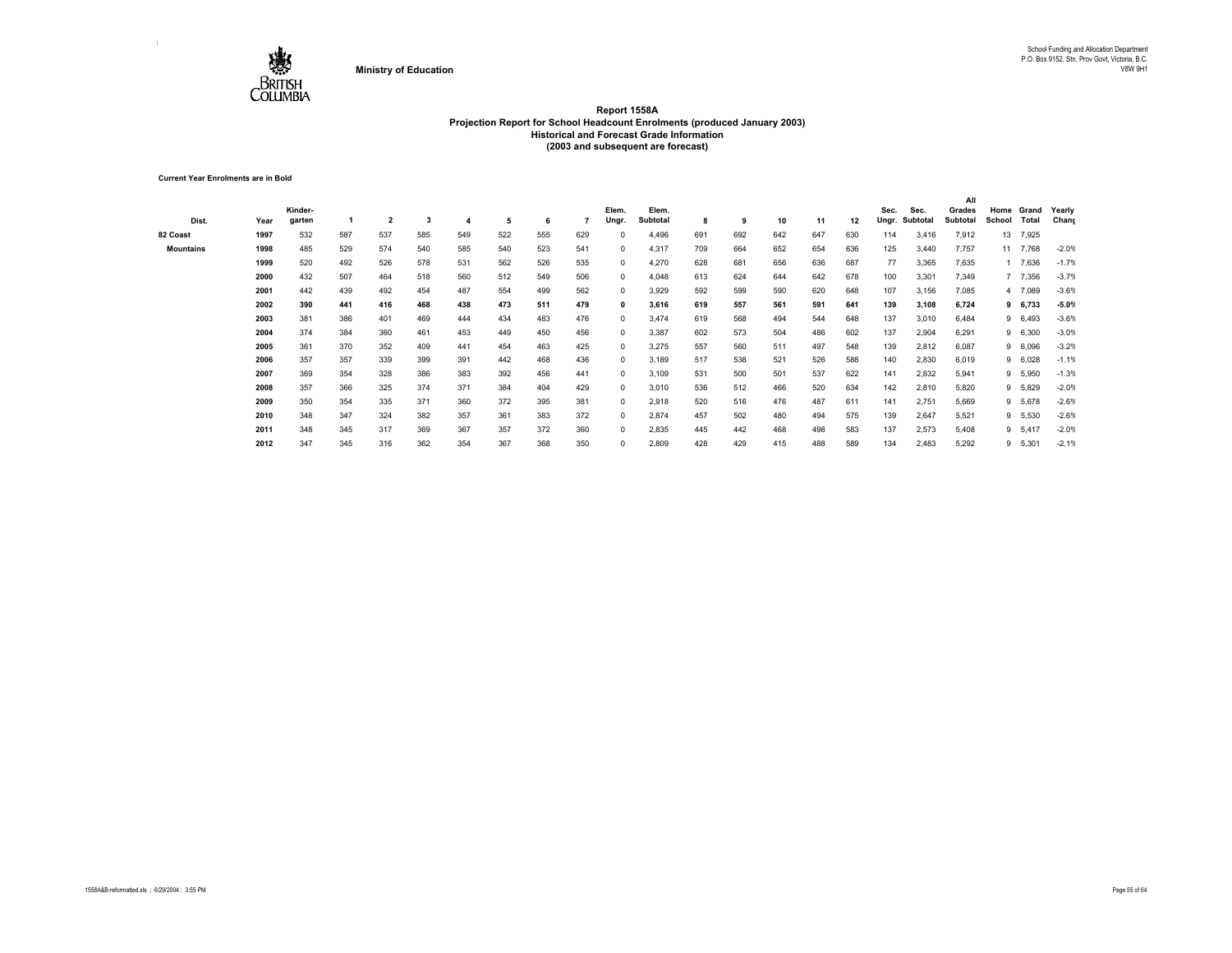Ministry of Education

School Funding and Allocation Department
P.O. Box 9152. Stn. Prov Govt, Victoria, B.C.
V8W 9H1

# Report 1558A
## Projection Report for School Headcount Enrolments (produced January 2003)
### Historical and Forecast Grade Information
### (2003 and subsequent are forecast)

**Current Year Enrolments are in Bold**

| Dist. | Year | Kinder-garten | 1 | 2 | 3 | 4 | 5 | 6 | 7 | Elem. Ungr. | Elem. Subtotal | 8 | 9 | 10 | 11 | 12 | Sec. Ungr. | Sec. Subtotal | All Grades Subtotal | Home School | Grand Total | Yearly Chang |
|---|---|---|---|---|---|---|---|---|---|---|---|---|---|---|---|---|---|---|---|---|---|---|
| 82 Coast | 1997 | 532 | 587 | 537 | 585 | 549 | 522 | 555 | 629 | 0 | 4,496 | 691 | 692 | 642 | 647 | 630 | 114 | 3,416 | 7,912 | 13 | 7,925 | |
| Mountains | 1998 | 485 | 529 | 574 | 540 | 585 | 540 | 523 | 541 | 0 | 4,317 | 709 | 664 | 652 | 654 | 636 | 125 | 3,440 | 7,757 | 11 | 7,768 | -2.0% |
| | 1999 | 520 | 492 | 526 | 578 | 531 | 562 | 526 | 535 | 0 | 4,270 | 628 | 681 | 656 | 636 | 687 | 77 | 3,365 | 7,635 | 1 | 7,636 | -1.7% |
| | 2000 | 432 | 507 | 464 | 518 | 560 | 512 | 549 | 506 | 0 | 4,048 | 613 | 624 | 644 | 642 | 678 | 100 | 3,301 | 7,349 | 7 | 7,356 | -3.7% |
| | 2001 | 442 | 439 | 492 | 454 | 487 | 554 | 499 | 562 | 0 | 3,929 | 592 | 599 | 590 | 620 | 648 | 107 | 3,156 | 7,085 | 4 | 7,089 | -3.6% |
| | **2002** | **390** | **441** | **416** | **468** | **438** | **473** | **511** | **479** | **0** | **3,616** | **619** | **557** | **561** | **591** | **641** | **139** | **3,108** | **6,724** | **9** | **6,733** | **-5.0%** |
| | 2003 | 381 | 386 | 401 | 469 | 444 | 434 | 483 | 476 | 0 | 3,474 | 619 | 568 | 494 | 544 | 648 | 137 | 3,010 | 6,484 | 9 | 6,493 | -3.6% |
| | 2004 | 374 | 384 | 360 | 461 | 453 | 449 | 450 | 456 | 0 | 3,387 | 602 | 573 | 504 | 486 | 602 | 137 | 2,904 | 6,291 | 9 | 6,300 | -3.0% |
| | 2005 | 361 | 370 | 352 | 409 | 441 | 454 | 463 | 425 | 0 | 3,275 | 557 | 560 | 511 | 497 | 548 | 139 | 2,812 | 6,087 | 9 | 6,096 | -3.2% |
| | 2006 | 357 | 357 | 339 | 399 | 391 | 442 | 468 | 436 | 0 | 3,189 | 517 | 538 | 521 | 526 | 588 | 140 | 2,830 | 6,019 | 9 | 6,028 | -1.1% |
| | 2007 | 369 | 354 | 328 | 386 | 383 | 392 | 456 | 441 | 0 | 3,109 | 531 | 500 | 501 | 537 | 622 | 141 | 2,832 | 5,941 | 9 | 5,950 | -1.3% |
| | 2008 | 357 | 366 | 325 | 374 | 371 | 384 | 404 | 429 | 0 | 3,010 | 536 | 512 | 466 | 520 | 634 | 142 | 2,810 | 5,820 | 9 | 5,829 | -2.0% |
| | 2009 | 350 | 354 | 335 | 371 | 360 | 372 | 395 | 381 | 0 | 2,918 | 520 | 516 | 476 | 487 | 611 | 141 | 2,751 | 5,669 | 9 | 5,678 | -2.6% |
| | 2010 | 348 | 347 | 324 | 382 | 357 | 361 | 383 | 372 | 0 | 2,874 | 457 | 502 | 480 | 494 | 575 | 139 | 2,647 | 5,521 | 9 | 5,530 | -2.6% |
| | 2011 | 348 | 345 | 317 | 369 | 367 | 357 | 372 | 360 | 0 | 2,835 | 445 | 442 | 468 | 498 | 583 | 137 | 2,573 | 5,408 | 9 | 5,417 | -2.0% |
| | 2012 | 347 | 345 | 316 | 362 | 354 | 367 | 368 | 350 | 0 | 2,809 | 428 | 429 | 415 | 488 | 589 | 134 | 2,483 | 5,292 | 9 | 5,301 | -2.1% |

1558A&B-reformatted.xls ; 6/29/2004 ; 3:55 PM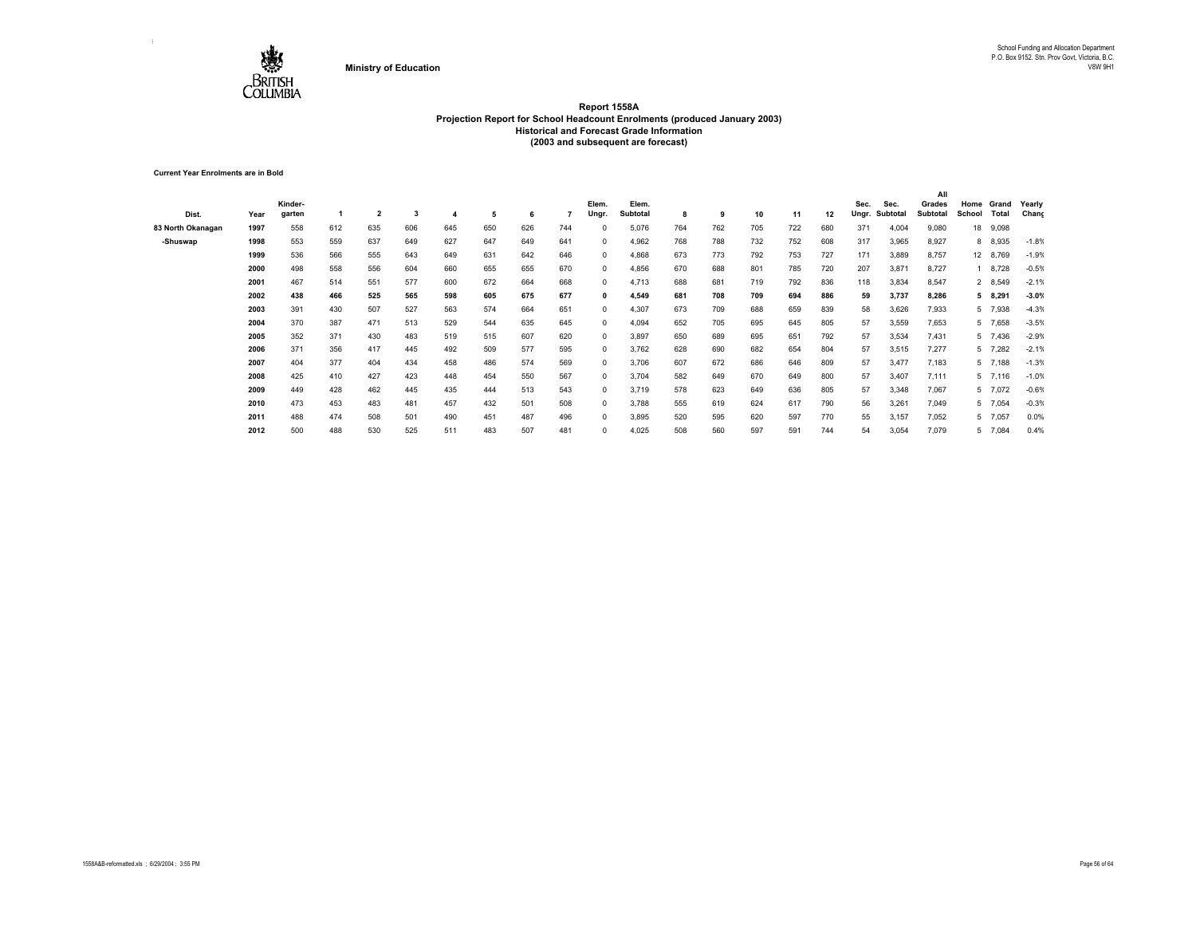Ministry of Education

School Funding and Allocation Department
P.O. Box 9152. Stn. Prov Govt, Victoria, B.C.
V8W 9H1

# Report 1558A
## Projection Report for School Headcount Enrolments (produced January 2003)
### Historical and Forecast Grade Information
### (2003 and subsequent are forecast)

**Current Year Enrolments are in Bold**

| Dist. | Year | Kinder-garten | 1 | 2 | 3 | 4 | 5 | 6 | 7 | Elem. Ungr. | Elem. Subtotal | 8 | 9 | 10 | 11 | 12 | Sec. Ungr. | Sec. Subtotal | All Grades Subtotal | Home School | Grand Total | Yearly Chang |
|---|---|---|---|---|---|---|---|---|---|---|---|---|---|---|---|---|---|---|---|---|---|---|
| 83 North Okanagan | 1997 | 558 | 612 | 635 | 606 | 645 | 650 | 626 | 744 | 0 | 5,076 | 764 | 762 | 705 | 722 | 680 | 371 | 4,004 | 9,080 | 18 | 9,098 | |
| -Shuswap | 1998 | 553 | 559 | 637 | 649 | 627 | 647 | 649 | 641 | 0 | 4,962 | 768 | 788 | 732 | 752 | 608 | 317 | 3,965 | 8,927 | 8 | 8,935 | -1.8% |
| | 1999 | 536 | 566 | 555 | 643 | 649 | 631 | 642 | 646 | 0 | 4,868 | 673 | 773 | 792 | 753 | 727 | 171 | 3,889 | 8,757 | 12 | 8,769 | -1.9% |
| | 2000 | 498 | 558 | 556 | 604 | 660 | 655 | 655 | 670 | 0 | 4,856 | 670 | 688 | 801 | 785 | 720 | 207 | 3,871 | 8,727 | 1 | 8,728 | -0.5% |
| | 2001 | 467 | 514 | 551 | 577 | 600 | 672 | 664 | 668 | 0 | 4,713 | 688 | 681 | 719 | 792 | 836 | 118 | 3,834 | 8,547 | 2 | 8,549 | -2.1% |
| | **2002** | **438** | **466** | **525** | **565** | **598** | **605** | **675** | **677** | **0** | **4,549** | **681** | **708** | **709** | **694** | **886** | **59** | **3,737** | **8,286** | **5** | **8,291** | **-3.0%** |
| | 2003 | 391 | 430 | 507 | 527 | 563 | 574 | 664 | 651 | 0 | 4,307 | 673 | 709 | 688 | 659 | 839 | 58 | 3,626 | 7,933 | 5 | 7,938 | -4.3% |
| | 2004 | 370 | 387 | 471 | 513 | 529 | 544 | 635 | 645 | 0 | 4,094 | 652 | 705 | 695 | 645 | 805 | 57 | 3,559 | 7,653 | 5 | 7,658 | -3.5% |
| | 2005 | 352 | 371 | 430 | 483 | 519 | 515 | 607 | 620 | 0 | 3,897 | 650 | 689 | 695 | 651 | 792 | 57 | 3,534 | 7,431 | 5 | 7,436 | -2.9% |
| | 2006 | 371 | 356 | 417 | 445 | 492 | 509 | 577 | 595 | 0 | 3,762 | 628 | 690 | 682 | 654 | 804 | 57 | 3,515 | 7,277 | 5 | 7,282 | -2.1% |
| | 2007 | 404 | 377 | 404 | 434 | 458 | 486 | 574 | 569 | 0 | 3,706 | 607 | 672 | 686 | 646 | 809 | 57 | 3,477 | 7,183 | 5 | 7,188 | -1.3% |
| | 2008 | 425 | 410 | 427 | 423 | 448 | 454 | 550 | 567 | 0 | 3,704 | 582 | 649 | 670 | 649 | 800 | 57 | 3,407 | 7,111 | 5 | 7,116 | -1.0% |
| | 2009 | 449 | 428 | 462 | 445 | 435 | 444 | 513 | 543 | 0 | 3,719 | 578 | 623 | 649 | 636 | 805 | 57 | 3,348 | 7,067 | 5 | 7,072 | -0.6% |
| | 2010 | 473 | 453 | 483 | 481 | 457 | 432 | 501 | 508 | 0 | 3,788 | 555 | 619 | 624 | 617 | 790 | 56 | 3,261 | 7,049 | 5 | 7,054 | -0.3% |
| | 2011 | 488 | 474 | 508 | 501 | 490 | 451 | 487 | 496 | 0 | 3,895 | 520 | 595 | 620 | 597 | 770 | 55 | 3,157 | 7,052 | 5 | 7,057 | 0.0% |
| | 2012 | 500 | 488 | 530 | 525 | 511 | 483 | 507 | 481 | 0 | 4,025 | 508 | 560 | 597 | 591 | 744 | 54 | 3,054 | 7,079 | 5 | 7,084 | 0.4% |

1558A&B-reformatted.xls ; 6/29/2004 ; 3:55 PM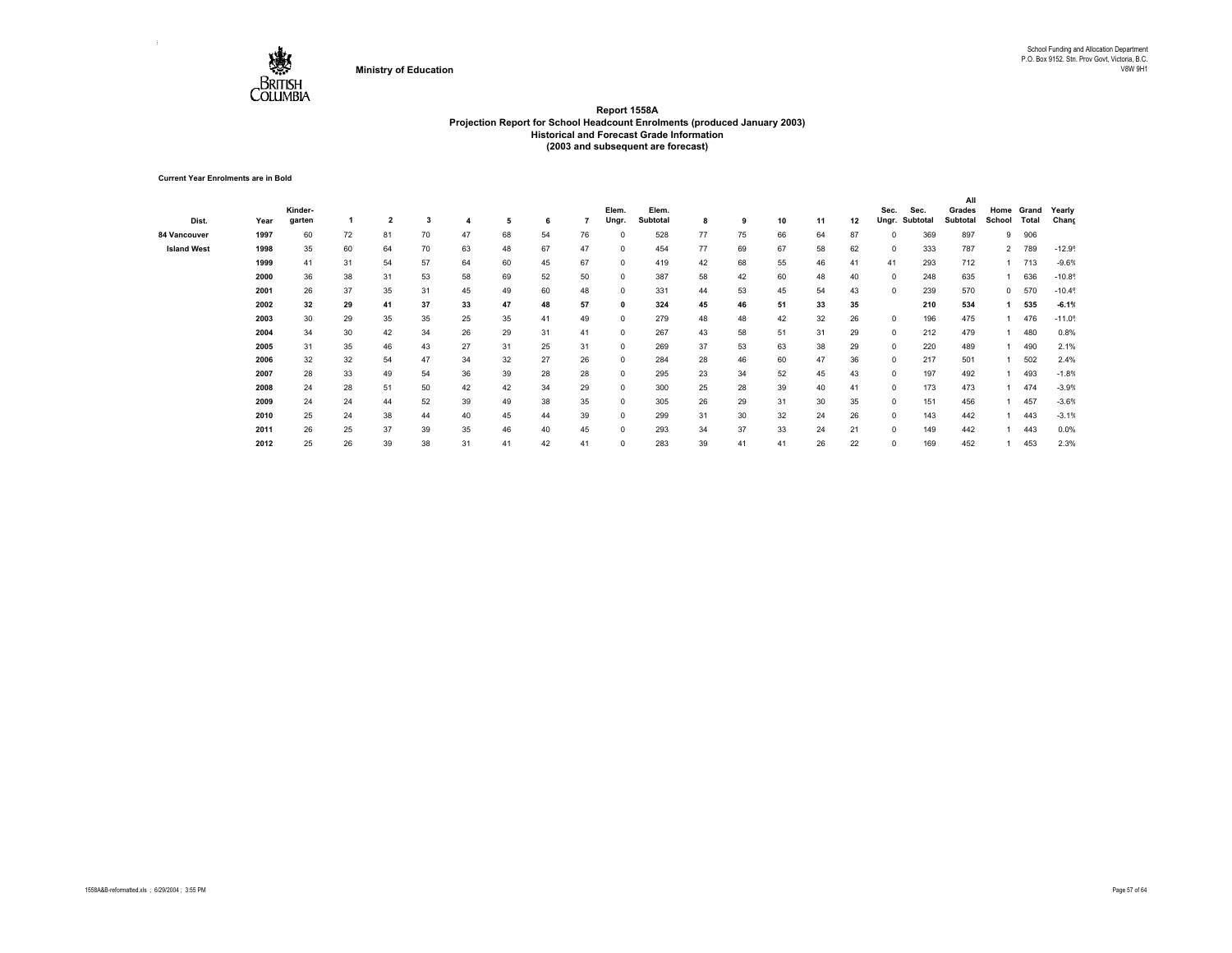Ministry of Education

School Funding and Allocation Department
P.O. Box 9152. Stn. Prov Govt, Victoria, B.C.
V8W 9H1

## Report 1558A
### Projection Report for School Headcount Enrolments (produced January 2003)
### Historical and Forecast Grade Information
### (2003 and subsequent are forecast)

**Current Year Enrolments are in Bold**

| Dist. | Year | Kinder-garten | 1 | 2 | 3 | 4 | 5 | 6 | 7 | Elem. Ungr. | Elem. Subtotal | 8 | 9 | 10 | 11 | 12 | Sec. Ungr. | Sec. Subtotal | All Grades Subtotal | Home School | Grand Total | Yearly Chang |
|---|---|---|---|---|---|---|---|---|---|---|---|---|---|---|---|---|---|---|---|---|---|---|
| 84 Vancouver | 1997 | 60 | 72 | 81 | 70 | 47 | 68 | 54 | 76 | 0 | 528 | 77 | 75 | 66 | 64 | 87 | 0 | 369 | 897 | 9 | 906 | |
| Island West | 1998 | 35 | 60 | 64 | 70 | 63 | 48 | 67 | 47 | 0 | 454 | 77 | 69 | 67 | 58 | 62 | 0 | 333 | 787 | 2 | 789 | -12.9% |
| | 1999 | 41 | 31 | 54 | 57 | 64 | 60 | 45 | 67 | 0 | 419 | 42 | 68 | 55 | 46 | 41 | 41 | 293 | 712 | 1 | 713 | -9.6% |
| | 2000 | 36 | 38 | 31 | 53 | 58 | 69 | 52 | 50 | 0 | 387 | 58 | 42 | 60 | 48 | 40 | 0 | 248 | 635 | 1 | 636 | -10.8% |
| | 2001 | 26 | 37 | 35 | 31 | 45 | 49 | 60 | 48 | 0 | 331 | 44 | 53 | 45 | 54 | 43 | 0 | 239 | 570 | 0 | 570 | -10.4% |
| | **2002** | **32** | **29** | **41** | **37** | **33** | **47** | **48** | **57** | **0** | **324** | **45** | **46** | **51** | **33** | **35** | | **210** | **534** | **1** | **535** | **-6.1%** |
| | 2003 | 30 | 29 | 35 | 35 | 25 | 35 | 41 | 49 | 0 | 279 | 48 | 48 | 42 | 32 | 26 | 0 | 196 | 475 | 1 | 476 | -11.0% |
| | 2004 | 34 | 30 | 42 | 34 | 26 | 29 | 31 | 41 | 0 | 267 | 43 | 58 | 51 | 31 | 29 | 0 | 212 | 479 | 1 | 480 | 0.8% |
| | 2005 | 31 | 35 | 46 | 43 | 27 | 31 | 25 | 31 | 0 | 269 | 37 | 53 | 63 | 38 | 29 | 0 | 220 | 489 | 1 | 490 | 2.1% |
| | 2006 | 32 | 32 | 54 | 47 | 34 | 32 | 27 | 26 | 0 | 284 | 28 | 46 | 60 | 47 | 36 | 0 | 217 | 501 | 1 | 502 | 2.4% |
| | 2007 | 28 | 33 | 49 | 54 | 36 | 39 | 28 | 28 | 0 | 295 | 23 | 34 | 52 | 45 | 43 | 0 | 197 | 492 | 1 | 493 | -1.8% |
| | 2008 | 24 | 28 | 51 | 50 | 42 | 42 | 34 | 29 | 0 | 300 | 25 | 28 | 39 | 40 | 41 | 0 | 173 | 473 | 1 | 474 | -3.9% |
| | 2009 | 24 | 24 | 44 | 52 | 39 | 49 | 38 | 35 | 0 | 305 | 26 | 29 | 31 | 30 | 35 | 0 | 151 | 456 | 1 | 457 | -3.6% |
| | 2010 | 25 | 24 | 38 | 44 | 40 | 45 | 44 | 39 | 0 | 299 | 31 | 30 | 32 | 24 | 26 | 0 | 143 | 442 | 1 | 443 | -3.1% |
| | 2011 | 26 | 25 | 37 | 39 | 35 | 46 | 40 | 45 | 0 | 293 | 34 | 37 | 33 | 24 | 21 | 0 | 149 | 442 | 1 | 443 | 0.0% |
| | 2012 | 25 | 26 | 39 | 38 | 31 | 41 | 42 | 41 | 0 | 283 | 39 | 41 | 41 | 26 | 22 | 0 | 169 | 452 | 1 | 453 | 2.3% |

1558A&B-reformatted.xls ; 6/29/2004 ; 3:55 PM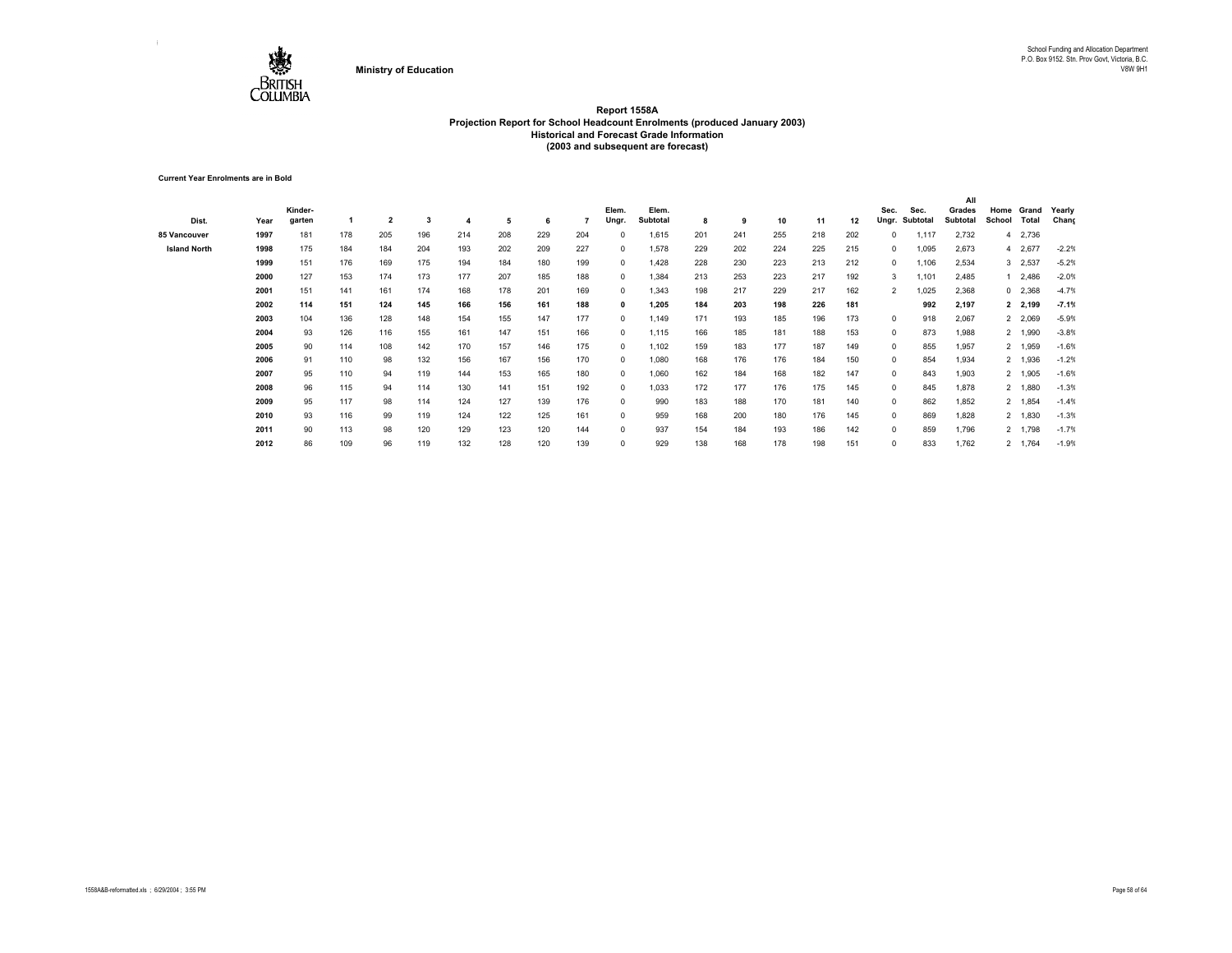Ministry of Education

School Funding and Allocation Department
P.O. Box 9152. Stn. Prov Govt, Victoria, B.C.
V8W 9H1

# Report 1558A
## Projection Report for School Headcount Enrolments (produced January 2003)
### Historical and Forecast Grade Information
### (2003 and subsequent are forecast)

**Current Year Enrolments are in Bold**

| Dist. | Year | Kinder-garten | 1 | 2 | 3 | 4 | 5 | 6 | 7 | Elem. Ungr. | Elem. Subtotal | 8 | 9 | 10 | 11 | 12 | Sec. Ungr. | Sec. Subtotal | All Grades Subtotal | Home School | Grand Total | Yearly Chang |
|---|---|---|---|---|---|---|---|---|---|---|---|---|---|---|---|---|---|---|---|---|---|---|
| 85 Vancouver | 1997 | 181 | 178 | 205 | 196 | 214 | 208 | 229 | 204 | 0 | 1,615 | 201 | 241 | 255 | 218 | 202 | 0 | 1,117 | 2,732 | 4 | 2,736 | |
| Island North | 1998 | 175 | 184 | 184 | 204 | 193 | 202 | 209 | 227 | 0 | 1,578 | 229 | 202 | 224 | 225 | 215 | 0 | 1,095 | 2,673 | 4 | 2,677 | -2.2% |
| | 1999 | 151 | 176 | 169 | 175 | 194 | 184 | 180 | 199 | 0 | 1,428 | 228 | 230 | 223 | 213 | 212 | 0 | 1,106 | 2,534 | 3 | 2,537 | -5.2% |
| | 2000 | 127 | 153 | 174 | 173 | 177 | 207 | 185 | 188 | 0 | 1,384 | 213 | 253 | 223 | 217 | 192 | 3 | 1,101 | 2,485 | 1 | 2,486 | -2.0% |
| | 2001 | 151 | 141 | 161 | 174 | 168 | 178 | 201 | 169 | 0 | 1,343 | 198 | 217 | 229 | 217 | 162 | 2 | 1,025 | 2,368 | 0 | 2,368 | -4.7% |
| | **2002** | **114** | **151** | **124** | **145** | **166** | **156** | **161** | **188** | **0** | **1,205** | **184** | **203** | **198** | **226** | **181** | | **992** | **2,197** | **2** | **2,199** | **-7.1%** |
| | 2003 | 104 | 136 | 128 | 148 | 154 | 155 | 147 | 177 | 0 | 1,149 | 171 | 193 | 185 | 196 | 173 | 0 | 918 | 2,067 | 2 | 2,069 | -5.9% |
| | 2004 | 93 | 126 | 116 | 155 | 161 | 147 | 151 | 166 | 0 | 1,115 | 166 | 185 | 181 | 188 | 153 | 0 | 873 | 1,988 | 2 | 1,990 | -3.8% |
| | 2005 | 90 | 114 | 108 | 142 | 170 | 157 | 146 | 175 | 0 | 1,102 | 159 | 183 | 177 | 187 | 149 | 0 | 855 | 1,957 | 2 | 1,959 | -1.6% |
| | 2006 | 91 | 110 | 98 | 132 | 156 | 167 | 156 | 170 | 0 | 1,080 | 168 | 176 | 176 | 184 | 150 | 0 | 854 | 1,934 | 2 | 1,936 | -1.2% |
| | 2007 | 95 | 110 | 94 | 119 | 144 | 153 | 165 | 180 | 0 | 1,060 | 162 | 184 | 168 | 182 | 147 | 0 | 843 | 1,903 | 2 | 1,905 | -1.6% |
| | 2008 | 96 | 115 | 94 | 114 | 130 | 141 | 151 | 192 | 0 | 1,033 | 172 | 177 | 176 | 175 | 145 | 0 | 845 | 1,878 | 2 | 1,880 | -1.3% |
| | 2009 | 95 | 117 | 98 | 114 | 124 | 127 | 139 | 176 | 0 | 990 | 183 | 188 | 170 | 181 | 140 | 0 | 862 | 1,852 | 2 | 1,854 | -1.4% |
| | 2010 | 93 | 116 | 99 | 119 | 124 | 122 | 125 | 161 | 0 | 959 | 168 | 200 | 180 | 176 | 145 | 0 | 869 | 1,828 | 2 | 1,830 | -1.3% |
| | 2011 | 90 | 113 | 98 | 120 | 129 | 123 | 120 | 144 | 0 | 937 | 154 | 184 | 193 | 186 | 142 | 0 | 859 | 1,796 | 2 | 1,798 | -1.7% |
| | 2012 | 86 | 109 | 96 | 119 | 132 | 128 | 120 | 139 | 0 | 929 | 138 | 168 | 178 | 198 | 151 | 0 | 833 | 1,762 | 2 | 1,764 | -1.9% |

1558A&B-reformatted.xls ; 6/29/2004 ; 3:55 PM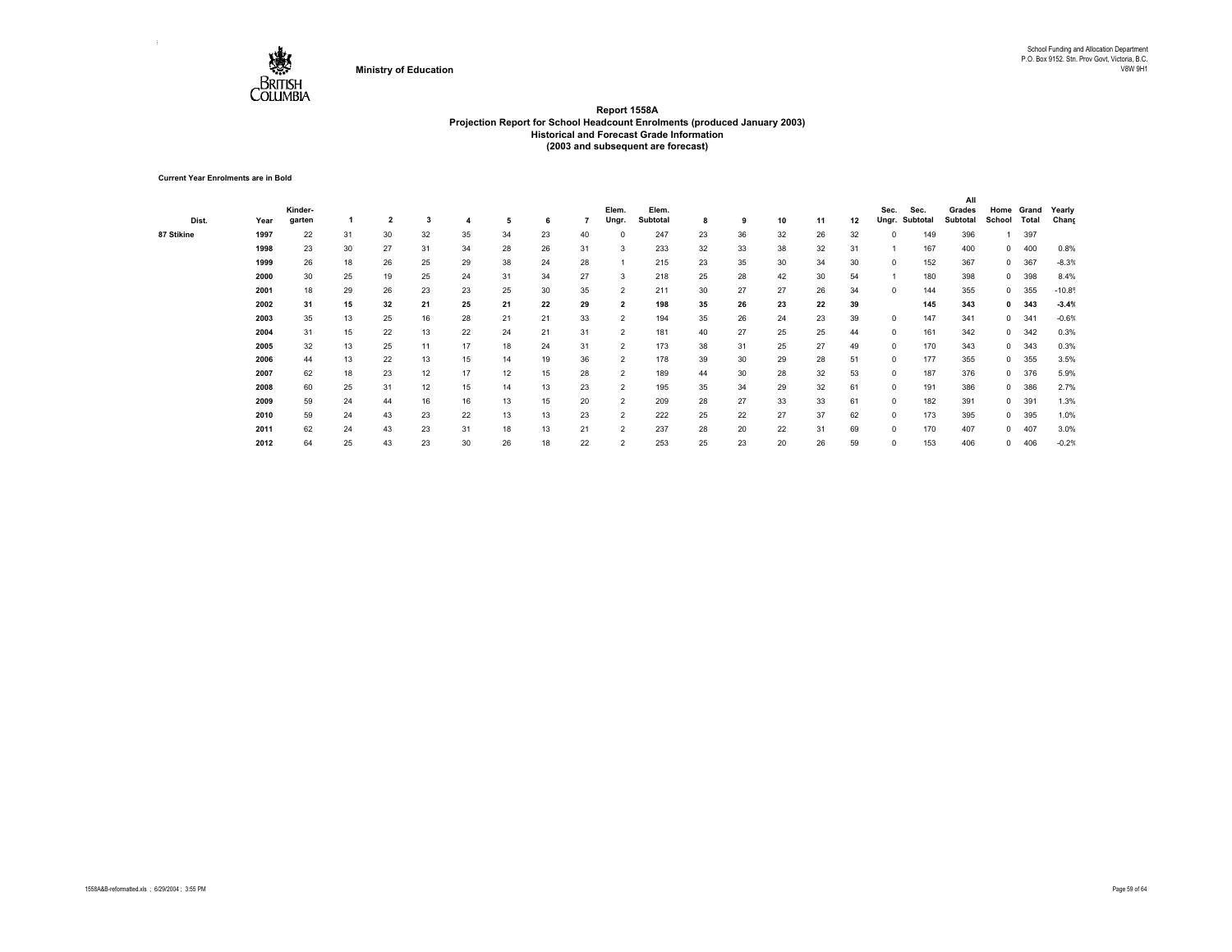**Ministry of Education**

School Funding and Allocation Department
P.O. Box 9152. Stn. Prov Govt, Victoria, B.C.
V8W 9H1

# Report 1558A
## Projection Report for School Headcount Enrolments (produced January 2003)
### Historical and Forecast Grade Information
### (2003 and subsequent are forecast)

**Current Year Enrolments are in Bold**

| Dist. | Year | Kinder-garten | 1 | 2 | 3 | 4 | 5 | 6 | 7 | Elem. Ungr. | Elem. Subtotal | 8 | 9 | 10 | 11 | 12 | Sec. Ungr. | Sec. Subtotal | All Grades Subtotal | Home School | Grand Total | Yearly Chang |
|---|---|---|---|---|---|---|---|---|---|---|---|---|---|---|---|---|---|---|---|---|---|---|
| 87 Stikine | 1997 | 22 | 31 | 30 | 32 | 35 | 34 | 23 | 40 | 0 | 247 | 23 | 36 | 32 | 26 | 32 | 0 | 149 | 396 | 1 | 397 | |
| | 1998 | 23 | 30 | 27 | 31 | 34 | 28 | 26 | 31 | 3 | 233 | 32 | 33 | 38 | 32 | 31 | 1 | 167 | 400 | 0 | 400 | 0.8% |
| | 1999 | 26 | 18 | 26 | 25 | 29 | 38 | 24 | 28 | 1 | 215 | 23 | 35 | 30 | 34 | 30 | 0 | 152 | 367 | 0 | 367 | -8.3% |
| | 2000 | 30 | 25 | 19 | 25 | 24 | 31 | 34 | 27 | 3 | 218 | 25 | 28 | 42 | 30 | 54 | 1 | 180 | 398 | 0 | 398 | 8.4% |
| | 2001 | 18 | 29 | 26 | 23 | 23 | 25 | 30 | 35 | 2 | 211 | 30 | 27 | 27 | 26 | 34 | 0 | 144 | 355 | 0 | 355 | -10.8% |
| | **2002** | **31** | **15** | **32** | **21** | **25** | **21** | **22** | **29** | **2** | **198** | **35** | **26** | **23** | **22** | **39** | | **145** | **343** | **0** | **343** | **-3.4%** |
| | 2003 | 35 | 13 | 25 | 16 | 28 | 21 | 21 | 33 | 2 | 194 | 35 | 26 | 24 | 23 | 39 | 0 | 147 | 341 | 0 | 341 | -0.6% |
| | 2004 | 31 | 15 | 22 | 13 | 22 | 24 | 21 | 31 | 2 | 181 | 40 | 27 | 25 | 25 | 44 | 0 | 161 | 342 | 0 | 342 | 0.3% |
| | 2005 | 32 | 13 | 25 | 11 | 17 | 18 | 24 | 31 | 2 | 173 | 38 | 31 | 25 | 27 | 49 | 0 | 170 | 343 | 0 | 343 | 0.3% |
| | 2006 | 44 | 13 | 22 | 13 | 15 | 14 | 19 | 36 | 2 | 178 | 39 | 30 | 29 | 28 | 51 | 0 | 177 | 355 | 0 | 355 | 3.5% |
| | 2007 | 62 | 18 | 23 | 12 | 17 | 12 | 15 | 28 | 2 | 189 | 44 | 30 | 28 | 32 | 53 | 0 | 187 | 376 | 0 | 376 | 5.9% |
| | 2008 | 60 | 25 | 31 | 12 | 15 | 14 | 13 | 23 | 2 | 195 | 35 | 34 | 29 | 32 | 61 | 0 | 191 | 386 | 0 | 386 | 2.7% |
| | 2009 | 59 | 24 | 44 | 16 | 16 | 13 | 15 | 20 | 2 | 209 | 28 | 27 | 33 | 33 | 61 | 0 | 182 | 391 | 0 | 391 | 1.3% |
| | 2010 | 59 | 24 | 43 | 23 | 22 | 13 | 13 | 23 | 2 | 222 | 25 | 22 | 27 | 37 | 62 | 0 | 173 | 395 | 0 | 395 | 1.0% |
| | 2011 | 62 | 24 | 43 | 23 | 31 | 18 | 13 | 21 | 2 | 237 | 28 | 20 | 22 | 31 | 69 | 0 | 170 | 407 | 0 | 407 | 3.0% |
| | 2012 | 64 | 25 | 43 | 23 | 30 | 26 | 18 | 22 | 2 | 253 | 25 | 23 | 20 | 26 | 59 | 0 | 153 | 406 | 0 | 406 | -0.2% |

1558A&B-reformatted.xls ; 6/29/2004 ; 3:55 PM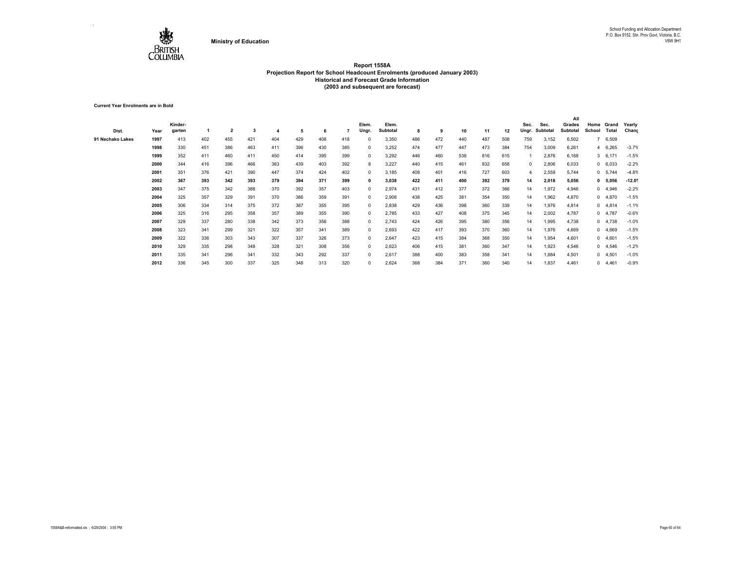Ministry of Education

School Funding and Allocation Department
P.O. Box 9152. Stn. Prov Govt, Victoria, B.C.
V8W 9H1

# Report 1558A
## Projection Report for School Headcount Enrolments (produced January 2003)
### Historical and Forecast Grade Information
### (2003 and subsequent are forecast)

**Current Year Enrolments are in Bold**

| Dist. | Year | Kinder-garten | 1 | 2 | 3 | 4 | 5 | 6 | 7 | Elem. Ungr. | Elem. Subtotal | 8 | 9 | 10 | 11 | 12 | Sec. Ungr. | Sec. Subtotal | All Grades Subtotal | Home School | Grand Total | Yearly Chang |
|---|---|---|---|---|---|---|---|---|---|---|---|---|---|---|---|---|---|---|---|---|---|---|
| 91 Nechako Lakes | 1997 | 413 | 402 | 455 | 421 | 404 | 429 | 408 | 418 | 0 | 3,350 | 486 | 472 | 440 | 487 | 508 | 759 | 3,152 | 6,502 | 7 | 6,509 | |
| | 1998 | 330 | 451 | 386 | 463 | 411 | 396 | 430 | 385 | 0 | 3,252 | 474 | 477 | 447 | 473 | 384 | 754 | 3,009 | 6,261 | 4 | 6,265 | -3.7% |
| | 1999 | 352 | 411 | 460 | 411 | 450 | 414 | 395 | 399 | 0 | 3,292 | 446 | 460 | 538 | 816 | 615 | 1 | 2,876 | 6,168 | 3 | 6,171 | -1.5% |
| | 2000 | 344 | 416 | 396 | 466 | 363 | 439 | 403 | 392 | 8 | 3,227 | 440 | 415 | 461 | 832 | 658 | 0 | 2,806 | 6,033 | 0 | 6,033 | -2.2% |
| | 2001 | 351 | 376 | 421 | 390 | 447 | 374 | 424 | 402 | 0 | 3,185 | 408 | 401 | 416 | 727 | 603 | 4 | 2,559 | 5,744 | 0 | 5,744 | -4.8% |
| | **2002** | **367** | **393** | **342** | **393** | **379** | **394** | **371** | **399** | **0** | **3,038** | **422** | **411** | **400** | **392** | **379** | **14** | **2,018** | **5,056** | **0** | **5,056** | **-12.0%** |
| | 2003 | 347 | 375 | 342 | 388 | 370 | 392 | 357 | 403 | 0 | 2,974 | 431 | 412 | 377 | 372 | 366 | 14 | 1,972 | 4,946 | 0 | 4,946 | -2.2% |
| | 2004 | 325 | 357 | 329 | 391 | 370 | 386 | 359 | 391 | 0 | 2,908 | 438 | 425 | 381 | 354 | 350 | 14 | 1,962 | 4,870 | 0 | 4,870 | -1.5% |
| | 2005 | 306 | 334 | 314 | 375 | 372 | 387 | 355 | 395 | 0 | 2,838 | 429 | 436 | 398 | 360 | 339 | 14 | 1,976 | 4,814 | 0 | 4,814 | -1.1% |
| | 2006 | 325 | 316 | 295 | 358 | 357 | 389 | 355 | 390 | 0 | 2,785 | 433 | 427 | 408 | 375 | 345 | 14 | 2,002 | 4,787 | 0 | 4,787 | -0.6% |
| | 2007 | 329 | 337 | 280 | 338 | 342 | 373 | 356 | 388 | 0 | 2,743 | 424 | 426 | 395 | 380 | 356 | 14 | 1,995 | 4,738 | 0 | 4,738 | -1.0% |
| | 2008 | 323 | 341 | 299 | 321 | 322 | 357 | 341 | 389 | 0 | 2,693 | 422 | 417 | 393 | 370 | 360 | 14 | 1,976 | 4,669 | 0 | 4,669 | -1.5% |
| | 2009 | 322 | 336 | 303 | 343 | 307 | 337 | 326 | 373 | 0 | 2,647 | 423 | 415 | 384 | 368 | 350 | 14 | 1,954 | 4,601 | 0 | 4,601 | -1.5% |
| | 2010 | 329 | 335 | 298 | 348 | 328 | 321 | 308 | 356 | 0 | 2,623 | 406 | 415 | 381 | 360 | 347 | 14 | 1,923 | 4,546 | 0 | 4,546 | -1.2% |
| | 2011 | 335 | 341 | 296 | 341 | 332 | 343 | 292 | 337 | 0 | 2,617 | 388 | 400 | 383 | 358 | 341 | 14 | 1,884 | 4,501 | 0 | 4,501 | -1.0% |
| | 2012 | 336 | 345 | 300 | 337 | 325 | 348 | 313 | 320 | 0 | 2,624 | 368 | 384 | 371 | 360 | 340 | 14 | 1,837 | 4,461 | 0 | 4,461 | -0.9% |

1558A&B-reformatted.xls ; 6/29/2004 ; 3:55 PM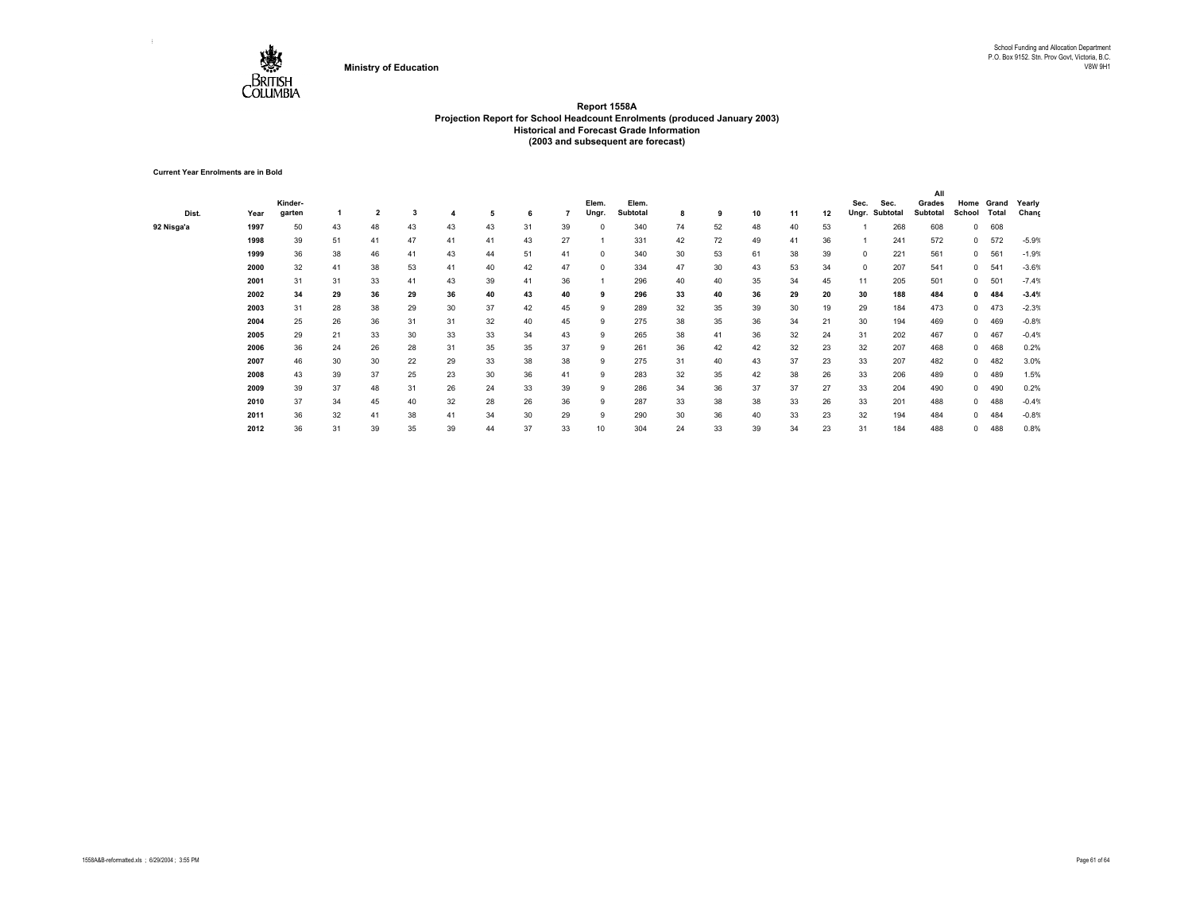**Ministry of Education**

School Funding and Allocation Department
P.O. Box 9152. Stn. Prov Govt, Victoria, B.C.
V8W 9H1

# Report 1558A
## Projection Report for School Headcount Enrolments (produced January 2003)
### Historical and Forecast Grade Information
### (2003 and subsequent are forecast)

**Current Year Enrolments are in Bold**

| Dist. | Year | Kinder-garten | 1 | 2 | 3 | 4 | 5 | 6 | 7 | Elem. Ungr. | Elem. Subtotal | 8 | 9 | 10 | 11 | 12 | Sec. Ungr. | Sec. Subtotal | All Grades Subtotal | Home School | Grand Total | Yearly Chang |
|---|---|---|---|---|---|---|---|---|---|---|---|---|---|---|---|---|---|---|---|---|---|---|
| 92 Nisga'a | 1997 | 50 | 43 | 48 | 43 | 43 | 43 | 31 | 39 | 0 | 340 | 74 | 52 | 48 | 40 | 53 | 1 | 268 | 608 | 0 | 608 | |
| | 1998 | 39 | 51 | 41 | 47 | 41 | 41 | 43 | 27 | 1 | 331 | 42 | 72 | 49 | 41 | 36 | 1 | 241 | 572 | 0 | 572 | -5.9% |
| | 1999 | 36 | 38 | 46 | 41 | 43 | 44 | 51 | 41 | 0 | 340 | 30 | 53 | 61 | 38 | 39 | 0 | 221 | 561 | 0 | 561 | -1.9% |
| | 2000 | 32 | 41 | 38 | 53 | 41 | 40 | 42 | 47 | 0 | 334 | 47 | 30 | 43 | 53 | 34 | 0 | 207 | 541 | 0 | 541 | -3.6% |
| | 2001 | 31 | 31 | 33 | 41 | 43 | 39 | 41 | 36 | 1 | 296 | 40 | 40 | 35 | 34 | 45 | 11 | 205 | 501 | 0 | 501 | -7.4% |
| | **2002** | **34** | **29** | **36** | **29** | **36** | **40** | **43** | **40** | **9** | **296** | **33** | **40** | **36** | **29** | **20** | **30** | **188** | **484** | **0** | **484** | **-3.4%** |
| | 2003 | 31 | 28 | 38 | 29 | 30 | 37 | 42 | 45 | 9 | 289 | 32 | 35 | 39 | 30 | 19 | 29 | 184 | 473 | 0 | 473 | -2.3% |
| | 2004 | 25 | 26 | 36 | 31 | 31 | 32 | 40 | 45 | 9 | 275 | 38 | 35 | 36 | 34 | 21 | 30 | 194 | 469 | 0 | 469 | -0.8% |
| | 2005 | 29 | 21 | 33 | 30 | 33 | 33 | 34 | 43 | 9 | 265 | 38 | 41 | 36 | 32 | 24 | 31 | 202 | 467 | 0 | 467 | -0.4% |
| | 2006 | 36 | 24 | 26 | 28 | 31 | 35 | 35 | 37 | 9 | 261 | 36 | 42 | 42 | 32 | 23 | 32 | 207 | 468 | 0 | 468 | 0.2% |
| | 2007 | 46 | 30 | 30 | 22 | 29 | 33 | 38 | 38 | 9 | 275 | 31 | 40 | 43 | 37 | 23 | 33 | 207 | 482 | 0 | 482 | 3.0% |
| | 2008 | 43 | 39 | 37 | 25 | 23 | 30 | 36 | 41 | 9 | 283 | 32 | 35 | 42 | 38 | 26 | 33 | 206 | 489 | 0 | 489 | 1.5% |
| | 2009 | 39 | 37 | 48 | 31 | 26 | 24 | 33 | 39 | 9 | 286 | 34 | 36 | 37 | 37 | 27 | 33 | 204 | 490 | 0 | 490 | 0.2% |
| | 2010 | 37 | 34 | 45 | 40 | 32 | 28 | 26 | 36 | 9 | 287 | 33 | 38 | 38 | 33 | 26 | 33 | 201 | 488 | 0 | 488 | -0.4% |
| | 2011 | 36 | 32 | 41 | 38 | 41 | 34 | 30 | 29 | 9 | 290 | 30 | 36 | 40 | 33 | 23 | 32 | 194 | 484 | 0 | 484 | -0.8% |
| | 2012 | 36 | 31 | 39 | 35 | 39 | 44 | 37 | 33 | 10 | 304 | 24 | 33 | 39 | 34 | 23 | 31 | 184 | 488 | 0 | 488 | 0.8% |

1558A&B-reformatted.xls ; 6/29/2004 ; 3:55 PM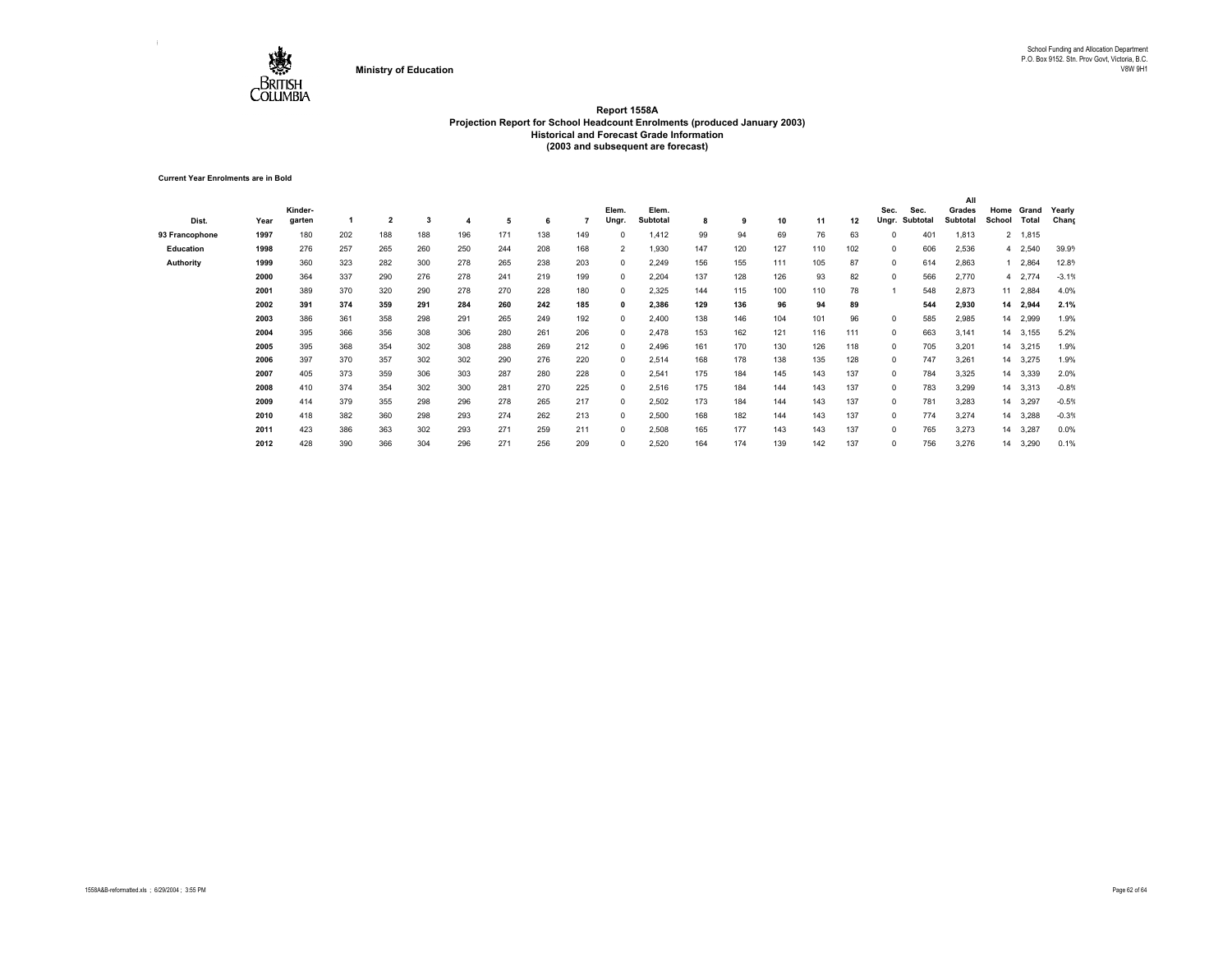Ministry of Education

School Funding and Allocation Department
P.O. Box 9152. Stn. Prov Govt, Victoria, B.C.
V8W 9H1

# Report 1558A
## Projection Report for School Headcount Enrolments (produced January 2003)
### Historical and Forecast Grade Information
### (2003 and subsequent are forecast)

**Current Year Enrolments are in Bold**

| Dist. | Year | Kinder-garten | 1 | 2 | 3 | 4 | 5 | 6 | 7 | Elem. Ungr. | Elem. Subtotal | 8 | 9 | 10 | 11 | 12 | Sec. Ungr. | Sec. Subtotal | All Grades Subtotal | Home School | Grand Total | Yearly Chang |
|---|---|---|---|---|---|---|---|---|---|---|---|---|---|---|---|---|---|---|---|---|---|---|
| 93 Francophone | 1997 | 180 | 202 | 188 | 188 | 196 | 171 | 138 | 149 | 0 | 1,412 | 99 | 94 | 69 | 76 | 63 | 0 | 401 | 1,813 | 2 | 1,815 | |
| Education | 1998 | 276 | 257 | 265 | 260 | 250 | 244 | 208 | 168 | 2 | 1,930 | 147 | 120 | 127 | 110 | 102 | 0 | 606 | 2,536 | 4 | 2,540 | 39.9% |
| Authority | 1999 | 360 | 323 | 282 | 300 | 278 | 265 | 238 | 203 | 0 | 2,249 | 156 | 155 | 111 | 105 | 87 | 0 | 614 | 2,863 | 1 | 2,864 | 12.8% |
| | 2000 | 364 | 337 | 290 | 276 | 278 | 241 | 219 | 199 | 0 | 2,204 | 137 | 128 | 126 | 93 | 82 | 0 | 566 | 2,770 | 4 | 2,774 | -3.1% |
| | 2001 | 389 | 370 | 320 | 290 | 278 | 270 | 228 | 180 | 0 | 2,325 | 144 | 115 | 100 | 110 | 78 | 1 | 548 | 2,873 | 11 | 2,884 | 4.0% |
| | **2002** | **391** | **374** | **359** | **291** | **284** | **260** | **242** | **185** | **0** | **2,386** | **129** | **136** | **96** | **94** | **89** | | **544** | **2,930** | **14** | **2,944** | **2.1%** |
| | 2003 | 386 | 361 | 358 | 298 | 291 | 265 | 249 | 192 | 0 | 2,400 | 138 | 146 | 104 | 101 | 96 | 0 | 585 | 2,985 | 14 | 2,999 | 1.9% |
| | 2004 | 395 | 366 | 356 | 308 | 306 | 280 | 261 | 206 | 0 | 2,478 | 153 | 162 | 121 | 116 | 111 | 0 | 663 | 3,141 | 14 | 3,155 | 5.2% |
| | 2005 | 395 | 368 | 354 | 302 | 308 | 288 | 269 | 212 | 0 | 2,496 | 161 | 170 | 130 | 126 | 118 | 0 | 705 | 3,201 | 14 | 3,215 | 1.9% |
| | 2006 | 397 | 370 | 357 | 302 | 302 | 290 | 276 | 220 | 0 | 2,514 | 168 | 178 | 138 | 135 | 128 | 0 | 747 | 3,261 | 14 | 3,275 | 1.9% |
| | 2007 | 405 | 373 | 359 | 306 | 303 | 287 | 280 | 228 | 0 | 2,541 | 175 | 184 | 145 | 143 | 137 | 0 | 784 | 3,325 | 14 | 3,339 | 2.0% |
| | 2008 | 410 | 374 | 354 | 302 | 300 | 281 | 270 | 225 | 0 | 2,516 | 175 | 184 | 144 | 143 | 137 | 0 | 783 | 3,299 | 14 | 3,313 | -0.8% |
| | 2009 | 414 | 379 | 355 | 298 | 296 | 278 | 265 | 217 | 0 | 2,502 | 173 | 184 | 144 | 143 | 137 | 0 | 781 | 3,283 | 14 | 3,297 | -0.5% |
| | 2010 | 418 | 382 | 360 | 298 | 293 | 274 | 262 | 213 | 0 | 2,500 | 168 | 182 | 144 | 143 | 137 | 0 | 774 | 3,274 | 14 | 3,288 | -0.3% |
| | 2011 | 423 | 386 | 363 | 302 | 293 | 271 | 259 | 211 | 0 | 2,508 | 165 | 177 | 143 | 143 | 137 | 0 | 765 | 3,273 | 14 | 3,287 | 0.0% |
| | 2012 | 428 | 390 | 366 | 304 | 296 | 271 | 256 | 209 | 0 | 2,520 | 164 | 174 | 139 | 142 | 137 | 0 | 756 | 3,276 | 14 | 3,290 | 0.1% |

1558A&B-reformatted.xls ; 6/29/2004 ; 3:55 PM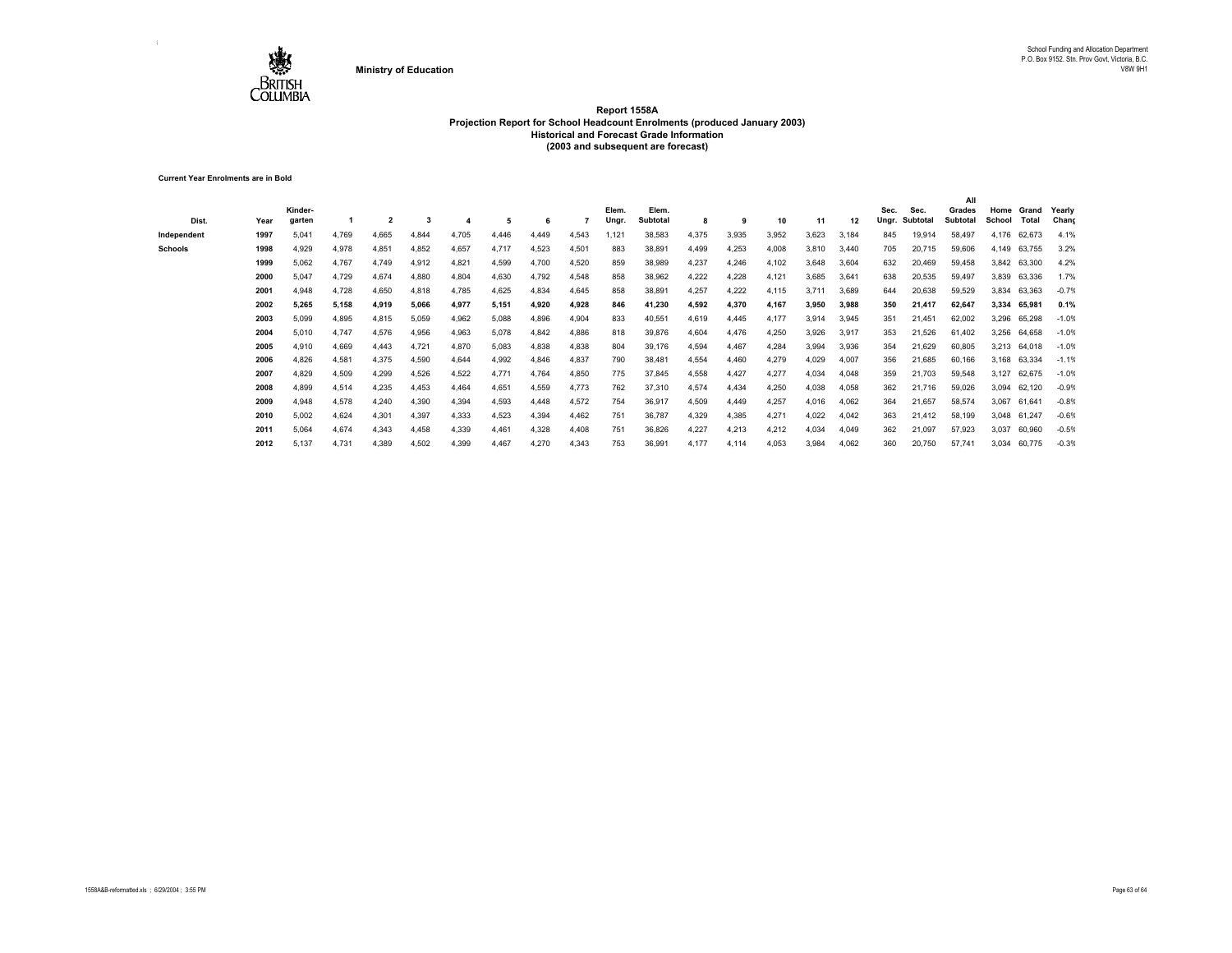Ministry of Education

School Funding and Allocation Department
P.O. Box 9152. Stn. Prov Govt, Victoria, B.C.
V8W 9H1

## Report 1558A
## Projection Report for School Headcount Enrolments (produced January 2003)
## Historical and Forecast Grade Information
## (2003 and subsequent are forecast)

**Current Year Enrolments are in Bold**

| Dist. | Year | Kinder-garten | 1 | 2 | 3 | 4 | 5 | 6 | 7 | Elem. Ungr. | Elem. Subtotal | 8 | 9 | 10 | 11 | 12 | Sec. Ungr. | Sec. Subtotal | All Grades Subtotal | Home School | Grand Total | Yearly Chang |
|---|---|---|---|---|---|---|---|---|---|---|---|---|---|---|---|---|---|---|---|---|---|---|
| Independent | 1997 | 5,041 | 4,769 | 4,665 | 4,844 | 4,705 | 4,446 | 4,449 | 4,543 | 1,121 | 38,583 | 4,375 | 3,935 | 3,952 | 3,623 | 3,184 | 845 | 19,914 | 58,497 | 4,176 | 62,673 | 4.1% |
| Schools | 1998 | 4,929 | 4,978 | 4,851 | 4,852 | 4,657 | 4,717 | 4,523 | 4,501 | 883 | 38,891 | 4,499 | 4,253 | 4,008 | 3,810 | 3,440 | 705 | 20,715 | 59,606 | 4,149 | 63,755 | 3.2% |
| | 1999 | 5,062 | 4,767 | 4,749 | 4,912 | 4,821 | 4,599 | 4,700 | 4,520 | 859 | 38,989 | 4,237 | 4,246 | 4,102 | 3,648 | 3,604 | 632 | 20,469 | 59,458 | 3,842 | 63,300 | 4.2% |
| | 2000 | 5,047 | 4,729 | 4,674 | 4,880 | 4,804 | 4,630 | 4,792 | 4,548 | 858 | 38,962 | 4,222 | 4,228 | 4,121 | 3,685 | 3,641 | 638 | 20,535 | 59,497 | 3,839 | 63,336 | 1.7% |
| | 2001 | 4,948 | 4,728 | 4,650 | 4,818 | 4,785 | 4,625 | 4,834 | 4,645 | 858 | 38,891 | 4,257 | 4,222 | 4,115 | 3,711 | 3,689 | 644 | 20,638 | 59,529 | 3,834 | 63,363 | -0.7% |
| | **2002** | **5,265** | **5,158** | **4,919** | **5,066** | **4,977** | **5,151** | **4,920** | **4,928** | **846** | **41,230** | **4,592** | **4,370** | **4,167** | **3,950** | **3,988** | **350** | **21,417** | **62,647** | **3,334** | **65,981** | **0.1%** |
| | 2003 | 5,099 | 4,895 | 4,815 | 5,059 | 4,962 | 5,088 | 4,896 | 4,904 | 833 | 40,551 | 4,619 | 4,445 | 4,177 | 3,914 | 3,945 | 351 | 21,451 | 62,002 | 3,296 | 65,298 | -1.0% |
| | 2004 | 5,010 | 4,747 | 4,576 | 4,956 | 4,963 | 5,078 | 4,842 | 4,886 | 818 | 39,876 | 4,604 | 4,476 | 4,250 | 3,926 | 3,917 | 353 | 21,526 | 61,402 | 3,256 | 64,658 | -1.0% |
| | 2005 | 4,910 | 4,669 | 4,443 | 4,721 | 4,870 | 5,083 | 4,838 | 4,838 | 804 | 39,176 | 4,594 | 4,467 | 4,284 | 3,994 | 3,936 | 354 | 21,629 | 60,805 | 3,213 | 64,018 | -1.0% |
| | 2006 | 4,826 | 4,581 | 4,375 | 4,590 | 4,644 | 4,992 | 4,846 | 4,837 | 790 | 38,481 | 4,554 | 4,460 | 4,279 | 4,029 | 4,007 | 356 | 21,685 | 60,166 | 3,168 | 63,334 | -1.1% |
| | 2007 | 4,829 | 4,509 | 4,299 | 4,526 | 4,522 | 4,771 | 4,764 | 4,850 | 775 | 37,845 | 4,558 | 4,427 | 4,277 | 4,034 | 4,048 | 359 | 21,703 | 59,548 | 3,127 | 62,675 | -1.0% |
| | 2008 | 4,899 | 4,514 | 4,235 | 4,453 | 4,464 | 4,651 | 4,559 | 4,773 | 762 | 37,310 | 4,574 | 4,434 | 4,250 | 4,038 | 4,058 | 362 | 21,716 | 59,026 | 3,094 | 62,120 | -0.9% |
| | 2009 | 4,948 | 4,578 | 4,240 | 4,390 | 4,394 | 4,593 | 4,448 | 4,572 | 754 | 36,917 | 4,509 | 4,449 | 4,257 | 4,016 | 4,062 | 364 | 21,657 | 58,574 | 3,067 | 61,641 | -0.8% |
| | 2010 | 5,002 | 4,624 | 4,301 | 4,397 | 4,333 | 4,523 | 4,394 | 4,462 | 751 | 36,787 | 4,329 | 4,385 | 4,271 | 4,022 | 4,042 | 363 | 21,412 | 58,199 | 3,048 | 61,247 | -0.6% |
| | 2011 | 5,064 | 4,674 | 4,343 | 4,458 | 4,339 | 4,461 | 4,328 | 4,408 | 751 | 36,826 | 4,227 | 4,213 | 4,212 | 4,034 | 4,049 | 362 | 21,097 | 57,923 | 3,037 | 60,960 | -0.5% |
| | 2012 | 5,137 | 4,731 | 4,389 | 4,502 | 4,399 | 4,467 | 4,270 | 4,343 | 753 | 36,991 | 4,177 | 4,114 | 4,053 | 3,984 | 4,062 | 360 | 20,750 | 57,741 | 3,034 | 60,775 | -0.3% |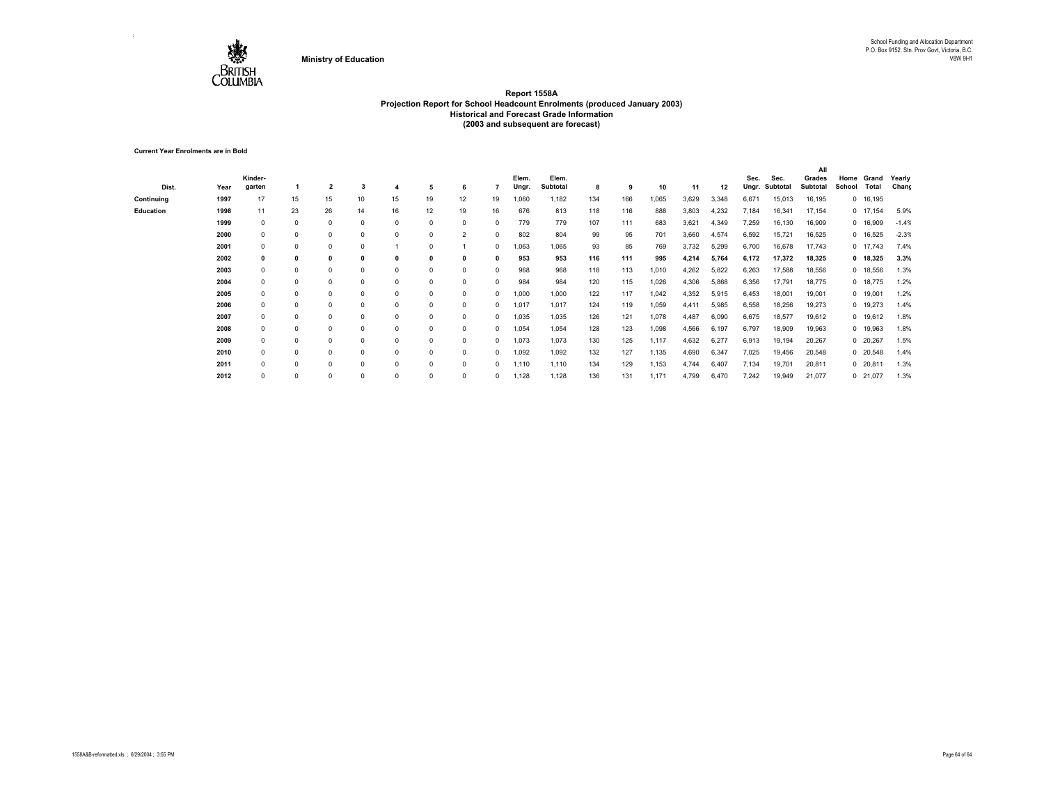Ministry of Education

School Funding and Allocation Department
P.O. Box 9152. Stn. Prov Govt, Victoria, B.C.
V8W 9H1

## Report 1558A
## Projection Report for School Headcount Enrolments (produced January 2003)
## Historical and Forecast Grade Information
## (2003 and subsequent are forecast)

**Current Year Enrolments are in Bold**

| Dist. | Year | Kinder-garten | 1 | 2 | 3 | 4 | 5 | 6 | 7 | Elem. Ungr. | Elem. Subtotal | 8 | 9 | 10 | 11 | 12 | Sec. Ungr. | Sec. Subtotal | All Grades Subtotal | Home School | Grand Total | Yearly Chang |
|---|---|---|---|---|---|---|---|---|---|---|---|---|---|---|---|---|---|---|---|---|---|---|
| Continuing | 1997 | 17 | 15 | 15 | 10 | 15 | 19 | 12 | 19 | 1,060 | 1,182 | 134 | 166 | 1,065 | 3,629 | 3,348 | 6,671 | 15,013 | 16,195 | 0 | 16,195 | |
| Education | 1998 | 11 | 23 | 26 | 14 | 16 | 12 | 19 | 16 | 676 | 813 | 118 | 116 | 888 | 3,803 | 4,232 | 7,184 | 16,341 | 17,154 | 0 | 17,154 | 5.9% |
| | 1999 | 0 | 0 | 0 | 0 | 0 | 0 | 0 | 0 | 779 | 779 | 107 | 111 | 683 | 3,621 | 4,349 | 7,259 | 16,130 | 16,909 | 0 | 16,909 | -1.4% |
| | 2000 | 0 | 0 | 0 | 0 | 0 | 0 | 2 | 0 | 802 | 804 | 99 | 95 | 701 | 3,660 | 4,574 | 6,592 | 15,721 | 16,525 | 0 | 16,525 | -2.3% |
| | 2001 | 0 | 0 | 0 | 0 | 1 | 0 | 1 | 0 | 1,063 | 1,065 | 93 | 85 | 769 | 3,732 | 5,299 | 6,700 | 16,678 | 17,743 | 0 | 17,743 | 7.4% |
| | **2002** | **0** | **0** | **0** | **0** | **0** | **0** | **0** | **0** | **953** | **953** | **116** | **111** | **995** | **4,214** | **5,764** | **6,172** | **17,372** | **18,325** | **0** | **18,325** | **3.3%** |
| | 2003 | 0 | 0 | 0 | 0 | 0 | 0 | 0 | 0 | 968 | 968 | 118 | 113 | 1,010 | 4,262 | 5,822 | 6,263 | 17,588 | 18,556 | 0 | 18,556 | 1.3% |
| | 2004 | 0 | 0 | 0 | 0 | 0 | 0 | 0 | 0 | 984 | 984 | 120 | 115 | 1,026 | 4,306 | 5,868 | 6,356 | 17,791 | 18,775 | 0 | 18,775 | 1.2% |
| | 2005 | 0 | 0 | 0 | 0 | 0 | 0 | 0 | 0 | 1,000 | 1,000 | 122 | 117 | 1,042 | 4,352 | 5,915 | 6,453 | 18,001 | 19,001 | 0 | 19,001 | 1.2% |
| | 2006 | 0 | 0 | 0 | 0 | 0 | 0 | 0 | 0 | 1,017 | 1,017 | 124 | 119 | 1,059 | 4,411 | 5,985 | 6,558 | 18,256 | 19,273 | 0 | 19,273 | 1.4% |
| | 2007 | 0 | 0 | 0 | 0 | 0 | 0 | 0 | 0 | 1,035 | 1,035 | 126 | 121 | 1,078 | 4,487 | 6,090 | 6,675 | 18,577 | 19,612 | 0 | 19,612 | 1.8% |
| | 2008 | 0 | 0 | 0 | 0 | 0 | 0 | 0 | 0 | 1,054 | 1,054 | 128 | 123 | 1,098 | 4,566 | 6,197 | 6,797 | 18,909 | 19,963 | 0 | 19,963 | 1.8% |
| | 2009 | 0 | 0 | 0 | 0 | 0 | 0 | 0 | 0 | 1,073 | 1,073 | 130 | 125 | 1,117 | 4,632 | 6,277 | 6,913 | 19,194 | 20,267 | 0 | 20,267 | 1.5% |
| | 2010 | 0 | 0 | 0 | 0 | 0 | 0 | 0 | 0 | 1,092 | 1,092 | 132 | 127 | 1,135 | 4,690 | 6,347 | 7,025 | 19,456 | 20,548 | 0 | 20,548 | 1.4% |
| | 2011 | 0 | 0 | 0 | 0 | 0 | 0 | 0 | 0 | 1,110 | 1,110 | 134 | 129 | 1,153 | 4,744 | 6,407 | 7,134 | 19,701 | 20,811 | 0 | 20,811 | 1.3% |
| | 2012 | 0 | 0 | 0 | 0 | 0 | 0 | 0 | 0 | 1,128 | 1,128 | 136 | 131 | 1,171 | 4,799 | 6,470 | 7,242 | 19,949 | 21,077 | 0 | 21,077 | 1.3% |

1558A&B-reformatted.xls ; 6/29/2004 ; 3:55 PM